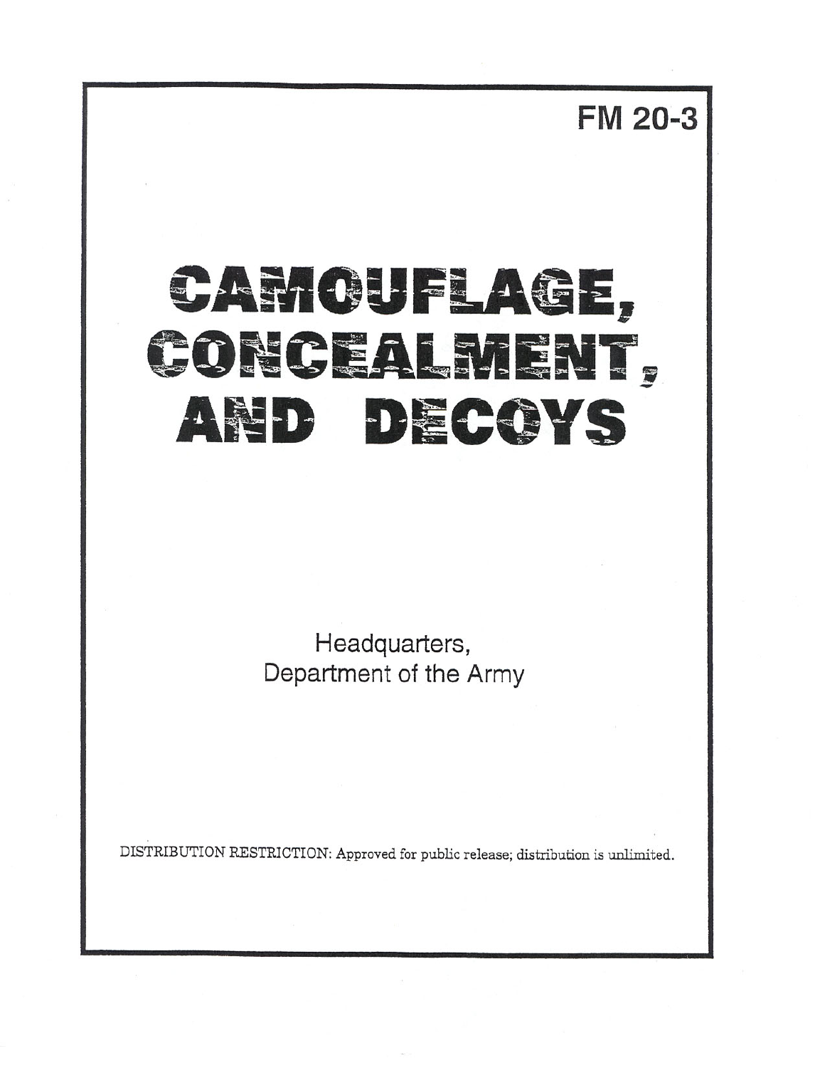FM 20-3

# CAMOUFLAGE, CONCEALMENT, AND DECOYS

Headquarters,
Department of the Army

DISTRIBUTION RESTRICTION: Approved for public release; distribution is unlimited.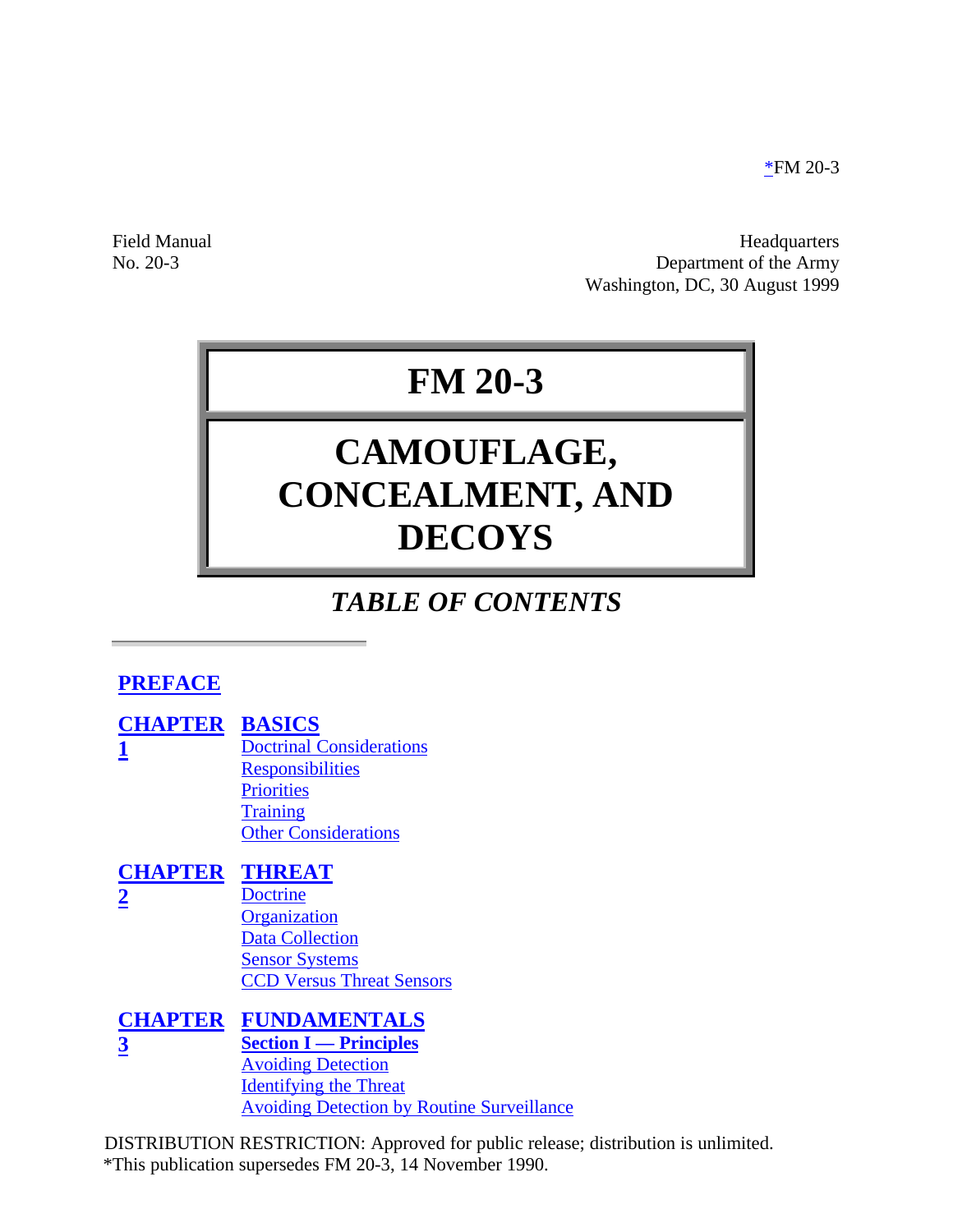*FM 20-3

Field Manual
No. 20-3

Headquarters
Department of the Army
Washington, DC, 30 August 1999

# FM 20-3

# CAMOUFLAGE, CONCEALMENT, AND DECOYS

## *TABLE OF CONTENTS*

**PREFACE**

**CHAPTER 1** **BASICS**
- Doctrinal Considerations
- Responsibilities
- Priorities
- Training
- Other Considerations

**CHAPTER 2** **THREAT**
- Doctrine
- Organization
- Data Collection
- Sensor Systems
- CCD Versus Threat Sensors

**CHAPTER 3** **FUNDAMENTALS**
- **Section I — Principles**
- Avoiding Detection
- Identifying the Threat
- Avoiding Detection by Routine Surveillance

DISTRIBUTION RESTRICTION: Approved for public release; distribution is unlimited.
*This publication supersedes FM 20-3, 14 November 1990.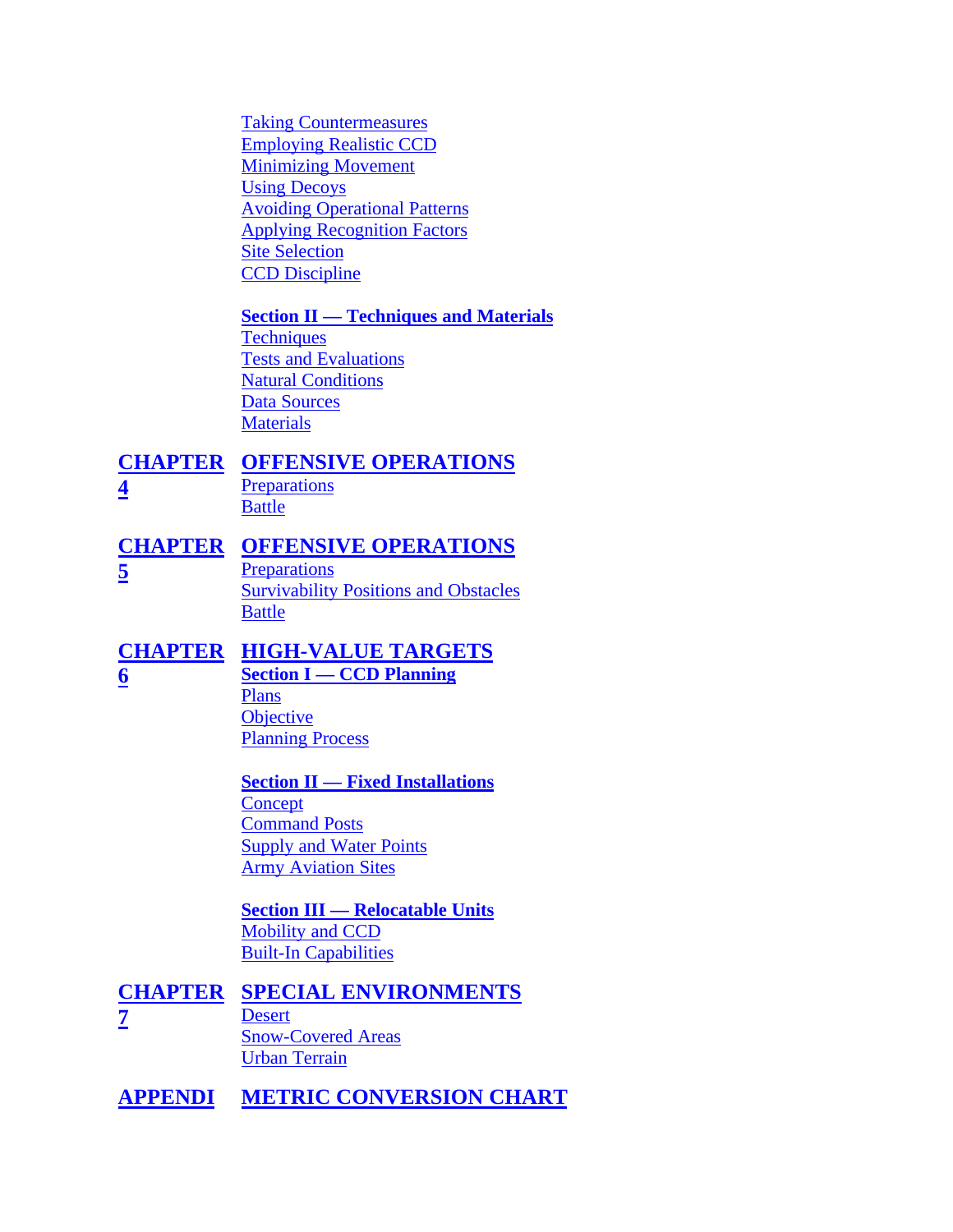Taking Countermeasures
Employing Realistic CCD
Minimizing Movement
Using Decoys
Avoiding Operational Patterns
Applying Recognition Factors
Site Selection
CCD Discipline

**Section II — Techniques and Materials**
Techniques
Tests and Evaluations
Natural Conditions
Data Sources
Materials

**CHAPTER 4** **OFFENSIVE OPERATIONS**
Preparations
Battle

**CHAPTER 5** **OFFENSIVE OPERATIONS**
Preparations
Survivability Positions and Obstacles
Battle

**CHAPTER 6** **HIGH-VALUE TARGETS**
**Section I — CCD Planning**
Plans
Objective
Planning Process

**Section II — Fixed Installations**
Concept
Command Posts
Supply and Water Points
Army Aviation Sites

**Section III — Relocatable Units**
Mobility and CCD
Built-In Capabilities

**CHAPTER 7** **SPECIAL ENVIRONMENTS**
Desert
Snow-Covered Areas
Urban Terrain

**APPENDI** **METRIC CONVERSION CHART**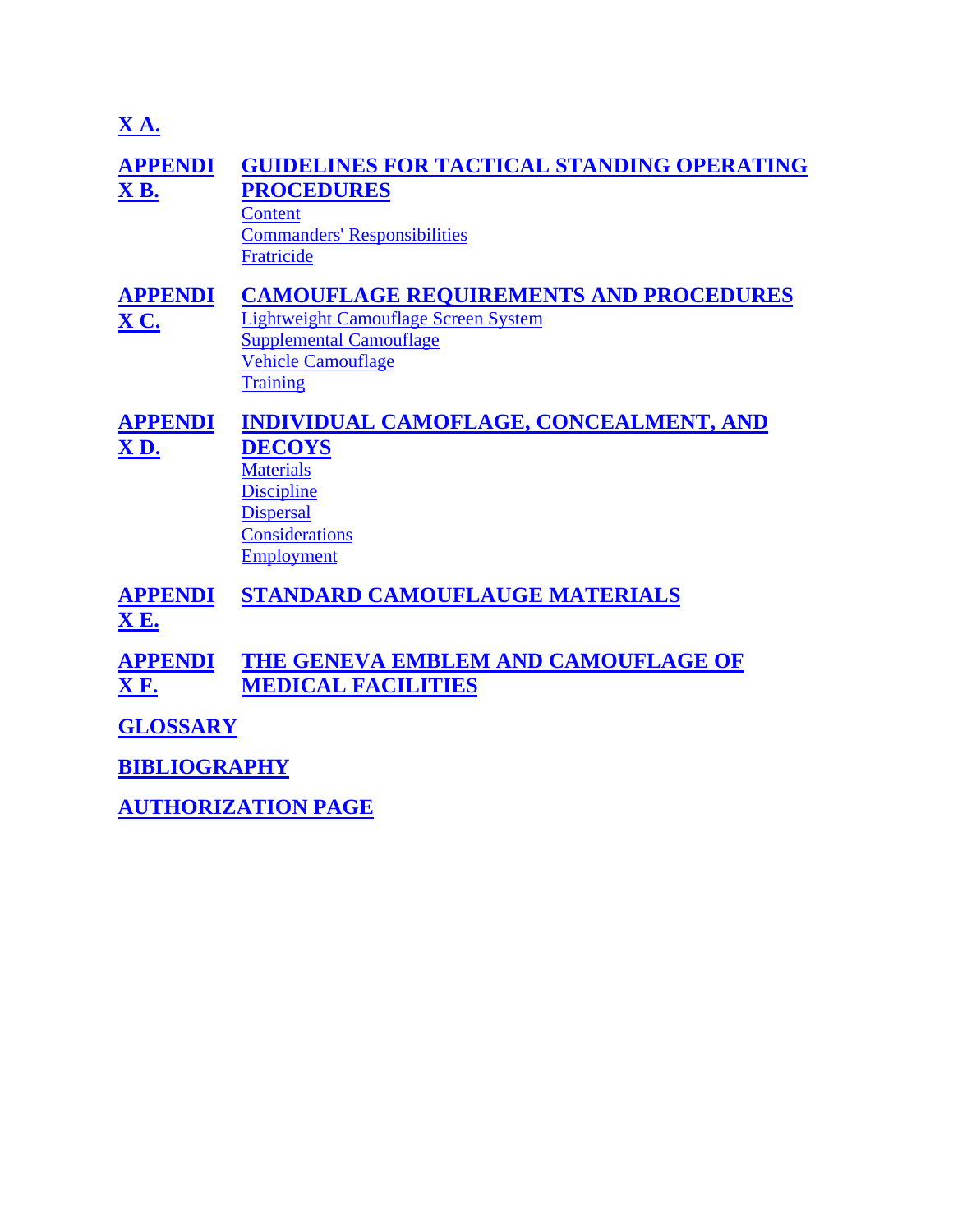X A.

**APPENDIX B.** **GUIDELINES FOR TACTICAL STANDING OPERATING PROCEDURES**

Content
Commanders' Responsibilities
Fratricide

**APPENDIX C.** **CAMOUFLAGE REQUIREMENTS AND PROCEDURES**

Lightweight Camouflage Screen System
Supplemental Camouflage
Vehicle Camouflage
Training

**APPENDIX D.** **INDIVIDUAL CAMOFLAGE, CONCEALMENT, AND DECOYS**

Materials
Discipline
Dispersal
Considerations
Employment

**APPENDIX E.** **STANDARD CAMOUFLAUGE MATERIALS**

**APPENDIX F.** **THE GENEVA EMBLEM AND CAMOUFLAGE OF MEDICAL FACILITIES**

**GLOSSARY**

**BIBLIOGRAPHY**

**AUTHORIZATION PAGE**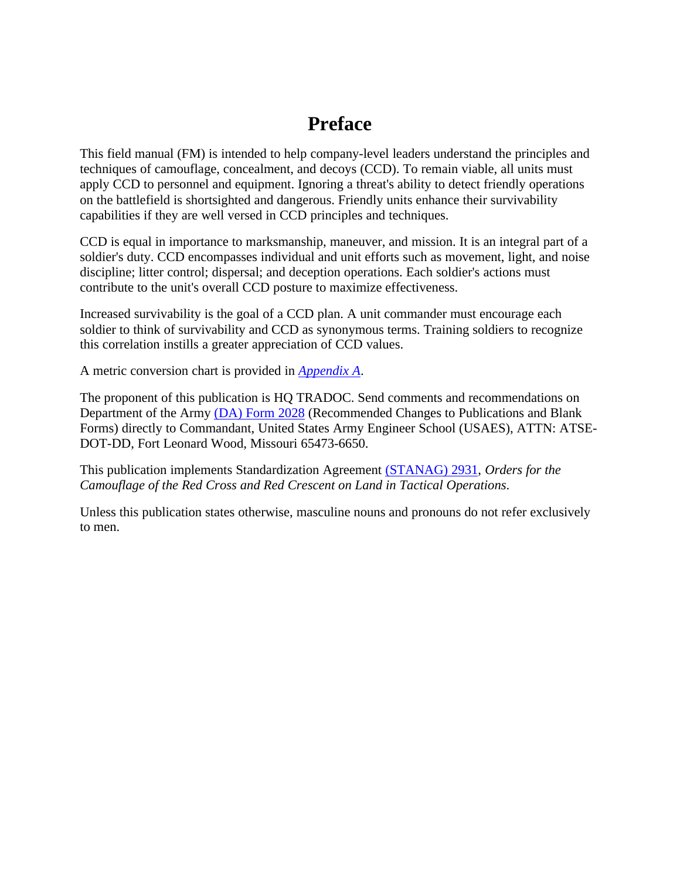# Preface

This field manual (FM) is intended to help company-level leaders understand the principles and techniques of camouflage, concealment, and decoys (CCD). To remain viable, all units must apply CCD to personnel and equipment. Ignoring a threat's ability to detect friendly operations on the battlefield is shortsighted and dangerous. Friendly units enhance their survivability capabilities if they are well versed in CCD principles and techniques.

CCD is equal in importance to marksmanship, maneuver, and mission. It is an integral part of a soldier's duty. CCD encompasses individual and unit efforts such as movement, light, and noise discipline; litter control; dispersal; and deception operations. Each soldier's actions must contribute to the unit's overall CCD posture to maximize effectiveness.

Increased survivability is the goal of a CCD plan. A unit commander must encourage each soldier to think of survivability and CCD as synonymous terms. Training soldiers to recognize this correlation instills a greater appreciation of CCD values.

A metric conversion chart is provided in *Appendix A*.

The proponent of this publication is HQ TRADOC. Send comments and recommendations on Department of the Army (DA) Form 2028 (Recommended Changes to Publications and Blank Forms) directly to Commandant, United States Army Engineer School (USAES), ATTN: ATSE-DOT-DD, Fort Leonard Wood, Missouri 65473-6650.

This publication implements Standardization Agreement (STANAG) 2931, *Orders for the Camouflage of the Red Cross and Red Crescent on Land in Tactical Operations*.

Unless this publication states otherwise, masculine nouns and pronouns do not refer exclusively to men.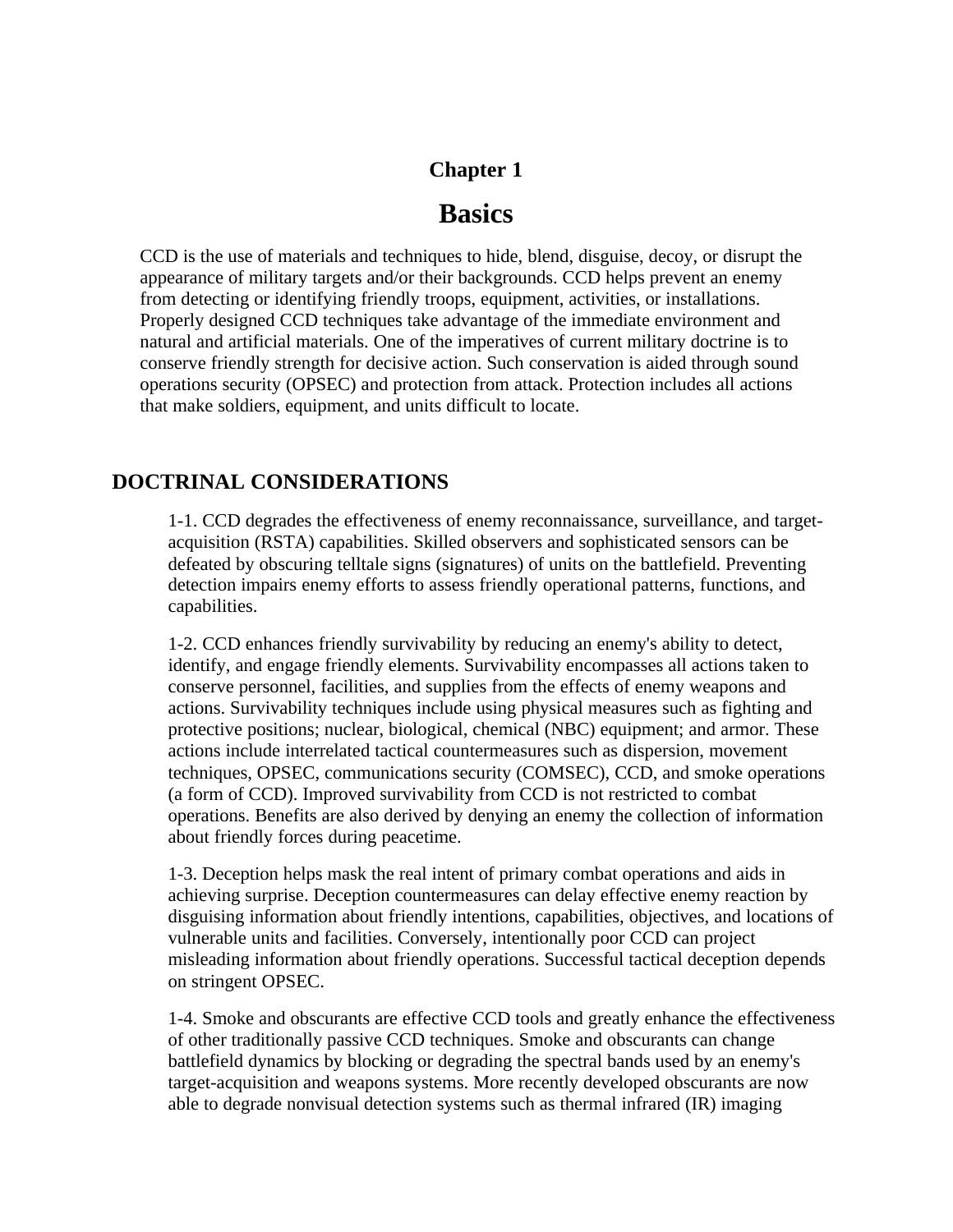# Chapter 1

# Basics

CCD is the use of materials and techniques to hide, blend, disguise, decoy, or disrupt the appearance of military targets and/or their backgrounds. CCD helps prevent an enemy from detecting or identifying friendly troops, equipment, activities, or installations. Properly designed CCD techniques take advantage of the immediate environment and natural and artificial materials. One of the imperatives of current military doctrine is to conserve friendly strength for decisive action. Such conservation is aided through sound operations security (OPSEC) and protection from attack. Protection includes all actions that make soldiers, equipment, and units difficult to locate.

## DOCTRINAL CONSIDERATIONS

1-1. CCD degrades the effectiveness of enemy reconnaissance, surveillance, and target-acquisition (RSTA) capabilities. Skilled observers and sophisticated sensors can be defeated by obscuring telltale signs (signatures) of units on the battlefield. Preventing detection impairs enemy efforts to assess friendly operational patterns, functions, and capabilities.

1-2. CCD enhances friendly survivability by reducing an enemy's ability to detect, identify, and engage friendly elements. Survivability encompasses all actions taken to conserve personnel, facilities, and supplies from the effects of enemy weapons and actions. Survivability techniques include using physical measures such as fighting and protective positions; nuclear, biological, chemical (NBC) equipment; and armor. These actions include interrelated tactical countermeasures such as dispersion, movement techniques, OPSEC, communications security (COMSEC), CCD, and smoke operations (a form of CCD). Improved survivability from CCD is not restricted to combat operations. Benefits are also derived by denying an enemy the collection of information about friendly forces during peacetime.

1-3. Deception helps mask the real intent of primary combat operations and aids in achieving surprise. Deception countermeasures can delay effective enemy reaction by disguising information about friendly intentions, capabilities, objectives, and locations of vulnerable units and facilities. Conversely, intentionally poor CCD can project misleading information about friendly operations. Successful tactical deception depends on stringent OPSEC.

1-4. Smoke and obscurants are effective CCD tools and greatly enhance the effectiveness of other traditionally passive CCD techniques. Smoke and obscurants can change battlefield dynamics by blocking or degrading the spectral bands used by an enemy's target-acquisition and weapons systems. More recently developed obscurants are now able to degrade nonvisual detection systems such as thermal infrared (IR) imaging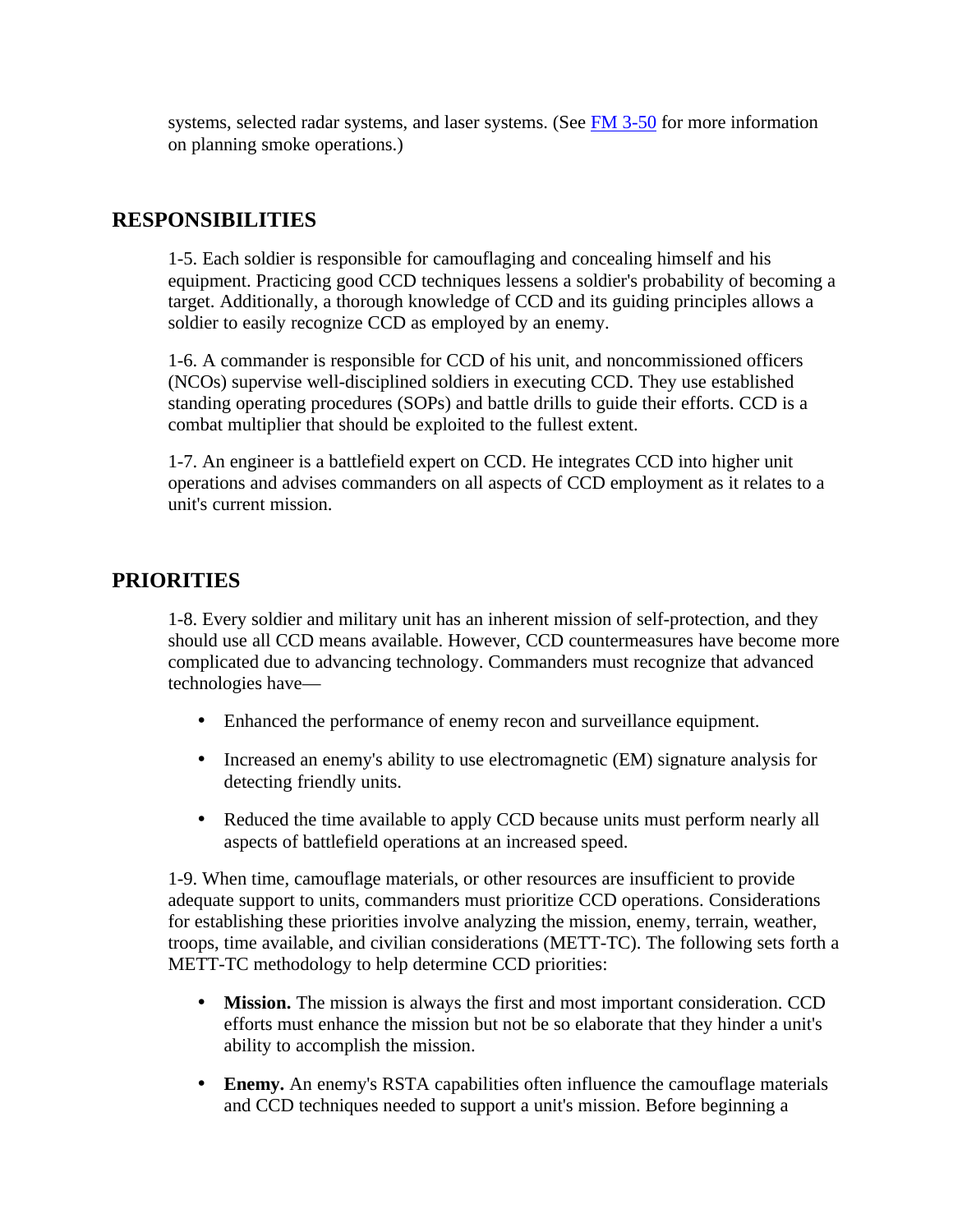systems, selected radar systems, and laser systems. (See FM 3-50 for more information on planning smoke operations.)

## RESPONSIBILITIES

1-5. Each soldier is responsible for camouflaging and concealing himself and his equipment. Practicing good CCD techniques lessens a soldier's probability of becoming a target. Additionally, a thorough knowledge of CCD and its guiding principles allows a soldier to easily recognize CCD as employed by an enemy.

1-6. A commander is responsible for CCD of his unit, and noncommissioned officers (NCOs) supervise well-disciplined soldiers in executing CCD. They use established standing operating procedures (SOPs) and battle drills to guide their efforts. CCD is a combat multiplier that should be exploited to the fullest extent.

1-7. An engineer is a battlefield expert on CCD. He integrates CCD into higher unit operations and advises commanders on all aspects of CCD employment as it relates to a unit's current mission.

## PRIORITIES

1-8. Every soldier and military unit has an inherent mission of self-protection, and they should use all CCD means available. However, CCD countermeasures have become more complicated due to advancing technology. Commanders must recognize that advanced technologies have—

- Enhanced the performance of enemy recon and surveillance equipment.
- Increased an enemy's ability to use electromagnetic (EM) signature analysis for detecting friendly units.
- Reduced the time available to apply CCD because units must perform nearly all aspects of battlefield operations at an increased speed.

1-9. When time, camouflage materials, or other resources are insufficient to provide adequate support to units, commanders must prioritize CCD operations. Considerations for establishing these priorities involve analyzing the mission, enemy, terrain, weather, troops, time available, and civilian considerations (METT-TC). The following sets forth a METT-TC methodology to help determine CCD priorities:

- **Mission.** The mission is always the first and most important consideration. CCD efforts must enhance the mission but not be so elaborate that they hinder a unit's ability to accomplish the mission.
- **Enemy.** An enemy's RSTA capabilities often influence the camouflage materials and CCD techniques needed to support a unit's mission. Before beginning a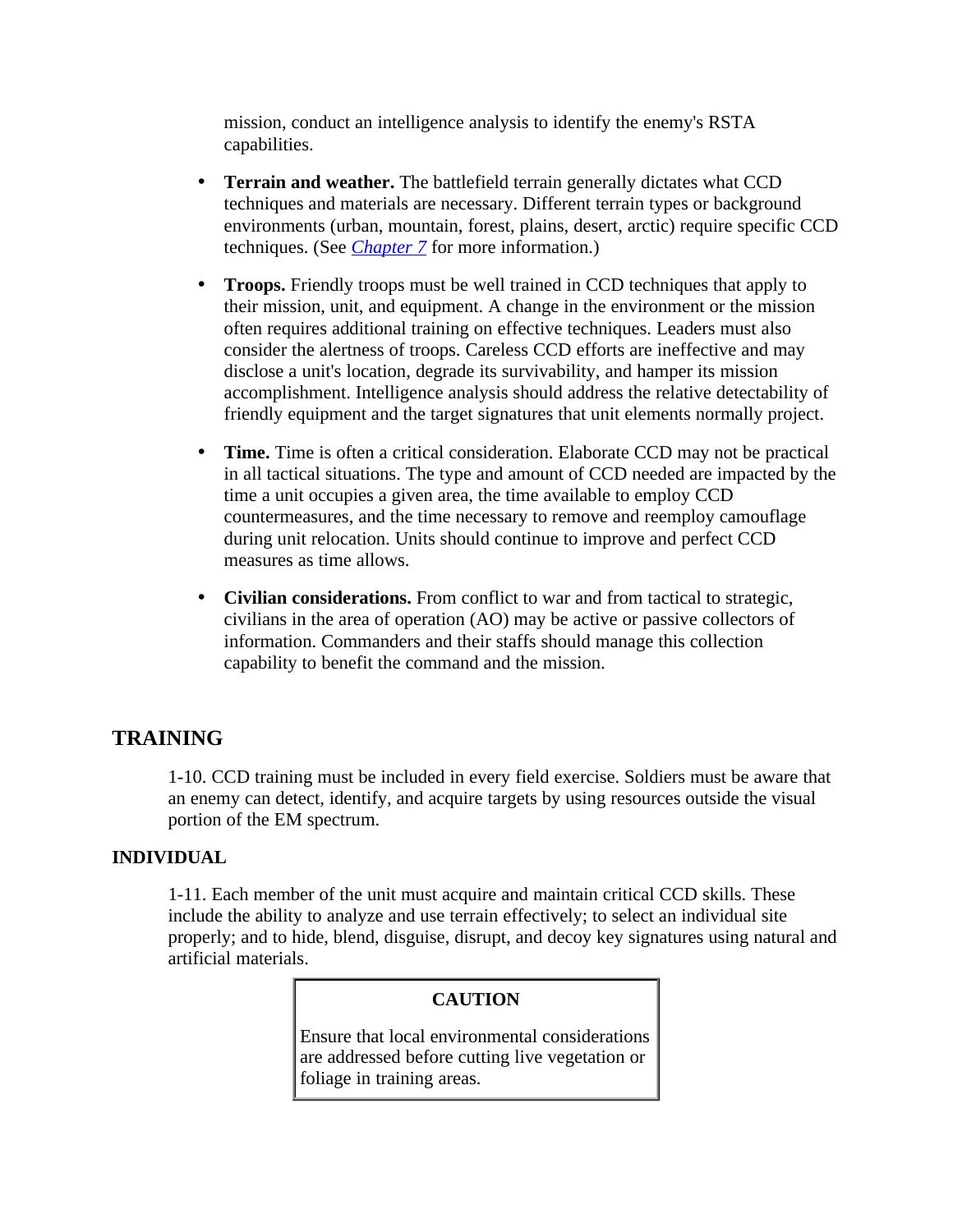mission, conduct an intelligence analysis to identify the enemy's RSTA capabilities.

- **Terrain and weather.** The battlefield terrain generally dictates what CCD techniques and materials are necessary. Different terrain types or background environments (urban, mountain, forest, plains, desert, arctic) require specific CCD techniques. (See *Chapter 7* for more information.)
- **Troops.** Friendly troops must be well trained in CCD techniques that apply to their mission, unit, and equipment. A change in the environment or the mission often requires additional training on effective techniques. Leaders must also consider the alertness of troops. Careless CCD efforts are ineffective and may disclose a unit's location, degrade its survivability, and hamper its mission accomplishment. Intelligence analysis should address the relative detectability of friendly equipment and the target signatures that unit elements normally project.
- **Time.** Time is often a critical consideration. Elaborate CCD may not be practical in all tactical situations. The type and amount of CCD needed are impacted by the time a unit occupies a given area, the time available to employ CCD countermeasures, and the time necessary to remove and reemploy camouflage during unit relocation. Units should continue to improve and perfect CCD measures as time allows.
- **Civilian considerations.** From conflict to war and from tactical to strategic, civilians in the area of operation (AO) may be active or passive collectors of information. Commanders and their staffs should manage this collection capability to benefit the command and the mission.

## TRAINING

1-10. CCD training must be included in every field exercise. Soldiers must be aware that an enemy can detect, identify, and acquire targets by using resources outside the visual portion of the EM spectrum.

### INDIVIDUAL

1-11. Each member of the unit must acquire and maintain critical CCD skills. These include the ability to analyze and use terrain effectively; to select an individual site properly; and to hide, blend, disguise, disrupt, and decoy key signatures using natural and artificial materials.

| **CAUTION** |
| --- |
| Ensure that local environmental considerations are addressed before cutting live vegetation or foliage in training areas. |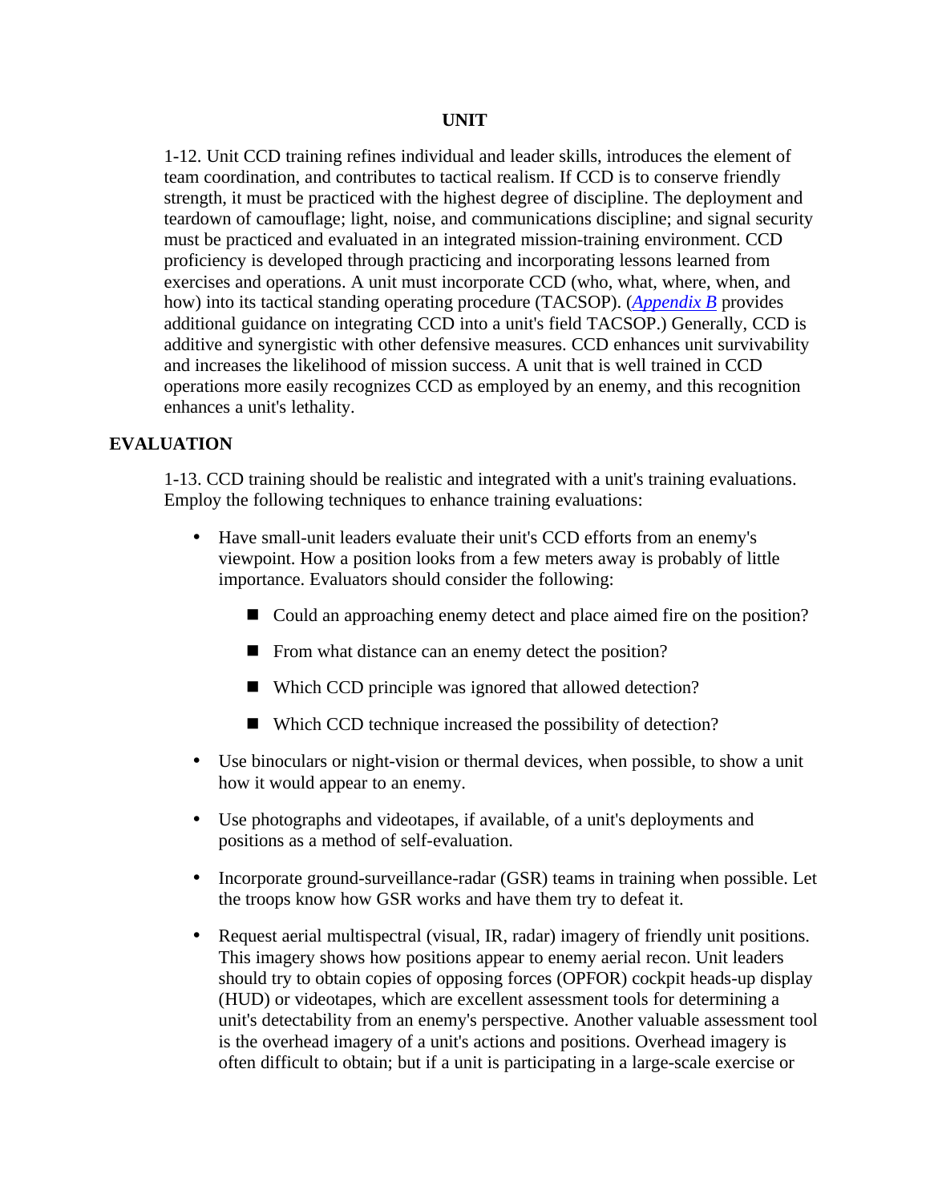### UNIT

1-12. Unit CCD training refines individual and leader skills, introduces the element of team coordination, and contributes to tactical realism. If CCD is to conserve friendly strength, it must be practiced with the highest degree of discipline. The deployment and teardown of camouflage; light, noise, and communications discipline; and signal security must be practiced and evaluated in an integrated mission-training environment. CCD proficiency is developed through practicing and incorporating lessons learned from exercises and operations. A unit must incorporate CCD (who, what, where, when, and how) into its tactical standing operating procedure (TACSOP). (*Appendix B* provides additional guidance on integrating CCD into a unit's field TACSOP.) Generally, CCD is additive and synergistic with other defensive measures. CCD enhances unit survivability and increases the likelihood of mission success. A unit that is well trained in CCD operations more easily recognizes CCD as employed by an enemy, and this recognition enhances a unit's lethality.

## EVALUATION

1-13. CCD training should be realistic and integrated with a unit's training evaluations. Employ the following techniques to enhance training evaluations:

- Have small-unit leaders evaluate their unit's CCD efforts from an enemy's viewpoint. How a position looks from a few meters away is probably of little importance. Evaluators should consider the following:
  - Could an approaching enemy detect and place aimed fire on the position?
  - From what distance can an enemy detect the position?
  - Which CCD principle was ignored that allowed detection?
  - Which CCD technique increased the possibility of detection?
- Use binoculars or night-vision or thermal devices, when possible, to show a unit how it would appear to an enemy.
- Use photographs and videotapes, if available, of a unit's deployments and positions as a method of self-evaluation.
- Incorporate ground-surveillance-radar (GSR) teams in training when possible. Let the troops know how GSR works and have them try to defeat it.
- Request aerial multispectral (visual, IR, radar) imagery of friendly unit positions. This imagery shows how positions appear to enemy aerial recon. Unit leaders should try to obtain copies of opposing forces (OPFOR) cockpit heads-up display (HUD) or videotapes, which are excellent assessment tools for determining a unit's detectability from an enemy's perspective. Another valuable assessment tool is the overhead imagery of a unit's actions and positions. Overhead imagery is often difficult to obtain; but if a unit is participating in a large-scale exercise or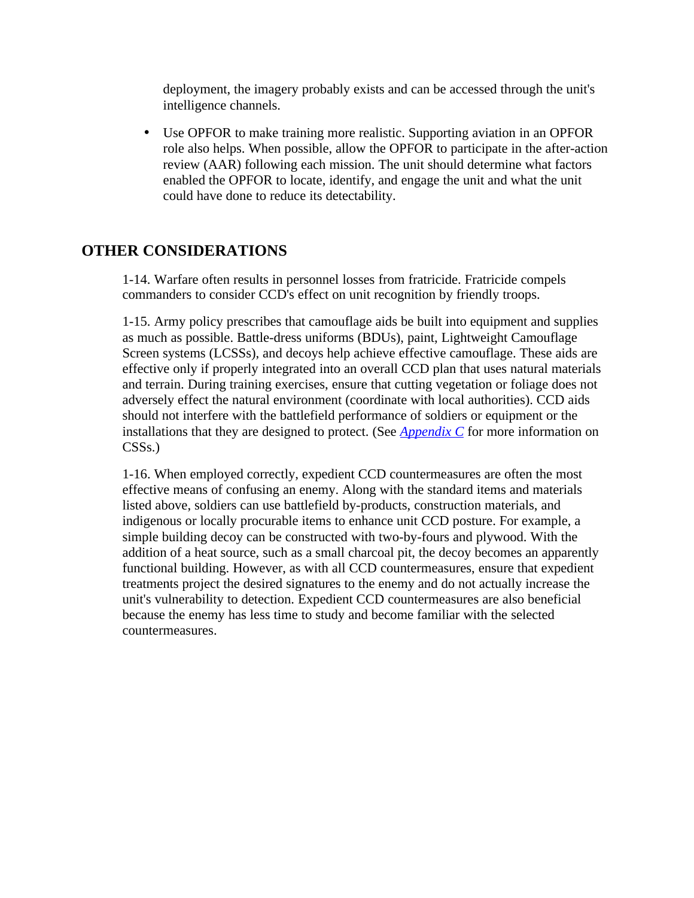deployment, the imagery probably exists and can be accessed through the unit's intelligence channels.

- Use OPFOR to make training more realistic. Supporting aviation in an OPFOR role also helps. When possible, allow the OPFOR to participate in the after-action review (AAR) following each mission. The unit should determine what factors enabled the OPFOR to locate, identify, and engage the unit and what the unit could have done to reduce its detectability.

## OTHER CONSIDERATIONS

1-14. Warfare often results in personnel losses from fratricide. Fratricide compels commanders to consider CCD's effect on unit recognition by friendly troops.

1-15. Army policy prescribes that camouflage aids be built into equipment and supplies as much as possible. Battle-dress uniforms (BDUs), paint, Lightweight Camouflage Screen systems (LCSSs), and decoys help achieve effective camouflage. These aids are effective only if properly integrated into an overall CCD plan that uses natural materials and terrain. During training exercises, ensure that cutting vegetation or foliage does not adversely effect the natural environment (coordinate with local authorities). CCD aids should not interfere with the battlefield performance of soldiers or equipment or the installations that they are designed to protect. (See *Appendix C* for more information on CSSs.)

1-16. When employed correctly, expedient CCD countermeasures are often the most effective means of confusing an enemy. Along with the standard items and materials listed above, soldiers can use battlefield by-products, construction materials, and indigenous or locally procurable items to enhance unit CCD posture. For example, a simple building decoy can be constructed with two-by-fours and plywood. With the addition of a heat source, such as a small charcoal pit, the decoy becomes an apparently functional building. However, as with all CCD countermeasures, ensure that expedient treatments project the desired signatures to the enemy and do not actually increase the unit's vulnerability to detection. Expedient CCD countermeasures are also beneficial because the enemy has less time to study and become familiar with the selected countermeasures.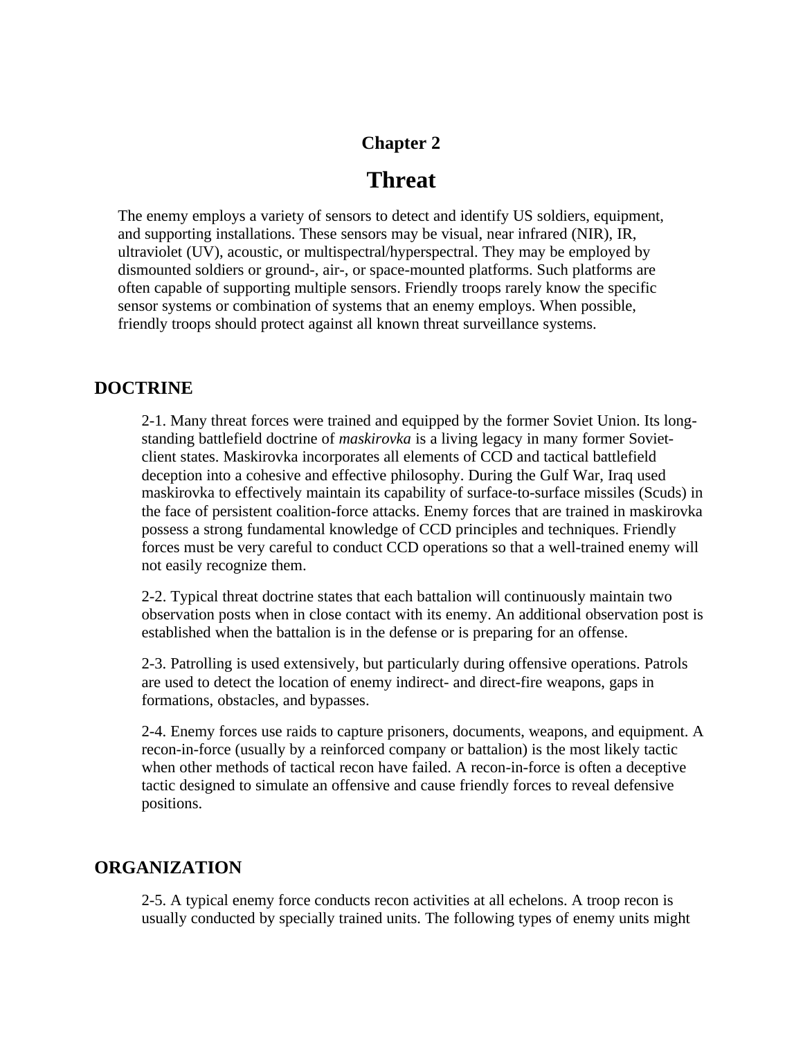# Chapter 2

# Threat

The enemy employs a variety of sensors to detect and identify US soldiers, equipment, and supporting installations. These sensors may be visual, near infrared (NIR), IR, ultraviolet (UV), acoustic, or multispectral/hyperspectral. They may be employed by dismounted soldiers or ground-, air-, or space-mounted platforms. Such platforms are often capable of supporting multiple sensors. Friendly troops rarely know the specific sensor systems or combination of systems that an enemy employs. When possible, friendly troops should protect against all known threat surveillance systems.

## DOCTRINE

2-1. Many threat forces were trained and equipped by the former Soviet Union. Its long-standing battlefield doctrine of *maskirovka* is a living legacy in many former Soviet-client states. Maskirovka incorporates all elements of CCD and tactical battlefield deception into a cohesive and effective philosophy. During the Gulf War, Iraq used maskirovka to effectively maintain its capability of surface-to-surface missiles (Scuds) in the face of persistent coalition-force attacks. Enemy forces that are trained in maskirovka possess a strong fundamental knowledge of CCD principles and techniques. Friendly forces must be very careful to conduct CCD operations so that a well-trained enemy will not easily recognize them.

2-2. Typical threat doctrine states that each battalion will continuously maintain two observation posts when in close contact with its enemy. An additional observation post is established when the battalion is in the defense or is preparing for an offense.

2-3. Patrolling is used extensively, but particularly during offensive operations. Patrols are used to detect the location of enemy indirect- and direct-fire weapons, gaps in formations, obstacles, and bypasses.

2-4. Enemy forces use raids to capture prisoners, documents, weapons, and equipment. A recon-in-force (usually by a reinforced company or battalion) is the most likely tactic when other methods of tactical recon have failed. A recon-in-force is often a deceptive tactic designed to simulate an offensive and cause friendly forces to reveal defensive positions.

## ORGANIZATION

2-5. A typical enemy force conducts recon activities at all echelons. A troop recon is usually conducted by specially trained units. The following types of enemy units might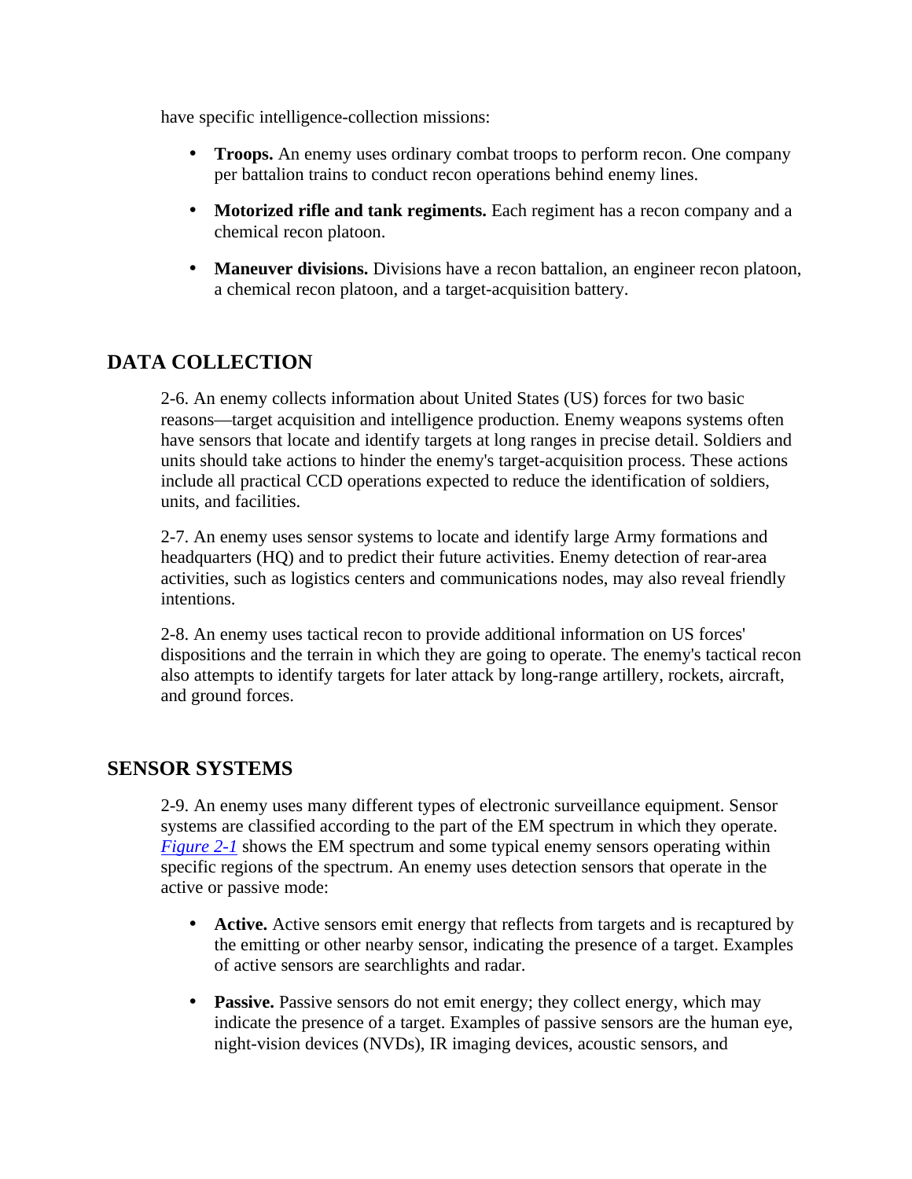have specific intelligence-collection missions:

- **Troops.** An enemy uses ordinary combat troops to perform recon. One company per battalion trains to conduct recon operations behind enemy lines.
- **Motorized rifle and tank regiments.** Each regiment has a recon company and a chemical recon platoon.
- **Maneuver divisions.** Divisions have a recon battalion, an engineer recon platoon, a chemical recon platoon, and a target-acquisition battery.

## DATA COLLECTION

2-6. An enemy collects information about United States (US) forces for two basic reasons—target acquisition and intelligence production. Enemy weapons systems often have sensors that locate and identify targets at long ranges in precise detail. Soldiers and units should take actions to hinder the enemy's target-acquisition process. These actions include all practical CCD operations expected to reduce the identification of soldiers, units, and facilities.

2-7. An enemy uses sensor systems to locate and identify large Army formations and headquarters (HQ) and to predict their future activities. Enemy detection of rear-area activities, such as logistics centers and communications nodes, may also reveal friendly intentions.

2-8. An enemy uses tactical recon to provide additional information on US forces' dispositions and the terrain in which they are going to operate. The enemy's tactical recon also attempts to identify targets for later attack by long-range artillery, rockets, aircraft, and ground forces.

## SENSOR SYSTEMS

2-9. An enemy uses many different types of electronic surveillance equipment. Sensor systems are classified according to the part of the EM spectrum in which they operate. *Figure 2-1* shows the EM spectrum and some typical enemy sensors operating within specific regions of the spectrum. An enemy uses detection sensors that operate in the active or passive mode:

- **Active.** Active sensors emit energy that reflects from targets and is recaptured by the emitting or other nearby sensor, indicating the presence of a target. Examples of active sensors are searchlights and radar.
- **Passive.** Passive sensors do not emit energy; they collect energy, which may indicate the presence of a target. Examples of passive sensors are the human eye, night-vision devices (NVDs), IR imaging devices, acoustic sensors, and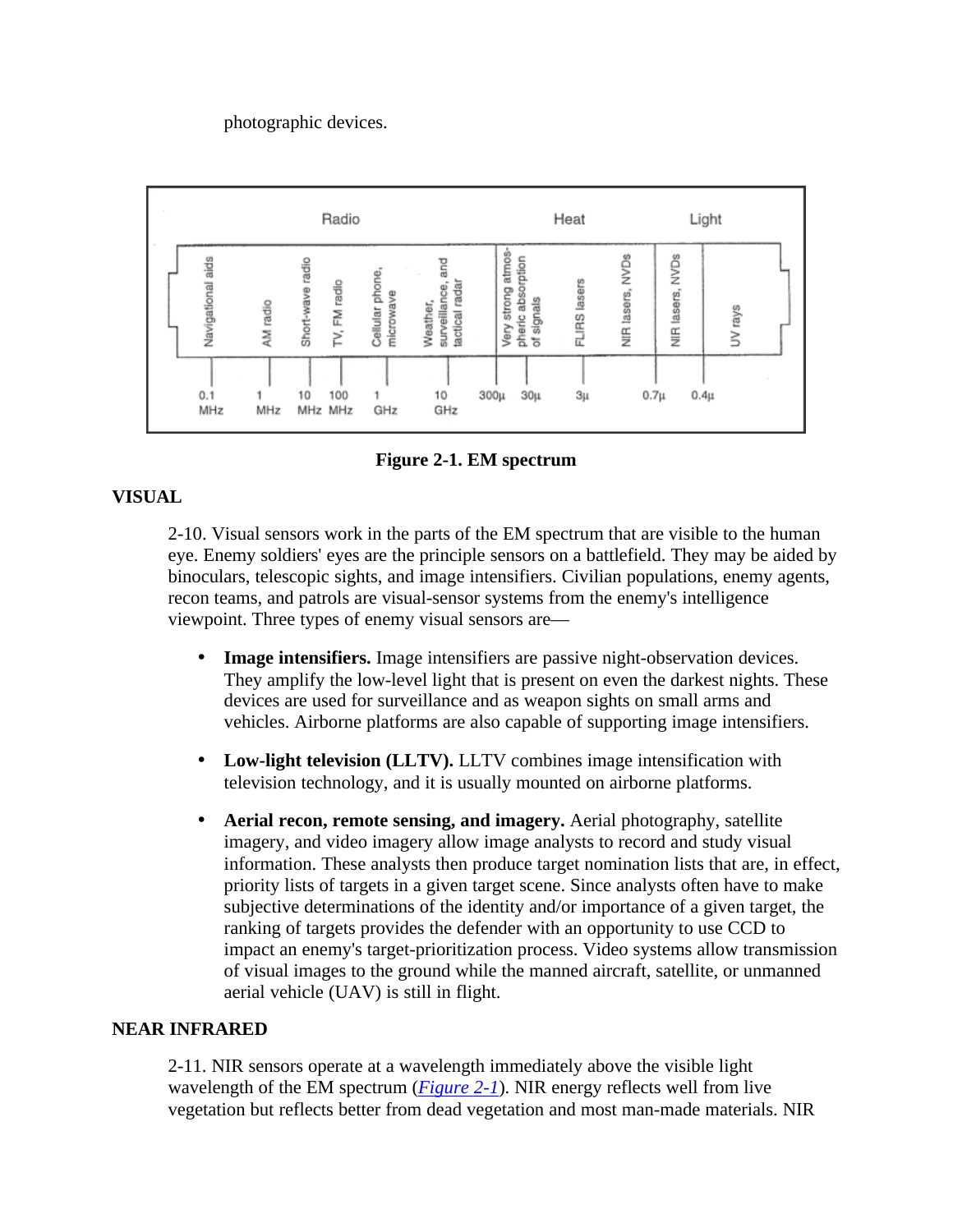photographic devices.

Figure 2-1. EM spectrum

## VISUAL

2-10. Visual sensors work in the parts of the EM spectrum that are visible to the human eye. Enemy soldiers' eyes are the principle sensors on a battlefield. They may be aided by binoculars, telescopic sights, and image intensifiers. Civilian populations, enemy agents, recon teams, and patrols are visual-sensor systems from the enemy's intelligence viewpoint. Three types of enemy visual sensors are—

- **Image intensifiers.** Image intensifiers are passive night-observation devices. They amplify the low-level light that is present on even the darkest nights. These devices are used for surveillance and as weapon sights on small arms and vehicles. Airborne platforms are also capable of supporting image intensifiers.
- **Low-light television (LLTV).** LLTV combines image intensification with television technology, and it is usually mounted on airborne platforms.
- **Aerial recon, remote sensing, and imagery.** Aerial photography, satellite imagery, and video imagery allow image analysts to record and study visual information. These analysts then produce target nomination lists that are, in effect, priority lists of targets in a given target scene. Since analysts often have to make subjective determinations of the identity and/or importance of a given target, the ranking of targets provides the defender with an opportunity to use CCD to impact an enemy's target-prioritization process. Video systems allow transmission of visual images to the ground while the manned aircraft, satellite, or unmanned aerial vehicle (UAV) is still in flight.

## NEAR INFRARED

2-11. NIR sensors operate at a wavelength immediately above the visible light wavelength of the EM spectrum (*Figure 2-1*). NIR energy reflects well from live vegetation but reflects better from dead vegetation and most man-made materials. NIR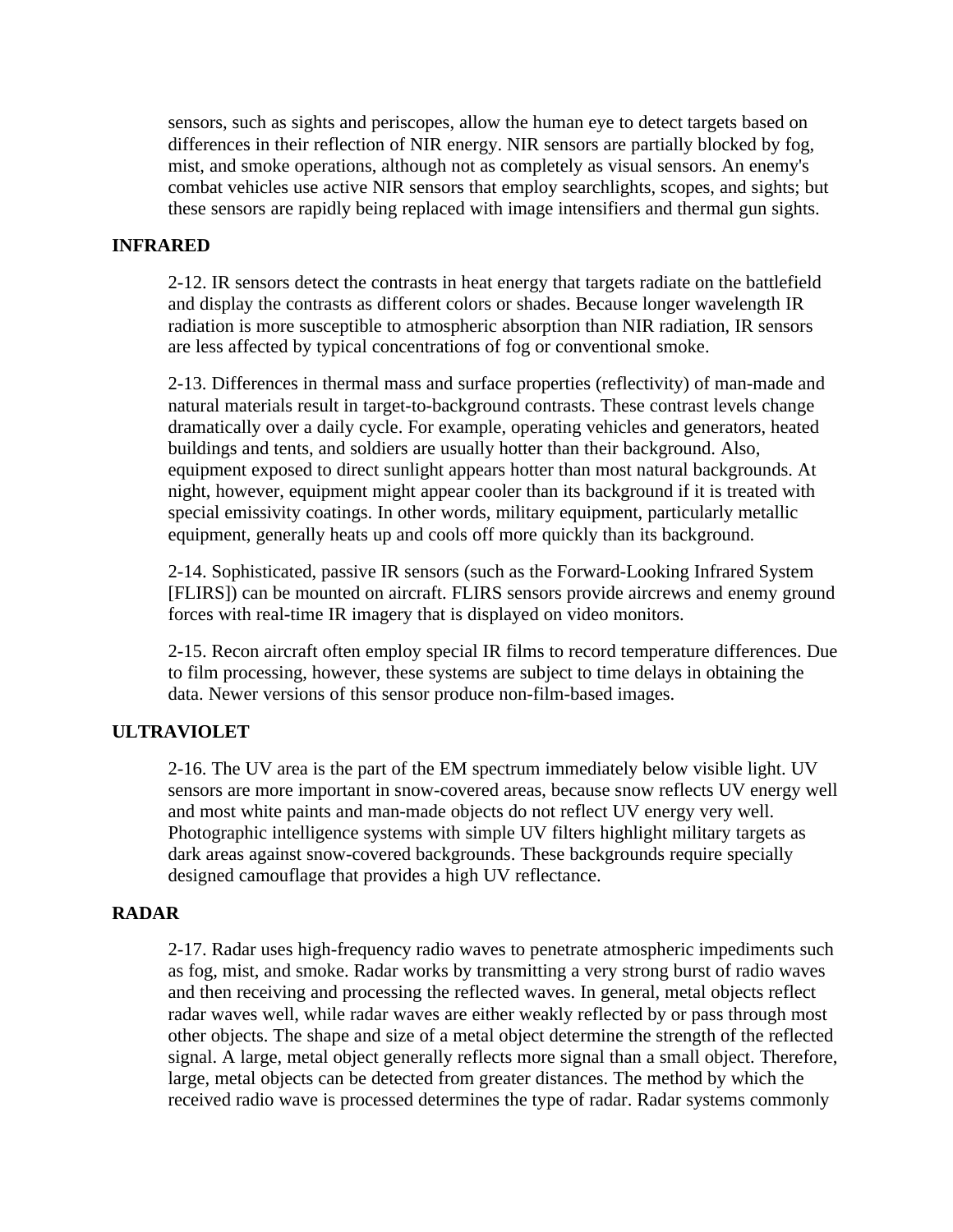sensors, such as sights and periscopes, allow the human eye to detect targets based on differences in their reflection of NIR energy. NIR sensors are partially blocked by fog, mist, and smoke operations, although not as completely as visual sensors. An enemy's combat vehicles use active NIR sensors that employ searchlights, scopes, and sights; but these sensors are rapidly being replaced with image intensifiers and thermal gun sights.

## INFRARED

2-12. IR sensors detect the contrasts in heat energy that targets radiate on the battlefield and display the contrasts as different colors or shades. Because longer wavelength IR radiation is more susceptible to atmospheric absorption than NIR radiation, IR sensors are less affected by typical concentrations of fog or conventional smoke.

2-13. Differences in thermal mass and surface properties (reflectivity) of man-made and natural materials result in target-to-background contrasts. These contrast levels change dramatically over a daily cycle. For example, operating vehicles and generators, heated buildings and tents, and soldiers are usually hotter than their background. Also, equipment exposed to direct sunlight appears hotter than most natural backgrounds. At night, however, equipment might appear cooler than its background if it is treated with special emissivity coatings. In other words, military equipment, particularly metallic equipment, generally heats up and cools off more quickly than its background.

2-14. Sophisticated, passive IR sensors (such as the Forward-Looking Infrared System [FLIRS]) can be mounted on aircraft. FLIRS sensors provide aircrews and enemy ground forces with real-time IR imagery that is displayed on video monitors.

2-15. Recon aircraft often employ special IR films to record temperature differences. Due to film processing, however, these systems are subject to time delays in obtaining the data. Newer versions of this sensor produce non-film-based images.

## ULTRAVIOLET

2-16. The UV area is the part of the EM spectrum immediately below visible light. UV sensors are more important in snow-covered areas, because snow reflects UV energy well and most white paints and man-made objects do not reflect UV energy very well. Photographic intelligence systems with simple UV filters highlight military targets as dark areas against snow-covered backgrounds. These backgrounds require specially designed camouflage that provides a high UV reflectance.

## RADAR

2-17. Radar uses high-frequency radio waves to penetrate atmospheric impediments such as fog, mist, and smoke. Radar works by transmitting a very strong burst of radio waves and then receiving and processing the reflected waves. In general, metal objects reflect radar waves well, while radar waves are either weakly reflected by or pass through most other objects. The shape and size of a metal object determine the strength of the reflected signal. A large, metal object generally reflects more signal than a small object. Therefore, large, metal objects can be detected from greater distances. The method by which the received radio wave is processed determines the type of radar. Radar systems commonly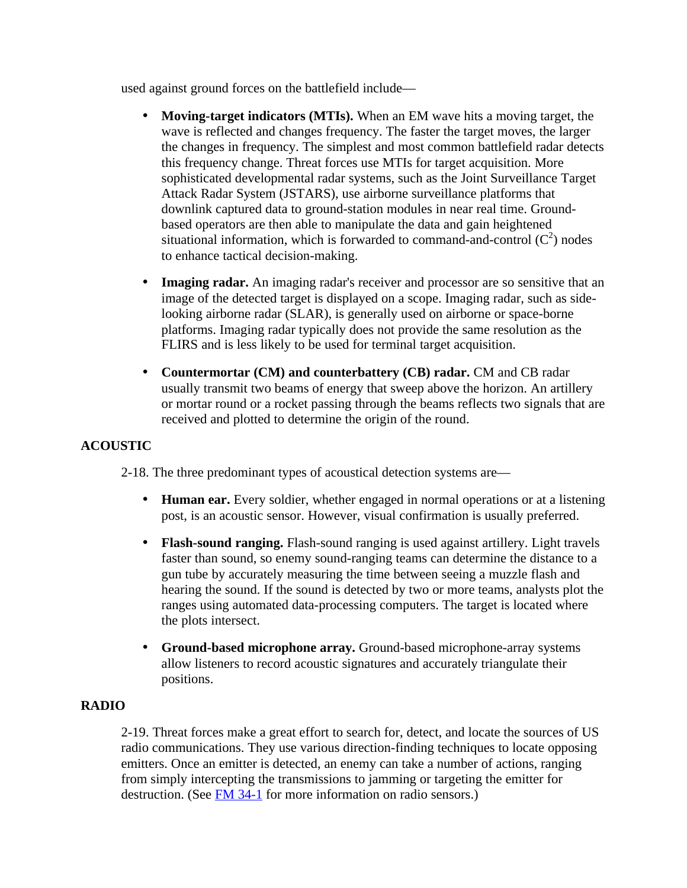used against ground forces on the battlefield include—

- **Moving-target indicators (MTIs).** When an EM wave hits a moving target, the wave is reflected and changes frequency. The faster the target moves, the larger the changes in frequency. The simplest and most common battlefield radar detects this frequency change. Threat forces use MTIs for target acquisition. More sophisticated developmental radar systems, such as the Joint Surveillance Target Attack Radar System (JSTARS), use airborne surveillance platforms that downlink captured data to ground-station modules in near real time. Ground-based operators are then able to manipulate the data and gain heightened situational information, which is forwarded to command-and-control ($C^2$) nodes to enhance tactical decision-making.

- **Imaging radar.** An imaging radar's receiver and processor are so sensitive that an image of the detected target is displayed on a scope. Imaging radar, such as side-looking airborne radar (SLAR), is generally used on airborne or space-borne platforms. Imaging radar typically does not provide the same resolution as the FLIRS and is less likely to be used for terminal target acquisition.

- **Countermortar (CM) and counterbattery (CB) radar.** CM and CB radar usually transmit two beams of energy that sweep above the horizon. An artillery or mortar round or a rocket passing through the beams reflects two signals that are received and plotted to determine the origin of the round.

## ACOUSTIC

2-18. The three predominant types of acoustical detection systems are—

- **Human ear.** Every soldier, whether engaged in normal operations or at a listening post, is an acoustic sensor. However, visual confirmation is usually preferred.

- **Flash-sound ranging.** Flash-sound ranging is used against artillery. Light travels faster than sound, so enemy sound-ranging teams can determine the distance to a gun tube by accurately measuring the time between seeing a muzzle flash and hearing the sound. If the sound is detected by two or more teams, analysts plot the ranges using automated data-processing computers. The target is located where the plots intersect.

- **Ground-based microphone array.** Ground-based microphone-array systems allow listeners to record acoustic signatures and accurately triangulate their positions.

## RADIO

2-19. Threat forces make a great effort to search for, detect, and locate the sources of US radio communications. They use various direction-finding techniques to locate opposing emitters. Once an emitter is detected, an enemy can take a number of actions, ranging from simply intercepting the transmissions to jamming or targeting the emitter for destruction. (See FM 34-1 for more information on radio sensors.)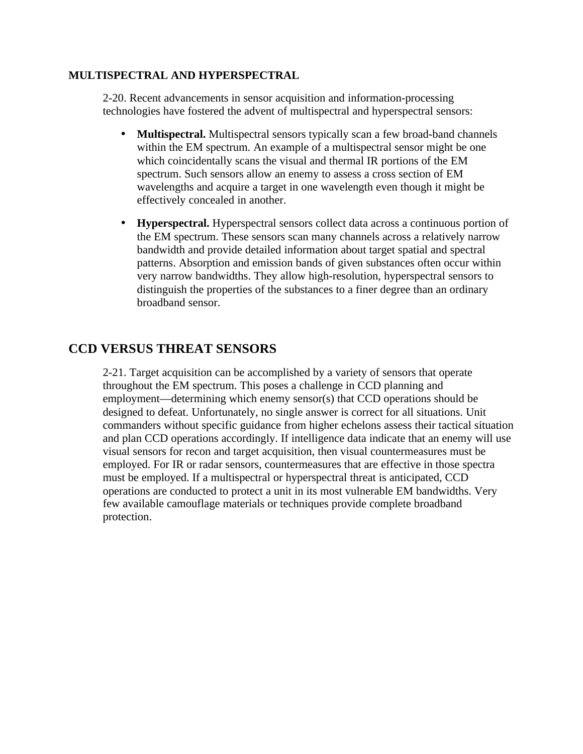### MULTISPECTRAL AND HYPERSPECTRAL

2-20. Recent advancements in sensor acquisition and information-processing technologies have fostered the advent of multispectral and hyperspectral sensors:

- **Multispectral.** Multispectral sensors typically scan a few broad-band channels within the EM spectrum. An example of a multispectral sensor might be one which coincidentally scans the visual and thermal IR portions of the EM spectrum. Such sensors allow an enemy to assess a cross section of EM wavelengths and acquire a target in one wavelength even though it might be effectively concealed in another.

- **Hyperspectral.** Hyperspectral sensors collect data across a continuous portion of the EM spectrum. These sensors scan many channels across a relatively narrow bandwidth and provide detailed information about target spatial and spectral patterns. Absorption and emission bands of given substances often occur within very narrow bandwidths. They allow high-resolution, hyperspectral sensors to distinguish the properties of the substances to a finer degree than an ordinary broadband sensor.

## CCD VERSUS THREAT SENSORS

2-21. Target acquisition can be accomplished by a variety of sensors that operate throughout the EM spectrum. This poses a challenge in CCD planning and employment—determining which enemy sensor(s) that CCD operations should be designed to defeat. Unfortunately, no single answer is correct for all situations. Unit commanders without specific guidance from higher echelons assess their tactical situation and plan CCD operations accordingly. If intelligence data indicate that an enemy will use visual sensors for recon and target acquisition, then visual countermeasures must be employed. For IR or radar sensors, countermeasures that are effective in those spectra must be employed. If a multispectral or hyperspectral threat is anticipated, CCD operations are conducted to protect a unit in its most vulnerable EM bandwidths. Very few available camouflage materials or techniques provide complete broadband protection.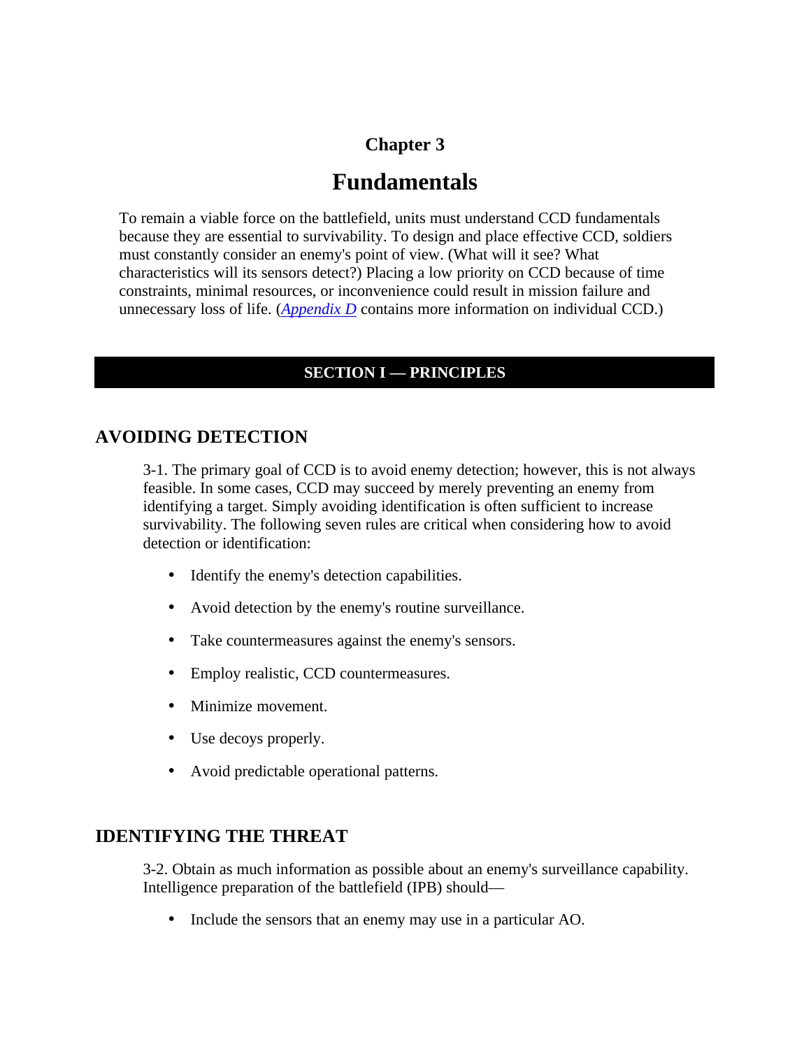# Chapter 3

# Fundamentals

To remain a viable force on the battlefield, units must understand CCD fundamentals because they are essential to survivability. To design and place effective CCD, soldiers must constantly consider an enemy's point of view. (What will it see? What characteristics will its sensors detect?) Placing a low priority on CCD because of time constraints, minimal resources, or inconvenience could result in mission failure and unnecessary loss of life. (*Appendix D* contains more information on individual CCD.)

## SECTION I — PRINCIPLES

### AVOIDING DETECTION

3-1. The primary goal of CCD is to avoid enemy detection; however, this is not always feasible. In some cases, CCD may succeed by merely preventing an enemy from identifying a target. Simply avoiding identification is often sufficient to increase survivability. The following seven rules are critical when considering how to avoid detection or identification:

- Identify the enemy's detection capabilities.
- Avoid detection by the enemy's routine surveillance.
- Take countermeasures against the enemy's sensors.
- Employ realistic, CCD countermeasures.
- Minimize movement.
- Use decoys properly.
- Avoid predictable operational patterns.

### IDENTIFYING THE THREAT

3-2. Obtain as much information as possible about an enemy's surveillance capability. Intelligence preparation of the battlefield (IPB) should—

- Include the sensors that an enemy may use in a particular AO.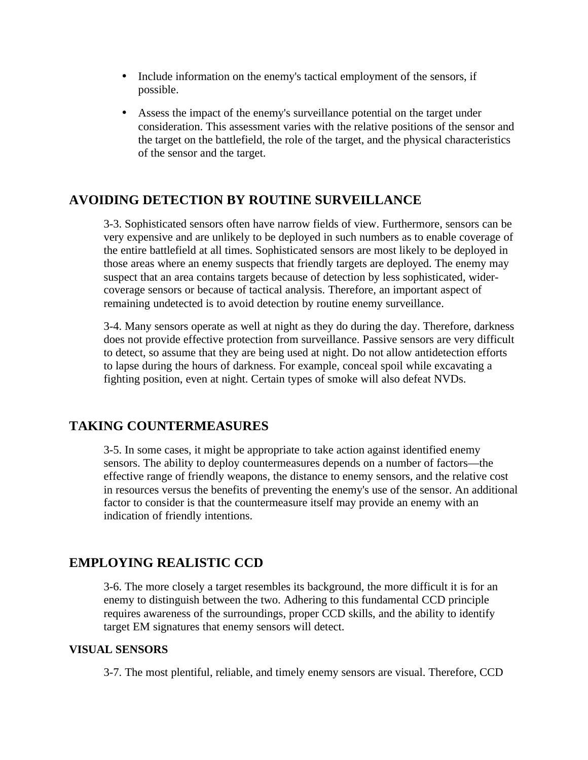- Include information on the enemy's tactical employment of the sensors, if possible.
- Assess the impact of the enemy's surveillance potential on the target under consideration. This assessment varies with the relative positions of the sensor and the target on the battlefield, the role of the target, and the physical characteristics of the sensor and the target.

## AVOIDING DETECTION BY ROUTINE SURVEILLANCE

3-3. Sophisticated sensors often have narrow fields of view. Furthermore, sensors can be very expensive and are unlikely to be deployed in such numbers as to enable coverage of the entire battlefield at all times. Sophisticated sensors are most likely to be deployed in those areas where an enemy suspects that friendly targets are deployed. The enemy may suspect that an area contains targets because of detection by less sophisticated, wider-coverage sensors or because of tactical analysis. Therefore, an important aspect of remaining undetected is to avoid detection by routine enemy surveillance.

3-4. Many sensors operate as well at night as they do during the day. Therefore, darkness does not provide effective protection from surveillance. Passive sensors are very difficult to detect, so assume that they are being used at night. Do not allow antidetection efforts to lapse during the hours of darkness. For example, conceal spoil while excavating a fighting position, even at night. Certain types of smoke will also defeat NVDs.

## TAKING COUNTERMEASURES

3-5. In some cases, it might be appropriate to take action against identified enemy sensors. The ability to deploy countermeasures depends on a number of factors—the effective range of friendly weapons, the distance to enemy sensors, and the relative cost in resources versus the benefits of preventing the enemy's use of the sensor. An additional factor to consider is that the countermeasure itself may provide an enemy with an indication of friendly intentions.

## EMPLOYING REALISTIC CCD

3-6. The more closely a target resembles its background, the more difficult it is for an enemy to distinguish between the two. Adhering to this fundamental CCD principle requires awareness of the surroundings, proper CCD skills, and the ability to identify target EM signatures that enemy sensors will detect.

### VISUAL SENSORS

3-7. The most plentiful, reliable, and timely enemy sensors are visual. Therefore, CCD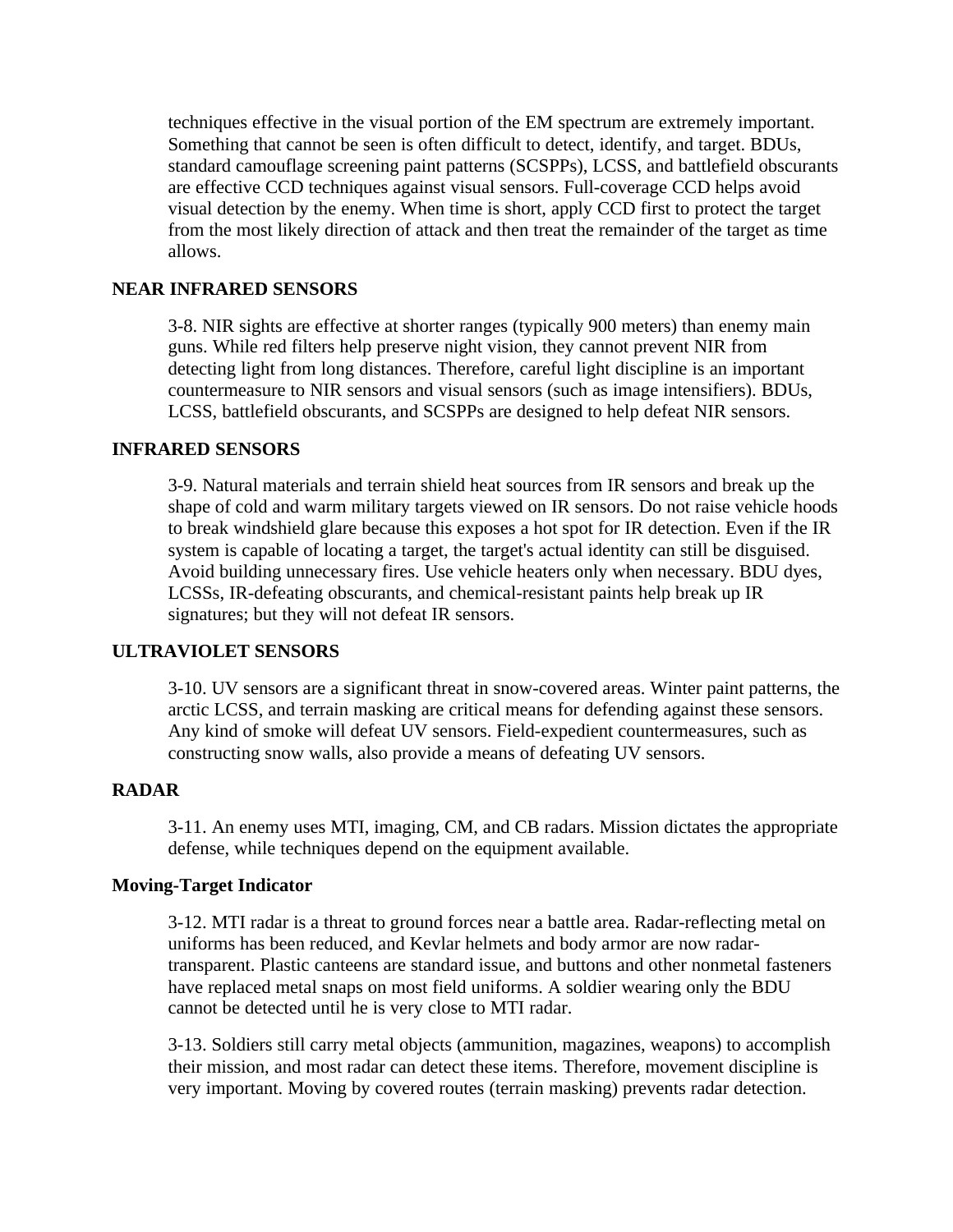techniques effective in the visual portion of the EM spectrum are extremely important. Something that cannot be seen is often difficult to detect, identify, and target. BDUs, standard camouflage screening paint patterns (SCSPPs), LCSS, and battlefield obscurants are effective CCD techniques against visual sensors. Full-coverage CCD helps avoid visual detection by the enemy. When time is short, apply CCD first to protect the target from the most likely direction of attack and then treat the remainder of the target as time allows.

## NEAR INFRARED SENSORS

3-8. NIR sights are effective at shorter ranges (typically 900 meters) than enemy main guns. While red filters help preserve night vision, they cannot prevent NIR from detecting light from long distances. Therefore, careful light discipline is an important countermeasure to NIR sensors and visual sensors (such as image intensifiers). BDUs, LCSS, battlefield obscurants, and SCSPPs are designed to help defeat NIR sensors.

## INFRARED SENSORS

3-9. Natural materials and terrain shield heat sources from IR sensors and break up the shape of cold and warm military targets viewed on IR sensors. Do not raise vehicle hoods to break windshield glare because this exposes a hot spot for IR detection. Even if the IR system is capable of locating a target, the target's actual identity can still be disguised. Avoid building unnecessary fires. Use vehicle heaters only when necessary. BDU dyes, LCSSs, IR-defeating obscurants, and chemical-resistant paints help break up IR signatures; but they will not defeat IR sensors.

## ULTRAVIOLET SENSORS

3-10. UV sensors are a significant threat in snow-covered areas. Winter paint patterns, the arctic LCSS, and terrain masking are critical means for defending against these sensors. Any kind of smoke will defeat UV sensors. Field-expedient countermeasures, such as constructing snow walls, also provide a means of defeating UV sensors.

## RADAR

3-11. An enemy uses MTI, imaging, CM, and CB radars. Mission dictates the appropriate defense, while techniques depend on the equipment available.

### Moving-Target Indicator

3-12. MTI radar is a threat to ground forces near a battle area. Radar-reflecting metal on uniforms has been reduced, and Kevlar helmets and body armor are now radar-transparent. Plastic canteens are standard issue, and buttons and other nonmetal fasteners have replaced metal snaps on most field uniforms. A soldier wearing only the BDU cannot be detected until he is very close to MTI radar.

3-13. Soldiers still carry metal objects (ammunition, magazines, weapons) to accomplish their mission, and most radar can detect these items. Therefore, movement discipline is very important. Moving by covered routes (terrain masking) prevents radar detection.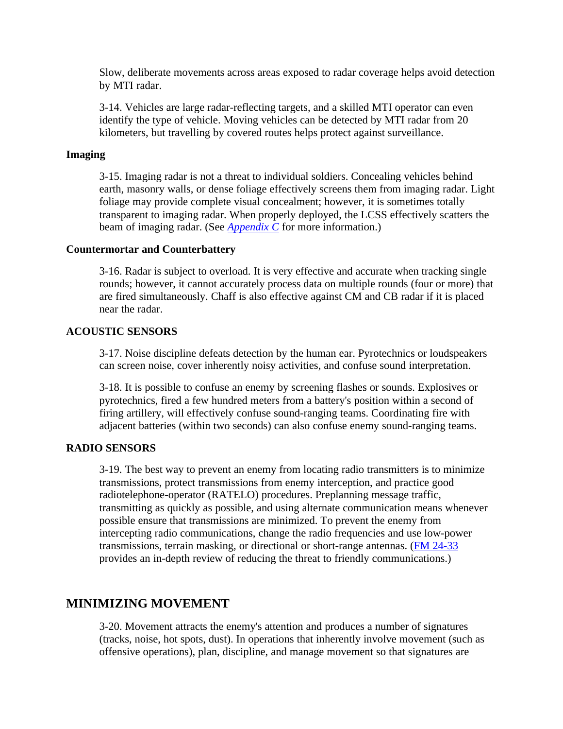Slow, deliberate movements across areas exposed to radar coverage helps avoid detection by MTI radar.

3-14. Vehicles are large radar-reflecting targets, and a skilled MTI operator can even identify the type of vehicle. Moving vehicles can be detected by MTI radar from 20 kilometers, but travelling by covered routes helps protect against surveillance.

**Imaging**

3-15. Imaging radar is not a threat to individual soldiers. Concealing vehicles behind earth, masonry walls, or dense foliage effectively screens them from imaging radar. Light foliage may provide complete visual concealment; however, it is sometimes totally transparent to imaging radar. When properly deployed, the LCSS effectively scatters the beam of imaging radar. (See *Appendix C* for more information.)

**Countermortar and Counterbattery**

3-16. Radar is subject to overload. It is very effective and accurate when tracking single rounds; however, it cannot accurately process data on multiple rounds (four or more) that are fired simultaneously. Chaff is also effective against CM and CB radar if it is placed near the radar.

**ACOUSTIC SENSORS**

3-17. Noise discipline defeats detection by the human ear. Pyrotechnics or loudspeakers can screen noise, cover inherently noisy activities, and confuse sound interpretation.

3-18. It is possible to confuse an enemy by screening flashes or sounds. Explosives or pyrotechnics, fired a few hundred meters from a battery's position within a second of firing artillery, will effectively confuse sound-ranging teams. Coordinating fire with adjacent batteries (within two seconds) can also confuse enemy sound-ranging teams.

**RADIO SENSORS**

3-19. The best way to prevent an enemy from locating radio transmitters is to minimize transmissions, protect transmissions from enemy interception, and practice good radiotelephone-operator (RATELO) procedures. Preplanning message traffic, transmitting as quickly as possible, and using alternate communication means whenever possible ensure that transmissions are minimized. To prevent the enemy from intercepting radio communications, change the radio frequencies and use low-power transmissions, terrain masking, or directional or short-range antennas. (FM 24-33 provides an in-depth review of reducing the threat to friendly communications.)

## MINIMIZING MOVEMENT

3-20. Movement attracts the enemy's attention and produces a number of signatures (tracks, noise, hot spots, dust). In operations that inherently involve movement (such as offensive operations), plan, discipline, and manage movement so that signatures are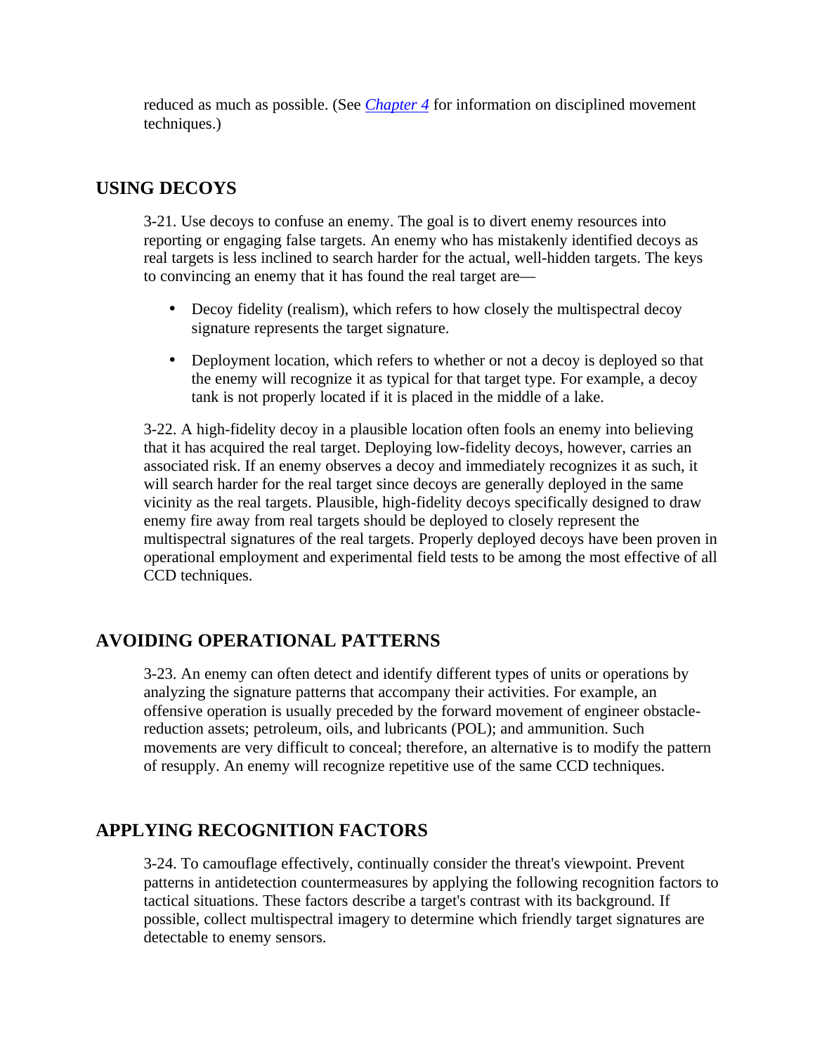reduced as much as possible. (See *Chapter 4* for information on disciplined movement techniques.)

## USING DECOYS

3-21. Use decoys to confuse an enemy. The goal is to divert enemy resources into reporting or engaging false targets. An enemy who has mistakenly identified decoys as real targets is less inclined to search harder for the actual, well-hidden targets. The keys to convincing an enemy that it has found the real target are—

- Decoy fidelity (realism), which refers to how closely the multispectral decoy signature represents the target signature.
- Deployment location, which refers to whether or not a decoy is deployed so that the enemy will recognize it as typical for that target type. For example, a decoy tank is not properly located if it is placed in the middle of a lake.

3-22. A high-fidelity decoy in a plausible location often fools an enemy into believing that it has acquired the real target. Deploying low-fidelity decoys, however, carries an associated risk. If an enemy observes a decoy and immediately recognizes it as such, it will search harder for the real target since decoys are generally deployed in the same vicinity as the real targets. Plausible, high-fidelity decoys specifically designed to draw enemy fire away from real targets should be deployed to closely represent the multispectral signatures of the real targets. Properly deployed decoys have been proven in operational employment and experimental field tests to be among the most effective of all CCD techniques.

## AVOIDING OPERATIONAL PATTERNS

3-23. An enemy can often detect and identify different types of units or operations by analyzing the signature patterns that accompany their activities. For example, an offensive operation is usually preceded by the forward movement of engineer obstacle-reduction assets; petroleum, oils, and lubricants (POL); and ammunition. Such movements are very difficult to conceal; therefore, an alternative is to modify the pattern of resupply. An enemy will recognize repetitive use of the same CCD techniques.

## APPLYING RECOGNITION FACTORS

3-24. To camouflage effectively, continually consider the threat's viewpoint. Prevent patterns in antidetection countermeasures by applying the following recognition factors to tactical situations. These factors describe a target's contrast with its background. If possible, collect multispectral imagery to determine which friendly target signatures are detectable to enemy sensors.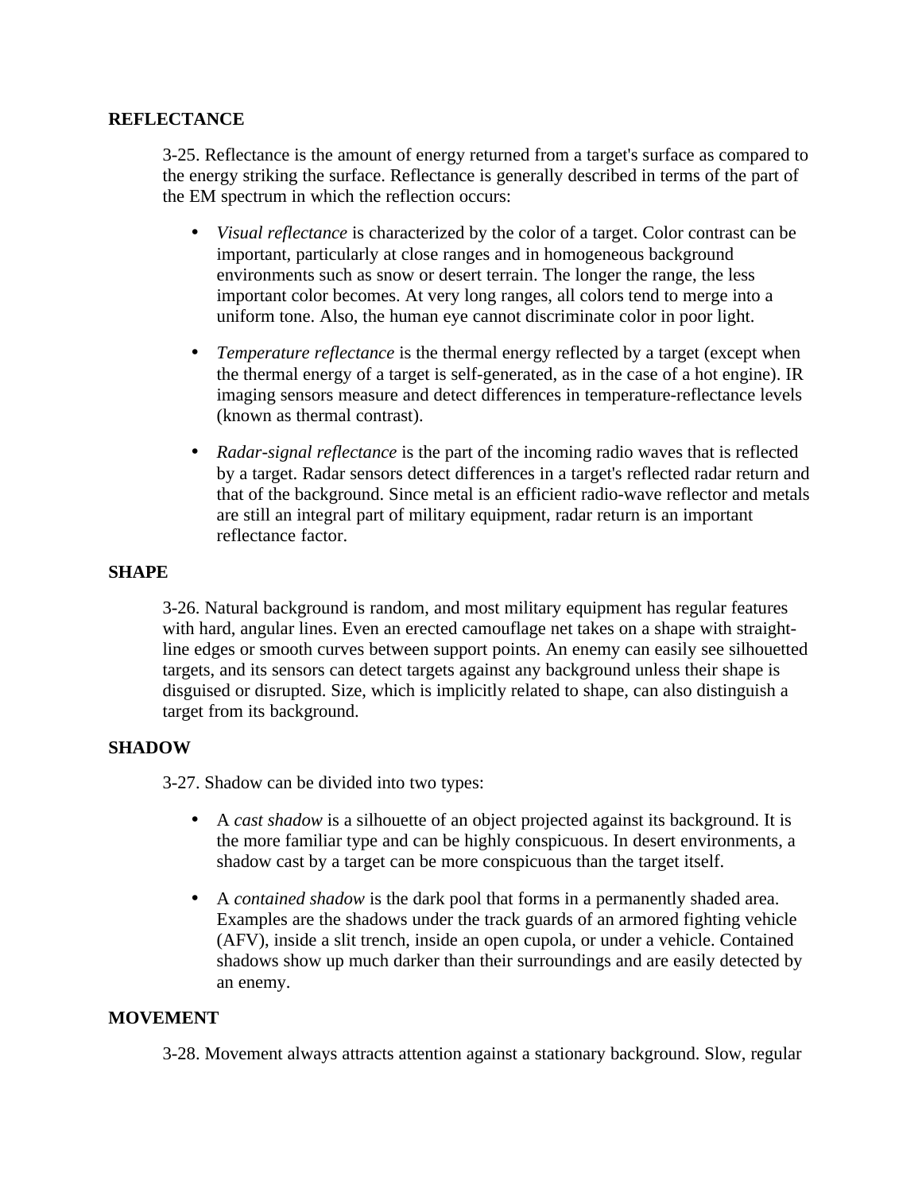## REFLECTANCE

3-25. Reflectance is the amount of energy returned from a target's surface as compared to the energy striking the surface. Reflectance is generally described in terms of the part of the EM spectrum in which the reflection occurs:

- *Visual reflectance* is characterized by the color of a target. Color contrast can be important, particularly at close ranges and in homogeneous background environments such as snow or desert terrain. The longer the range, the less important color becomes. At very long ranges, all colors tend to merge into a uniform tone. Also, the human eye cannot discriminate color in poor light.
- *Temperature reflectance* is the thermal energy reflected by a target (except when the thermal energy of a target is self-generated, as in the case of a hot engine). IR imaging sensors measure and detect differences in temperature-reflectance levels (known as thermal contrast).
- *Radar-signal reflectance* is the part of the incoming radio waves that is reflected by a target. Radar sensors detect differences in a target's reflected radar return and that of the background. Since metal is an efficient radio-wave reflector and metals are still an integral part of military equipment, radar return is an important reflectance factor.

## SHAPE

3-26. Natural background is random, and most military equipment has regular features with hard, angular lines. Even an erected camouflage net takes on a shape with straight-line edges or smooth curves between support points. An enemy can easily see silhouetted targets, and its sensors can detect targets against any background unless their shape is disguised or disrupted. Size, which is implicitly related to shape, can also distinguish a target from its background.

## SHADOW

3-27. Shadow can be divided into two types:

- A *cast shadow* is a silhouette of an object projected against its background. It is the more familiar type and can be highly conspicuous. In desert environments, a shadow cast by a target can be more conspicuous than the target itself.
- A *contained shadow* is the dark pool that forms in a permanently shaded area. Examples are the shadows under the track guards of an armored fighting vehicle (AFV), inside a slit trench, inside an open cupola, or under a vehicle. Contained shadows show up much darker than their surroundings and are easily detected by an enemy.

## MOVEMENT

3-28. Movement always attracts attention against a stationary background. Slow, regular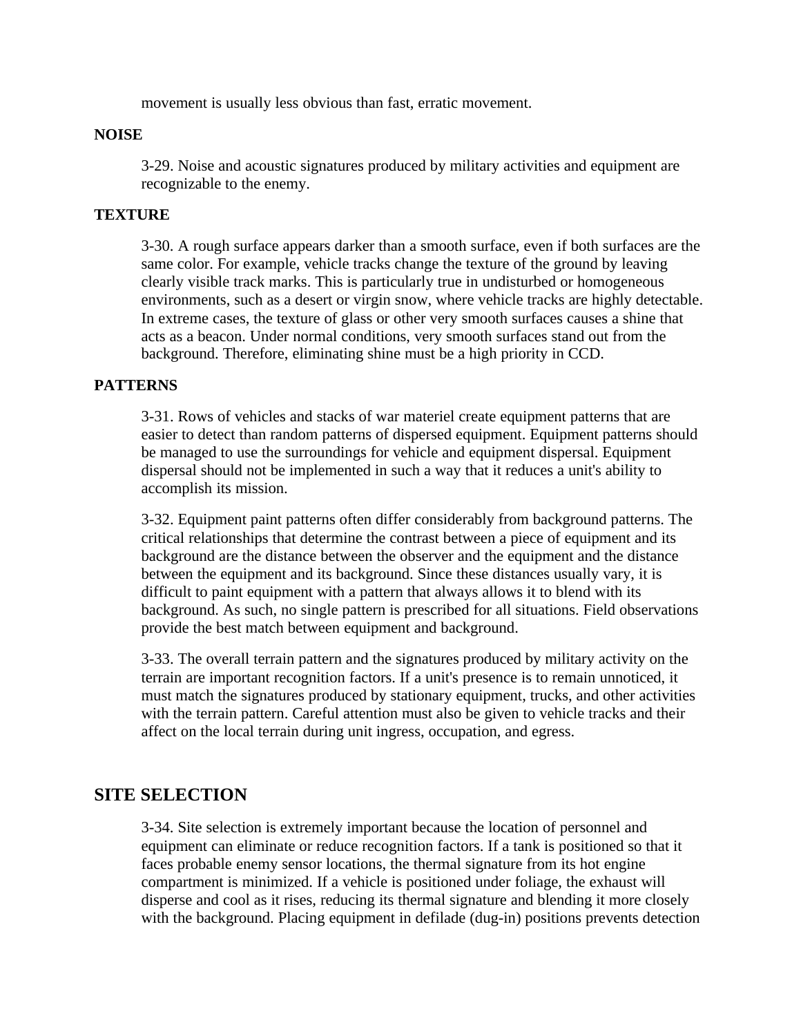movement is usually less obvious than fast, erratic movement.

### NOISE

3-29. Noise and acoustic signatures produced by military activities and equipment are recognizable to the enemy.

### TEXTURE

3-30. A rough surface appears darker than a smooth surface, even if both surfaces are the same color. For example, vehicle tracks change the texture of the ground by leaving clearly visible track marks. This is particularly true in undisturbed or homogeneous environments, such as a desert or virgin snow, where vehicle tracks are highly detectable. In extreme cases, the texture of glass or other very smooth surfaces causes a shine that acts as a beacon. Under normal conditions, very smooth surfaces stand out from the background. Therefore, eliminating shine must be a high priority in CCD.

### PATTERNS

3-31. Rows of vehicles and stacks of war materiel create equipment patterns that are easier to detect than random patterns of dispersed equipment. Equipment patterns should be managed to use the surroundings for vehicle and equipment dispersal. Equipment dispersal should not be implemented in such a way that it reduces a unit's ability to accomplish its mission.

3-32. Equipment paint patterns often differ considerably from background patterns. The critical relationships that determine the contrast between a piece of equipment and its background are the distance between the observer and the equipment and the distance between the equipment and its background. Since these distances usually vary, it is difficult to paint equipment with a pattern that always allows it to blend with its background. As such, no single pattern is prescribed for all situations. Field observations provide the best match between equipment and background.

3-33. The overall terrain pattern and the signatures produced by military activity on the terrain are important recognition factors. If a unit's presence is to remain unnoticed, it must match the signatures produced by stationary equipment, trucks, and other activities with the terrain pattern. Careful attention must also be given to vehicle tracks and their affect on the local terrain during unit ingress, occupation, and egress.

## SITE SELECTION

3-34. Site selection is extremely important because the location of personnel and equipment can eliminate or reduce recognition factors. If a tank is positioned so that it faces probable enemy sensor locations, the thermal signature from its hot engine compartment is minimized. If a vehicle is positioned under foliage, the exhaust will disperse and cool as it rises, reducing its thermal signature and blending it more closely with the background. Placing equipment in defilade (dug-in) positions prevents detection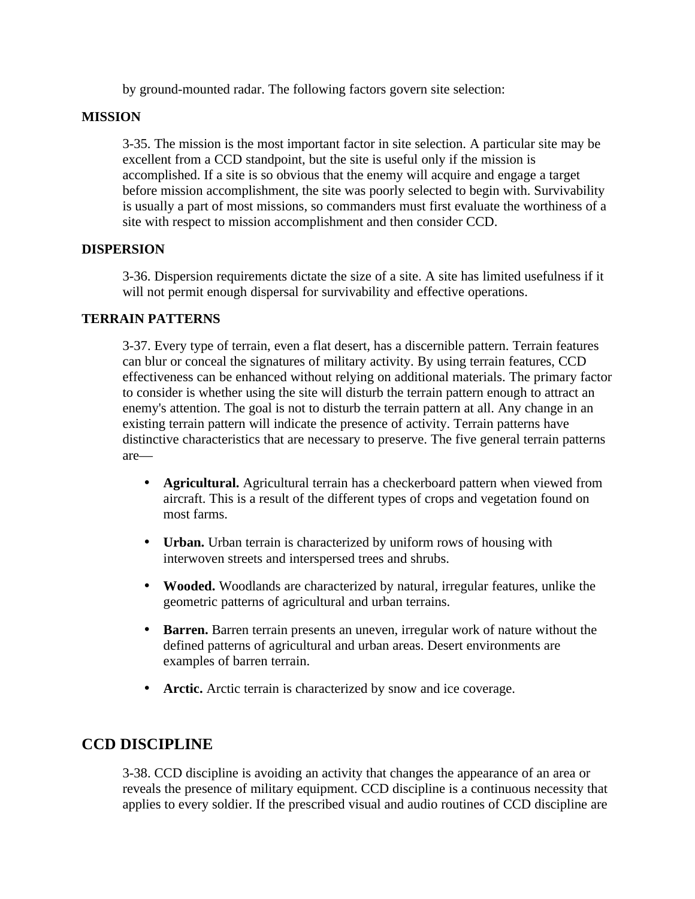by ground-mounted radar. The following factors govern site selection:

### MISSION

3-35. The mission is the most important factor in site selection. A particular site may be excellent from a CCD standpoint, but the site is useful only if the mission is accomplished. If a site is so obvious that the enemy will acquire and engage a target before mission accomplishment, the site was poorly selected to begin with. Survivability is usually a part of most missions, so commanders must first evaluate the worthiness of a site with respect to mission accomplishment and then consider CCD.

### DISPERSION

3-36. Dispersion requirements dictate the size of a site. A site has limited usefulness if it will not permit enough dispersal for survivability and effective operations.

### TERRAIN PATTERNS

3-37. Every type of terrain, even a flat desert, has a discernible pattern. Terrain features can blur or conceal the signatures of military activity. By using terrain features, CCD effectiveness can be enhanced without relying on additional materials. The primary factor to consider is whether using the site will disturb the terrain pattern enough to attract an enemy's attention. The goal is not to disturb the terrain pattern at all. Any change in an existing terrain pattern will indicate the presence of activity. Terrain patterns have distinctive characteristics that are necessary to preserve. The five general terrain patterns are—

- **Agricultural.** Agricultural terrain has a checkerboard pattern when viewed from aircraft. This is a result of the different types of crops and vegetation found on most farms.
- **Urban.** Urban terrain is characterized by uniform rows of housing with interwoven streets and interspersed trees and shrubs.
- **Wooded.** Woodlands are characterized by natural, irregular features, unlike the geometric patterns of agricultural and urban terrains.
- **Barren.** Barren terrain presents an uneven, irregular work of nature without the defined patterns of agricultural and urban areas. Desert environments are examples of barren terrain.
- **Arctic.** Arctic terrain is characterized by snow and ice coverage.

## CCD DISCIPLINE

3-38. CCD discipline is avoiding an activity that changes the appearance of an area or reveals the presence of military equipment. CCD discipline is a continuous necessity that applies to every soldier. If the prescribed visual and audio routines of CCD discipline are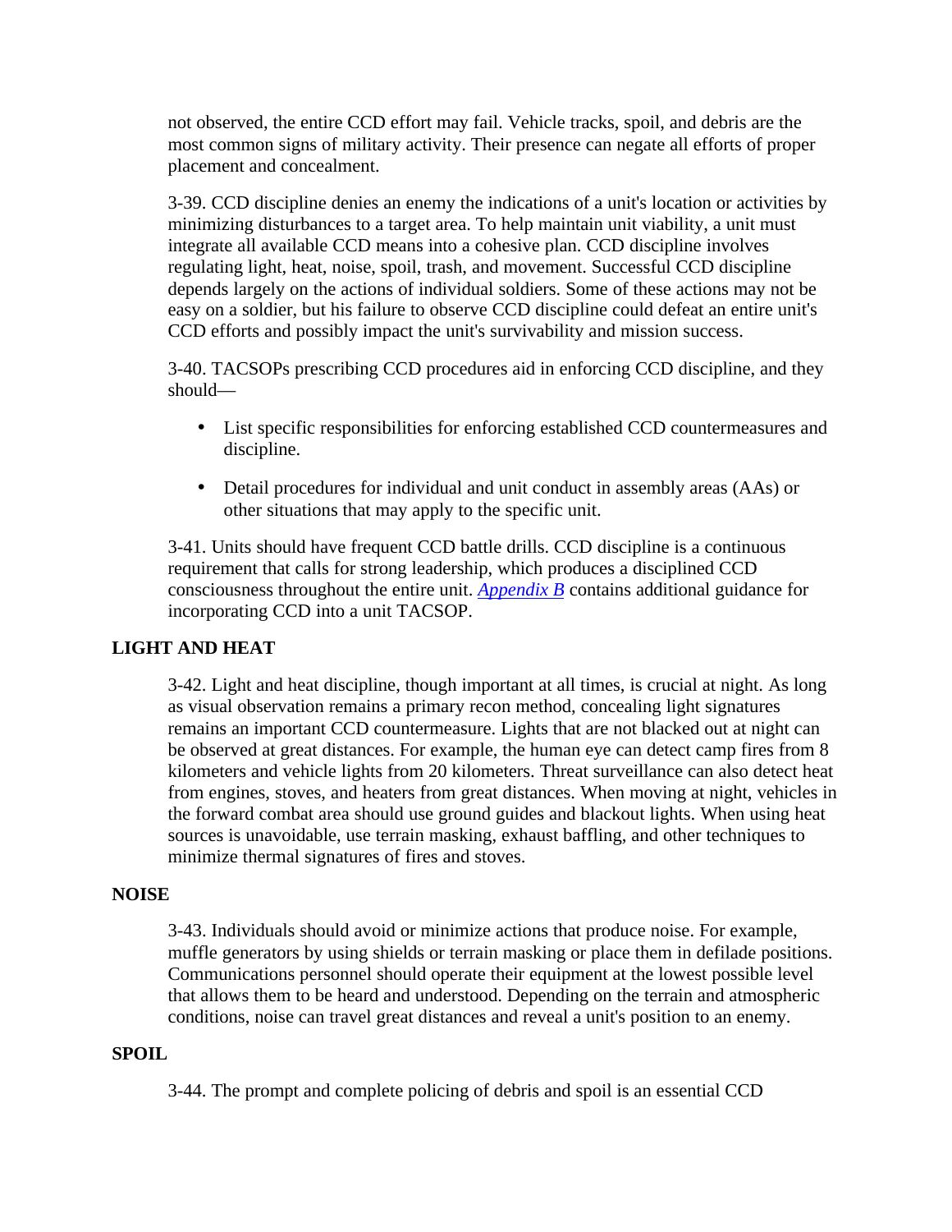not observed, the entire CCD effort may fail. Vehicle tracks, spoil, and debris are the most common signs of military activity. Their presence can negate all efforts of proper placement and concealment.

3-39. CCD discipline denies an enemy the indications of a unit's location or activities by minimizing disturbances to a target area. To help maintain unit viability, a unit must integrate all available CCD means into a cohesive plan. CCD discipline involves regulating light, heat, noise, spoil, trash, and movement. Successful CCD discipline depends largely on the actions of individual soldiers. Some of these actions may not be easy on a soldier, but his failure to observe CCD discipline could defeat an entire unit's CCD efforts and possibly impact the unit's survivability and mission success.

3-40. TACSOPs prescribing CCD procedures aid in enforcing CCD discipline, and they should—

- List specific responsibilities for enforcing established CCD countermeasures and discipline.
- Detail procedures for individual and unit conduct in assembly areas (AAs) or other situations that may apply to the specific unit.

3-41. Units should have frequent CCD battle drills. CCD discipline is a continuous requirement that calls for strong leadership, which produces a disciplined CCD consciousness throughout the entire unit. *Appendix B* contains additional guidance for incorporating CCD into a unit TACSOP.

## LIGHT AND HEAT

3-42. Light and heat discipline, though important at all times, is crucial at night. As long as visual observation remains a primary recon method, concealing light signatures remains an important CCD countermeasure. Lights that are not blacked out at night can be observed at great distances. For example, the human eye can detect camp fires from 8 kilometers and vehicle lights from 20 kilometers. Threat surveillance can also detect heat from engines, stoves, and heaters from great distances. When moving at night, vehicles in the forward combat area should use ground guides and blackout lights. When using heat sources is unavoidable, use terrain masking, exhaust baffling, and other techniques to minimize thermal signatures of fires and stoves.

## NOISE

3-43. Individuals should avoid or minimize actions that produce noise. For example, muffle generators by using shields or terrain masking or place them in defilade positions. Communications personnel should operate their equipment at the lowest possible level that allows them to be heard and understood. Depending on the terrain and atmospheric conditions, noise can travel great distances and reveal a unit's position to an enemy.

## SPOIL

3-44. The prompt and complete policing of debris and spoil is an essential CCD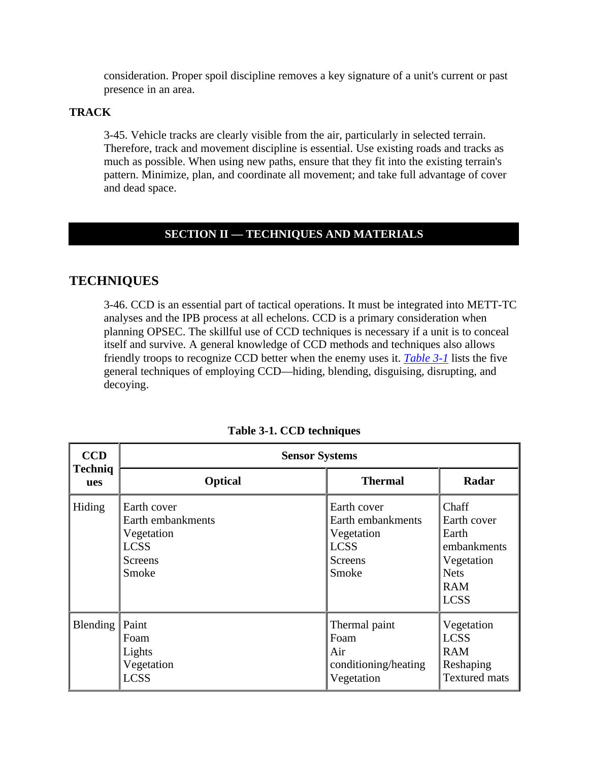consideration. Proper spoil discipline removes a key signature of a unit's current or past presence in an area.

**TRACK**

3-45. Vehicle tracks are clearly visible from the air, particularly in selected terrain. Therefore, track and movement discipline is essential. Use existing roads and tracks as much as possible. When using new paths, ensure that they fit into the existing terrain's pattern. Minimize, plan, and coordinate all movement; and take full advantage of cover and dead space.

## SECTION II — TECHNIQUES AND MATERIALS

## TECHNIQUES

3-46. CCD is an essential part of tactical operations. It must be integrated into METT-TC analyses and the IPB process at all echelons. CCD is a primary consideration when planning OPSEC. The skillful use of CCD techniques is necessary if a unit is to conceal itself and survive. A general knowledge of CCD methods and techniques also allows friendly troops to recognize CCD better when the enemy uses it. *Table 3-1* lists the five general techniques of employing CCD—hiding, blending, disguising, disrupting, and decoying.

**Table 3-1. CCD techniques**

| CCD Techniques | Sensor Systems | | |
|---|---|---|---|
| | **Optical** | **Thermal** | **Radar** |
| Hiding | Earth cover<br>Earth embankments<br>Vegetation<br>LCSS<br>Screens<br>Smoke | Earth cover<br>Earth embankments<br>Vegetation<br>LCSS<br>Screens<br>Smoke | Chaff<br>Earth cover<br>Earth embankments<br>Vegetation<br>Nets<br>RAM<br>LCSS |
| Blending | Paint<br>Foam<br>Lights<br>Vegetation<br>LCSS | Thermal paint<br>Foam<br>Air conditioning/heating<br>Vegetation | Vegetation<br>LCSS<br>RAM<br>Reshaping<br>Textured mats |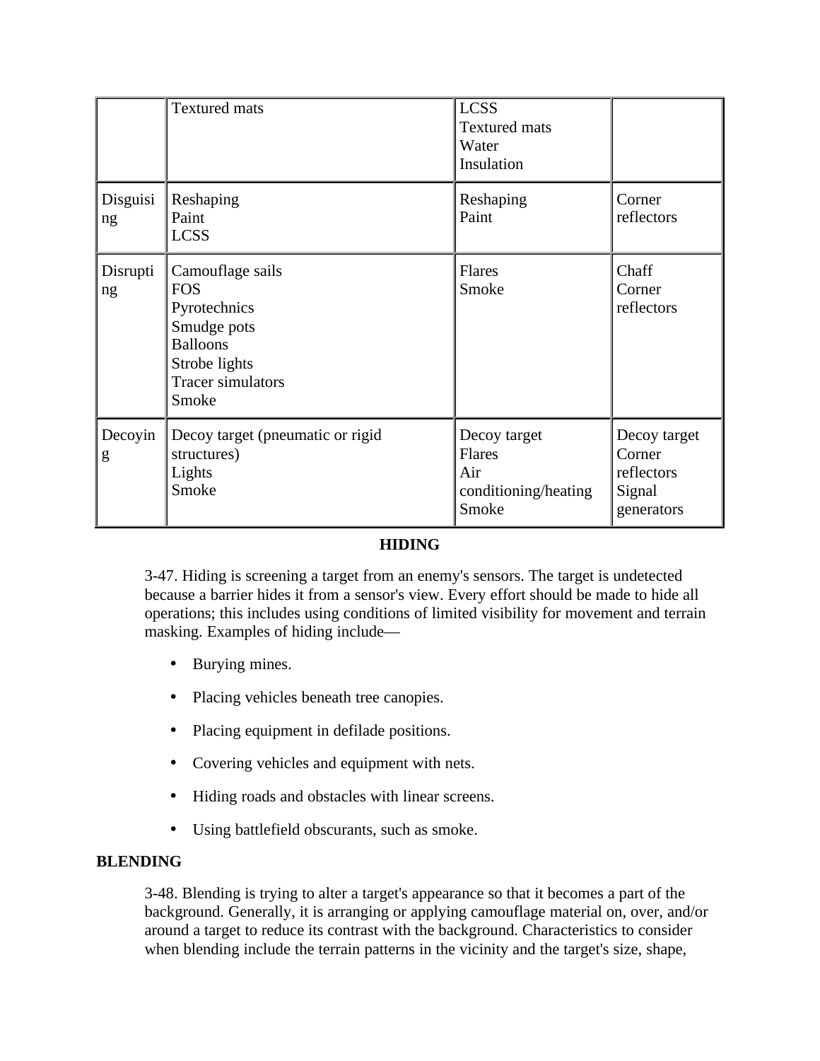| | Textured mats | LCSS<br>Textured mats<br>Water<br>Insulation | |
|---|---|---|---|
| Disguising | Reshaping<br>Paint<br>LCSS | Reshaping<br>Paint | Corner reflectors |
| Disrupting | Camouflage sails<br>FOS<br>Pyrotechnics<br>Smudge pots<br>Balloons<br>Strobe lights<br>Tracer simulators<br>Smoke | Flares<br>Smoke | Chaff<br>Corner reflectors |
| Decoying | Decoy target (pneumatic or rigid structures)<br>Lights<br>Smoke | Decoy target<br>Flares<br>Air conditioning/heating<br>Smoke | Decoy target<br>Corner reflectors<br>Signal generators |

## HIDING

3-47. Hiding is screening a target from an enemy's sensors. The target is undetected because a barrier hides it from a sensor's view. Every effort should be made to hide all operations; this includes using conditions of limited visibility for movement and terrain masking. Examples of hiding include—

- Burying mines.
- Placing vehicles beneath tree canopies.
- Placing equipment in defilade positions.
- Covering vehicles and equipment with nets.
- Hiding roads and obstacles with linear screens.
- Using battlefield obscurants, such as smoke.

## BLENDING

3-48. Blending is trying to alter a target's appearance so that it becomes a part of the background. Generally, it is arranging or applying camouflage material on, over, and/or around a target to reduce its contrast with the background. Characteristics to consider when blending include the terrain patterns in the vicinity and the target's size, shape,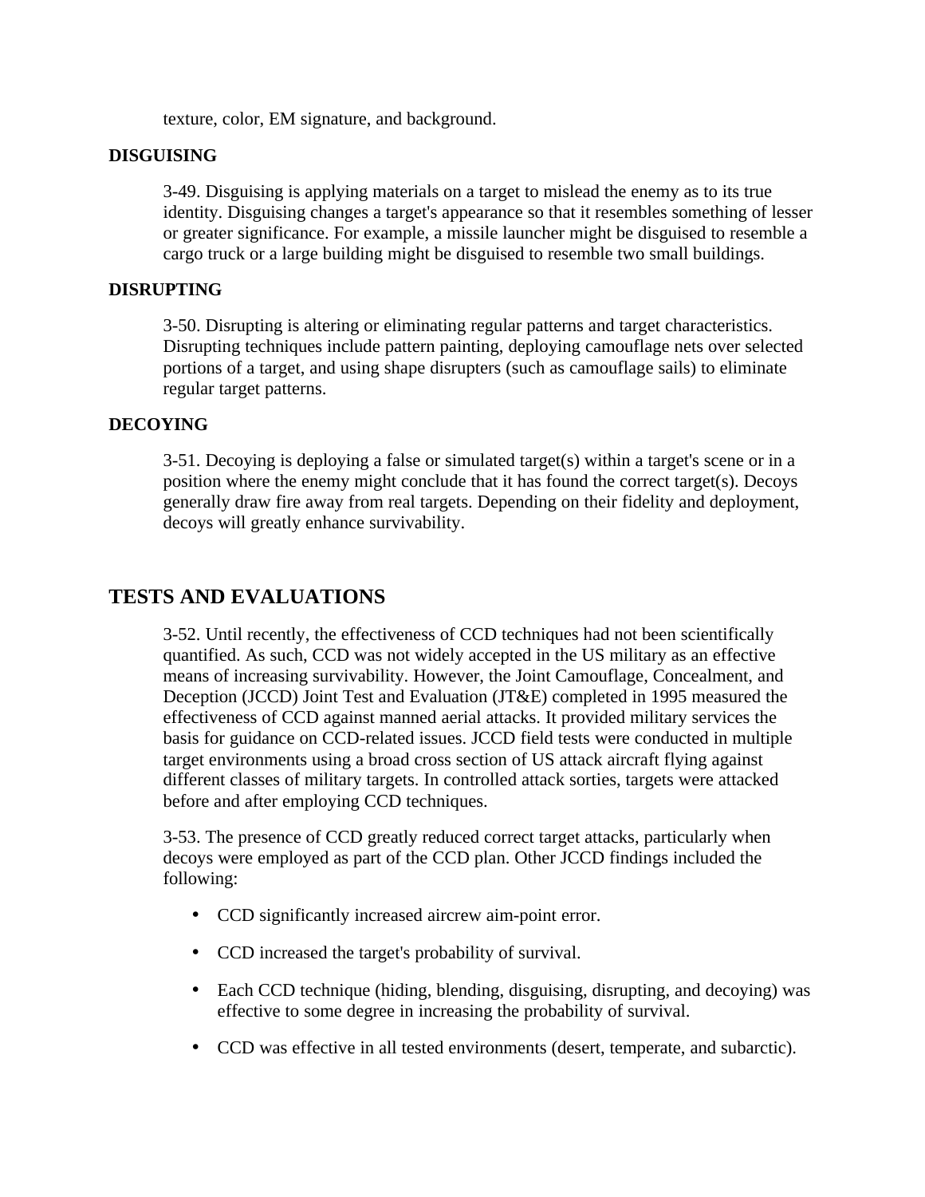texture, color, EM signature, and background.

### DISGUISING

3-49. Disguising is applying materials on a target to mislead the enemy as to its true identity. Disguising changes a target's appearance so that it resembles something of lesser or greater significance. For example, a missile launcher might be disguised to resemble a cargo truck or a large building might be disguised to resemble two small buildings.

### DISRUPTING

3-50. Disrupting is altering or eliminating regular patterns and target characteristics. Disrupting techniques include pattern painting, deploying camouflage nets over selected portions of a target, and using shape disrupters (such as camouflage sails) to eliminate regular target patterns.

### DECOYING

3-51. Decoying is deploying a false or simulated target(s) within a target's scene or in a position where the enemy might conclude that it has found the correct target(s). Decoys generally draw fire away from real targets. Depending on their fidelity and deployment, decoys will greatly enhance survivability.

## TESTS AND EVALUATIONS

3-52. Until recently, the effectiveness of CCD techniques had not been scientifically quantified. As such, CCD was not widely accepted in the US military as an effective means of increasing survivability. However, the Joint Camouflage, Concealment, and Deception (JCCD) Joint Test and Evaluation (JT&E) completed in 1995 measured the effectiveness of CCD against manned aerial attacks. It provided military services the basis for guidance on CCD-related issues. JCCD field tests were conducted in multiple target environments using a broad cross section of US attack aircraft flying against different classes of military targets. In controlled attack sorties, targets were attacked before and after employing CCD techniques.

3-53. The presence of CCD greatly reduced correct target attacks, particularly when decoys were employed as part of the CCD plan. Other JCCD findings included the following:

- CCD significantly increased aircrew aim-point error.
- CCD increased the target's probability of survival.
- Each CCD technique (hiding, blending, disguising, disrupting, and decoying) was effective to some degree in increasing the probability of survival.
- CCD was effective in all tested environments (desert, temperate, and subarctic).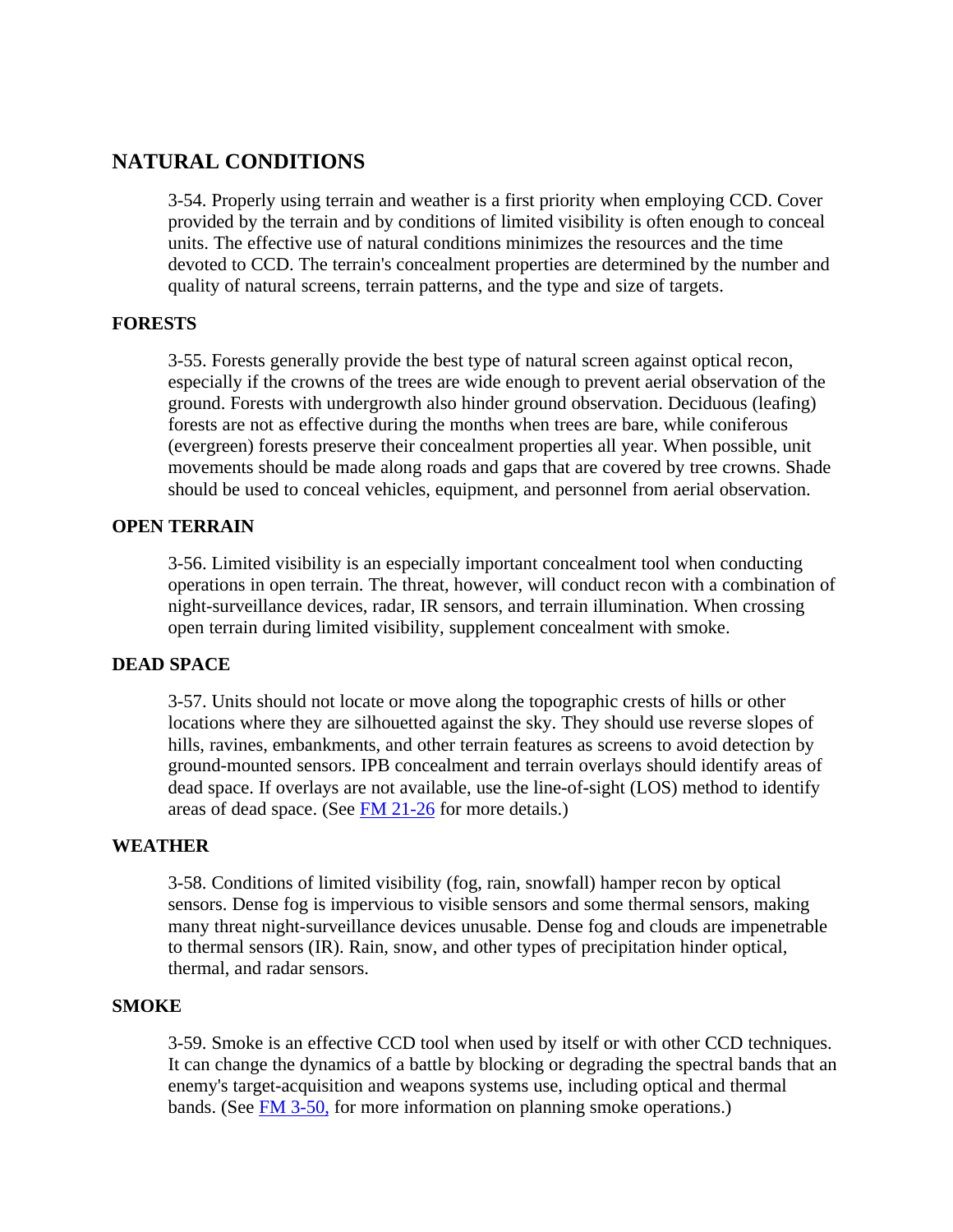## NATURAL CONDITIONS

3-54. Properly using terrain and weather is a first priority when employing CCD. Cover provided by the terrain and by conditions of limited visibility is often enough to conceal units. The effective use of natural conditions minimizes the resources and the time devoted to CCD. The terrain's concealment properties are determined by the number and quality of natural screens, terrain patterns, and the type and size of targets.

### FORESTS

3-55. Forests generally provide the best type of natural screen against optical recon, especially if the crowns of the trees are wide enough to prevent aerial observation of the ground. Forests with undergrowth also hinder ground observation. Deciduous (leafing) forests are not as effective during the months when trees are bare, while coniferous (evergreen) forests preserve their concealment properties all year. When possible, unit movements should be made along roads and gaps that are covered by tree crowns. Shade should be used to conceal vehicles, equipment, and personnel from aerial observation.

### OPEN TERRAIN

3-56. Limited visibility is an especially important concealment tool when conducting operations in open terrain. The threat, however, will conduct recon with a combination of night-surveillance devices, radar, IR sensors, and terrain illumination. When crossing open terrain during limited visibility, supplement concealment with smoke.

### DEAD SPACE

3-57. Units should not locate or move along the topographic crests of hills or other locations where they are silhouetted against the sky. They should use reverse slopes of hills, ravines, embankments, and other terrain features as screens to avoid detection by ground-mounted sensors. IPB concealment and terrain overlays should identify areas of dead space. If overlays are not available, use the line-of-sight (LOS) method to identify areas of dead space. (See FM 21-26 for more details.)

### WEATHER

3-58. Conditions of limited visibility (fog, rain, snowfall) hamper recon by optical sensors. Dense fog is impervious to visible sensors and some thermal sensors, making many threat night-surveillance devices unusable. Dense fog and clouds are impenetrable to thermal sensors (IR). Rain, snow, and other types of precipitation hinder optical, thermal, and radar sensors.

### SMOKE

3-59. Smoke is an effective CCD tool when used by itself or with other CCD techniques. It can change the dynamics of a battle by blocking or degrading the spectral bands that an enemy's target-acquisition and weapons systems use, including optical and thermal bands. (See FM 3-50, for more information on planning smoke operations.)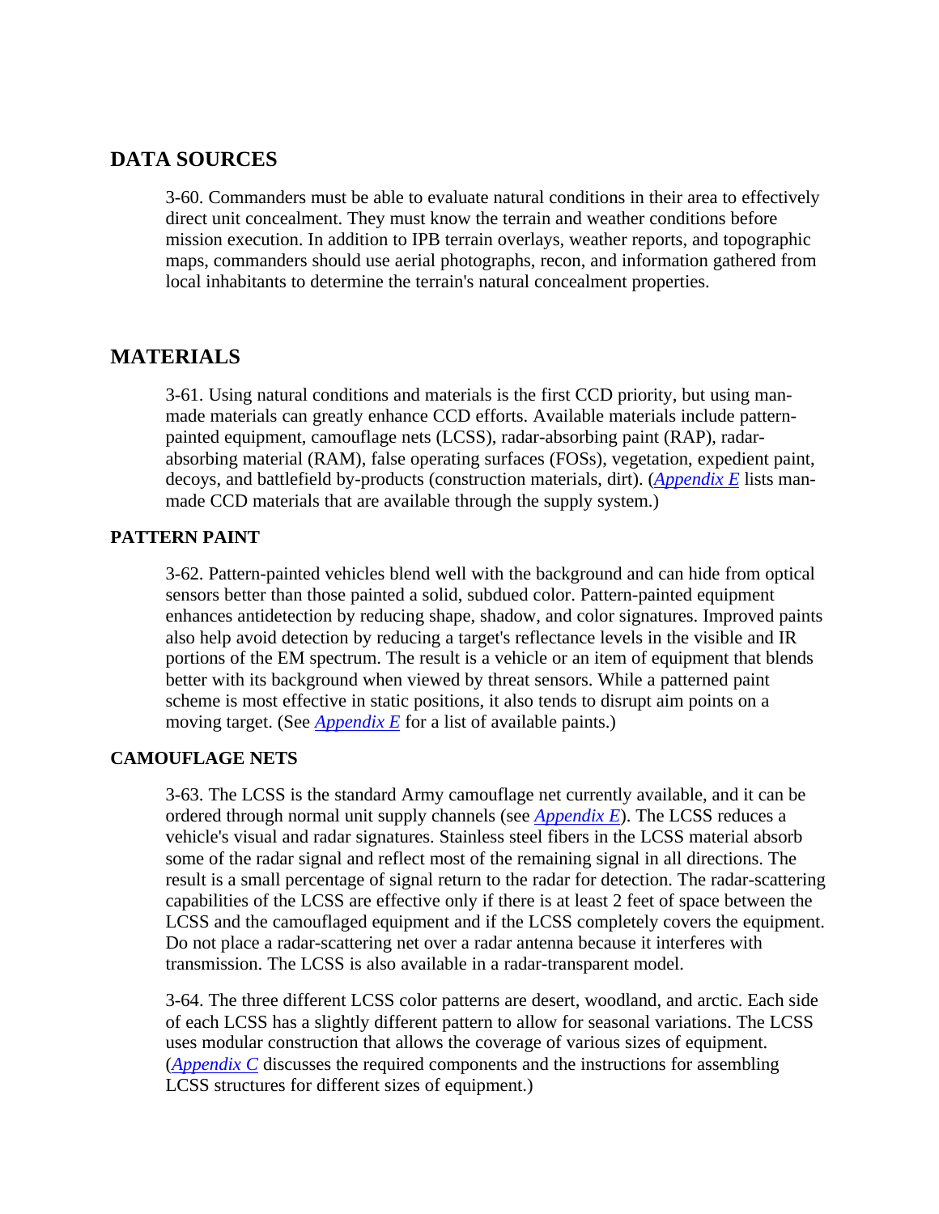## DATA SOURCES

3-60. Commanders must be able to evaluate natural conditions in their area to effectively direct unit concealment. They must know the terrain and weather conditions before mission execution. In addition to IPB terrain overlays, weather reports, and topographic maps, commanders should use aerial photographs, recon, and information gathered from local inhabitants to determine the terrain's natural concealment properties.

## MATERIALS

3-61. Using natural conditions and materials is the first CCD priority, but using man-made materials can greatly enhance CCD efforts. Available materials include pattern-painted equipment, camouflage nets (LCSS), radar-absorbing paint (RAP), radar-absorbing material (RAM), false operating surfaces (FOSs), vegetation, expedient paint, decoys, and battlefield by-products (construction materials, dirt). (*Appendix E* lists man-made CCD materials that are available through the supply system.)

### PATTERN PAINT

3-62. Pattern-painted vehicles blend well with the background and can hide from optical sensors better than those painted a solid, subdued color. Pattern-painted equipment enhances antidetection by reducing shape, shadow, and color signatures. Improved paints also help avoid detection by reducing a target's reflectance levels in the visible and IR portions of the EM spectrum. The result is a vehicle or an item of equipment that blends better with its background when viewed by threat sensors. While a patterned paint scheme is most effective in static positions, it also tends to disrupt aim points on a moving target. (See *Appendix E* for a list of available paints.)

### CAMOUFLAGE NETS

3-63. The LCSS is the standard Army camouflage net currently available, and it can be ordered through normal unit supply channels (see *Appendix E*). The LCSS reduces a vehicle's visual and radar signatures. Stainless steel fibers in the LCSS material absorb some of the radar signal and reflect most of the remaining signal in all directions. The result is a small percentage of signal return to the radar for detection. The radar-scattering capabilities of the LCSS are effective only if there is at least 2 feet of space between the LCSS and the camouflaged equipment and if the LCSS completely covers the equipment. Do not place a radar-scattering net over a radar antenna because it interferes with transmission. The LCSS is also available in a radar-transparent model.

3-64. The three different LCSS color patterns are desert, woodland, and arctic. Each side of each LCSS has a slightly different pattern to allow for seasonal variations. The LCSS uses modular construction that allows the coverage of various sizes of equipment. (*Appendix C* discusses the required components and the instructions for assembling LCSS structures for different sizes of equipment.)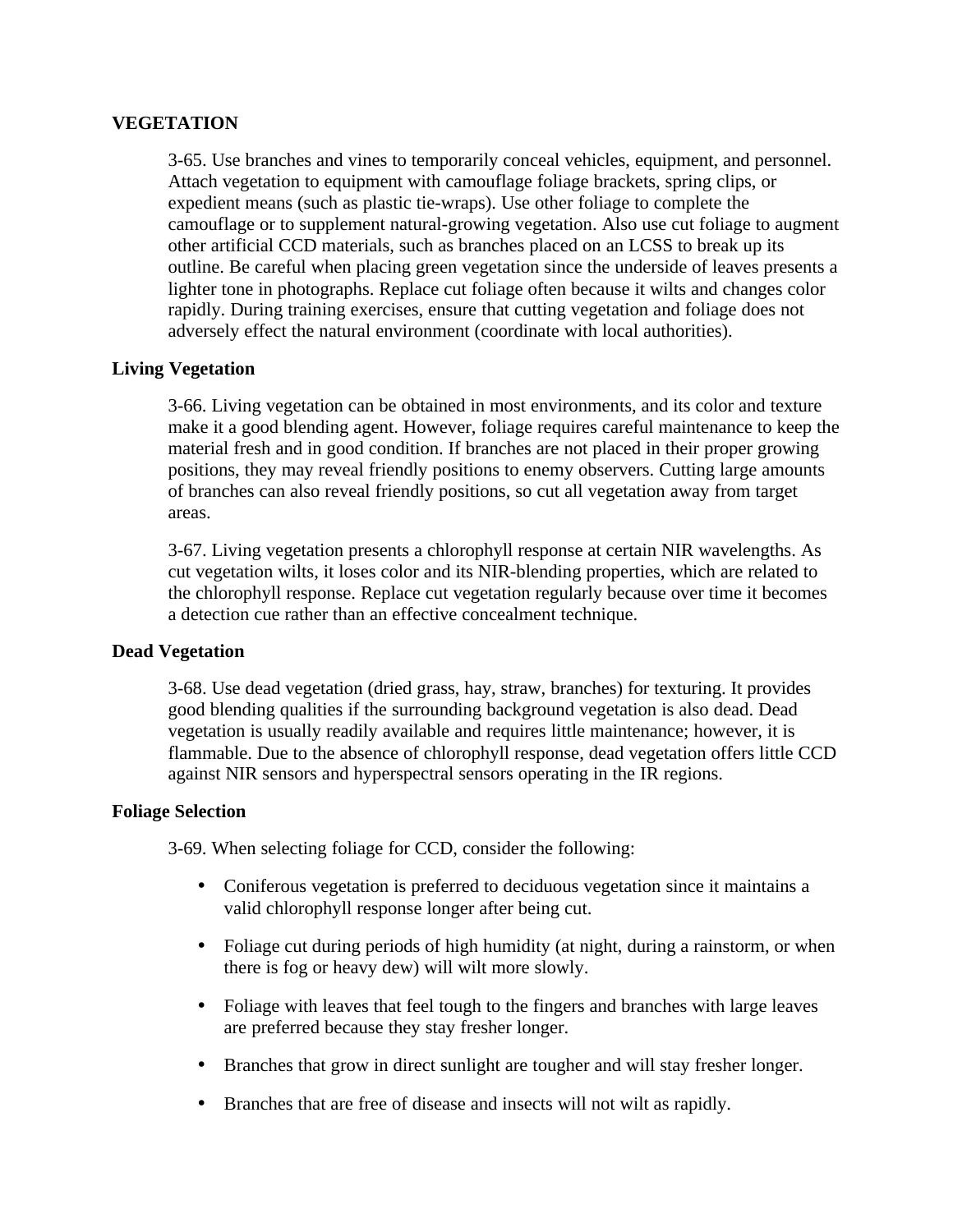## VEGETATION

3-65. Use branches and vines to temporarily conceal vehicles, equipment, and personnel. Attach vegetation to equipment with camouflage foliage brackets, spring clips, or expedient means (such as plastic tie-wraps). Use other foliage to complete the camouflage or to supplement natural-growing vegetation. Also use cut foliage to augment other artificial CCD materials, such as branches placed on an LCSS to break up its outline. Be careful when placing green vegetation since the underside of leaves presents a lighter tone in photographs. Replace cut foliage often because it wilts and changes color rapidly. During training exercises, ensure that cutting vegetation and foliage does not adversely effect the natural environment (coordinate with local authorities).

### Living Vegetation

3-66. Living vegetation can be obtained in most environments, and its color and texture make it a good blending agent. However, foliage requires careful maintenance to keep the material fresh and in good condition. If branches are not placed in their proper growing positions, they may reveal friendly positions to enemy observers. Cutting large amounts of branches can also reveal friendly positions, so cut all vegetation away from target areas.

3-67. Living vegetation presents a chlorophyll response at certain NIR wavelengths. As cut vegetation wilts, it loses color and its NIR-blending properties, which are related to the chlorophyll response. Replace cut vegetation regularly because over time it becomes a detection cue rather than an effective concealment technique.

### Dead Vegetation

3-68. Use dead vegetation (dried grass, hay, straw, branches) for texturing. It provides good blending qualities if the surrounding background vegetation is also dead. Dead vegetation is usually readily available and requires little maintenance; however, it is flammable. Due to the absence of chlorophyll response, dead vegetation offers little CCD against NIR sensors and hyperspectral sensors operating in the IR regions.

### Foliage Selection

3-69. When selecting foliage for CCD, consider the following:

- Coniferous vegetation is preferred to deciduous vegetation since it maintains a valid chlorophyll response longer after being cut.
- Foliage cut during periods of high humidity (at night, during a rainstorm, or when there is fog or heavy dew) will wilt more slowly.
- Foliage with leaves that feel tough to the fingers and branches with large leaves are preferred because they stay fresher longer.
- Branches that grow in direct sunlight are tougher and will stay fresher longer.
- Branches that are free of disease and insects will not wilt as rapidly.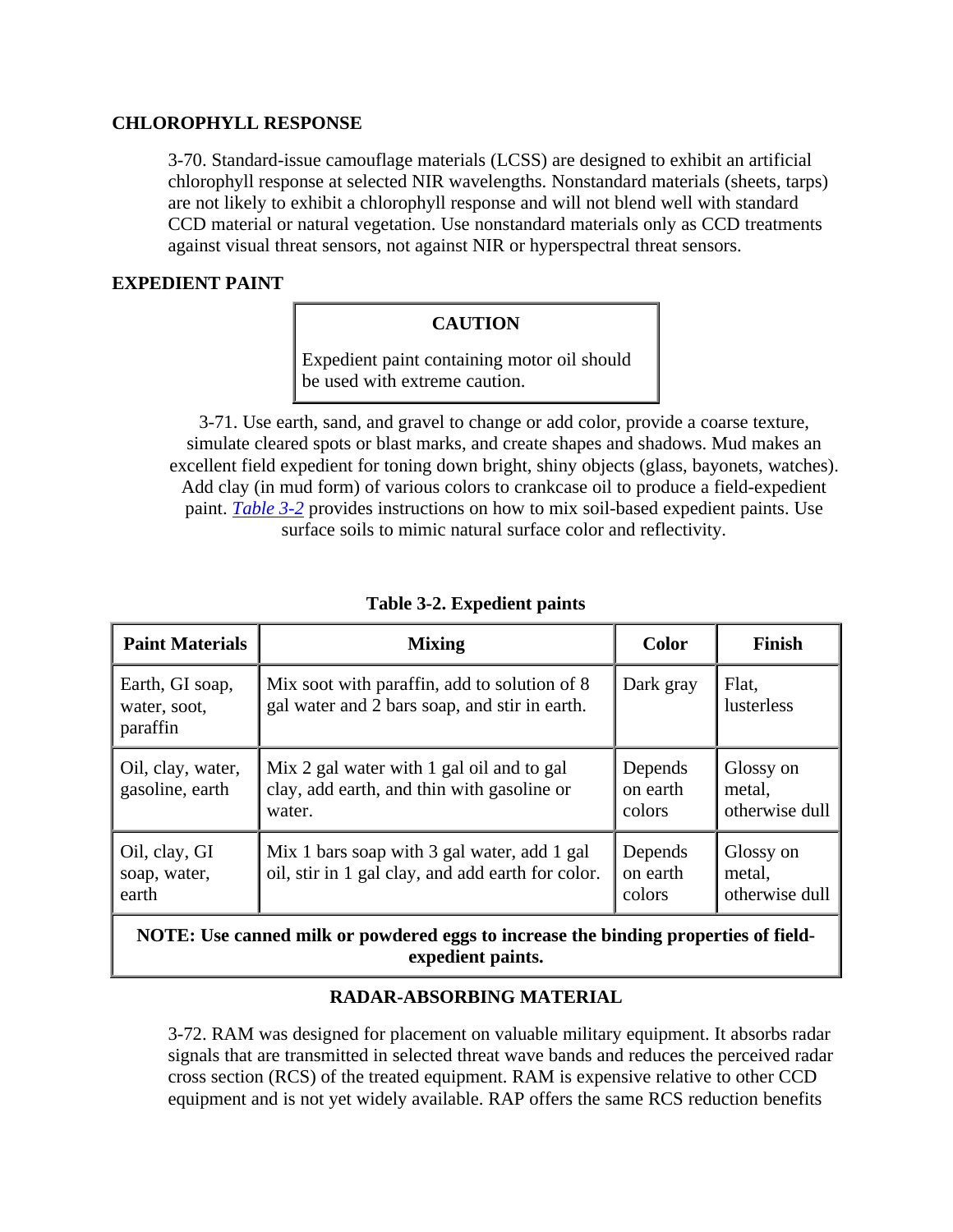**CHLOROPHYLL RESPONSE**

3-70. Standard-issue camouflage materials (LCSS) are designed to exhibit an artificial chlorophyll response at selected NIR wavelengths. Nonstandard materials (sheets, tarps) are not likely to exhibit a chlorophyll response and will not blend well with standard CCD material or natural vegetation. Use nonstandard materials only as CCD treatments against visual threat sensors, not against NIR or hyperspectral threat sensors.

**EXPEDIENT PAINT**

> **CAUTION**
>
> Expedient paint containing motor oil should be used with extreme caution.

3-71. Use earth, sand, and gravel to change or add color, provide a coarse texture, simulate cleared spots or blast marks, and create shapes and shadows. Mud makes an excellent field expedient for toning down bright, shiny objects (glass, bayonets, watches). Add clay (in mud form) of various colors to crankcase oil to produce a field-expedient paint. *Table 3-2* provides instructions on how to mix soil-based expedient paints. Use surface soils to mimic natural surface color and reflectivity.

**Table 3-2. Expedient paints**

| Paint Materials | Mixing | Color | Finish |
|---|---|---|---|
| Earth, GI soap, water, soot, paraffin | Mix soot with paraffin, add to solution of 8 gal water and 2 bars soap, and stir in earth. | Dark gray | Flat, lusterless |
| Oil, clay, water, gasoline, earth | Mix 2 gal water with 1 gal oil and to gal clay, add earth, and thin with gasoline or water. | Depends on earth colors | Glossy on metal, otherwise dull |
| Oil, clay, GI soap, water, earth | Mix 1 bars soap with 3 gal water, add 1 gal oil, stir in 1 gal clay, and add earth for color. | Depends on earth colors | Glossy on metal, otherwise dull |
| **NOTE: Use canned milk or powdered eggs to increase the binding properties of field-expedient paints.** | | | |

**RADAR-ABSORBING MATERIAL**

3-72. RAM was designed for placement on valuable military equipment. It absorbs radar signals that are transmitted in selected threat wave bands and reduces the perceived radar cross section (RCS) of the treated equipment. RAM is expensive relative to other CCD equipment and is not yet widely available. RAP offers the same RCS reduction benefits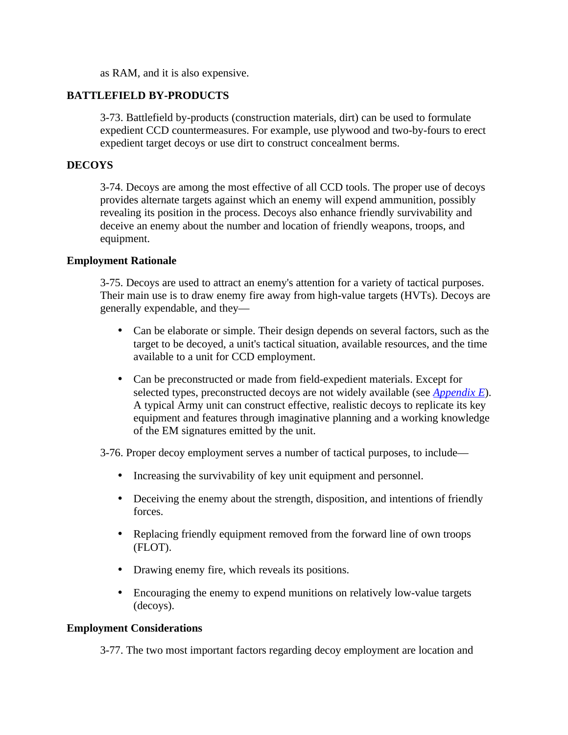as RAM, and it is also expensive.

## BATTLEFIELD BY-PRODUCTS

3-73. Battlefield by-products (construction materials, dirt) can be used to formulate expedient CCD countermeasures. For example, use plywood and two-by-fours to erect expedient target decoys or use dirt to construct concealment berms.

## DECOYS

3-74. Decoys are among the most effective of all CCD tools. The proper use of decoys provides alternate targets against which an enemy will expend ammunition, possibly revealing its position in the process. Decoys also enhance friendly survivability and deceive an enemy about the number and location of friendly weapons, troops, and equipment.

### Employment Rationale

3-75. Decoys are used to attract an enemy's attention for a variety of tactical purposes. Their main use is to draw enemy fire away from high-value targets (HVTs). Decoys are generally expendable, and they—

- Can be elaborate or simple. Their design depends on several factors, such as the target to be decoyed, a unit's tactical situation, available resources, and the time available to a unit for CCD employment.
- Can be preconstructed or made from field-expedient materials. Except for selected types, preconstructed decoys are not widely available (see *Appendix E*). A typical Army unit can construct effective, realistic decoys to replicate its key equipment and features through imaginative planning and a working knowledge of the EM signatures emitted by the unit.

3-76. Proper decoy employment serves a number of tactical purposes, to include—

- Increasing the survivability of key unit equipment and personnel.
- Deceiving the enemy about the strength, disposition, and intentions of friendly forces.
- Replacing friendly equipment removed from the forward line of own troops (FLOT).
- Drawing enemy fire, which reveals its positions.
- Encouraging the enemy to expend munitions on relatively low-value targets (decoys).

### Employment Considerations

3-77. The two most important factors regarding decoy employment are location and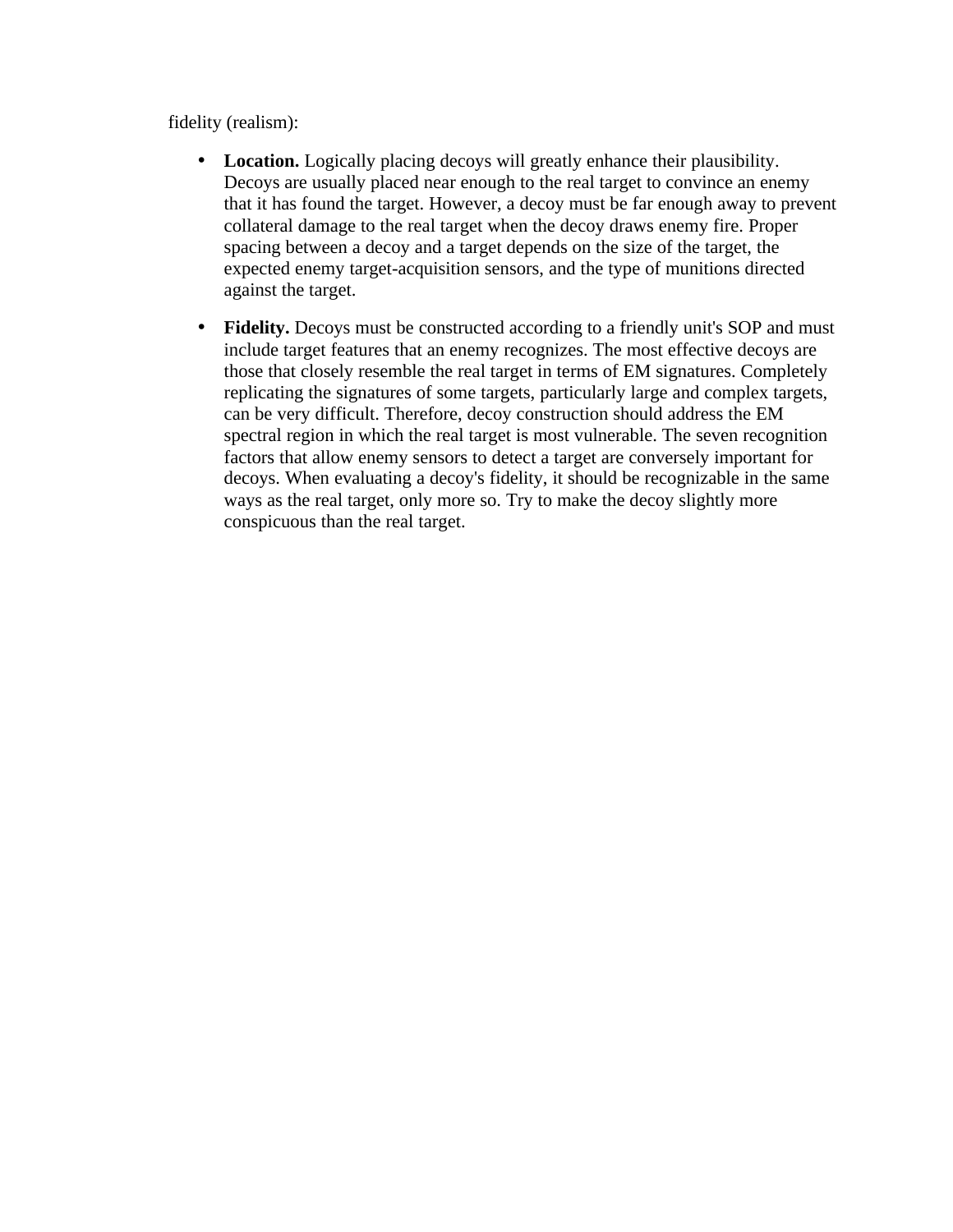fidelity (realism):

- **Location.** Logically placing decoys will greatly enhance their plausibility. Decoys are usually placed near enough to the real target to convince an enemy that it has found the target. However, a decoy must be far enough away to prevent collateral damage to the real target when the decoy draws enemy fire. Proper spacing between a decoy and a target depends on the size of the target, the expected enemy target-acquisition sensors, and the type of munitions directed against the target.
- **Fidelity.** Decoys must be constructed according to a friendly unit's SOP and must include target features that an enemy recognizes. The most effective decoys are those that closely resemble the real target in terms of EM signatures. Completely replicating the signatures of some targets, particularly large and complex targets, can be very difficult. Therefore, decoy construction should address the EM spectral region in which the real target is most vulnerable. The seven recognition factors that allow enemy sensors to detect a target are conversely important for decoys. When evaluating a decoy's fidelity, it should be recognizable in the same ways as the real target, only more so. Try to make the decoy slightly more conspicuous than the real target.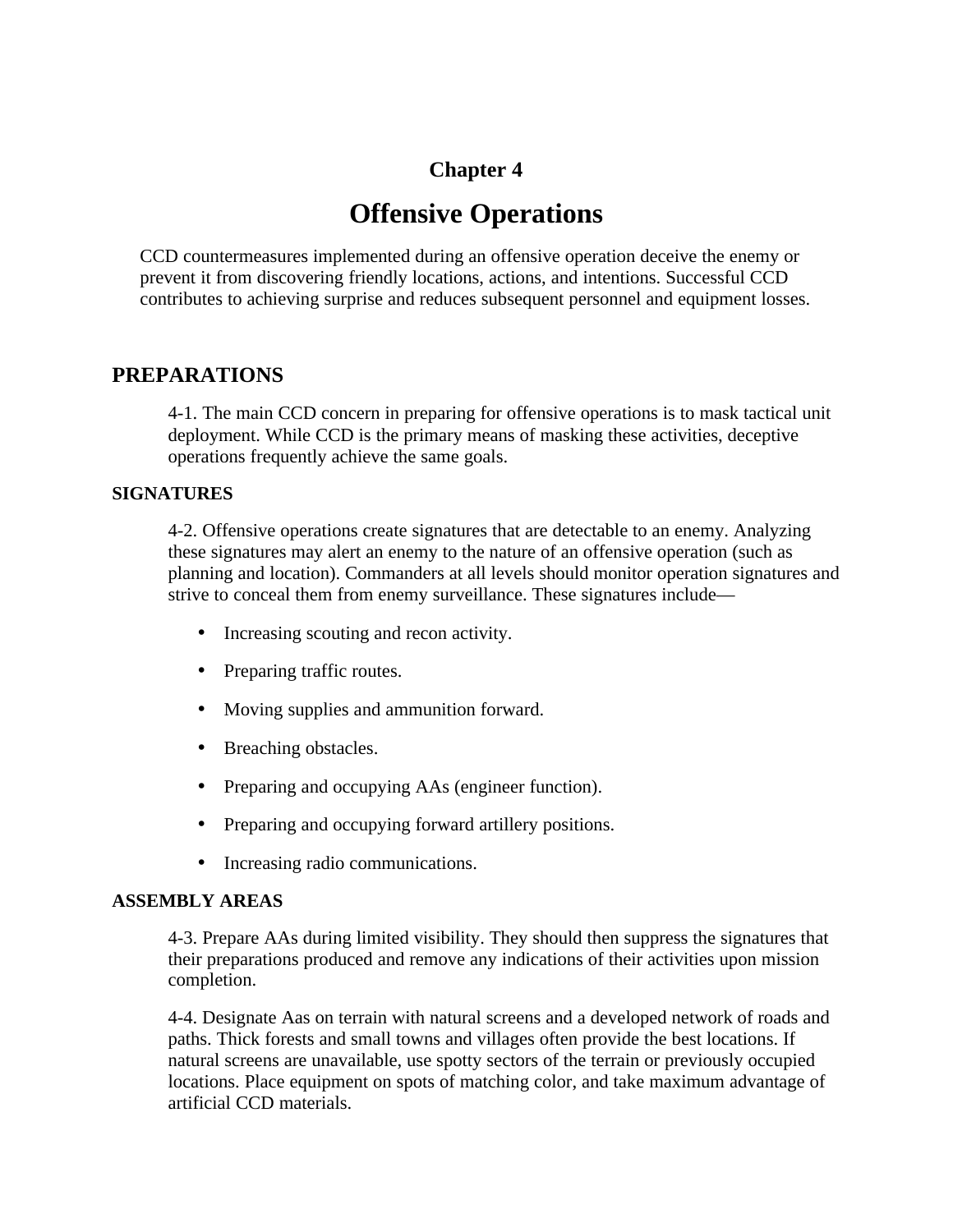# Chapter 4

# Offensive Operations

CCD countermeasures implemented during an offensive operation deceive the enemy or prevent it from discovering friendly locations, actions, and intentions. Successful CCD contributes to achieving surprise and reduces subsequent personnel and equipment losses.

## PREPARATIONS

4-1. The main CCD concern in preparing for offensive operations is to mask tactical unit deployment. While CCD is the primary means of masking these activities, deceptive operations frequently achieve the same goals.

### SIGNATURES

4-2. Offensive operations create signatures that are detectable to an enemy. Analyzing these signatures may alert an enemy to the nature of an offensive operation (such as planning and location). Commanders at all levels should monitor operation signatures and strive to conceal them from enemy surveillance. These signatures include—

- Increasing scouting and recon activity.
- Preparing traffic routes.
- Moving supplies and ammunition forward.
- Breaching obstacles.
- Preparing and occupying AAs (engineer function).
- Preparing and occupying forward artillery positions.
- Increasing radio communications.

### ASSEMBLY AREAS

4-3. Prepare AAs during limited visibility. They should then suppress the signatures that their preparations produced and remove any indications of their activities upon mission completion.

4-4. Designate Aas on terrain with natural screens and a developed network of roads and paths. Thick forests and small towns and villages often provide the best locations. If natural screens are unavailable, use spotty sectors of the terrain or previously occupied locations. Place equipment on spots of matching color, and take maximum advantage of artificial CCD materials.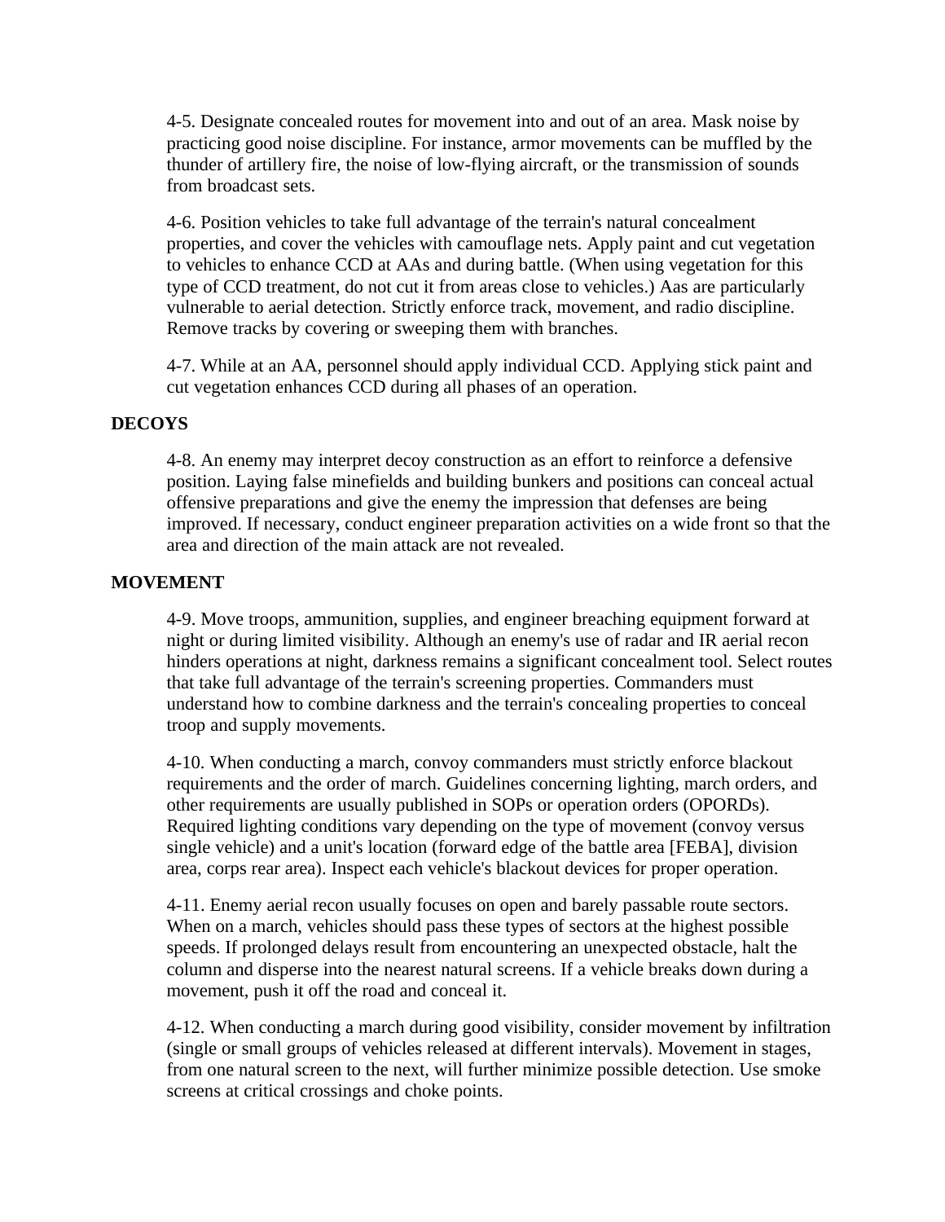4-5. Designate concealed routes for movement into and out of an area. Mask noise by practicing good noise discipline. For instance, armor movements can be muffled by the thunder of artillery fire, the noise of low-flying aircraft, or the transmission of sounds from broadcast sets.

4-6. Position vehicles to take full advantage of the terrain's natural concealment properties, and cover the vehicles with camouflage nets. Apply paint and cut vegetation to vehicles to enhance CCD at AAs and during battle. (When using vegetation for this type of CCD treatment, do not cut it from areas close to vehicles.) Aas are particularly vulnerable to aerial detection. Strictly enforce track, movement, and radio discipline. Remove tracks by covering or sweeping them with branches.

4-7. While at an AA, personnel should apply individual CCD. Applying stick paint and cut vegetation enhances CCD during all phases of an operation.

## DECOYS

4-8. An enemy may interpret decoy construction as an effort to reinforce a defensive position. Laying false minefields and building bunkers and positions can conceal actual offensive preparations and give the enemy the impression that defenses are being improved. If necessary, conduct engineer preparation activities on a wide front so that the area and direction of the main attack are not revealed.

## MOVEMENT

4-9. Move troops, ammunition, supplies, and engineer breaching equipment forward at night or during limited visibility. Although an enemy's use of radar and IR aerial recon hinders operations at night, darkness remains a significant concealment tool. Select routes that take full advantage of the terrain's screening properties. Commanders must understand how to combine darkness and the terrain's concealing properties to conceal troop and supply movements.

4-10. When conducting a march, convoy commanders must strictly enforce blackout requirements and the order of march. Guidelines concerning lighting, march orders, and other requirements are usually published in SOPs or operation orders (OPORDs). Required lighting conditions vary depending on the type of movement (convoy versus single vehicle) and a unit's location (forward edge of the battle area [FEBA], division area, corps rear area). Inspect each vehicle's blackout devices for proper operation.

4-11. Enemy aerial recon usually focuses on open and barely passable route sectors. When on a march, vehicles should pass these types of sectors at the highest possible speeds. If prolonged delays result from encountering an unexpected obstacle, halt the column and disperse into the nearest natural screens. If a vehicle breaks down during a movement, push it off the road and conceal it.

4-12. When conducting a march during good visibility, consider movement by infiltration (single or small groups of vehicles released at different intervals). Movement in stages, from one natural screen to the next, will further minimize possible detection. Use smoke screens at critical crossings and choke points.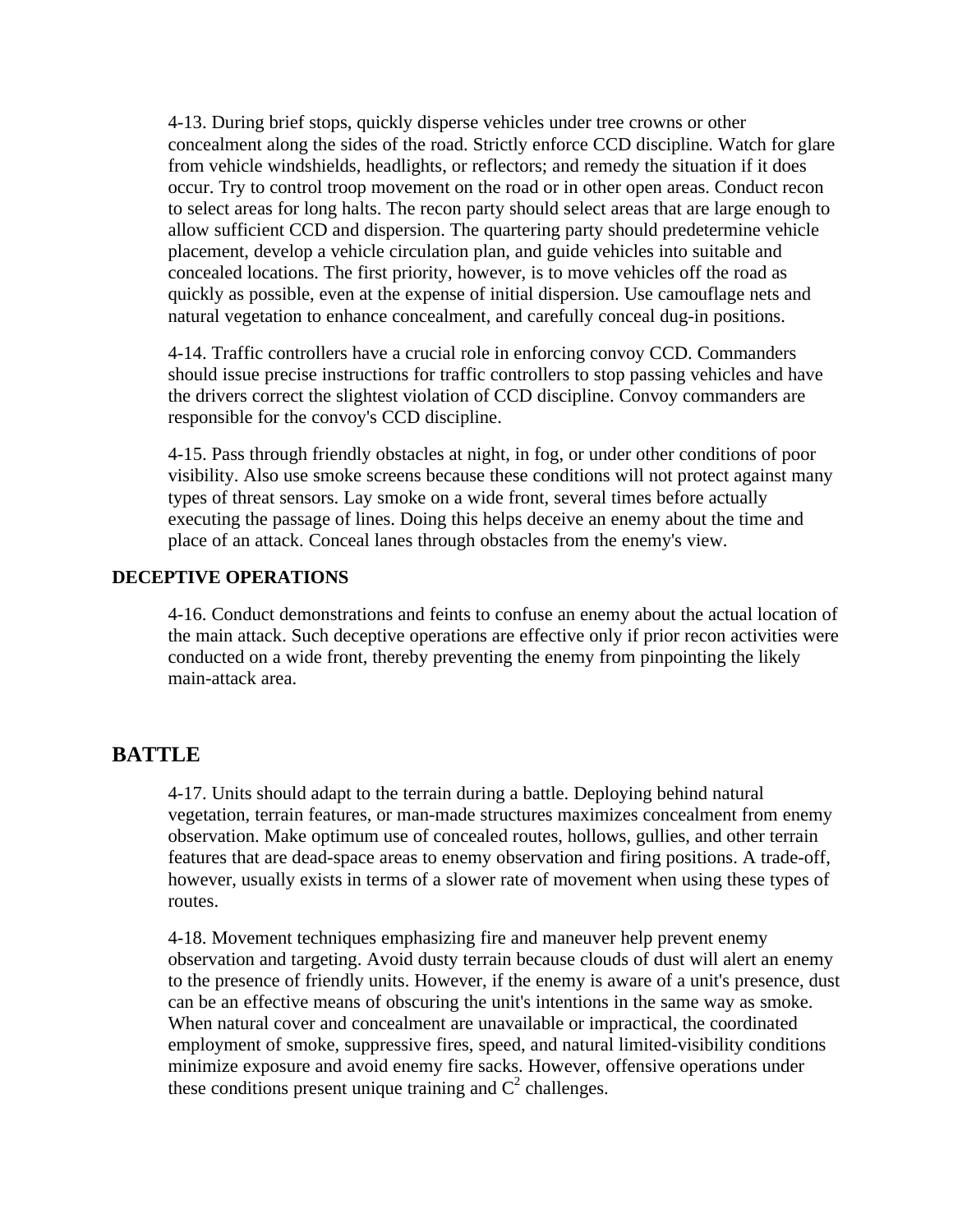4-13. During brief stops, quickly disperse vehicles under tree crowns or other concealment along the sides of the road. Strictly enforce CCD discipline. Watch for glare from vehicle windshields, headlights, or reflectors; and remedy the situation if it does occur. Try to control troop movement on the road or in other open areas. Conduct recon to select areas for long halts. The recon party should select areas that are large enough to allow sufficient CCD and dispersion. The quartering party should predetermine vehicle placement, develop a vehicle circulation plan, and guide vehicles into suitable and concealed locations. The first priority, however, is to move vehicles off the road as quickly as possible, even at the expense of initial dispersion. Use camouflage nets and natural vegetation to enhance concealment, and carefully conceal dug-in positions.

4-14. Traffic controllers have a crucial role in enforcing convoy CCD. Commanders should issue precise instructions for traffic controllers to stop passing vehicles and have the drivers correct the slightest violation of CCD discipline. Convoy commanders are responsible for the convoy's CCD discipline.

4-15. Pass through friendly obstacles at night, in fog, or under other conditions of poor visibility. Also use smoke screens because these conditions will not protect against many types of threat sensors. Lay smoke on a wide front, several times before actually executing the passage of lines. Doing this helps deceive an enemy about the time and place of an attack. Conceal lanes through obstacles from the enemy's view.

### DECEPTIVE OPERATIONS

4-16. Conduct demonstrations and feints to confuse an enemy about the actual location of the main attack. Such deceptive operations are effective only if prior recon activities were conducted on a wide front, thereby preventing the enemy from pinpointing the likely main-attack area.

## BATTLE

4-17. Units should adapt to the terrain during a battle. Deploying behind natural vegetation, terrain features, or man-made structures maximizes concealment from enemy observation. Make optimum use of concealed routes, hollows, gullies, and other terrain features that are dead-space areas to enemy observation and firing positions. A trade-off, however, usually exists in terms of a slower rate of movement when using these types of routes.

4-18. Movement techniques emphasizing fire and maneuver help prevent enemy observation and targeting. Avoid dusty terrain because clouds of dust will alert an enemy to the presence of friendly units. However, if the enemy is aware of a unit's presence, dust can be an effective means of obscuring the unit's intentions in the same way as smoke. When natural cover and concealment are unavailable or impractical, the coordinated employment of smoke, suppressive fires, speed, and natural limited-visibility conditions minimize exposure and avoid enemy fire sacks. However, offensive operations under these conditions present unique training and $C^2$ challenges.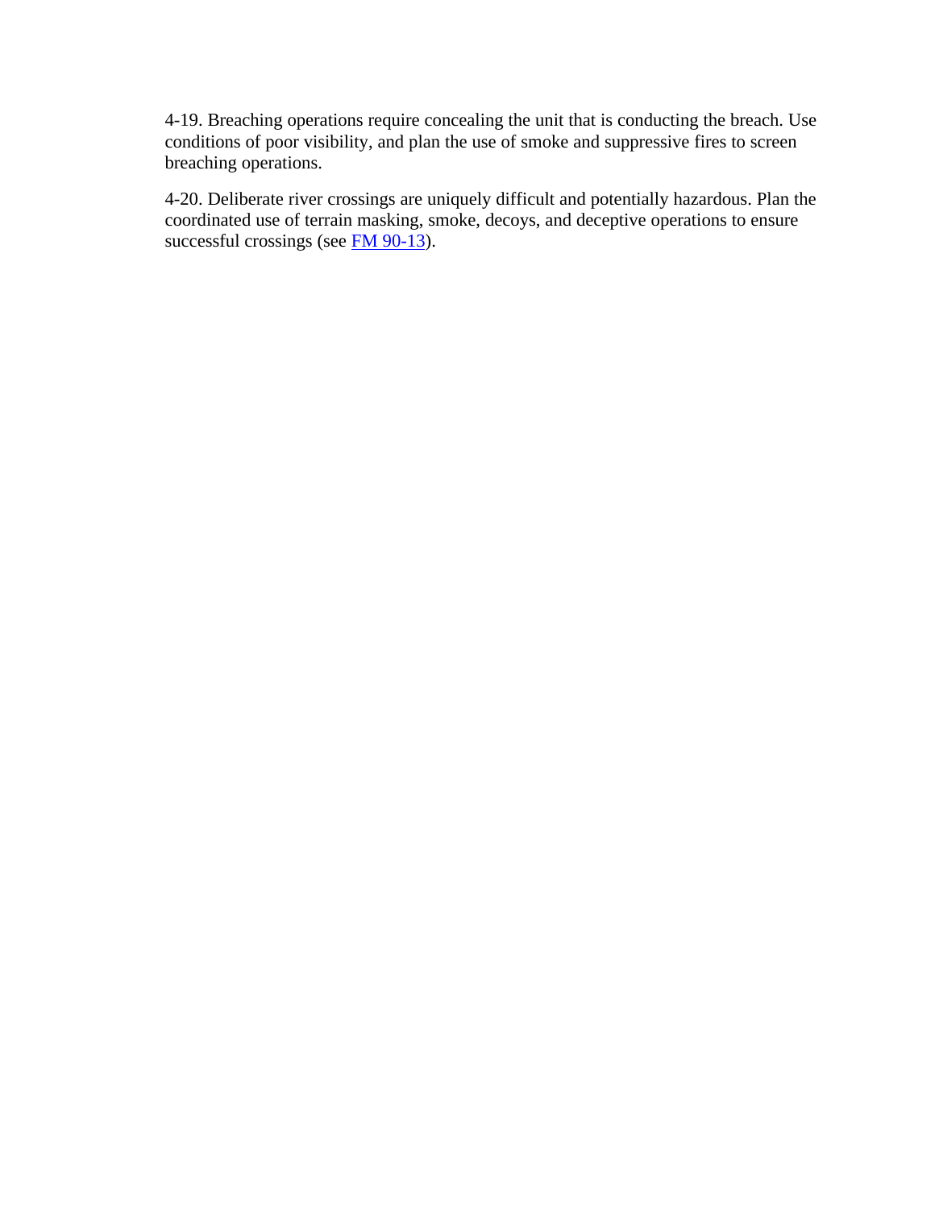4-19. Breaching operations require concealing the unit that is conducting the breach. Use conditions of poor visibility, and plan the use of smoke and suppressive fires to screen breaching operations.

4-20. Deliberate river crossings are uniquely difficult and potentially hazardous. Plan the coordinated use of terrain masking, smoke, decoys, and deceptive operations to ensure successful crossings (see FM 90-13).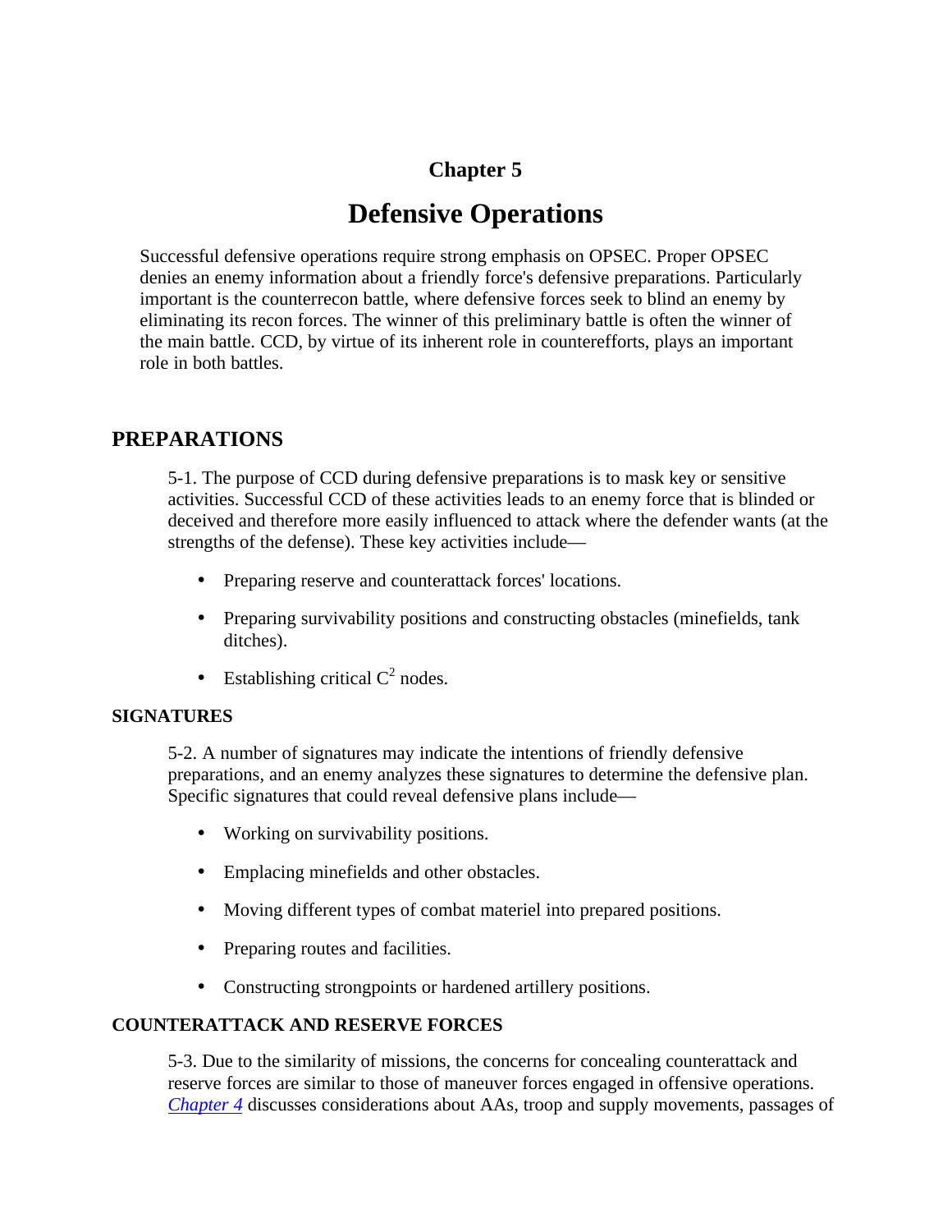# Chapter 5

# Defensive Operations

Successful defensive operations require strong emphasis on OPSEC. Proper OPSEC denies an enemy information about a friendly force's defensive preparations. Particularly important is the counterrecon battle, where defensive forces seek to blind an enemy by eliminating its recon forces. The winner of this preliminary battle is often the winner of the main battle. CCD, by virtue of its inherent role in counterefforts, plays an important role in both battles.

## PREPARATIONS

5-1. The purpose of CCD during defensive preparations is to mask key or sensitive activities. Successful CCD of these activities leads to an enemy force that is blinded or deceived and therefore more easily influenced to attack where the defender wants (at the strengths of the defense). These key activities include—

- Preparing reserve and counterattack forces' locations.
- Preparing survivability positions and constructing obstacles (minefields, tank ditches).
- Establishing critical $C^2$ nodes.

### SIGNATURES

5-2. A number of signatures may indicate the intentions of friendly defensive preparations, and an enemy analyzes these signatures to determine the defensive plan. Specific signatures that could reveal defensive plans include—

- Working on survivability positions.
- Emplacing minefields and other obstacles.
- Moving different types of combat materiel into prepared positions.
- Preparing routes and facilities.
- Constructing strongpoints or hardened artillery positions.

### COUNTERATTACK AND RESERVE FORCES

5-3. Due to the similarity of missions, the concerns for concealing counterattack and reserve forces are similar to those of maneuver forces engaged in offensive operations. *Chapter 4* discusses considerations about AAs, troop and supply movements, passages of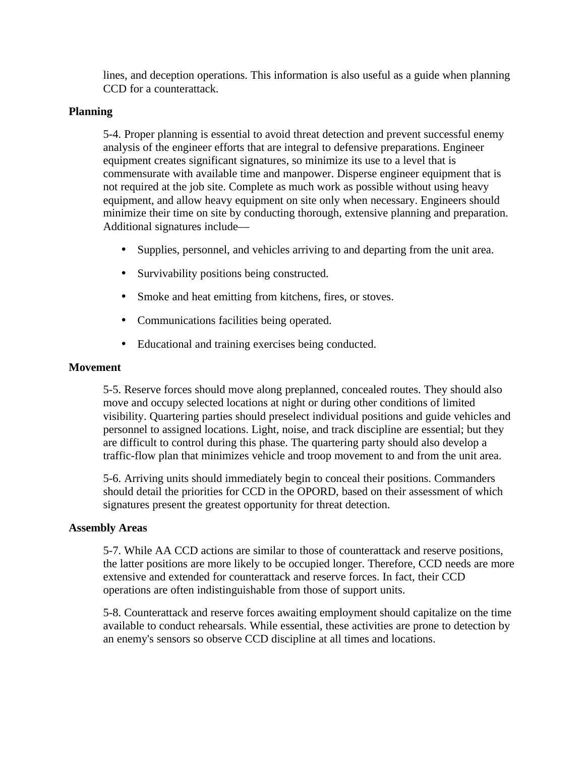lines, and deception operations. This information is also useful as a guide when planning CCD for a counterattack.

### Planning

5-4. Proper planning is essential to avoid threat detection and prevent successful enemy analysis of the engineer efforts that are integral to defensive preparations. Engineer equipment creates significant signatures, so minimize its use to a level that is commensurate with available time and manpower. Disperse engineer equipment that is not required at the job site. Complete as much work as possible without using heavy equipment, and allow heavy equipment on site only when necessary. Engineers should minimize their time on site by conducting thorough, extensive planning and preparation. Additional signatures include—

- Supplies, personnel, and vehicles arriving to and departing from the unit area.
- Survivability positions being constructed.
- Smoke and heat emitting from kitchens, fires, or stoves.
- Communications facilities being operated.
- Educational and training exercises being conducted.

### Movement

5-5. Reserve forces should move along preplanned, concealed routes. They should also move and occupy selected locations at night or during other conditions of limited visibility. Quartering parties should preselect individual positions and guide vehicles and personnel to assigned locations. Light, noise, and track discipline are essential; but they are difficult to control during this phase. The quartering party should also develop a traffic-flow plan that minimizes vehicle and troop movement to and from the unit area.

5-6. Arriving units should immediately begin to conceal their positions. Commanders should detail the priorities for CCD in the OPORD, based on their assessment of which signatures present the greatest opportunity for threat detection.

### Assembly Areas

5-7. While AA CCD actions are similar to those of counterattack and reserve positions, the latter positions are more likely to be occupied longer. Therefore, CCD needs are more extensive and extended for counterattack and reserve forces. In fact, their CCD operations are often indistinguishable from those of support units.

5-8. Counterattack and reserve forces awaiting employment should capitalize on the time available to conduct rehearsals. While essential, these activities are prone to detection by an enemy's sensors so observe CCD discipline at all times and locations.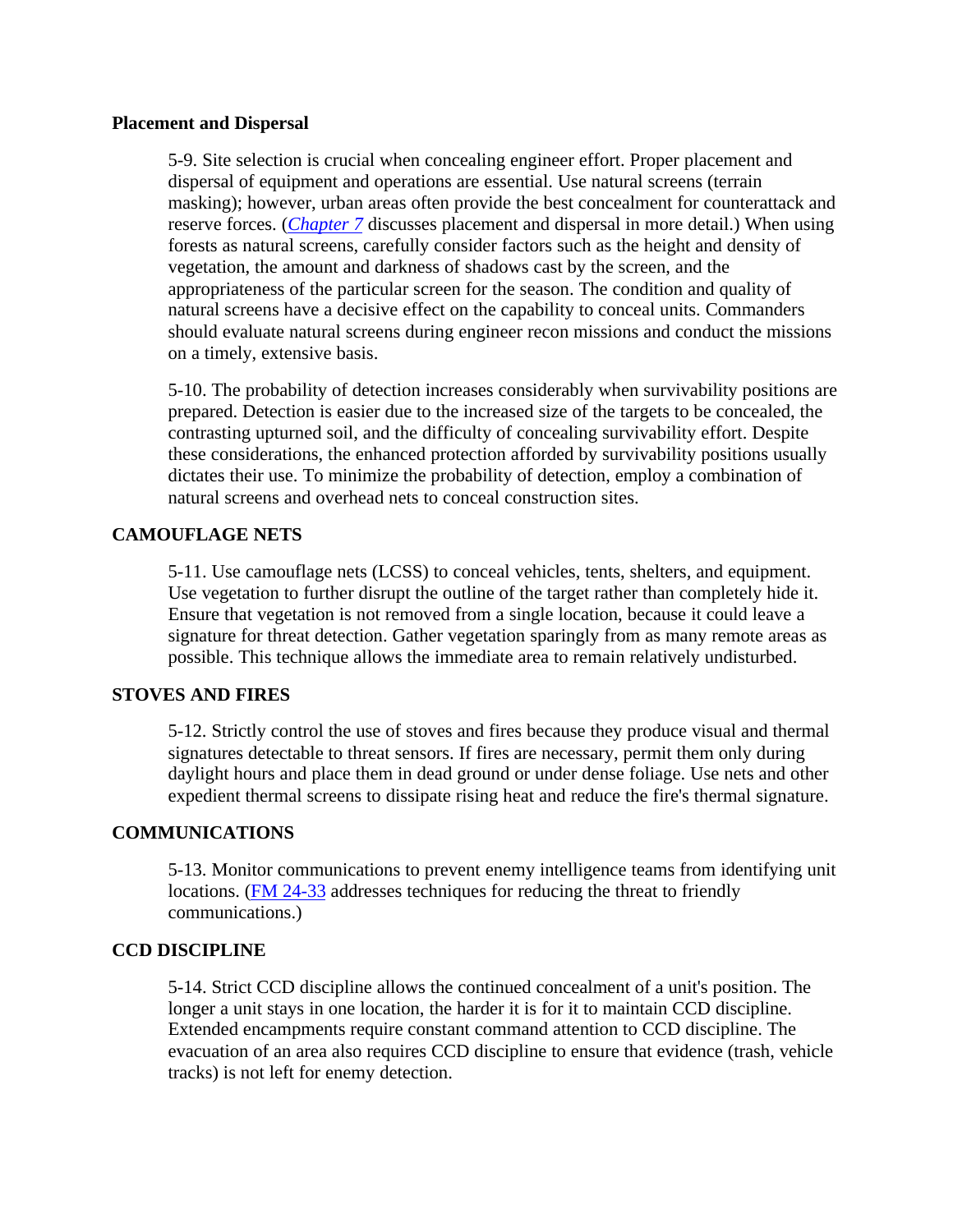### Placement and Dispersal

5-9. Site selection is crucial when concealing engineer effort. Proper placement and dispersal of equipment and operations are essential. Use natural screens (terrain masking); however, urban areas often provide the best concealment for counterattack and reserve forces. (*Chapter 7* discusses placement and dispersal in more detail.) When using forests as natural screens, carefully consider factors such as the height and density of vegetation, the amount and darkness of shadows cast by the screen, and the appropriateness of the particular screen for the season. The condition and quality of natural screens have a decisive effect on the capability to conceal units. Commanders should evaluate natural screens during engineer recon missions and conduct the missions on a timely, extensive basis.

5-10. The probability of detection increases considerably when survivability positions are prepared. Detection is easier due to the increased size of the targets to be concealed, the contrasting upturned soil, and the difficulty of concealing survivability effort. Despite these considerations, the enhanced protection afforded by survivability positions usually dictates their use. To minimize the probability of detection, employ a combination of natural screens and overhead nets to conceal construction sites.

## CAMOUFLAGE NETS

5-11. Use camouflage nets (LCSS) to conceal vehicles, tents, shelters, and equipment. Use vegetation to further disrupt the outline of the target rather than completely hide it. Ensure that vegetation is not removed from a single location, because it could leave a signature for threat detection. Gather vegetation sparingly from as many remote areas as possible. This technique allows the immediate area to remain relatively undisturbed.

## STOVES AND FIRES

5-12. Strictly control the use of stoves and fires because they produce visual and thermal signatures detectable to threat sensors. If fires are necessary, permit them only during daylight hours and place them in dead ground or under dense foliage. Use nets and other expedient thermal screens to dissipate rising heat and reduce the fire's thermal signature.

## COMMUNICATIONS

5-13. Monitor communications to prevent enemy intelligence teams from identifying unit locations. (FM 24-33 addresses techniques for reducing the threat to friendly communications.)

## CCD DISCIPLINE

5-14. Strict CCD discipline allows the continued concealment of a unit's position. The longer a unit stays in one location, the harder it is for it to maintain CCD discipline. Extended encampments require constant command attention to CCD discipline. The evacuation of an area also requires CCD discipline to ensure that evidence (trash, vehicle tracks) is not left for enemy detection.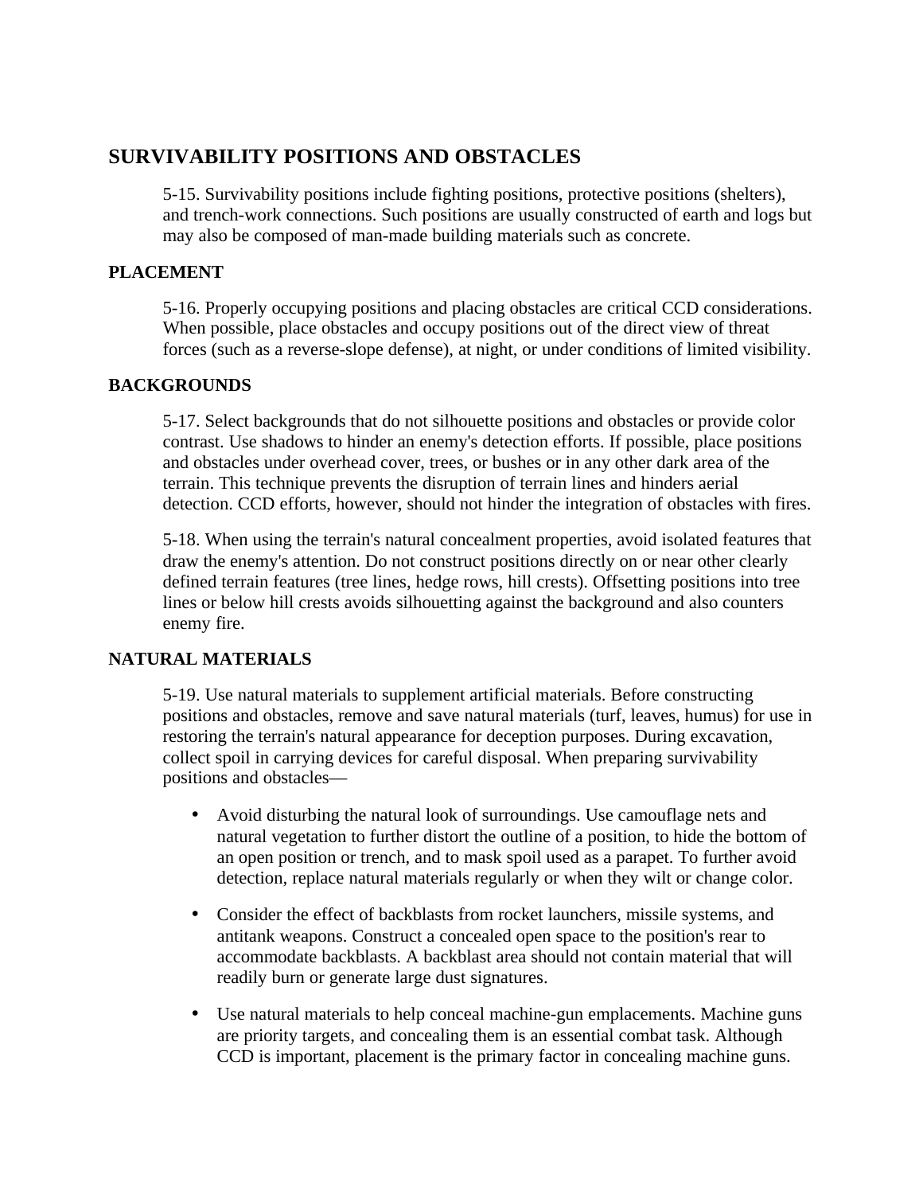## SURVIVABILITY POSITIONS AND OBSTACLES

5-15. Survivability positions include fighting positions, protective positions (shelters), and trench-work connections. Such positions are usually constructed of earth and logs but may also be composed of man-made building materials such as concrete.

### PLACEMENT

5-16. Properly occupying positions and placing obstacles are critical CCD considerations. When possible, place obstacles and occupy positions out of the direct view of threat forces (such as a reverse-slope defense), at night, or under conditions of limited visibility.

### BACKGROUNDS

5-17. Select backgrounds that do not silhouette positions and obstacles or provide color contrast. Use shadows to hinder an enemy's detection efforts. If possible, place positions and obstacles under overhead cover, trees, or bushes or in any other dark area of the terrain. This technique prevents the disruption of terrain lines and hinders aerial detection. CCD efforts, however, should not hinder the integration of obstacles with fires.

5-18. When using the terrain's natural concealment properties, avoid isolated features that draw the enemy's attention. Do not construct positions directly on or near other clearly defined terrain features (tree lines, hedge rows, hill crests). Offsetting positions into tree lines or below hill crests avoids silhouetting against the background and also counters enemy fire.

### NATURAL MATERIALS

5-19. Use natural materials to supplement artificial materials. Before constructing positions and obstacles, remove and save natural materials (turf, leaves, humus) for use in restoring the terrain's natural appearance for deception purposes. During excavation, collect spoil in carrying devices for careful disposal. When preparing survivability positions and obstacles—

- Avoid disturbing the natural look of surroundings. Use camouflage nets and natural vegetation to further distort the outline of a position, to hide the bottom of an open position or trench, and to mask spoil used as a parapet. To further avoid detection, replace natural materials regularly or when they wilt or change color.
- Consider the effect of backblasts from rocket launchers, missile systems, and antitank weapons. Construct a concealed open space to the position's rear to accommodate backblasts. A backblast area should not contain material that will readily burn or generate large dust signatures.
- Use natural materials to help conceal machine-gun emplacements. Machine guns are priority targets, and concealing them is an essential combat task. Although CCD is important, placement is the primary factor in concealing machine guns.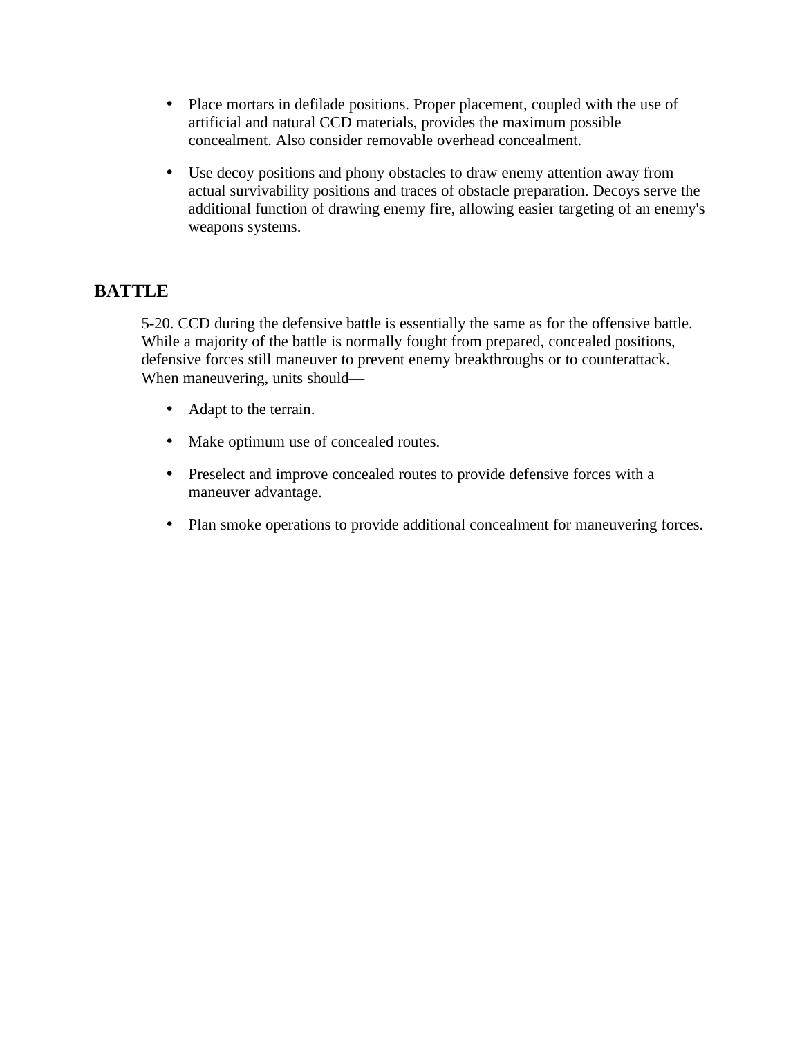- Place mortars in defilade positions. Proper placement, coupled with the use of artificial and natural CCD materials, provides the maximum possible concealment. Also consider removable overhead concealment.
- Use decoy positions and phony obstacles to draw enemy attention away from actual survivability positions and traces of obstacle preparation. Decoys serve the additional function of drawing enemy fire, allowing easier targeting of an enemy's weapons systems.

## BATTLE

5-20. CCD during the defensive battle is essentially the same as for the offensive battle. While a majority of the battle is normally fought from prepared, concealed positions, defensive forces still maneuver to prevent enemy breakthroughs or to counterattack. When maneuvering, units should—

- Adapt to the terrain.
- Make optimum use of concealed routes.
- Preselect and improve concealed routes to provide defensive forces with a maneuver advantage.
- Plan smoke operations to provide additional concealment for maneuvering forces.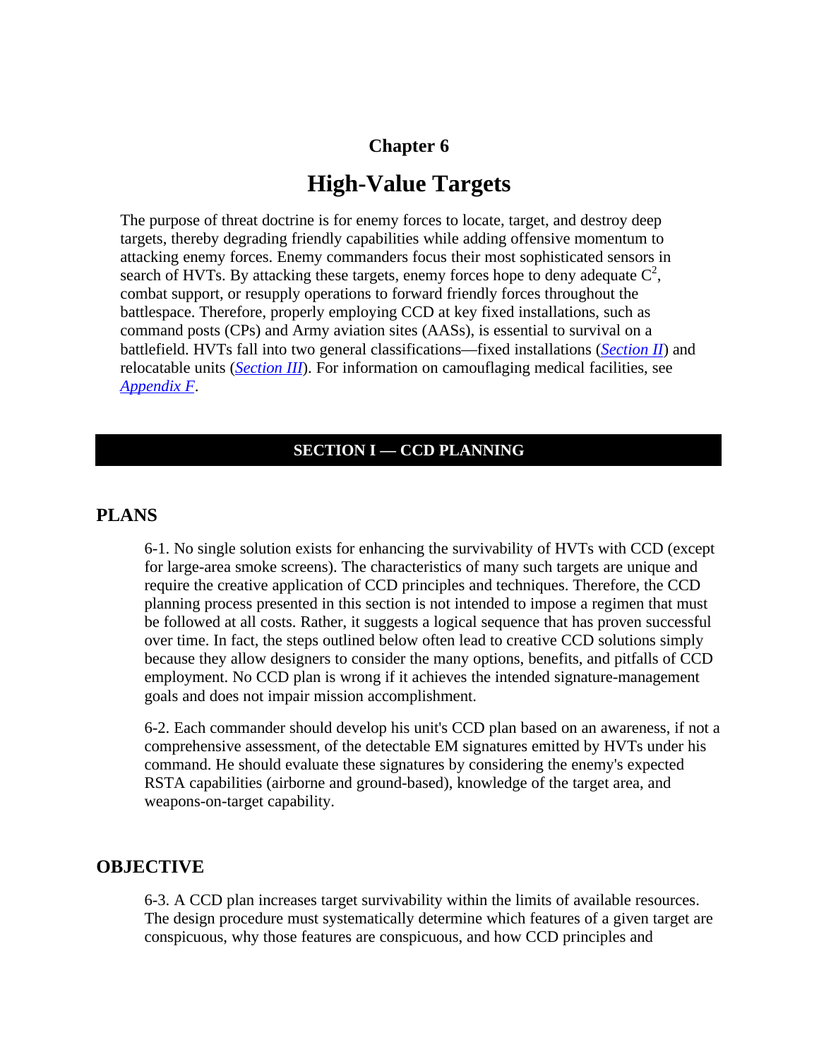# Chapter 6

# High-Value Targets

The purpose of threat doctrine is for enemy forces to locate, target, and destroy deep targets, thereby degrading friendly capabilities while adding offensive momentum to attacking enemy forces. Enemy commanders focus their most sophisticated sensors in search of HVTs. By attacking these targets, enemy forces hope to deny adequate $C^2$, combat support, or resupply operations to forward friendly forces throughout the battlespace. Therefore, properly employing CCD at key fixed installations, such as command posts (CPs) and Army aviation sites (AASs), is essential to survival on a battlefield. HVTs fall into two general classifications—fixed installations (*Section II*) and relocatable units (*Section III*). For information on camouflaging medical facilities, see *Appendix F*.

## SECTION I — CCD PLANNING

### PLANS

6-1. No single solution exists for enhancing the survivability of HVTs with CCD (except for large-area smoke screens). The characteristics of many such targets are unique and require the creative application of CCD principles and techniques. Therefore, the CCD planning process presented in this section is not intended to impose a regimen that must be followed at all costs. Rather, it suggests a logical sequence that has proven successful over time. In fact, the steps outlined below often lead to creative CCD solutions simply because they allow designers to consider the many options, benefits, and pitfalls of CCD employment. No CCD plan is wrong if it achieves the intended signature-management goals and does not impair mission accomplishment.

6-2. Each commander should develop his unit's CCD plan based on an awareness, if not a comprehensive assessment, of the detectable EM signatures emitted by HVTs under his command. He should evaluate these signatures by considering the enemy's expected RSTA capabilities (airborne and ground-based), knowledge of the target area, and weapons-on-target capability.

### OBJECTIVE

6-3. A CCD plan increases target survivability within the limits of available resources. The design procedure must systematically determine which features of a given target are conspicuous, why those features are conspicuous, and how CCD principles and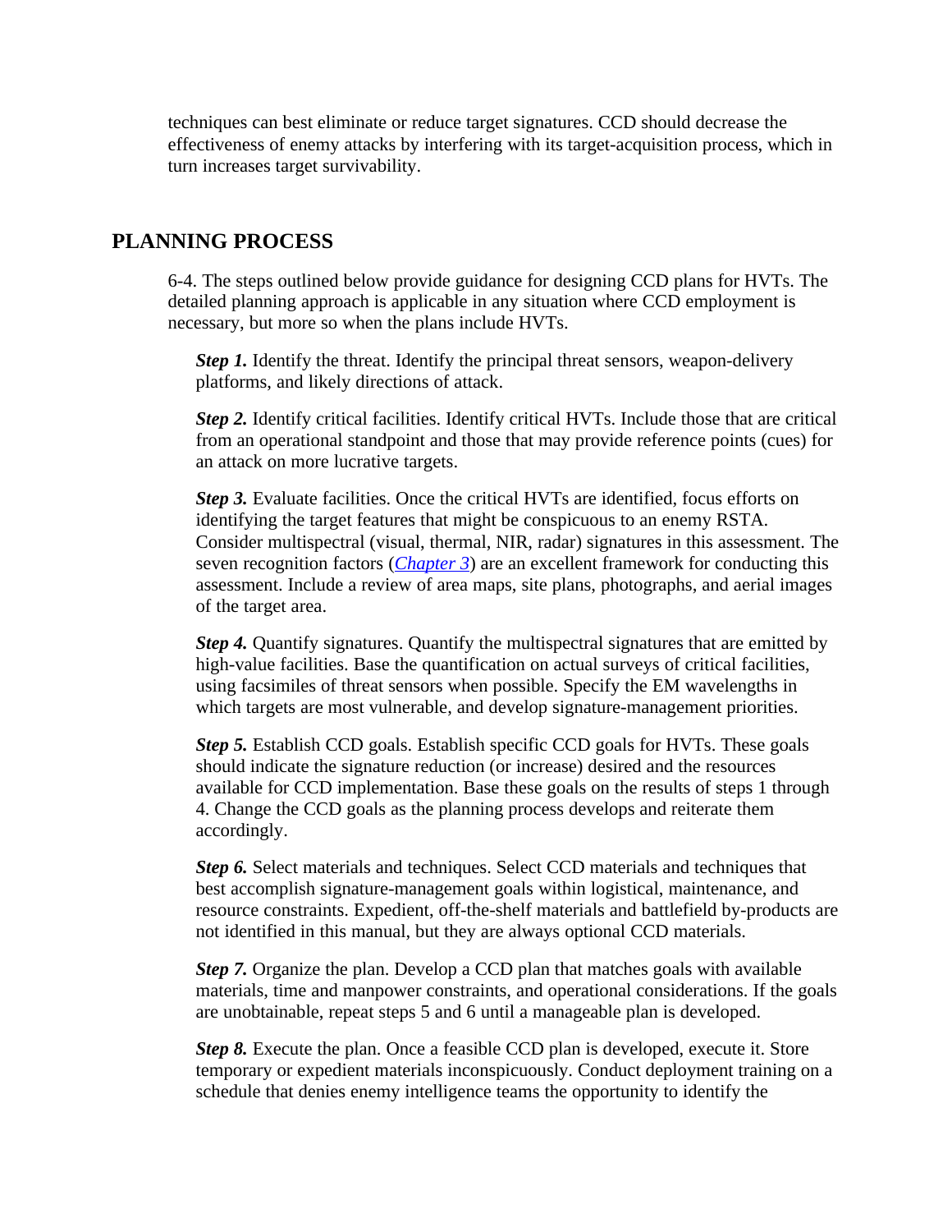techniques can best eliminate or reduce target signatures. CCD should decrease the effectiveness of enemy attacks by interfering with its target-acquisition process, which in turn increases target survivability.

## PLANNING PROCESS

6-4. The steps outlined below provide guidance for designing CCD plans for HVTs. The detailed planning approach is applicable in any situation where CCD employment is necessary, but more so when the plans include HVTs.

***Step 1.*** Identify the threat. Identify the principal threat sensors, weapon-delivery platforms, and likely directions of attack.

***Step 2.*** Identify critical facilities. Identify critical HVTs. Include those that are critical from an operational standpoint and those that may provide reference points (cues) for an attack on more lucrative targets.

***Step 3.*** Evaluate facilities. Once the critical HVTs are identified, focus efforts on identifying the target features that might be conspicuous to an enemy RSTA. Consider multispectral (visual, thermal, NIR, radar) signatures in this assessment. The seven recognition factors (*Chapter 3*) are an excellent framework for conducting this assessment. Include a review of area maps, site plans, photographs, and aerial images of the target area.

***Step 4.*** Quantify signatures. Quantify the multispectral signatures that are emitted by high-value facilities. Base the quantification on actual surveys of critical facilities, using facsimiles of threat sensors when possible. Specify the EM wavelengths in which targets are most vulnerable, and develop signature-management priorities.

***Step 5.*** Establish CCD goals. Establish specific CCD goals for HVTs. These goals should indicate the signature reduction (or increase) desired and the resources available for CCD implementation. Base these goals on the results of steps 1 through 4. Change the CCD goals as the planning process develops and reiterate them accordingly.

***Step 6.*** Select materials and techniques. Select CCD materials and techniques that best accomplish signature-management goals within logistical, maintenance, and resource constraints. Expedient, off-the-shelf materials and battlefield by-products are not identified in this manual, but they are always optional CCD materials.

***Step 7.*** Organize the plan. Develop a CCD plan that matches goals with available materials, time and manpower constraints, and operational considerations. If the goals are unobtainable, repeat steps 5 and 6 until a manageable plan is developed.

***Step 8.*** Execute the plan. Once a feasible CCD plan is developed, execute it. Store temporary or expedient materials inconspicuously. Conduct deployment training on a schedule that denies enemy intelligence teams the opportunity to identify the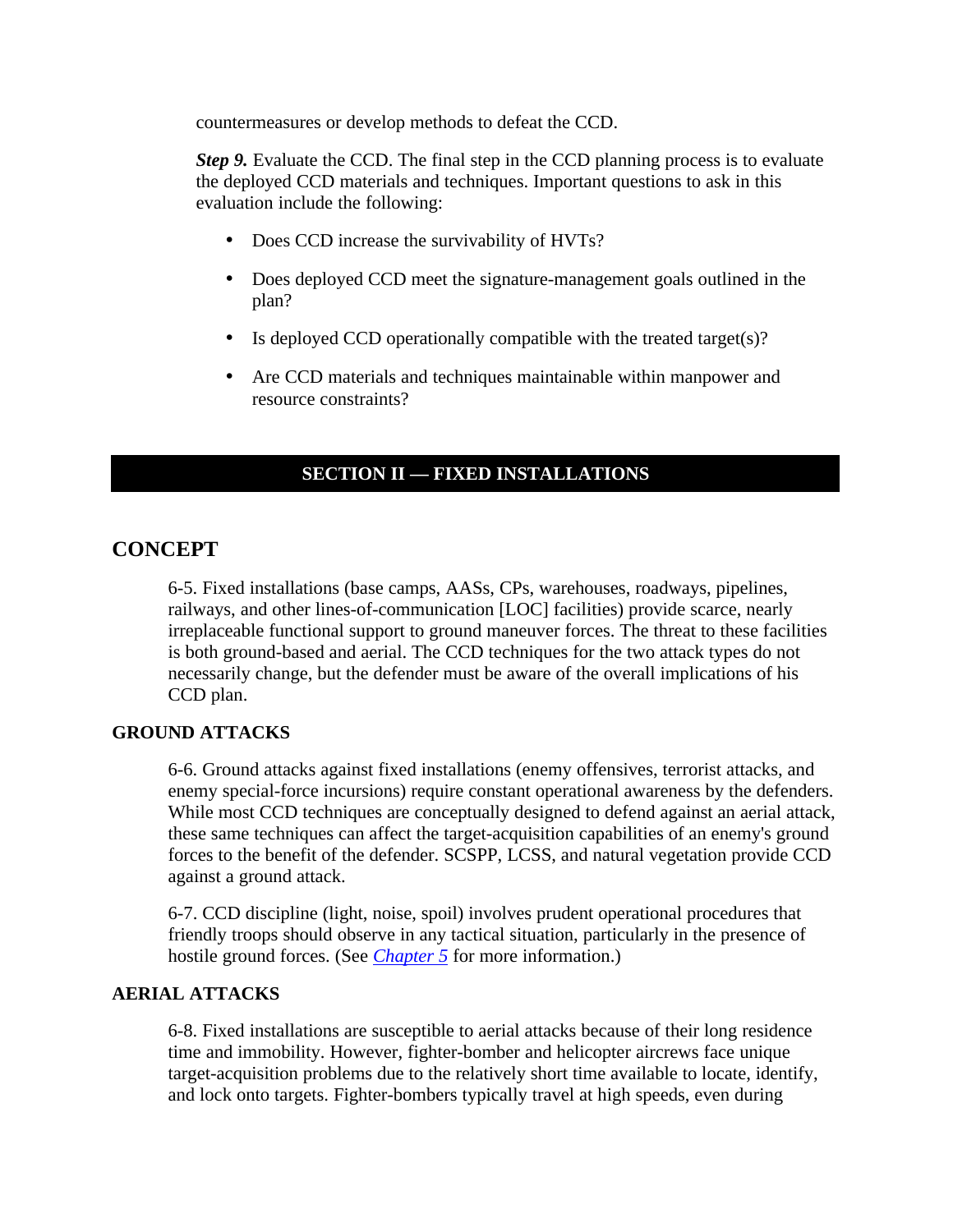countermeasures or develop methods to defeat the CCD.

***Step 9.*** Evaluate the CCD. The final step in the CCD planning process is to evaluate the deployed CCD materials and techniques. Important questions to ask in this evaluation include the following:

- Does CCD increase the survivability of HVTs?
- Does deployed CCD meet the signature-management goals outlined in the plan?
- Is deployed CCD operationally compatible with the treated target(s)?
- Are CCD materials and techniques maintainable within manpower and resource constraints?

## SECTION II — FIXED INSTALLATIONS

## CONCEPT

6-5. Fixed installations (base camps, AASs, CPs, warehouses, roadways, pipelines, railways, and other lines-of-communication [LOC] facilities) provide scarce, nearly irreplaceable functional support to ground maneuver forces. The threat to these facilities is both ground-based and aerial. The CCD techniques for the two attack types do not necessarily change, but the defender must be aware of the overall implications of his CCD plan.

### GROUND ATTACKS

6-6. Ground attacks against fixed installations (enemy offensives, terrorist attacks, and enemy special-force incursions) require constant operational awareness by the defenders. While most CCD techniques are conceptually designed to defend against an aerial attack, these same techniques can affect the target-acquisition capabilities of an enemy's ground forces to the benefit of the defender. SCSPP, LCSS, and natural vegetation provide CCD against a ground attack.

6-7. CCD discipline (light, noise, spoil) involves prudent operational procedures that friendly troops should observe in any tactical situation, particularly in the presence of hostile ground forces. (See *Chapter 5* for more information.)

### AERIAL ATTACKS

6-8. Fixed installations are susceptible to aerial attacks because of their long residence time and immobility. However, fighter-bomber and helicopter aircrews face unique target-acquisition problems due to the relatively short time available to locate, identify, and lock onto targets. Fighter-bombers typically travel at high speeds, even during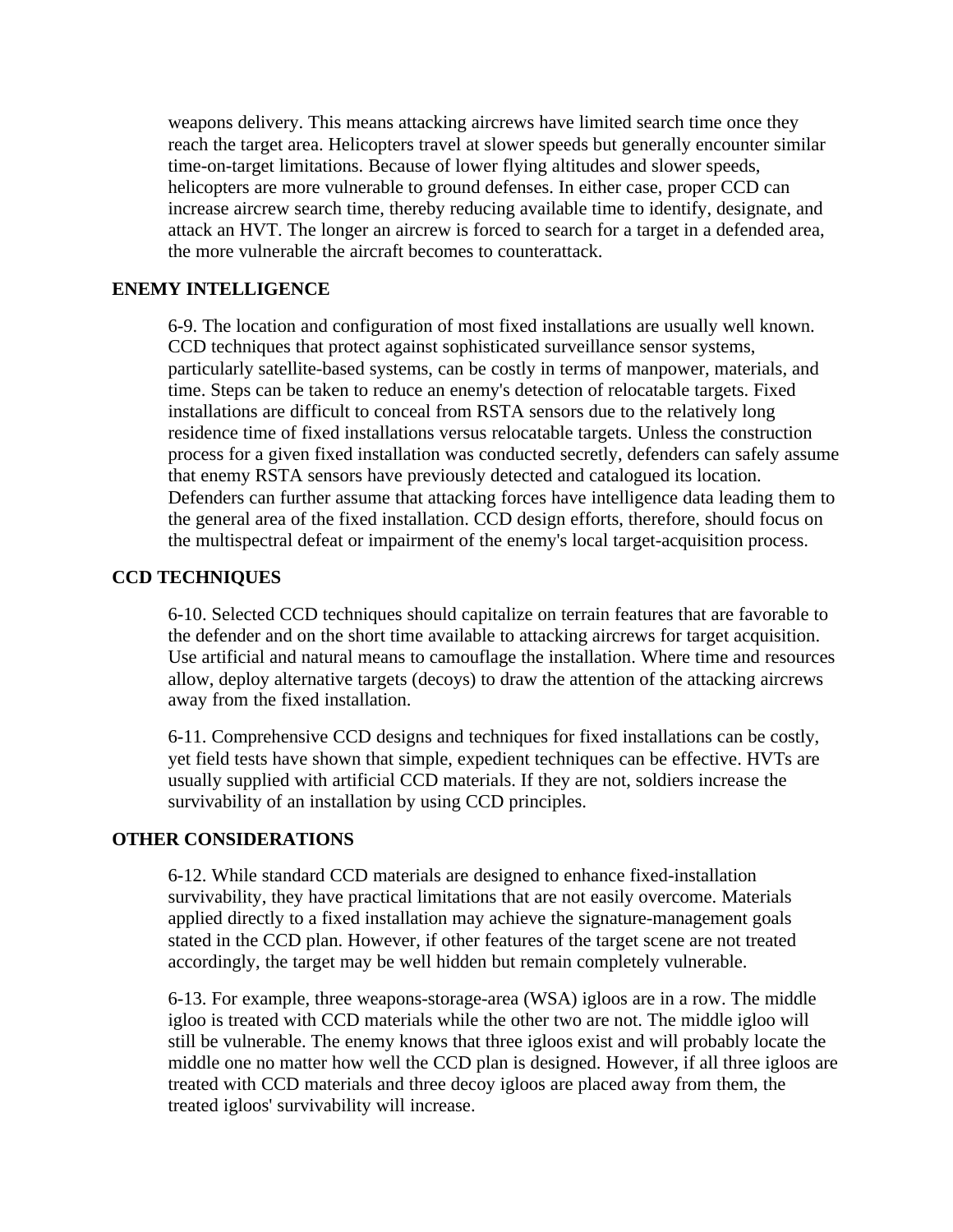weapons delivery. This means attacking aircrews have limited search time once they reach the target area. Helicopters travel at slower speeds but generally encounter similar time-on-target limitations. Because of lower flying altitudes and slower speeds, helicopters are more vulnerable to ground defenses. In either case, proper CCD can increase aircrew search time, thereby reducing available time to identify, designate, and attack an HVT. The longer an aircrew is forced to search for a target in a defended area, the more vulnerable the aircraft becomes to counterattack.

## ENEMY INTELLIGENCE

6-9. The location and configuration of most fixed installations are usually well known. CCD techniques that protect against sophisticated surveillance sensor systems, particularly satellite-based systems, can be costly in terms of manpower, materials, and time. Steps can be taken to reduce an enemy's detection of relocatable targets. Fixed installations are difficult to conceal from RSTA sensors due to the relatively long residence time of fixed installations versus relocatable targets. Unless the construction process for a given fixed installation was conducted secretly, defenders can safely assume that enemy RSTA sensors have previously detected and catalogued its location. Defenders can further assume that attacking forces have intelligence data leading them to the general area of the fixed installation. CCD design efforts, therefore, should focus on the multispectral defeat or impairment of the enemy's local target-acquisition process.

## CCD TECHNIQUES

6-10. Selected CCD techniques should capitalize on terrain features that are favorable to the defender and on the short time available to attacking aircrews for target acquisition. Use artificial and natural means to camouflage the installation. Where time and resources allow, deploy alternative targets (decoys) to draw the attention of the attacking aircrews away from the fixed installation.

6-11. Comprehensive CCD designs and techniques for fixed installations can be costly, yet field tests have shown that simple, expedient techniques can be effective. HVTs are usually supplied with artificial CCD materials. If they are not, soldiers increase the survivability of an installation by using CCD principles.

## OTHER CONSIDERATIONS

6-12. While standard CCD materials are designed to enhance fixed-installation survivability, they have practical limitations that are not easily overcome. Materials applied directly to a fixed installation may achieve the signature-management goals stated in the CCD plan. However, if other features of the target scene are not treated accordingly, the target may be well hidden but remain completely vulnerable.

6-13. For example, three weapons-storage-area (WSA) igloos are in a row. The middle igloo is treated with CCD materials while the other two are not. The middle igloo will still be vulnerable. The enemy knows that three igloos exist and will probably locate the middle one no matter how well the CCD plan is designed. However, if all three igloos are treated with CCD materials and three decoy igloos are placed away from them, the treated igloos' survivability will increase.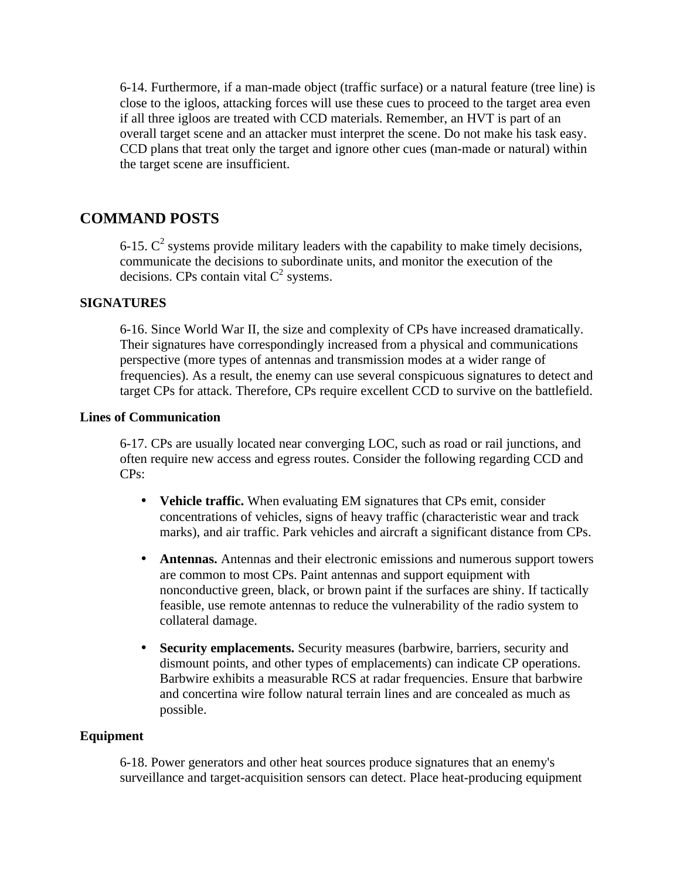6-14. Furthermore, if a man-made object (traffic surface) or a natural feature (tree line) is close to the igloos, attacking forces will use these cues to proceed to the target area even if all three igloos are treated with CCD materials. Remember, an HVT is part of an overall target scene and an attacker must interpret the scene. Do not make his task easy. CCD plans that treat only the target and ignore other cues (man-made or natural) within the target scene are insufficient.

## COMMAND POSTS

6-15. $C^2$ systems provide military leaders with the capability to make timely decisions, communicate the decisions to subordinate units, and monitor the execution of the decisions. CPs contain vital $C^2$ systems.

### SIGNATURES

6-16. Since World War II, the size and complexity of CPs have increased dramatically. Their signatures have correspondingly increased from a physical and communications perspective (more types of antennas and transmission modes at a wider range of frequencies). As a result, the enemy can use several conspicuous signatures to detect and target CPs for attack. Therefore, CPs require excellent CCD to survive on the battlefield.

#### Lines of Communication

6-17. CPs are usually located near converging LOC, such as road or rail junctions, and often require new access and egress routes. Consider the following regarding CCD and CPs:

- **Vehicle traffic.** When evaluating EM signatures that CPs emit, consider concentrations of vehicles, signs of heavy traffic (characteristic wear and track marks), and air traffic. Park vehicles and aircraft a significant distance from CPs.
- **Antennas.** Antennas and their electronic emissions and numerous support towers are common to most CPs. Paint antennas and support equipment with nonconductive green, black, or brown paint if the surfaces are shiny. If tactically feasible, use remote antennas to reduce the vulnerability of the radio system to collateral damage.
- **Security emplacements.** Security measures (barbwire, barriers, security and dismount points, and other types of emplacements) can indicate CP operations. Barbwire exhibits a measurable RCS at radar frequencies. Ensure that barbwire and concertina wire follow natural terrain lines and are concealed as much as possible.

#### Equipment

6-18. Power generators and other heat sources produce signatures that an enemy's surveillance and target-acquisition sensors can detect. Place heat-producing equipment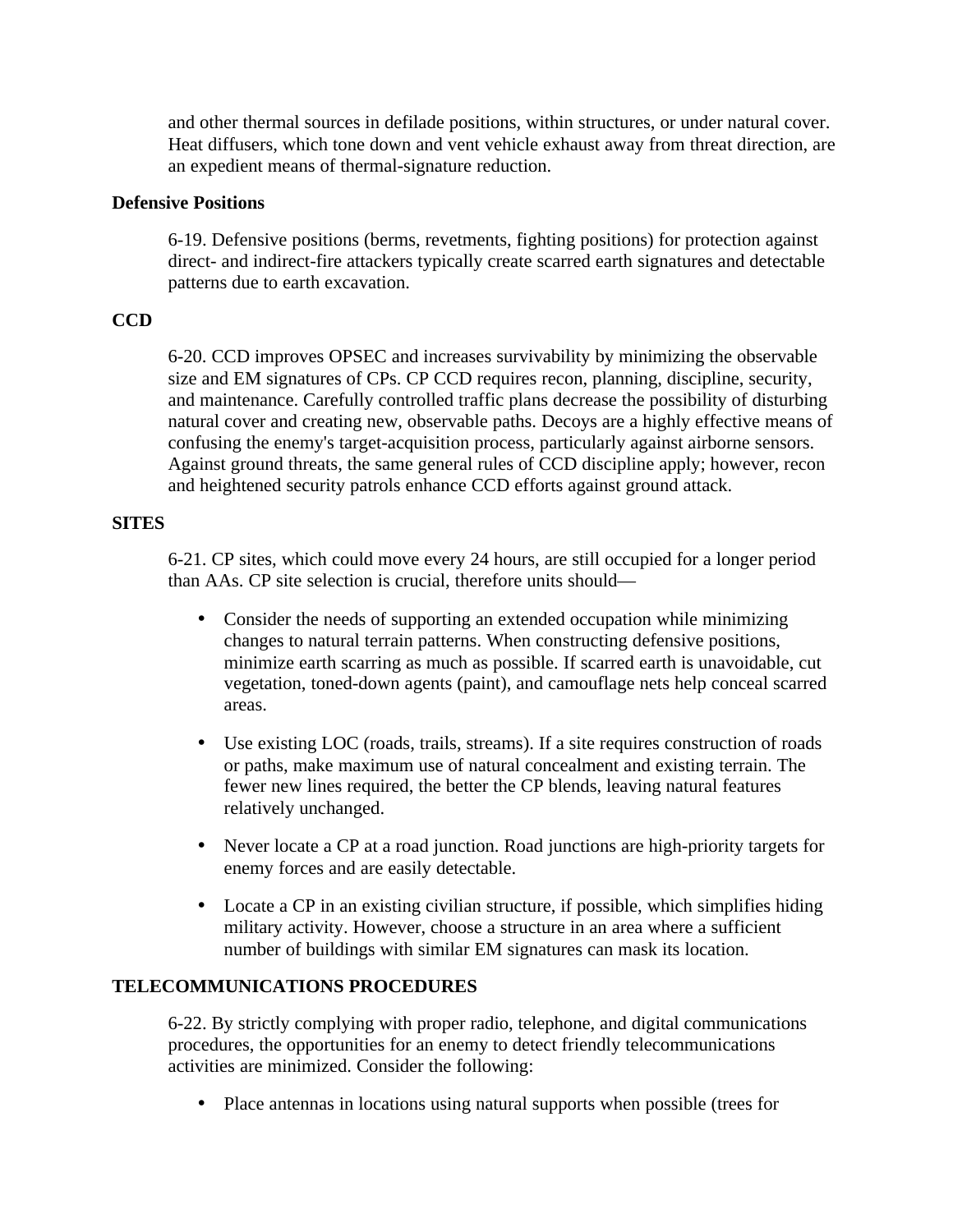and other thermal sources in defilade positions, within structures, or under natural cover. Heat diffusers, which tone down and vent vehicle exhaust away from threat direction, are an expedient means of thermal-signature reduction.

### Defensive Positions

6-19. Defensive positions (berms, revetments, fighting positions) for protection against direct- and indirect-fire attackers typically create scarred earth signatures and detectable patterns due to earth excavation.

### CCD

6-20. CCD improves OPSEC and increases survivability by minimizing the observable size and EM signatures of CPs. CP CCD requires recon, planning, discipline, security, and maintenance. Carefully controlled traffic plans decrease the possibility of disturbing natural cover and creating new, observable paths. Decoys are a highly effective means of confusing the enemy's target-acquisition process, particularly against airborne sensors. Against ground threats, the same general rules of CCD discipline apply; however, recon and heightened security patrols enhance CCD efforts against ground attack.

### SITES

6-21. CP sites, which could move every 24 hours, are still occupied for a longer period than AAs. CP site selection is crucial, therefore units should—

- Consider the needs of supporting an extended occupation while minimizing changes to natural terrain patterns. When constructing defensive positions, minimize earth scarring as much as possible. If scarred earth is unavoidable, cut vegetation, toned-down agents (paint), and camouflage nets help conceal scarred areas.
- Use existing LOC (roads, trails, streams). If a site requires construction of roads or paths, make maximum use of natural concealment and existing terrain. The fewer new lines required, the better the CP blends, leaving natural features relatively unchanged.
- Never locate a CP at a road junction. Road junctions are high-priority targets for enemy forces and are easily detectable.
- Locate a CP in an existing civilian structure, if possible, which simplifies hiding military activity. However, choose a structure in an area where a sufficient number of buildings with similar EM signatures can mask its location.

### TELECOMMUNICATIONS PROCEDURES

6-22. By strictly complying with proper radio, telephone, and digital communications procedures, the opportunities for an enemy to detect friendly telecommunications activities are minimized. Consider the following:

- Place antennas in locations using natural supports when possible (trees for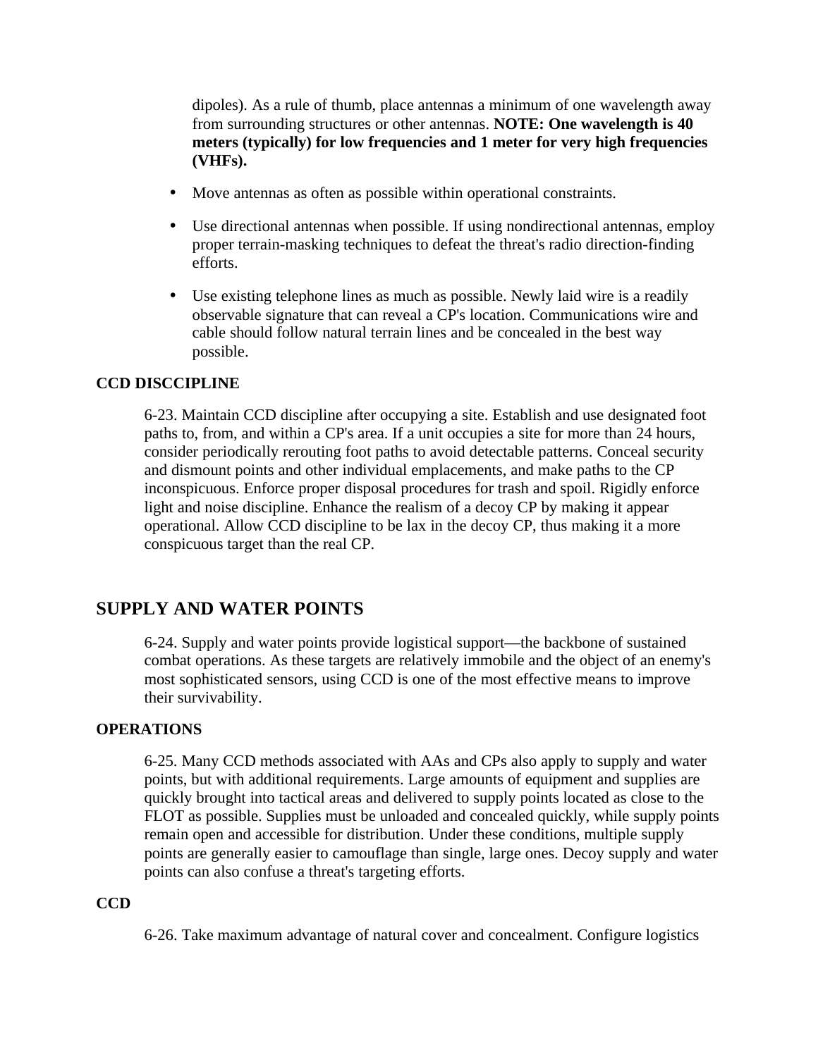dipoles). As a rule of thumb, place antennas a minimum of one wavelength away from surrounding structures or other antennas. **NOTE: One wavelength is 40 meters (typically) for low frequencies and 1 meter for very high frequencies (VHFs).**

- Move antennas as often as possible within operational constraints.
- Use directional antennas when possible. If using nondirectional antennas, employ proper terrain-masking techniques to defeat the threat's radio direction-finding efforts.
- Use existing telephone lines as much as possible. Newly laid wire is a readily observable signature that can reveal a CP's location. Communications wire and cable should follow natural terrain lines and be concealed in the best way possible.

### CCD DISCCIPLINE

6-23. Maintain CCD discipline after occupying a site. Establish and use designated foot paths to, from, and within a CP's area. If a unit occupies a site for more than 24 hours, consider periodically rerouting foot paths to avoid detectable patterns. Conceal security and dismount points and other individual emplacements, and make paths to the CP inconspicuous. Enforce proper disposal procedures for trash and spoil. Rigidly enforce light and noise discipline. Enhance the realism of a decoy CP by making it appear operational. Allow CCD discipline to be lax in the decoy CP, thus making it a more conspicuous target than the real CP.

## SUPPLY AND WATER POINTS

6-24. Supply and water points provide logistical support—the backbone of sustained combat operations. As these targets are relatively immobile and the object of an enemy's most sophisticated sensors, using CCD is one of the most effective means to improve their survivability.

### OPERATIONS

6-25. Many CCD methods associated with AAs and CPs also apply to supply and water points, but with additional requirements. Large amounts of equipment and supplies are quickly brought into tactical areas and delivered to supply points located as close to the FLOT as possible. Supplies must be unloaded and concealed quickly, while supply points remain open and accessible for distribution. Under these conditions, multiple supply points are generally easier to camouflage than single, large ones. Decoy supply and water points can also confuse a threat's targeting efforts.

### CCD

6-26. Take maximum advantage of natural cover and concealment. Configure logistics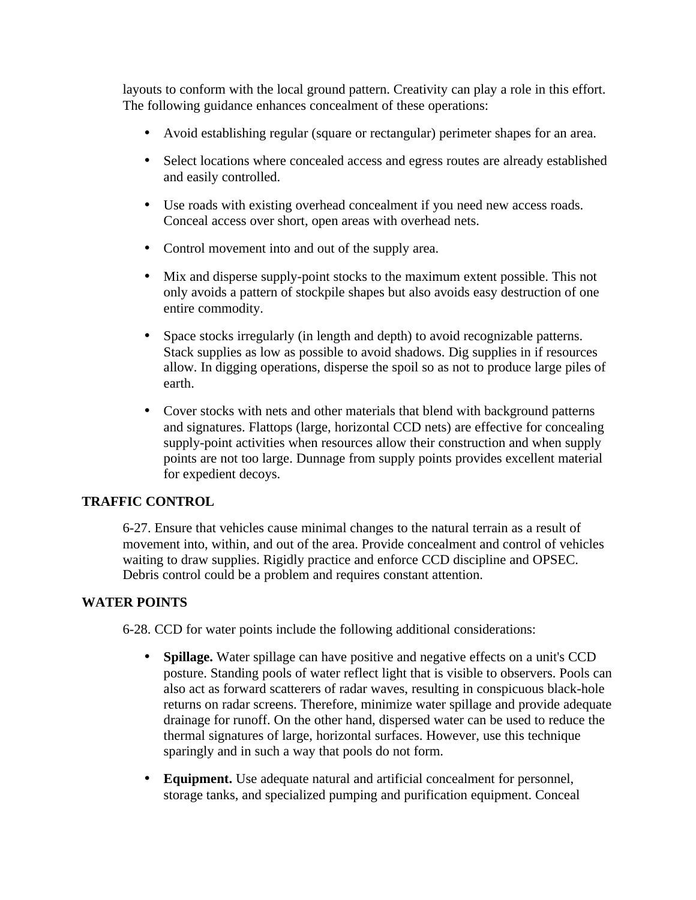layouts to conform with the local ground pattern. Creativity can play a role in this effort. The following guidance enhances concealment of these operations:

- Avoid establishing regular (square or rectangular) perimeter shapes for an area.
- Select locations where concealed access and egress routes are already established and easily controlled.
- Use roads with existing overhead concealment if you need new access roads. Conceal access over short, open areas with overhead nets.
- Control movement into and out of the supply area.
- Mix and disperse supply-point stocks to the maximum extent possible. This not only avoids a pattern of stockpile shapes but also avoids easy destruction of one entire commodity.
- Space stocks irregularly (in length and depth) to avoid recognizable patterns. Stack supplies as low as possible to avoid shadows. Dig supplies in if resources allow. In digging operations, disperse the spoil so as not to produce large piles of earth.
- Cover stocks with nets and other materials that blend with background patterns and signatures. Flattops (large, horizontal CCD nets) are effective for concealing supply-point activities when resources allow their construction and when supply points are not too large. Dunnage from supply points provides excellent material for expedient decoys.

## TRAFFIC CONTROL

6-27. Ensure that vehicles cause minimal changes to the natural terrain as a result of movement into, within, and out of the area. Provide concealment and control of vehicles waiting to draw supplies. Rigidly practice and enforce CCD discipline and OPSEC. Debris control could be a problem and requires constant attention.

## WATER POINTS

6-28. CCD for water points include the following additional considerations:

- **Spillage.** Water spillage can have positive and negative effects on a unit's CCD posture. Standing pools of water reflect light that is visible to observers. Pools can also act as forward scatterers of radar waves, resulting in conspicuous black-hole returns on radar screens. Therefore, minimize water spillage and provide adequate drainage for runoff. On the other hand, dispersed water can be used to reduce the thermal signatures of large, horizontal surfaces. However, use this technique sparingly and in such a way that pools do not form.
- **Equipment.** Use adequate natural and artificial concealment for personnel, storage tanks, and specialized pumping and purification equipment. Conceal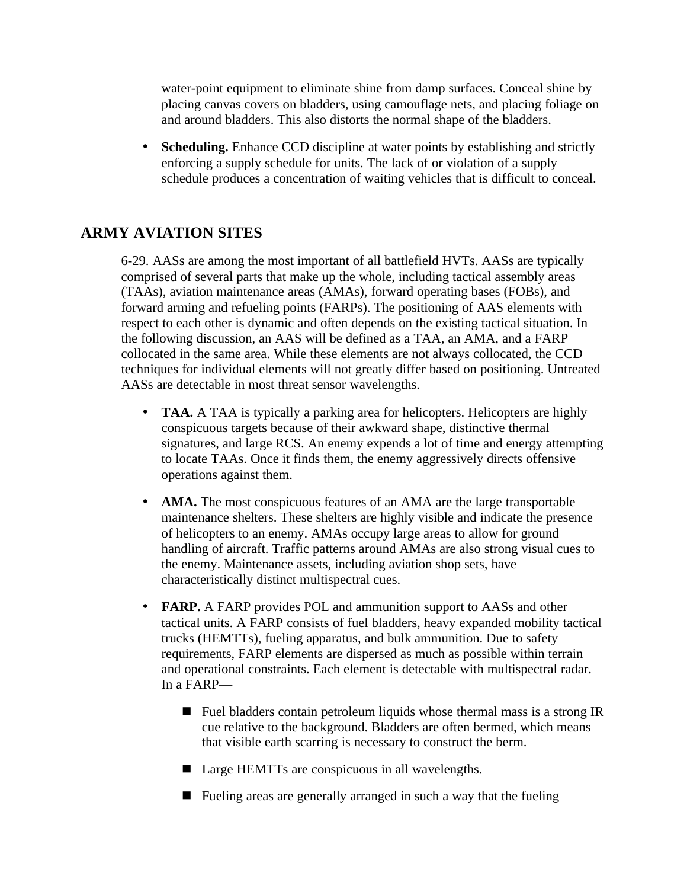water-point equipment to eliminate shine from damp surfaces. Conceal shine by placing canvas covers on bladders, using camouflage nets, and placing foliage on and around bladders. This also distorts the normal shape of the bladders.

- **Scheduling.** Enhance CCD discipline at water points by establishing and strictly enforcing a supply schedule for units. The lack of or violation of a supply schedule produces a concentration of waiting vehicles that is difficult to conceal.

## ARMY AVIATION SITES

6-29. AASs are among the most important of all battlefield HVTs. AASs are typically comprised of several parts that make up the whole, including tactical assembly areas (TAAs), aviation maintenance areas (AMAs), forward operating bases (FOBs), and forward arming and refueling points (FARPs). The positioning of AAS elements with respect to each other is dynamic and often depends on the existing tactical situation. In the following discussion, an AAS will be defined as a TAA, an AMA, and a FARP collocated in the same area. While these elements are not always collocated, the CCD techniques for individual elements will not greatly differ based on positioning. Untreated AASs are detectable in most threat sensor wavelengths.

- **TAA.** A TAA is typically a parking area for helicopters. Helicopters are highly conspicuous targets because of their awkward shape, distinctive thermal signatures, and large RCS. An enemy expends a lot of time and energy attempting to locate TAAs. Once it finds them, the enemy aggressively directs offensive operations against them.

- **AMA.** The most conspicuous features of an AMA are the large transportable maintenance shelters. These shelters are highly visible and indicate the presence of helicopters to an enemy. AMAs occupy large areas to allow for ground handling of aircraft. Traffic patterns around AMAs are also strong visual cues to the enemy. Maintenance assets, including aviation shop sets, have characteristically distinct multispectral cues.

- **FARP.** A FARP provides POL and ammunition support to AASs and other tactical units. A FARP consists of fuel bladders, heavy expanded mobility tactical trucks (HEMTTs), fueling apparatus, and bulk ammunition. Due to safety requirements, FARP elements are dispersed as much as possible within terrain and operational constraints. Each element is detectable with multispectral radar. In a FARP—

  - Fuel bladders contain petroleum liquids whose thermal mass is a strong IR cue relative to the background. Bladders are often bermed, which means that visible earth scarring is necessary to construct the berm.

  - Large HEMTTs are conspicuous in all wavelengths.

  - Fueling areas are generally arranged in such a way that the fueling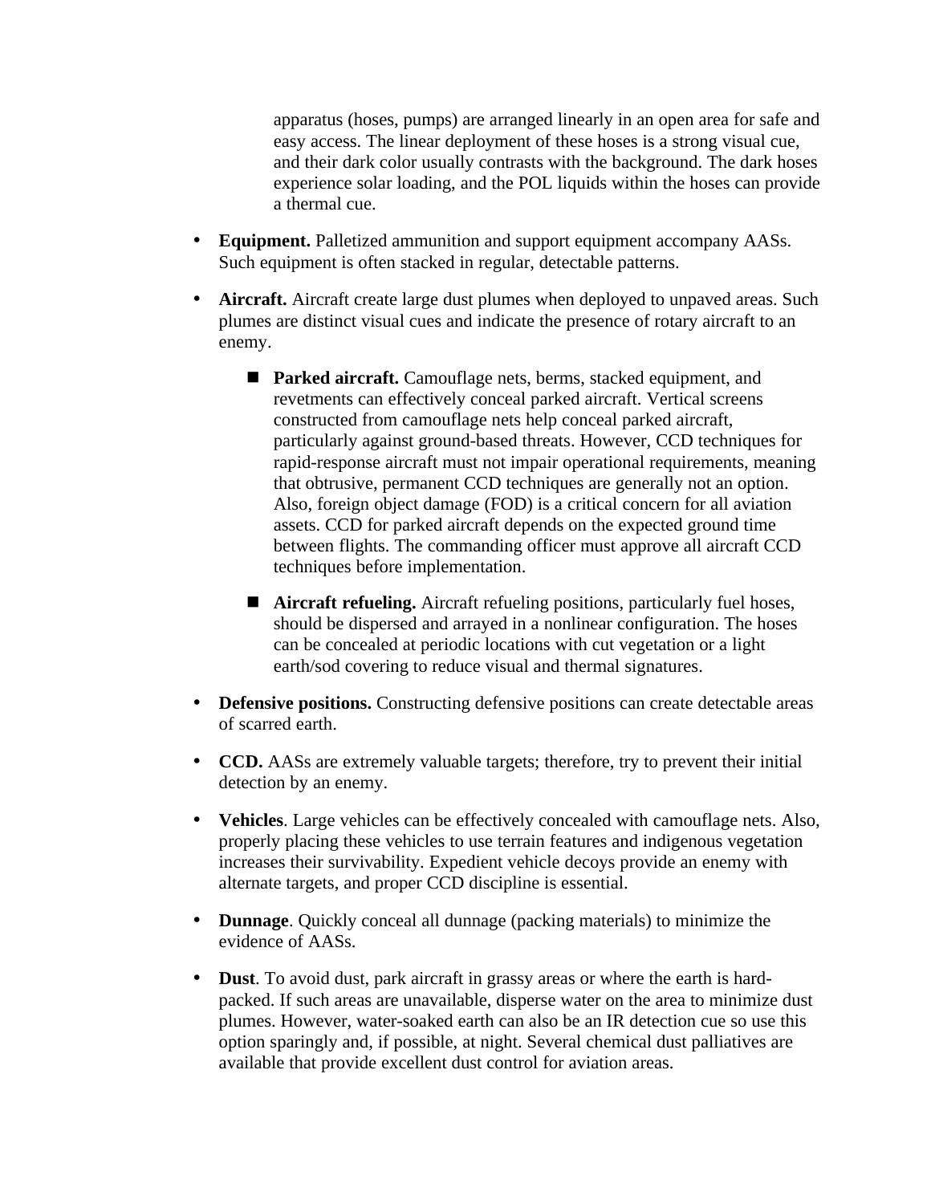apparatus (hoses, pumps) are arranged linearly in an open area for safe and easy access. The linear deployment of these hoses is a strong visual cue, and their dark color usually contrasts with the background. The dark hoses experience solar loading, and the POL liquids within the hoses can provide a thermal cue.

- **Equipment.** Palletized ammunition and support equipment accompany AASs. Such equipment is often stacked in regular, detectable patterns.
- **Aircraft.** Aircraft create large dust plumes when deployed to unpaved areas. Such plumes are distinct visual cues and indicate the presence of rotary aircraft to an enemy.
  - **Parked aircraft.** Camouflage nets, berms, stacked equipment, and revetments can effectively conceal parked aircraft. Vertical screens constructed from camouflage nets help conceal parked aircraft, particularly against ground-based threats. However, CCD techniques for rapid-response aircraft must not impair operational requirements, meaning that obtrusive, permanent CCD techniques are generally not an option. Also, foreign object damage (FOD) is a critical concern for all aviation assets. CCD for parked aircraft depends on the expected ground time between flights. The commanding officer must approve all aircraft CCD techniques before implementation.
  - **Aircraft refueling.** Aircraft refueling positions, particularly fuel hoses, should be dispersed and arrayed in a nonlinear configuration. The hoses can be concealed at periodic locations with cut vegetation or a light earth/sod covering to reduce visual and thermal signatures.
- **Defensive positions.** Constructing defensive positions can create detectable areas of scarred earth.
- **CCD.** AASs are extremely valuable targets; therefore, try to prevent their initial detection by an enemy.
- **Vehicles**. Large vehicles can be effectively concealed with camouflage nets. Also, properly placing these vehicles to use terrain features and indigenous vegetation increases their survivability. Expedient vehicle decoys provide an enemy with alternate targets, and proper CCD discipline is essential.
- **Dunnage**. Quickly conceal all dunnage (packing materials) to minimize the evidence of AASs.
- **Dust**. To avoid dust, park aircraft in grassy areas or where the earth is hard-packed. If such areas are unavailable, disperse water on the area to minimize dust plumes. However, water-soaked earth can also be an IR detection cue so use this option sparingly and, if possible, at night. Several chemical dust palliatives are available that provide excellent dust control for aviation areas.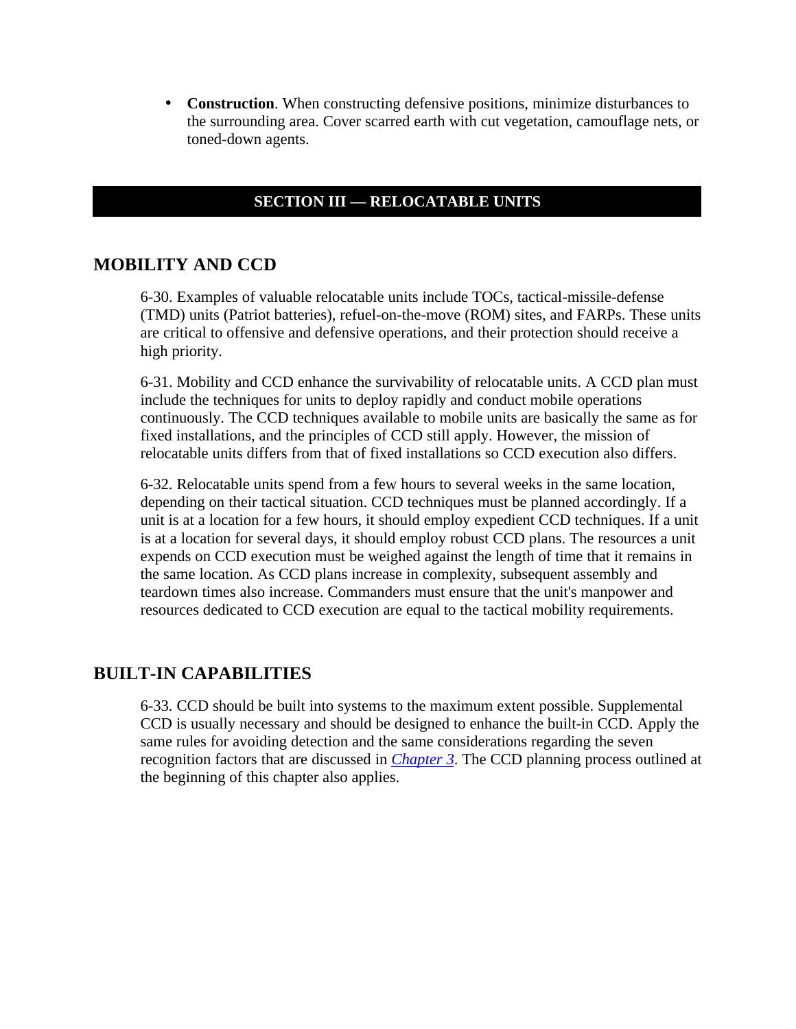- **Construction**. When constructing defensive positions, minimize disturbances to the surrounding area. Cover scarred earth with cut vegetation, camouflage nets, or toned-down agents.

## SECTION III — RELOCATABLE UNITS

### MOBILITY AND CCD

6-30. Examples of valuable relocatable units include TOCs, tactical-missile-defense (TMD) units (Patriot batteries), refuel-on-the-move (ROM) sites, and FARPs. These units are critical to offensive and defensive operations, and their protection should receive a high priority.

6-31. Mobility and CCD enhance the survivability of relocatable units. A CCD plan must include the techniques for units to deploy rapidly and conduct mobile operations continuously. The CCD techniques available to mobile units are basically the same as for fixed installations, and the principles of CCD still apply. However, the mission of relocatable units differs from that of fixed installations so CCD execution also differs.

6-32. Relocatable units spend from a few hours to several weeks in the same location, depending on their tactical situation. CCD techniques must be planned accordingly. If a unit is at a location for a few hours, it should employ expedient CCD techniques. If a unit is at a location for several days, it should employ robust CCD plans. The resources a unit expends on CCD execution must be weighed against the length of time that it remains in the same location. As CCD plans increase in complexity, subsequent assembly and teardown times also increase. Commanders must ensure that the unit's manpower and resources dedicated to CCD execution are equal to the tactical mobility requirements.

### BUILT-IN CAPABILITIES

6-33. CCD should be built into systems to the maximum extent possible. Supplemental CCD is usually necessary and should be designed to enhance the built-in CCD. Apply the same rules for avoiding detection and the same considerations regarding the seven recognition factors that are discussed in *Chapter 3*. The CCD planning process outlined at the beginning of this chapter also applies.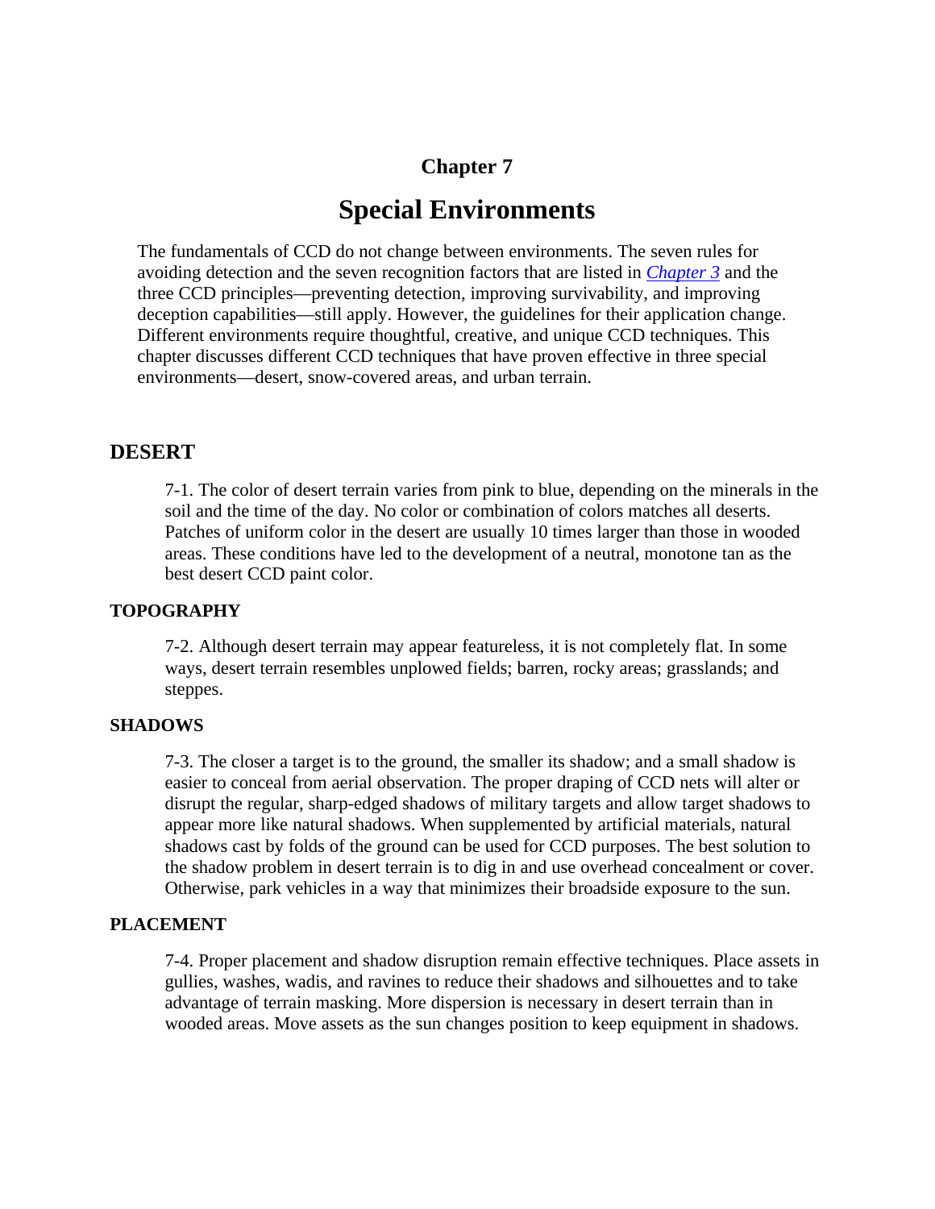# Chapter 7

# Special Environments

The fundamentals of CCD do not change between environments. The seven rules for avoiding detection and the seven recognition factors that are listed in *Chapter 3* and the three CCD principles—preventing detection, improving survivability, and improving deception capabilities—still apply. However, the guidelines for their application change. Different environments require thoughtful, creative, and unique CCD techniques. This chapter discusses different CCD techniques that have proven effective in three special environments—desert, snow-covered areas, and urban terrain.

## DESERT

7-1. The color of desert terrain varies from pink to blue, depending on the minerals in the soil and the time of the day. No color or combination of colors matches all deserts. Patches of uniform color in the desert are usually 10 times larger than those in wooded areas. These conditions have led to the development of a neutral, monotone tan as the best desert CCD paint color.

### TOPOGRAPHY

7-2. Although desert terrain may appear featureless, it is not completely flat. In some ways, desert terrain resembles unplowed fields; barren, rocky areas; grasslands; and steppes.

### SHADOWS

7-3. The closer a target is to the ground, the smaller its shadow; and a small shadow is easier to conceal from aerial observation. The proper draping of CCD nets will alter or disrupt the regular, sharp-edged shadows of military targets and allow target shadows to appear more like natural shadows. When supplemented by artificial materials, natural shadows cast by folds of the ground can be used for CCD purposes. The best solution to the shadow problem in desert terrain is to dig in and use overhead concealment or cover. Otherwise, park vehicles in a way that minimizes their broadside exposure to the sun.

### PLACEMENT

7-4. Proper placement and shadow disruption remain effective techniques. Place assets in gullies, washes, wadis, and ravines to reduce their shadows and silhouettes and to take advantage of terrain masking. More dispersion is necessary in desert terrain than in wooded areas. Move assets as the sun changes position to keep equipment in shadows.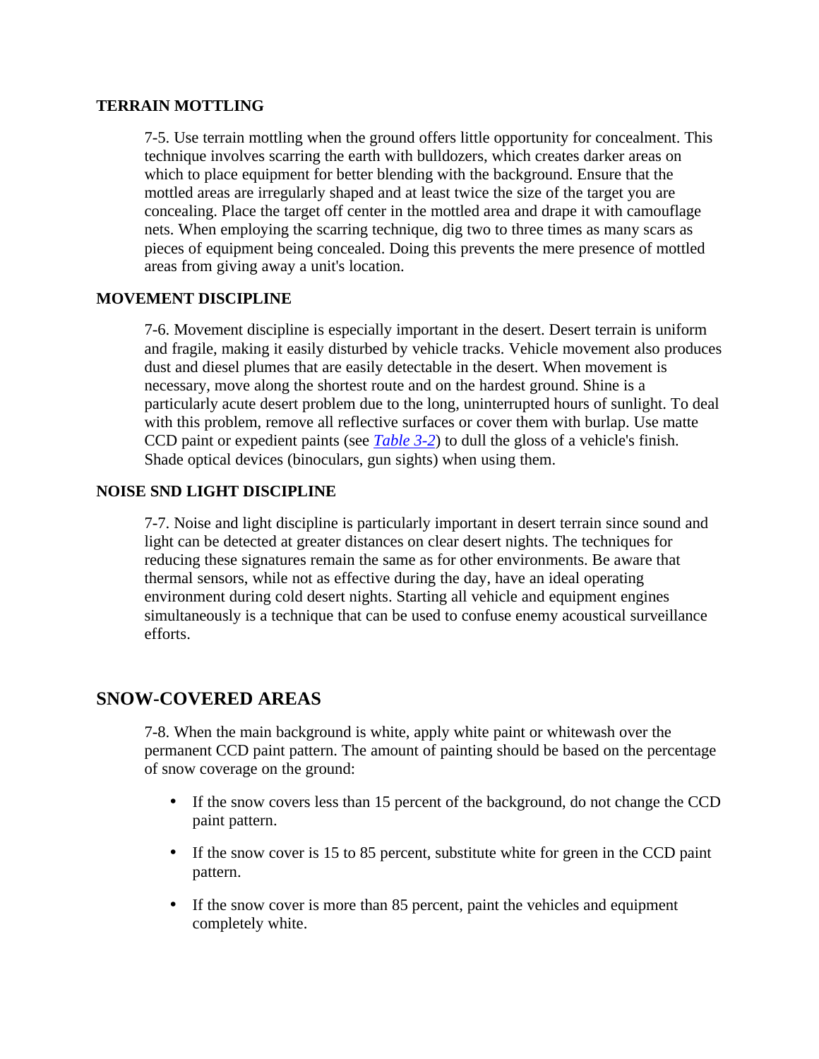### TERRAIN MOTTLING

7-5. Use terrain mottling when the ground offers little opportunity for concealment. This technique involves scarring the earth with bulldozers, which creates darker areas on which to place equipment for better blending with the background. Ensure that the mottled areas are irregularly shaped and at least twice the size of the target you are concealing. Place the target off center in the mottled area and drape it with camouflage nets. When employing the scarring technique, dig two to three times as many scars as pieces of equipment being concealed. Doing this prevents the mere presence of mottled areas from giving away a unit's location.

### MOVEMENT DISCIPLINE

7-6. Movement discipline is especially important in the desert. Desert terrain is uniform and fragile, making it easily disturbed by vehicle tracks. Vehicle movement also produces dust and diesel plumes that are easily detectable in the desert. When movement is necessary, move along the shortest route and on the hardest ground. Shine is a particularly acute desert problem due to the long, uninterrupted hours of sunlight. To deal with this problem, remove all reflective surfaces or cover them with burlap. Use matte CCD paint or expedient paints (see *Table 3-2*) to dull the gloss of a vehicle's finish. Shade optical devices (binoculars, gun sights) when using them.

### NOISE SND LIGHT DISCIPLINE

7-7. Noise and light discipline is particularly important in desert terrain since sound and light can be detected at greater distances on clear desert nights. The techniques for reducing these signatures remain the same as for other environments. Be aware that thermal sensors, while not as effective during the day, have an ideal operating environment during cold desert nights. Starting all vehicle and equipment engines simultaneously is a technique that can be used to confuse enemy acoustical surveillance efforts.

## SNOW-COVERED AREAS

7-8. When the main background is white, apply white paint or whitewash over the permanent CCD paint pattern. The amount of painting should be based on the percentage of snow coverage on the ground:

- If the snow covers less than 15 percent of the background, do not change the CCD paint pattern.
- If the snow cover is 15 to 85 percent, substitute white for green in the CCD paint pattern.
- If the snow cover is more than 85 percent, paint the vehicles and equipment completely white.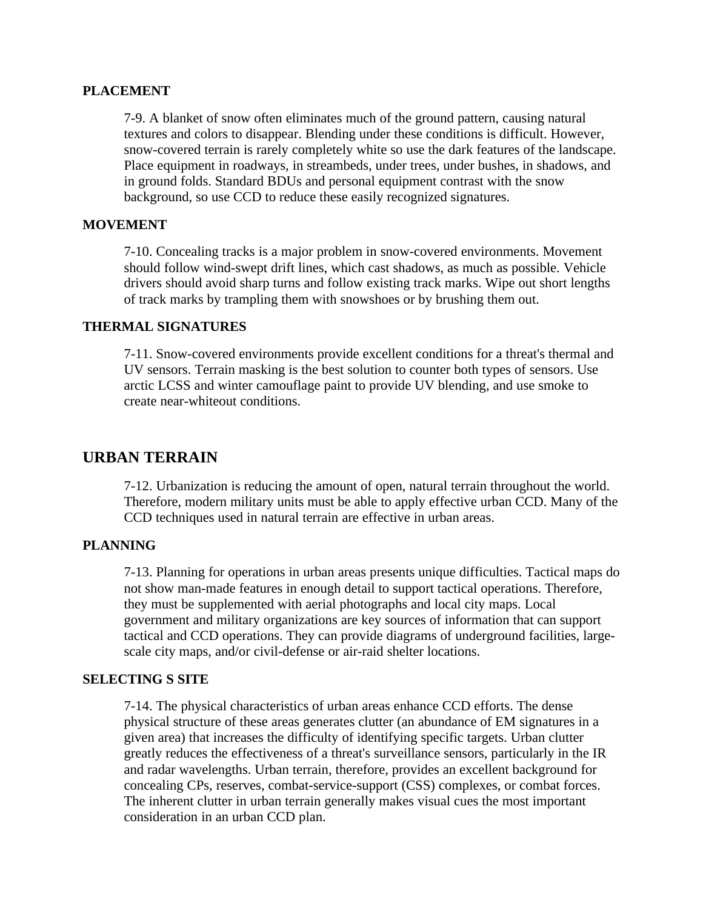### PLACEMENT

7-9. A blanket of snow often eliminates much of the ground pattern, causing natural textures and colors to disappear. Blending under these conditions is difficult. However, snow-covered terrain is rarely completely white so use the dark features of the landscape. Place equipment in roadways, in streambeds, under trees, under bushes, in shadows, and in ground folds. Standard BDUs and personal equipment contrast with the snow background, so use CCD to reduce these easily recognized signatures.

### MOVEMENT

7-10. Concealing tracks is a major problem in snow-covered environments. Movement should follow wind-swept drift lines, which cast shadows, as much as possible. Vehicle drivers should avoid sharp turns and follow existing track marks. Wipe out short lengths of track marks by trampling them with snowshoes or by brushing them out.

### THERMAL SIGNATURES

7-11. Snow-covered environments provide excellent conditions for a threat's thermal and UV sensors. Terrain masking is the best solution to counter both types of sensors. Use arctic LCSS and winter camouflage paint to provide UV blending, and use smoke to create near-whiteout conditions.

## URBAN TERRAIN

7-12. Urbanization is reducing the amount of open, natural terrain throughout the world. Therefore, modern military units must be able to apply effective urban CCD. Many of the CCD techniques used in natural terrain are effective in urban areas.

### PLANNING

7-13. Planning for operations in urban areas presents unique difficulties. Tactical maps do not show man-made features in enough detail to support tactical operations. Therefore, they must be supplemented with aerial photographs and local city maps. Local government and military organizations are key sources of information that can support tactical and CCD operations. They can provide diagrams of underground facilities, large-scale city maps, and/or civil-defense or air-raid shelter locations.

### SELECTING S SITE

7-14. The physical characteristics of urban areas enhance CCD efforts. The dense physical structure of these areas generates clutter (an abundance of EM signatures in a given area) that increases the difficulty of identifying specific targets. Urban clutter greatly reduces the effectiveness of a threat's surveillance sensors, particularly in the IR and radar wavelengths. Urban terrain, therefore, provides an excellent background for concealing CPs, reserves, combat-service-support (CSS) complexes, or combat forces. The inherent clutter in urban terrain generally makes visual cues the most important consideration in an urban CCD plan.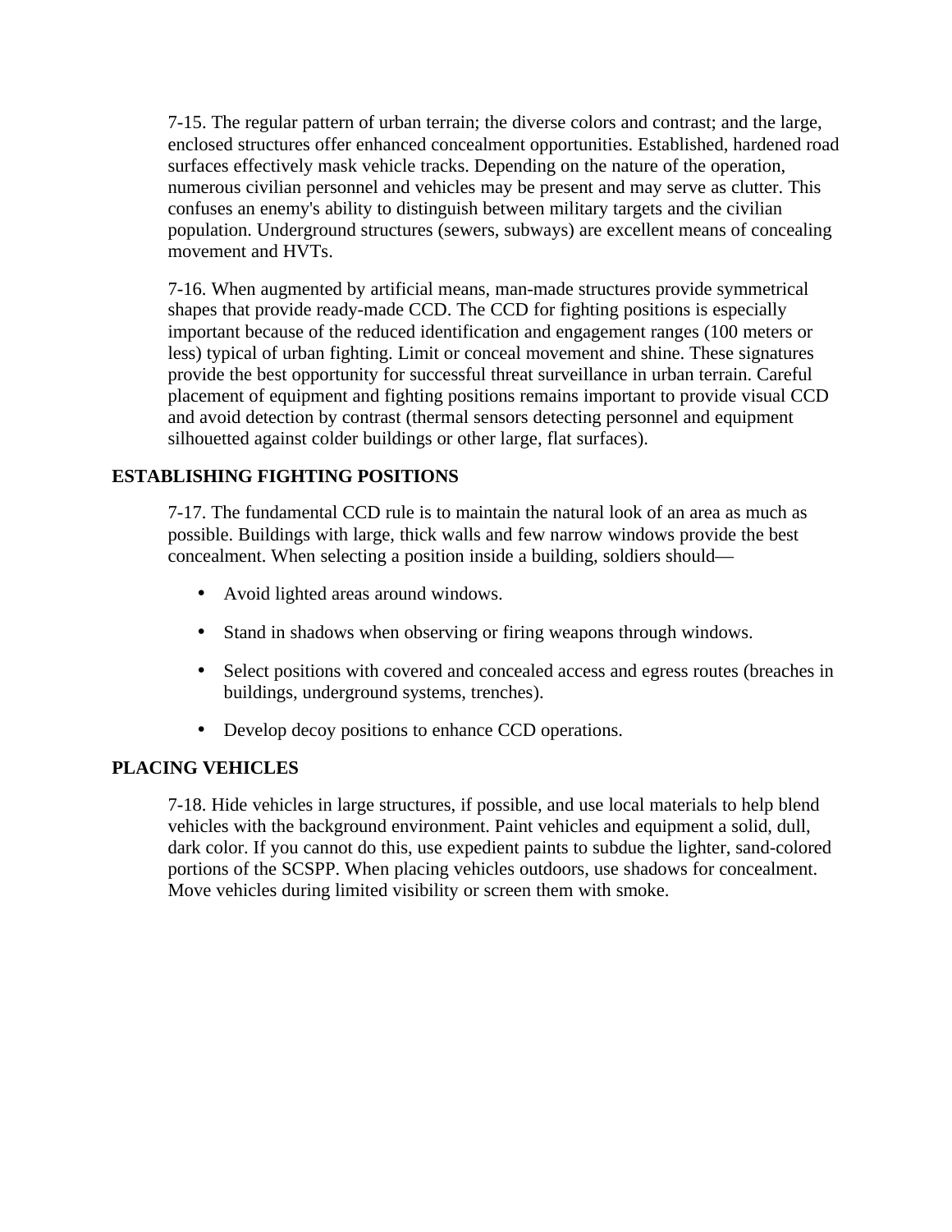7-15. The regular pattern of urban terrain; the diverse colors and contrast; and the large, enclosed structures offer enhanced concealment opportunities. Established, hardened road surfaces effectively mask vehicle tracks. Depending on the nature of the operation, numerous civilian personnel and vehicles may be present and may serve as clutter. This confuses an enemy's ability to distinguish between military targets and the civilian population. Underground structures (sewers, subways) are excellent means of concealing movement and HVTs.

7-16. When augmented by artificial means, man-made structures provide symmetrical shapes that provide ready-made CCD. The CCD for fighting positions is especially important because of the reduced identification and engagement ranges (100 meters or less) typical of urban fighting. Limit or conceal movement and shine. These signatures provide the best opportunity for successful threat surveillance in urban terrain. Careful placement of equipment and fighting positions remains important to provide visual CCD and avoid detection by contrast (thermal sensors detecting personnel and equipment silhouetted against colder buildings or other large, flat surfaces).

## ESTABLISHING FIGHTING POSITIONS

7-17. The fundamental CCD rule is to maintain the natural look of an area as much as possible. Buildings with large, thick walls and few narrow windows provide the best concealment. When selecting a position inside a building, soldiers should—

- Avoid lighted areas around windows.
- Stand in shadows when observing or firing weapons through windows.
- Select positions with covered and concealed access and egress routes (breaches in buildings, underground systems, trenches).
- Develop decoy positions to enhance CCD operations.

## PLACING VEHICLES

7-18. Hide vehicles in large structures, if possible, and use local materials to help blend vehicles with the background environment. Paint vehicles and equipment a solid, dull, dark color. If you cannot do this, use expedient paints to subdue the lighter, sand-colored portions of the SCSPP. When placing vehicles outdoors, use shadows for concealment. Move vehicles during limited visibility or screen them with smoke.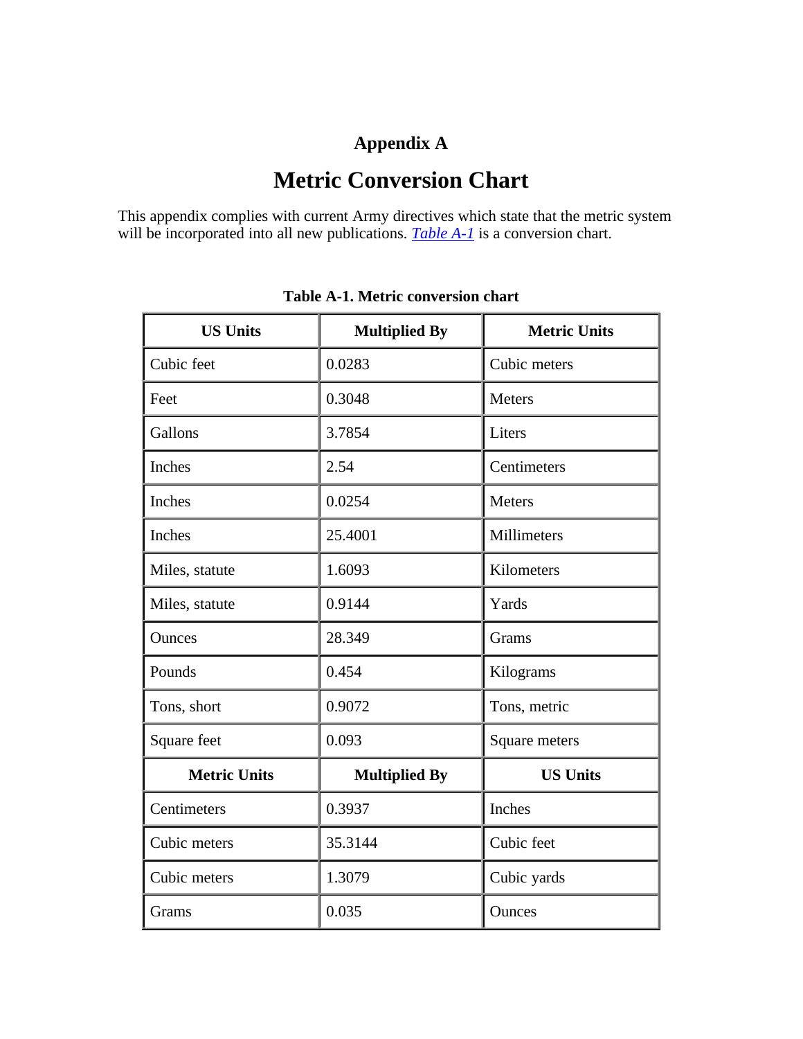# Appendix A

## Metric Conversion Chart

This appendix complies with current Army directives which state that the metric system will be incorporated into all new publications. *Table A-1* is a conversion chart.

**Table A-1. Metric conversion chart**

| US Units | Multiplied By | Metric Units |
|---|---|---|
| Cubic feet | 0.0283 | Cubic meters |
| Feet | 0.3048 | Meters |
| Gallons | 3.7854 | Liters |
| Inches | 2.54 | Centimeters |
| Inches | 0.0254 | Meters |
| Inches | 25.4001 | Millimeters |
| Miles, statute | 1.6093 | Kilometers |
| Miles, statute | 0.9144 | Yards |
| Ounces | 28.349 | Grams |
| Pounds | 0.454 | Kilograms |
| Tons, short | 0.9072 | Tons, metric |
| Square feet | 0.093 | Square meters |
| **Metric Units** | **Multiplied By** | **US Units** |
| Centimeters | 0.3937 | Inches |
| Cubic meters | 35.3144 | Cubic feet |
| Cubic meters | 1.3079 | Cubic yards |
| Grams | 0.035 | Ounces |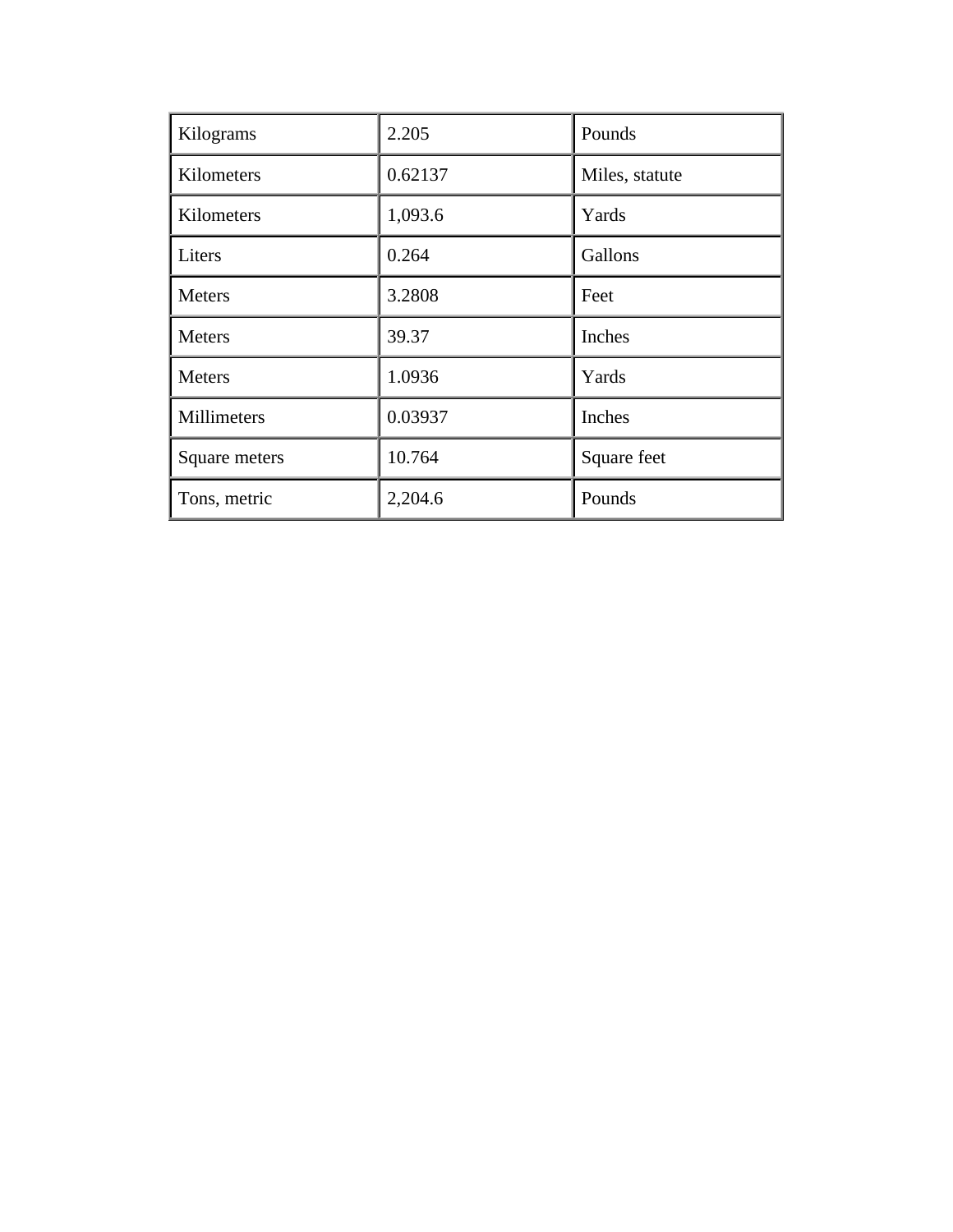| Kilograms | 2.205 | Pounds |
|---|---|---|
| Kilometers | 0.62137 | Miles, statute |
| Kilometers | 1,093.6 | Yards |
| Liters | 0.264 | Gallons |
| Meters | 3.2808 | Feet |
| Meters | 39.37 | Inches |
| Meters | 1.0936 | Yards |
| Millimeters | 0.03937 | Inches |
| Square meters | 10.764 | Square feet |
| Tons, metric | 2,204.6 | Pounds |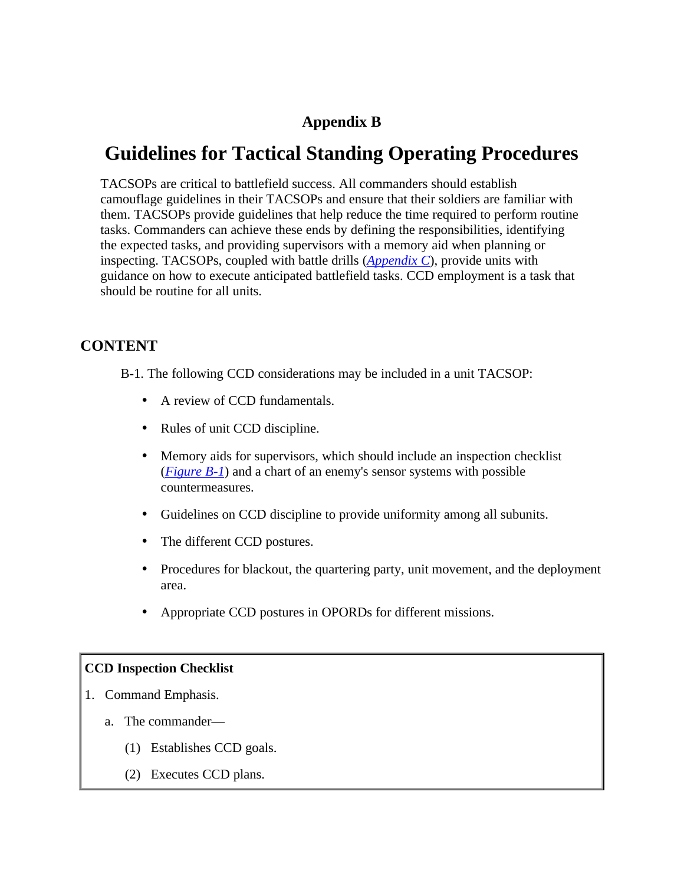# Appendix B

# Guidelines for Tactical Standing Operating Procedures

TACSOPs are critical to battlefield success. All commanders should establish camouflage guidelines in their TACSOPs and ensure that their soldiers are familiar with them. TACSOPs provide guidelines that help reduce the time required to perform routine tasks. Commanders can achieve these ends by defining the responsibilities, identifying the expected tasks, and providing supervisors with a memory aid when planning or inspecting. TACSOPs, coupled with battle drills (*Appendix C*), provide units with guidance on how to execute anticipated battlefield tasks. CCD employment is a task that should be routine for all units.

## CONTENT

B-1. The following CCD considerations may be included in a unit TACSOP:

- A review of CCD fundamentals.
- Rules of unit CCD discipline.
- Memory aids for supervisors, which should include an inspection checklist (*Figure B-1*) and a chart of an enemy's sensor systems with possible countermeasures.
- Guidelines on CCD discipline to provide uniformity among all subunits.
- The different CCD postures.
- Procedures for blackout, the quartering party, unit movement, and the deployment area.
- Appropriate CCD postures in OPORDs for different missions.

**CCD Inspection Checklist**

1. Command Emphasis.
   a. The commander—
      (1) Establishes CCD goals.
      (2) Executes CCD plans.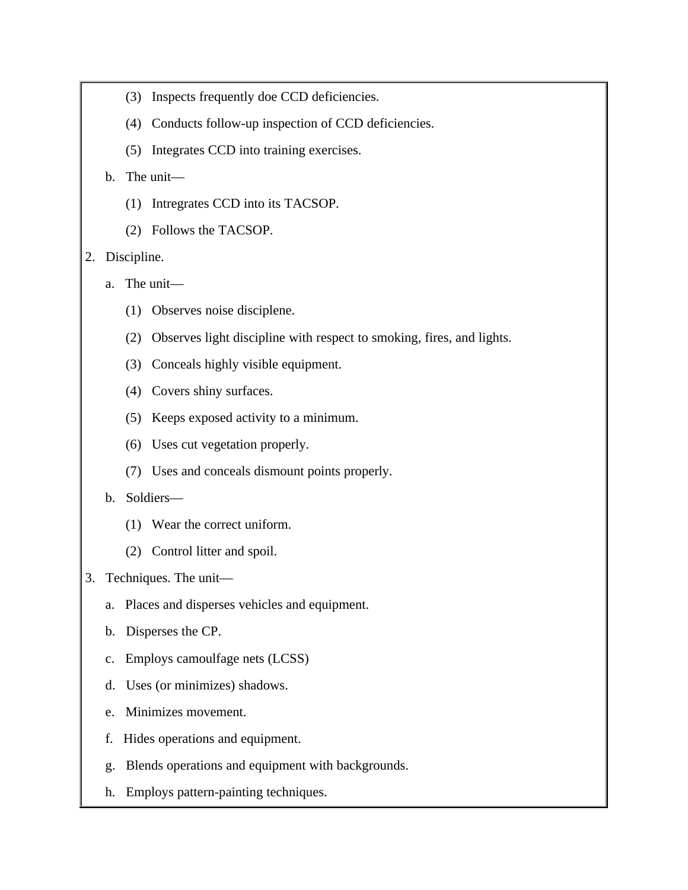(3) Inspects frequently doe CCD deficiencies.

(4) Conducts follow-up inspection of CCD deficiencies.

(5) Integrates CCD into training exercises.

b. The unit—

(1) Intregrates CCD into its TACSOP.

(2) Follows the TACSOP.

2. Discipline.

a. The unit—

(1) Observes noise disciplene.

(2) Observes light discipline with respect to smoking, fires, and lights.

(3) Conceals highly visible equipment.

(4) Covers shiny surfaces.

(5) Keeps exposed activity to a minimum.

(6) Uses cut vegetation properly.

(7) Uses and conceals dismount points properly.

b. Soldiers—

(1) Wear the correct uniform.

(2) Control litter and spoil.

3. Techniques. The unit—

a. Places and disperses vehicles and equipment.

b. Disperses the CP.

c. Employs camoulfage nets (LCSS)

d. Uses (or minimizes) shadows.

e. Minimizes movement.

f. Hides operations and equipment.

g. Blends operations and equipment with backgrounds.

h. Employs pattern-painting techniques.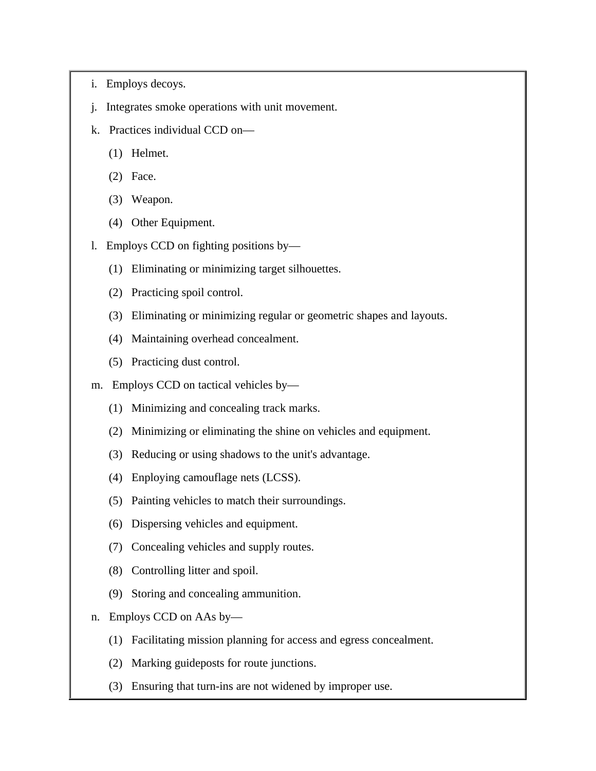i. Employs decoys.

j. Integrates smoke operations with unit movement.

k. Practices individual CCD on—

  (1) Helmet.

  (2) Face.

  (3) Weapon.

  (4) Other Equipment.

l. Employs CCD on fighting positions by—

  (1) Eliminating or minimizing target silhouettes.

  (2) Practicing spoil control.

  (3) Eliminating or minimizing regular or geometric shapes and layouts.

  (4) Maintaining overhead concealment.

  (5) Practicing dust control.

m. Employs CCD on tactical vehicles by—

  (1) Minimizing and concealing track marks.

  (2) Minimizing or eliminating the shine on vehicles and equipment.

  (3) Reducing or using shadows to the unit's advantage.

  (4) Enploying camouflage nets (LCSS).

  (5) Painting vehicles to match their surroundings.

  (6) Dispersing vehicles and equipment.

  (7) Concealing vehicles and supply routes.

  (8) Controlling litter and spoil.

  (9) Storing and concealing ammunition.

n. Employs CCD on AAs by—

  (1) Facilitating mission planning for access and egress concealment.

  (2) Marking guideposts for route junctions.

  (3) Ensuring that turn-ins are not widened by improper use.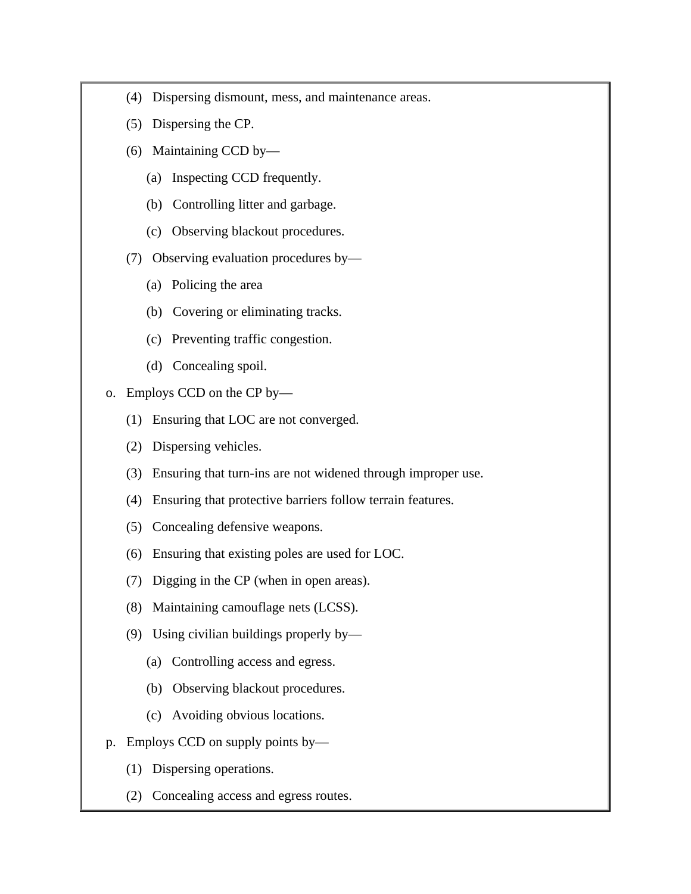(4) Dispersing dismount, mess, and maintenance areas.

(5) Dispersing the CP.

(6) Maintaining CCD by—

(a) Inspecting CCD frequently.

(b) Controlling litter and garbage.

(c) Observing blackout procedures.

(7) Observing evaluation procedures by—

(a) Policing the area

(b) Covering or eliminating tracks.

(c) Preventing traffic congestion.

(d) Concealing spoil.

o. Employs CCD on the CP by—

(1) Ensuring that LOC are not converged.

(2) Dispersing vehicles.

(3) Ensuring that turn-ins are not widened through improper use.

(4) Ensuring that protective barriers follow terrain features.

(5) Concealing defensive weapons.

(6) Ensuring that existing poles are used for LOC.

(7) Digging in the CP (when in open areas).

(8) Maintaining camouflage nets (LCSS).

(9) Using civilian buildings properly by—

(a) Controlling access and egress.

(b) Observing blackout procedures.

(c) Avoiding obvious locations.

p. Employs CCD on supply points by—

(1) Dispersing operations.

(2) Concealing access and egress routes.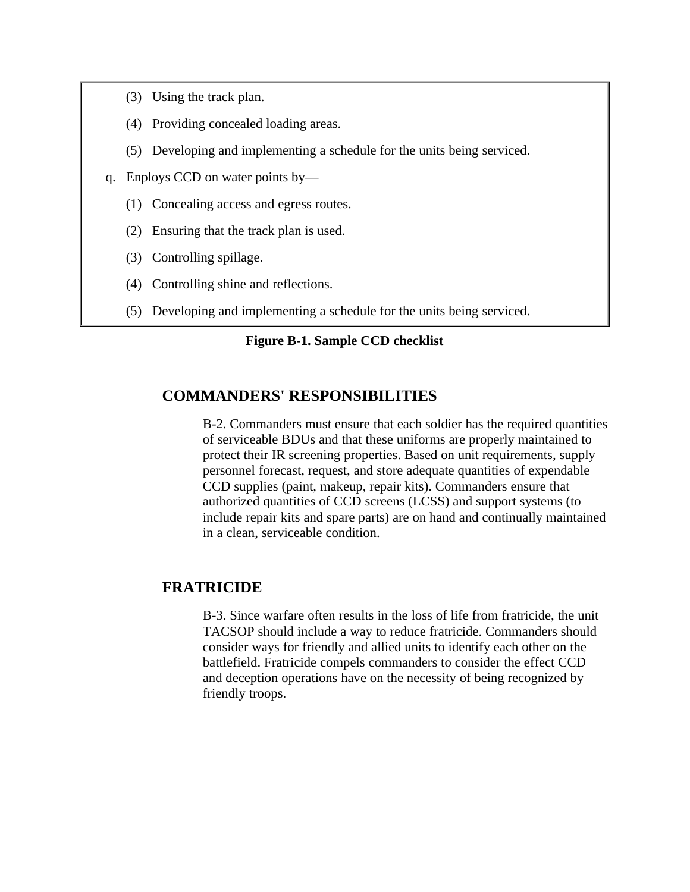(3) Using the track plan.

(4) Providing concealed loading areas.

(5) Developing and implementing a schedule for the units being serviced.

q. Enploys CCD on water points by—

(1) Concealing access and egress routes.

(2) Ensuring that the track plan is used.

(3) Controlling spillage.

(4) Controlling shine and reflections.

(5) Developing and implementing a schedule for the units being serviced.

**Figure B-1. Sample CCD checklist**

## COMMANDERS' RESPONSIBILITIES

B-2. Commanders must ensure that each soldier has the required quantities of serviceable BDUs and that these uniforms are properly maintained to protect their IR screening properties. Based on unit requirements, supply personnel forecast, request, and store adequate quantities of expendable CCD supplies (paint, makeup, repair kits). Commanders ensure that authorized quantities of CCD screens (LCSS) and support systems (to include repair kits and spare parts) are on hand and continually maintained in a clean, serviceable condition.

## FRATRICIDE

B-3. Since warfare often results in the loss of life from fratricide, the unit TACSOP should include a way to reduce fratricide. Commanders should consider ways for friendly and allied units to identify each other on the battlefield. Fratricide compels commanders to consider the effect CCD and deception operations have on the necessity of being recognized by friendly troops.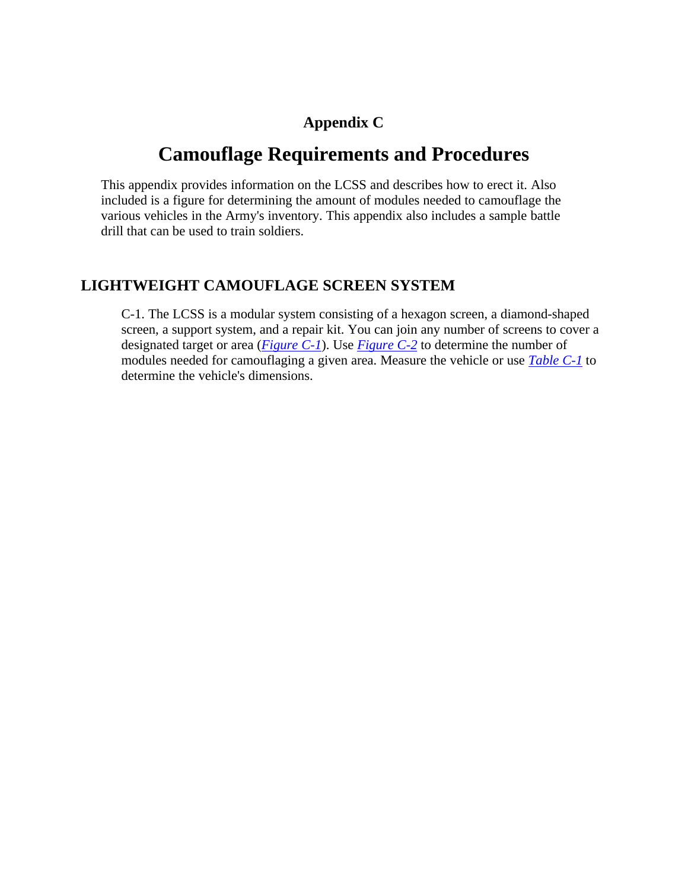# Appendix C

## Camouflage Requirements and Procedures

This appendix provides information on the LCSS and describes how to erect it. Also included is a figure for determining the amount of modules needed to camouflage the various vehicles in the Army's inventory. This appendix also includes a sample battle drill that can be used to train soldiers.

### LIGHTWEIGHT CAMOUFLAGE SCREEN SYSTEM

C-1. The LCSS is a modular system consisting of a hexagon screen, a diamond-shaped screen, a support system, and a repair kit. You can join any number of screens to cover a designated target or area (*Figure C-1*). Use *Figure C-2* to determine the number of modules needed for camouflaging a given area. Measure the vehicle or use *Table C-1* to determine the vehicle's dimensions.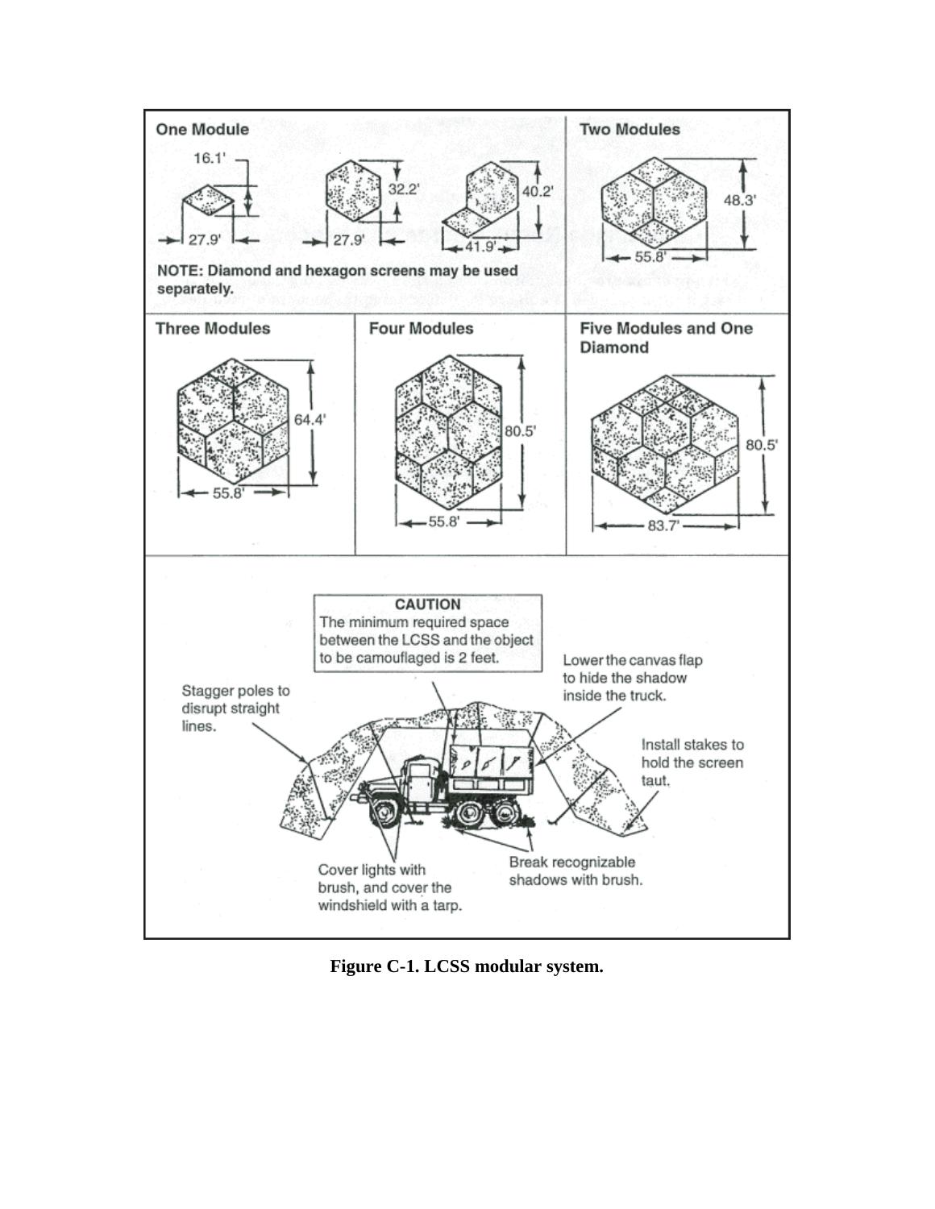**One Module**

16.1'

32.2'

40.2'

27.9'

27.9'

41.9'

NOTE: Diamond and hexagon screens may be used separately.

**Two Modules**

48.3'

55.8'

**Three Modules**

64.4'

55.8'

**Four Modules**

80.5'

55.8'

**Five Modules and One Diamond**

80.5'

83.7'

**CAUTION**

The minimum required space between the LCSS and the object to be camouflaged is 2 feet.

Stagger poles to disrupt straight lines.

Lower the canvas flap to hide the shadow inside the truck.

Install stakes to hold the screen taut.

Cover lights with brush, and cover the windshield with a tarp.

Break recognizable shadows with brush.

**Figure C-1. LCSS modular system.**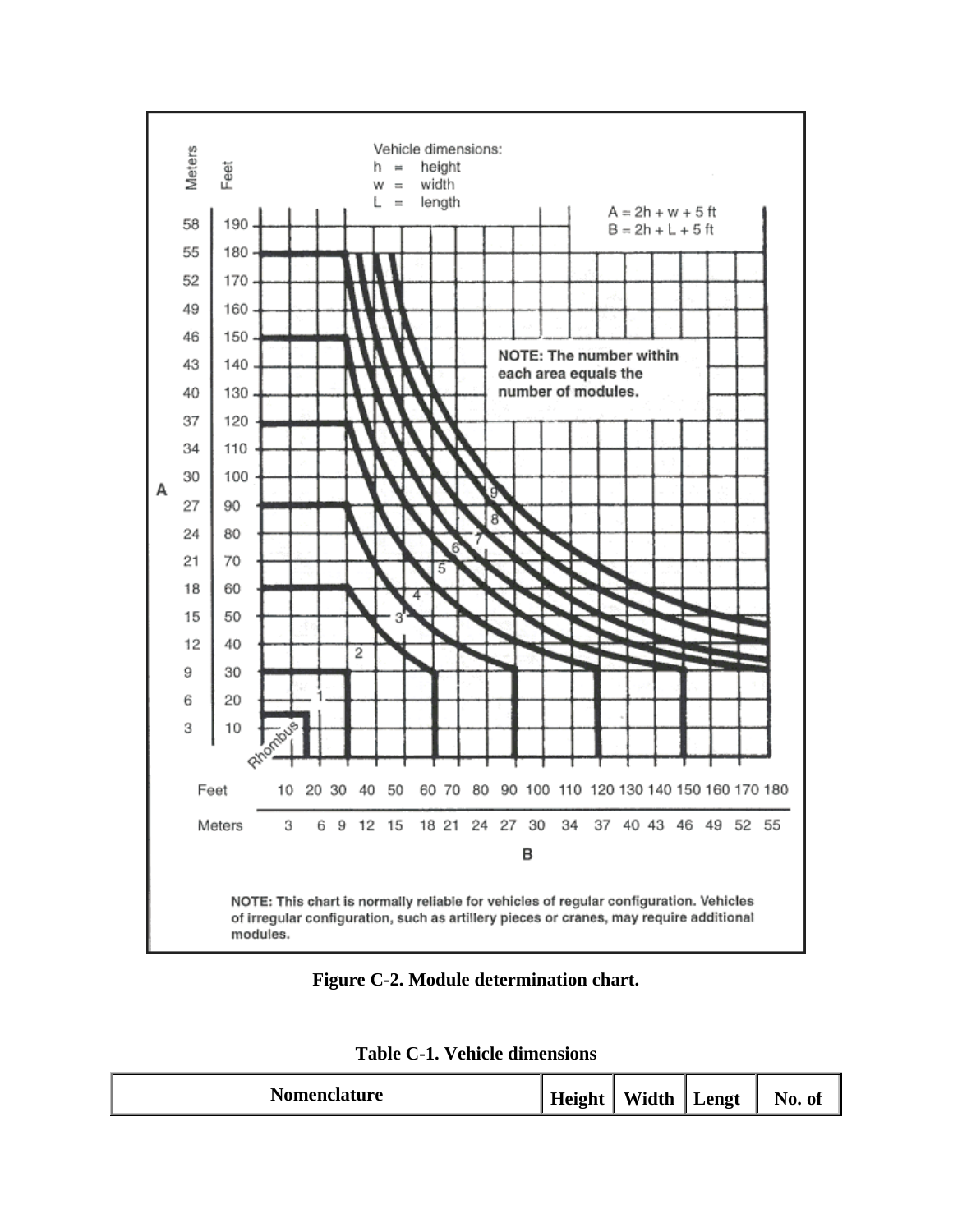Vehicle dimensions:
h = height
w = width
L = length

$A = 2h + w + 5$ ft
$B = 2h + L + 5$ ft

NOTE: The number within each area equals the number of modules.

NOTE: This chart is normally reliable for vehicles of regular configuration. Vehicles of irregular configuration, such as artillery pieces or cranes, may require additional modules.

**Figure C-2. Module determination chart.**

**Table C-1. Vehicle dimensions**

| Nomenclature | Height | Width | Lengt | No. of |
|---|---|---|---|---|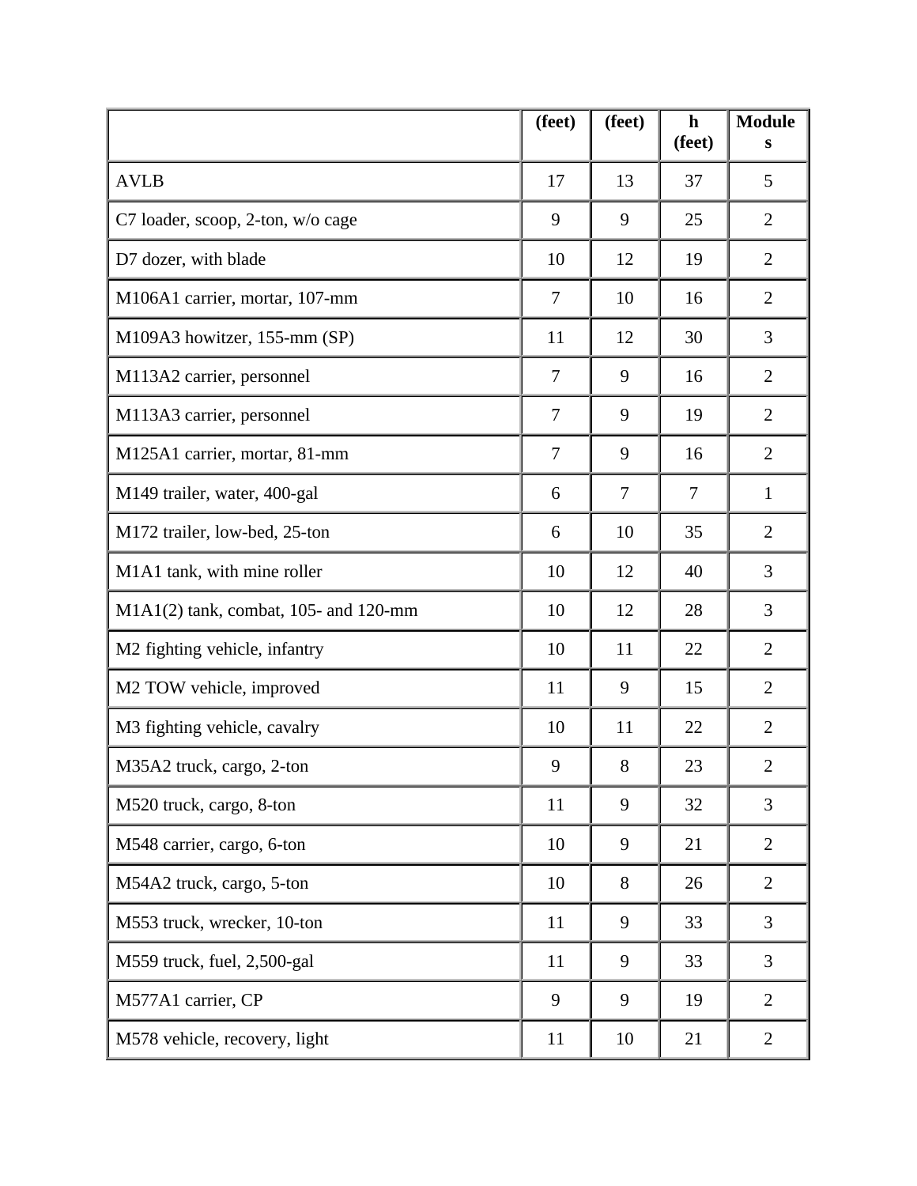| | (feet) | (feet) | h (feet) | Modules |
|---|---|---|---|---|
| AVLB | 17 | 13 | 37 | 5 |
| C7 loader, scoop, 2-ton, w/o cage | 9 | 9 | 25 | 2 |
| D7 dozer, with blade | 10 | 12 | 19 | 2 |
| M106A1 carrier, mortar, 107-mm | 7 | 10 | 16 | 2 |
| M109A3 howitzer, 155-mm (SP) | 11 | 12 | 30 | 3 |
| M113A2 carrier, personnel | 7 | 9 | 16 | 2 |
| M113A3 carrier, personnel | 7 | 9 | 19 | 2 |
| M125A1 carrier, mortar, 81-mm | 7 | 9 | 16 | 2 |
| M149 trailer, water, 400-gal | 6 | 7 | 7 | 1 |
| M172 trailer, low-bed, 25-ton | 6 | 10 | 35 | 2 |
| M1A1 tank, with mine roller | 10 | 12 | 40 | 3 |
| M1A1(2) tank, combat, 105- and 120-mm | 10 | 12 | 28 | 3 |
| M2 fighting vehicle, infantry | 10 | 11 | 22 | 2 |
| M2 TOW vehicle, improved | 11 | 9 | 15 | 2 |
| M3 fighting vehicle, cavalry | 10 | 11 | 22 | 2 |
| M35A2 truck, cargo, 2-ton | 9 | 8 | 23 | 2 |
| M520 truck, cargo, 8-ton | 11 | 9 | 32 | 3 |
| M548 carrier, cargo, 6-ton | 10 | 9 | 21 | 2 |
| M54A2 truck, cargo, 5-ton | 10 | 8 | 26 | 2 |
| M553 truck, wrecker, 10-ton | 11 | 9 | 33 | 3 |
| M559 truck, fuel, 2,500-gal | 11 | 9 | 33 | 3 |
| M577A1 carrier, CP | 9 | 9 | 19 | 2 |
| M578 vehicle, recovery, light | 11 | 10 | 21 | 2 |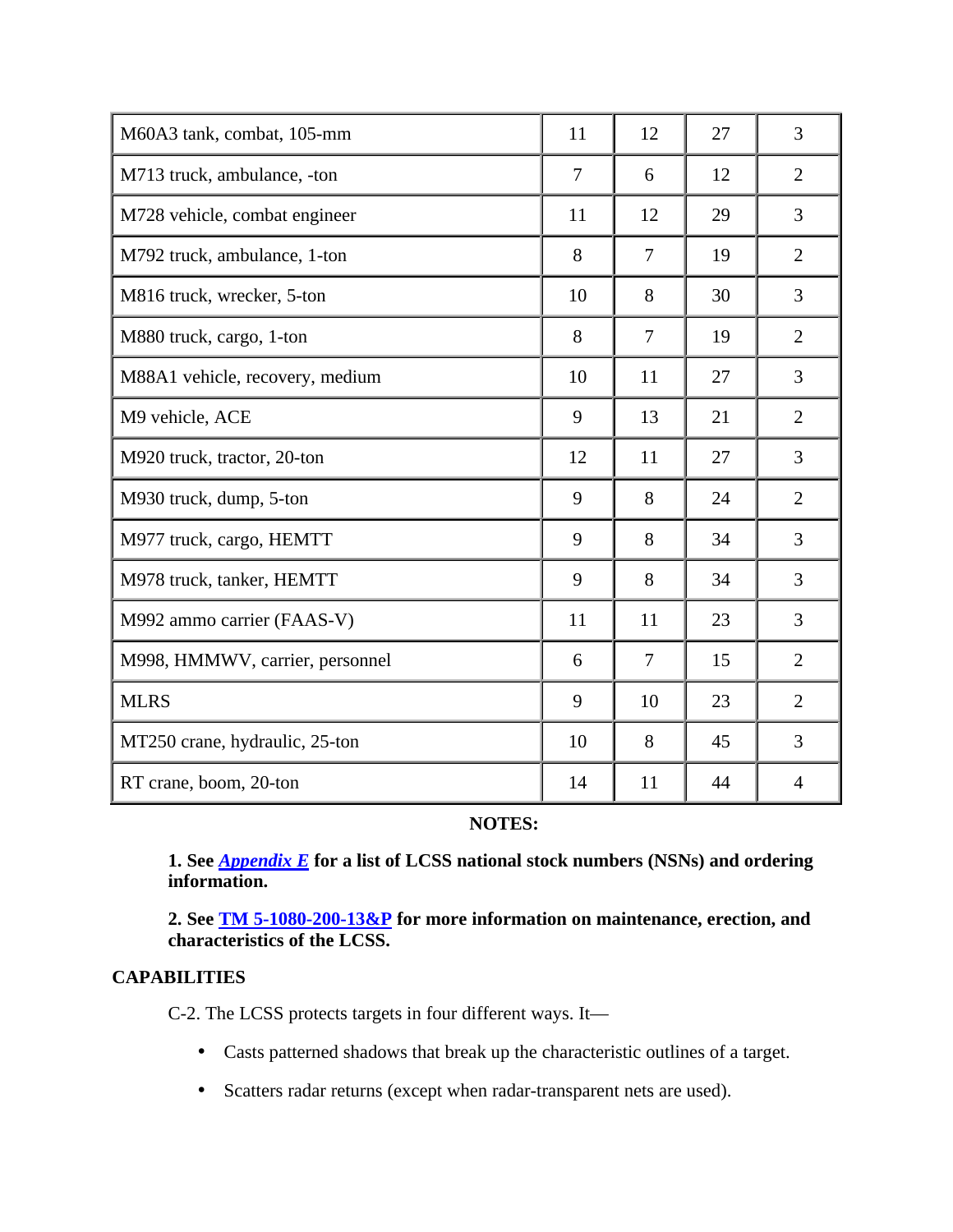| | | | | |
|---|---|---|---|---|
| M60A3 tank, combat, 105-mm | 11 | 12 | 27 | 3 |
| M713 truck, ambulance, -ton | 7 | 6 | 12 | 2 |
| M728 vehicle, combat engineer | 11 | 12 | 29 | 3 |
| M792 truck, ambulance, 1-ton | 8 | 7 | 19 | 2 |
| M816 truck, wrecker, 5-ton | 10 | 8 | 30 | 3 |
| M880 truck, cargo, 1-ton | 8 | 7 | 19 | 2 |
| M88A1 vehicle, recovery, medium | 10 | 11 | 27 | 3 |
| M9 vehicle, ACE | 9 | 13 | 21 | 2 |
| M920 truck, tractor, 20-ton | 12 | 11 | 27 | 3 |
| M930 truck, dump, 5-ton | 9 | 8 | 24 | 2 |
| M977 truck, cargo, HEMTT | 9 | 8 | 34 | 3 |
| M978 truck, tanker, HEMTT | 9 | 8 | 34 | 3 |
| M992 ammo carrier (FAAS-V) | 11 | 11 | 23 | 3 |
| M998, HMMWV, carrier, personnel | 6 | 7 | 15 | 2 |
| MLRS | 9 | 10 | 23 | 2 |
| MT250 crane, hydraulic, 25-ton | 10 | 8 | 45 | 3 |
| RT crane, boom, 20-ton | 14 | 11 | 44 | 4 |

**NOTES:**

**1. See *Appendix E* for a list of LCSS national stock numbers (NSNs) and ordering information.**

**2. See TM 5-1080-200-13&P for more information on maintenance, erection, and characteristics of the LCSS.**

**CAPABILITIES**

C-2. The LCSS protects targets in four different ways. It—

- Casts patterned shadows that break up the characteristic outlines of a target.
- Scatters radar returns (except when radar-transparent nets are used).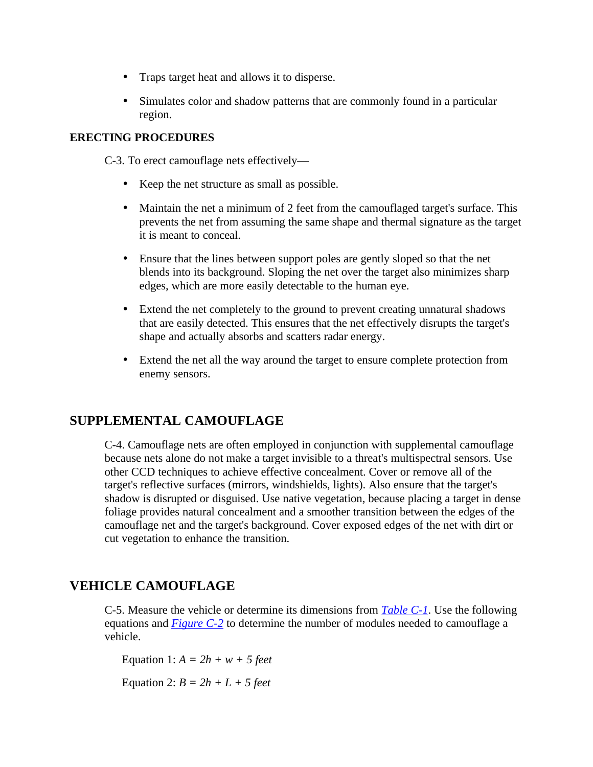- Traps target heat and allows it to disperse.
- Simulates color and shadow patterns that are commonly found in a particular region.

**ERECTING PROCEDURES**

C-3. To erect camouflage nets effectively—

- Keep the net structure as small as possible.
- Maintain the net a minimum of 2 feet from the camouflaged target's surface. This prevents the net from assuming the same shape and thermal signature as the target it is meant to conceal.
- Ensure that the lines between support poles are gently sloped so that the net blends into its background. Sloping the net over the target also minimizes sharp edges, which are more easily detectable to the human eye.
- Extend the net completely to the ground to prevent creating unnatural shadows that are easily detected. This ensures that the net effectively disrupts the target's shape and actually absorbs and scatters radar energy.
- Extend the net all the way around the target to ensure complete protection from enemy sensors.

## SUPPLEMENTAL CAMOUFLAGE

C-4. Camouflage nets are often employed in conjunction with supplemental camouflage because nets alone do not make a target invisible to a threat's multispectral sensors. Use other CCD techniques to achieve effective concealment. Cover or remove all of the target's reflective surfaces (mirrors, windshields, lights). Also ensure that the target's shadow is disrupted or disguised. Use native vegetation, because placing a target in dense foliage provides natural concealment and a smoother transition between the edges of the camouflage net and the target's background. Cover exposed edges of the net with dirt or cut vegetation to enhance the transition.

## VEHICLE CAMOUFLAGE

C-5. Measure the vehicle or determine its dimensions from *Table C-1*. Use the following equations and *Figure C-2* to determine the number of modules needed to camouflage a vehicle.

Equation 1: $A = 2h + w + 5 \text{ feet}$

Equation 2: $B = 2h + L + 5 \text{ feet}$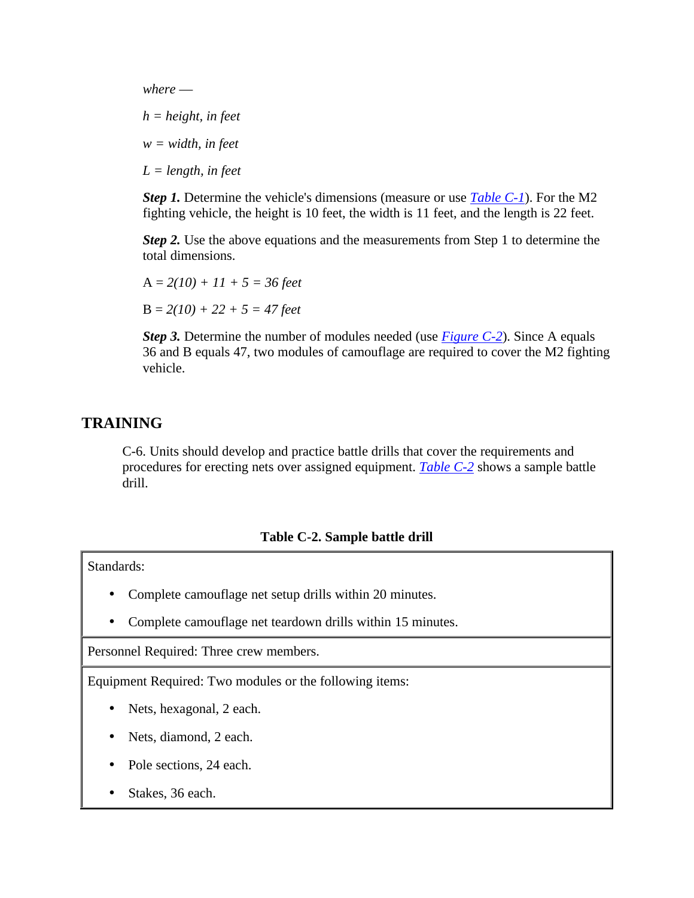*where —*

*h = height, in feet*

*w = width, in feet*

*L = length, in feet*

***Step 1.*** Determine the vehicle's dimensions (measure or use *Table C-1*). For the M2 fighting vehicle, the height is 10 feet, the width is 11 feet, and the length is 22 feet.

***Step 2.*** Use the above equations and the measurements from Step 1 to determine the total dimensions.

A = *2(10) + 11 + 5 = 36 feet*

B = *2(10) + 22 + 5 = 47 feet*

***Step 3.*** Determine the number of modules needed (use *Figure C-2*). Since A equals 36 and B equals 47, two modules of camouflage are required to cover the M2 fighting vehicle.

## TRAINING

C-6. Units should develop and practice battle drills that cover the requirements and procedures for erecting nets over assigned equipment. *Table C-2* shows a sample battle drill.

**Table C-2. Sample battle drill**

| Standards:<br>• Complete camouflage net setup drills within 20 minutes.<br>• Complete camouflage net teardown drills within 15 minutes. |
|---|
| Personnel Required: Three crew members. |
| Equipment Required: Two modules or the following items:<br>• Nets, hexagonal, 2 each.<br>• Nets, diamond, 2 each.<br>• Pole sections, 24 each.<br>• Stakes, 36 each. |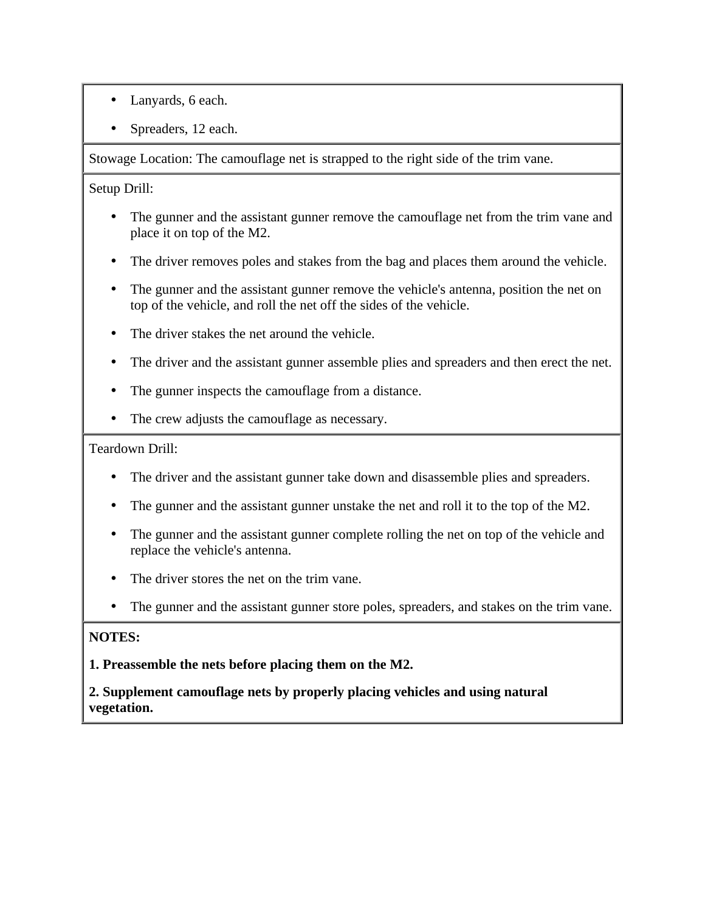- Lanyards, 6 each.
- Spreaders, 12 each.

Stowage Location: The camouflage net is strapped to the right side of the trim vane.

Setup Drill:

- The gunner and the assistant gunner remove the camouflage net from the trim vane and place it on top of the M2.
- The driver removes poles and stakes from the bag and places them around the vehicle.
- The gunner and the assistant gunner remove the vehicle's antenna, position the net on top of the vehicle, and roll the net off the sides of the vehicle.
- The driver stakes the net around the vehicle.
- The driver and the assistant gunner assemble plies and spreaders and then erect the net.
- The gunner inspects the camouflage from a distance.
- The crew adjusts the camouflage as necessary.

Teardown Drill:

- The driver and the assistant gunner take down and disassemble plies and spreaders.
- The gunner and the assistant gunner unstake the net and roll it to the top of the M2.
- The gunner and the assistant gunner complete rolling the net on top of the vehicle and replace the vehicle's antenna.
- The driver stores the net on the trim vane.
- The gunner and the assistant gunner store poles, spreaders, and stakes on the trim vane.

**NOTES:**

**1. Preassemble the nets before placing them on the M2.**

**2. Supplement camouflage nets by properly placing vehicles and using natural vegetation.**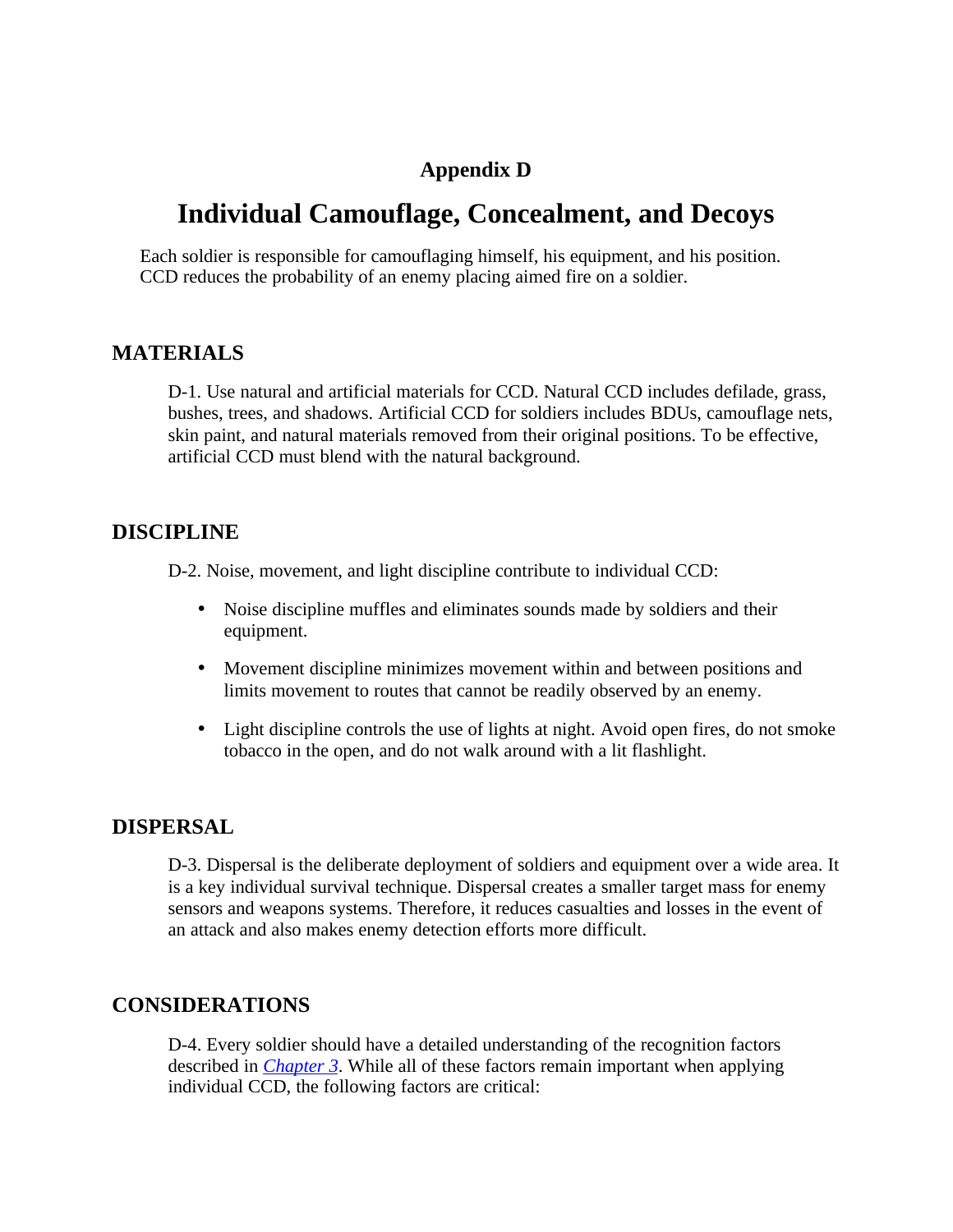# Appendix D

## Individual Camouflage, Concealment, and Decoys

Each soldier is responsible for camouflaging himself, his equipment, and his position. CCD reduces the probability of an enemy placing aimed fire on a soldier.

### MATERIALS

D-1. Use natural and artificial materials for CCD. Natural CCD includes defilade, grass, bushes, trees, and shadows. Artificial CCD for soldiers includes BDUs, camouflage nets, skin paint, and natural materials removed from their original positions. To be effective, artificial CCD must blend with the natural background.

### DISCIPLINE

D-2. Noise, movement, and light discipline contribute to individual CCD:

- Noise discipline muffles and eliminates sounds made by soldiers and their equipment.
- Movement discipline minimizes movement within and between positions and limits movement to routes that cannot be readily observed by an enemy.
- Light discipline controls the use of lights at night. Avoid open fires, do not smoke tobacco in the open, and do not walk around with a lit flashlight.

### DISPERSAL

D-3. Dispersal is the deliberate deployment of soldiers and equipment over a wide area. It is a key individual survival technique. Dispersal creates a smaller target mass for enemy sensors and weapons systems. Therefore, it reduces casualties and losses in the event of an attack and also makes enemy detection efforts more difficult.

### CONSIDERATIONS

D-4. Every soldier should have a detailed understanding of the recognition factors described in *Chapter 3*. While all of these factors remain important when applying individual CCD, the following factors are critical: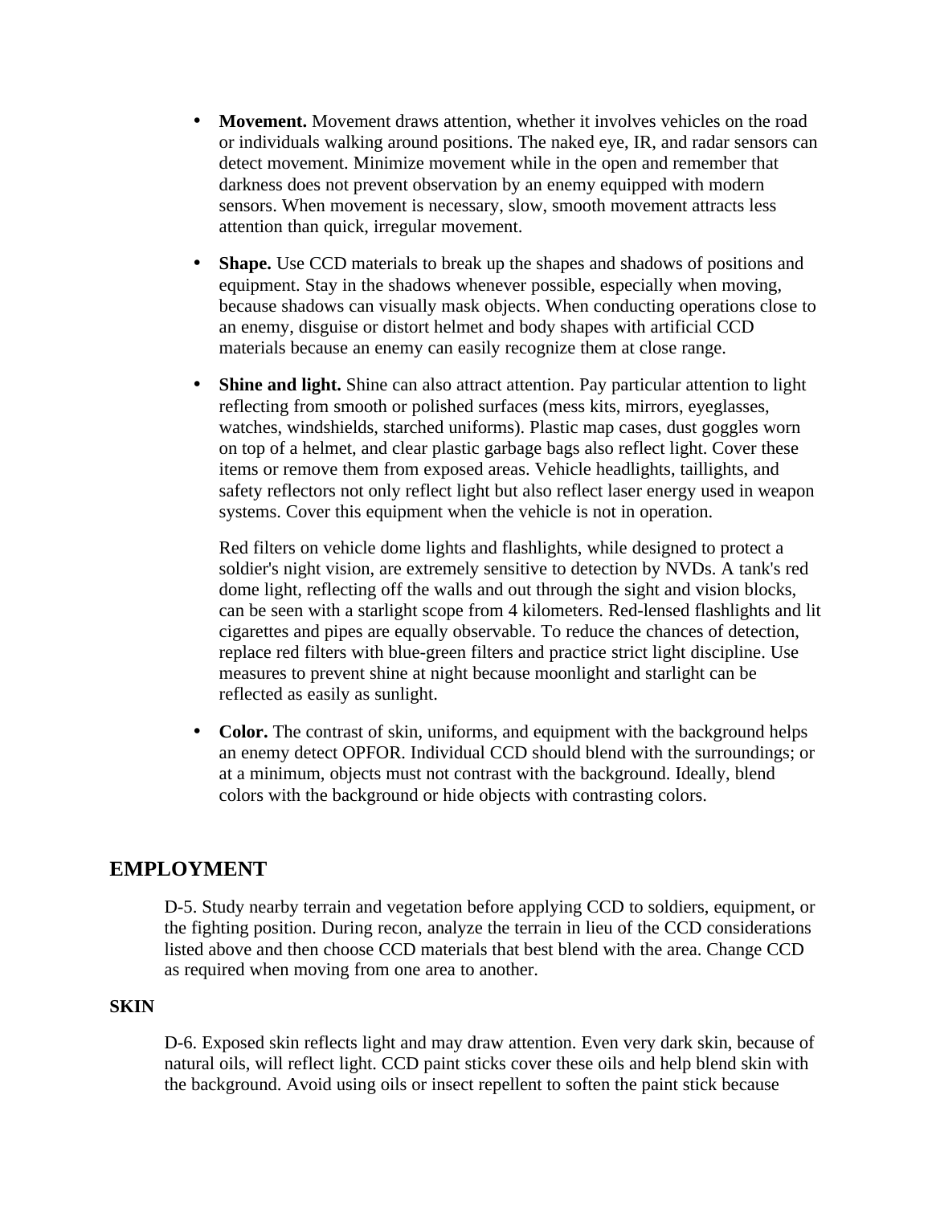- **Movement.** Movement draws attention, whether it involves vehicles on the road or individuals walking around positions. The naked eye, IR, and radar sensors can detect movement. Minimize movement while in the open and remember that darkness does not prevent observation by an enemy equipped with modern sensors. When movement is necessary, slow, smooth movement attracts less attention than quick, irregular movement.

- **Shape.** Use CCD materials to break up the shapes and shadows of positions and equipment. Stay in the shadows whenever possible, especially when moving, because shadows can visually mask objects. When conducting operations close to an enemy, disguise or distort helmet and body shapes with artificial CCD materials because an enemy can easily recognize them at close range.

- **Shine and light.** Shine can also attract attention. Pay particular attention to light reflecting from smooth or polished surfaces (mess kits, mirrors, eyeglasses, watches, windshields, starched uniforms). Plastic map cases, dust goggles worn on top of a helmet, and clear plastic garbage bags also reflect light. Cover these items or remove them from exposed areas. Vehicle headlights, taillights, and safety reflectors not only reflect light but also reflect laser energy used in weapon systems. Cover this equipment when the vehicle is not in operation.

  Red filters on vehicle dome lights and flashlights, while designed to protect a soldier's night vision, are extremely sensitive to detection by NVDs. A tank's red dome light, reflecting off the walls and out through the sight and vision blocks, can be seen with a starlight scope from 4 kilometers. Red-lensed flashlights and lit cigarettes and pipes are equally observable. To reduce the chances of detection, replace red filters with blue-green filters and practice strict light discipline. Use measures to prevent shine at night because moonlight and starlight can be reflected as easily as sunlight.

- **Color.** The contrast of skin, uniforms, and equipment with the background helps an enemy detect OPFOR. Individual CCD should blend with the surroundings; or at a minimum, objects must not contrast with the background. Ideally, blend colors with the background or hide objects with contrasting colors.

## EMPLOYMENT

D-5. Study nearby terrain and vegetation before applying CCD to soldiers, equipment, or the fighting position. During recon, analyze the terrain in lieu of the CCD considerations listed above and then choose CCD materials that best blend with the area. Change CCD as required when moving from one area to another.

### SKIN

D-6. Exposed skin reflects light and may draw attention. Even very dark skin, because of natural oils, will reflect light. CCD paint sticks cover these oils and help blend skin with the background. Avoid using oils or insect repellent to soften the paint stick because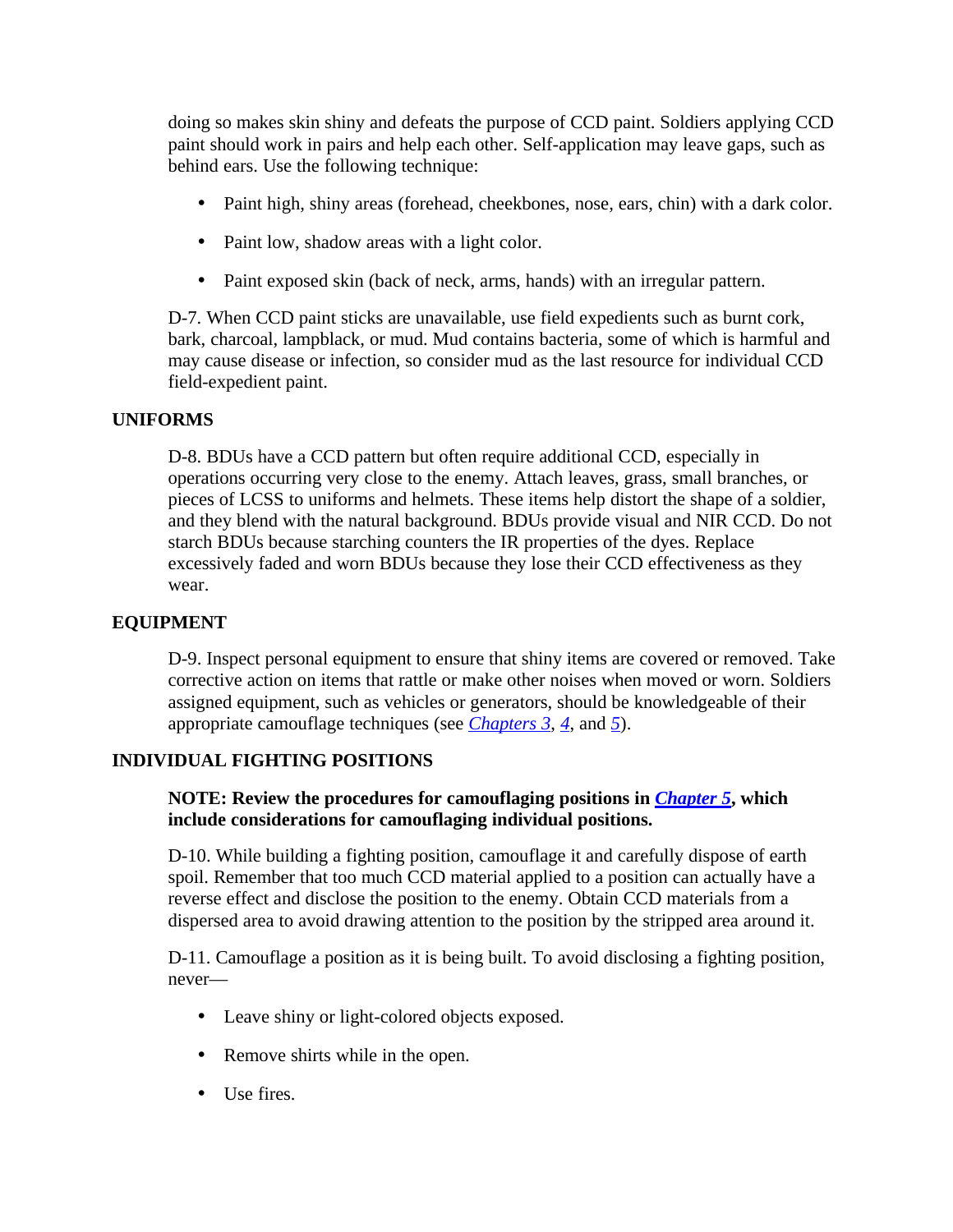doing so makes skin shiny and defeats the purpose of CCD paint. Soldiers applying CCD paint should work in pairs and help each other. Self-application may leave gaps, such as behind ears. Use the following technique:

- Paint high, shiny areas (forehead, cheekbones, nose, ears, chin) with a dark color.
- Paint low, shadow areas with a light color.
- Paint exposed skin (back of neck, arms, hands) with an irregular pattern.

D-7. When CCD paint sticks are unavailable, use field expedients such as burnt cork, bark, charcoal, lampblack, or mud. Mud contains bacteria, some of which is harmful and may cause disease or infection, so consider mud as the last resource for individual CCD field-expedient paint.

## UNIFORMS

D-8. BDUs have a CCD pattern but often require additional CCD, especially in operations occurring very close to the enemy. Attach leaves, grass, small branches, or pieces of LCSS to uniforms and helmets. These items help distort the shape of a soldier, and they blend with the natural background. BDUs provide visual and NIR CCD. Do not starch BDUs because starching counters the IR properties of the dyes. Replace excessively faded and worn BDUs because they lose their CCD effectiveness as they wear.

## EQUIPMENT

D-9. Inspect personal equipment to ensure that shiny items are covered or removed. Take corrective action on items that rattle or make other noises when moved or worn. Soldiers assigned equipment, such as vehicles or generators, should be knowledgeable of their appropriate camouflage techniques (see *Chapters 3*, *4*, and *5*).

## INDIVIDUAL FIGHTING POSITIONS

**NOTE: Review the procedures for camouflaging positions in *Chapter 5*, which include considerations for camouflaging individual positions.**

D-10. While building a fighting position, camouflage it and carefully dispose of earth spoil. Remember that too much CCD material applied to a position can actually have a reverse effect and disclose the position to the enemy. Obtain CCD materials from a dispersed area to avoid drawing attention to the position by the stripped area around it.

D-11. Camouflage a position as it is being built. To avoid disclosing a fighting position, never—

- Leave shiny or light-colored objects exposed.
- Remove shirts while in the open.
- Use fires.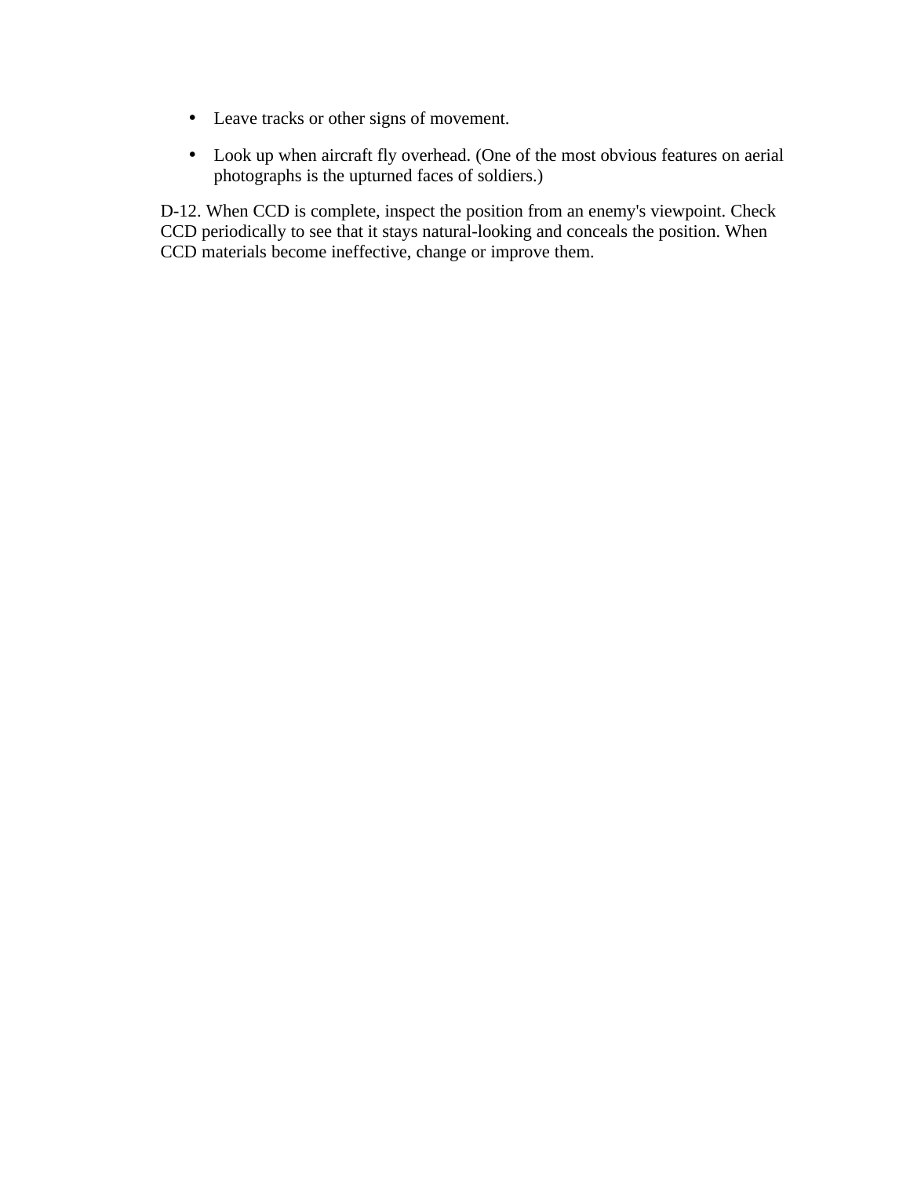- Leave tracks or other signs of movement.
- Look up when aircraft fly overhead. (One of the most obvious features on aerial photographs is the upturned faces of soldiers.)

D-12. When CCD is complete, inspect the position from an enemy's viewpoint. Check CCD periodically to see that it stays natural-looking and conceals the position. When CCD materials become ineffective, change or improve them.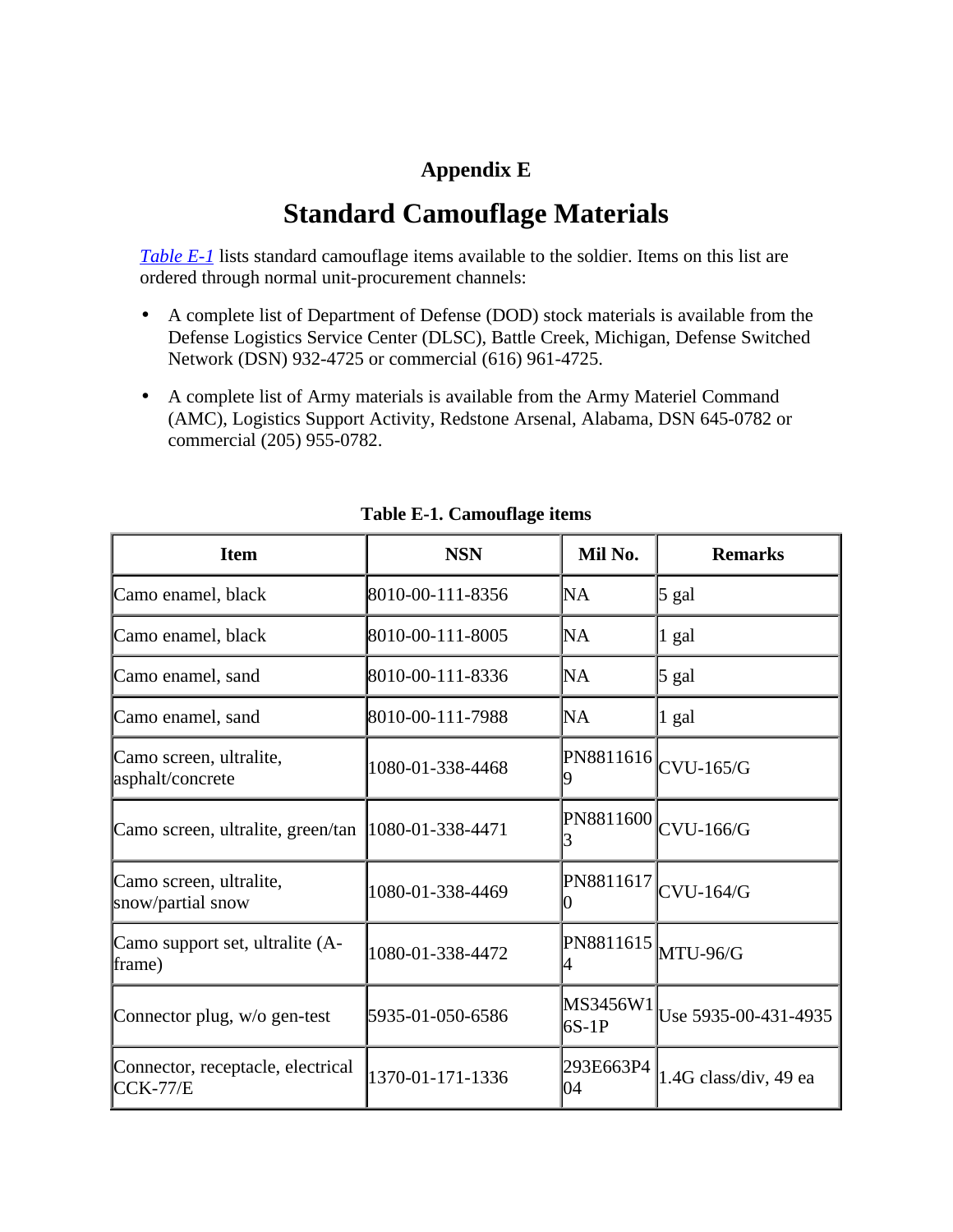# Appendix E

## Standard Camouflage Materials

*Table E-1* lists standard camouflage items available to the soldier. Items on this list are ordered through normal unit-procurement channels:

- A complete list of Department of Defense (DOD) stock materials is available from the Defense Logistics Service Center (DLSC), Battle Creek, Michigan, Defense Switched Network (DSN) 932-4725 or commercial (616) 961-4725.
- A complete list of Army materials is available from the Army Materiel Command (AMC), Logistics Support Activity, Redstone Arsenal, Alabama, DSN 645-0782 or commercial (205) 955-0782.

**Table E-1. Camouflage items**

| Item | NSN | Mil No. | Remarks |
|---|---|---|---|
| Camo enamel, black | 8010-00-111-8356 | NA | 5 gal |
| Camo enamel, black | 8010-00-111-8005 | NA | 1 gal |
| Camo enamel, sand | 8010-00-111-8336 | NA | 5 gal |
| Camo enamel, sand | 8010-00-111-7988 | NA | 1 gal |
| Camo screen, ultralite, asphalt/concrete | 1080-01-338-4468 | PN88116169 | CVU-165/G |
| Camo screen, ultralite, green/tan | 1080-01-338-4471 | PN88116003 | CVU-166/G |
| Camo screen, ultralite, snow/partial snow | 1080-01-338-4469 | PN88116170 | CVU-164/G |
| Camo support set, ultralite (A-frame) | 1080-01-338-4472 | PN88116154 | MTU-96/G |
| Connector plug, w/o gen-test | 5935-01-050-6586 | MS3456W16S-1P | Use 5935-00-431-4935 |
| Connector, receptacle, electrical CCK-77/E | 1370-01-171-1336 | 293E663P404 | 1.4G class/div, 49 ea |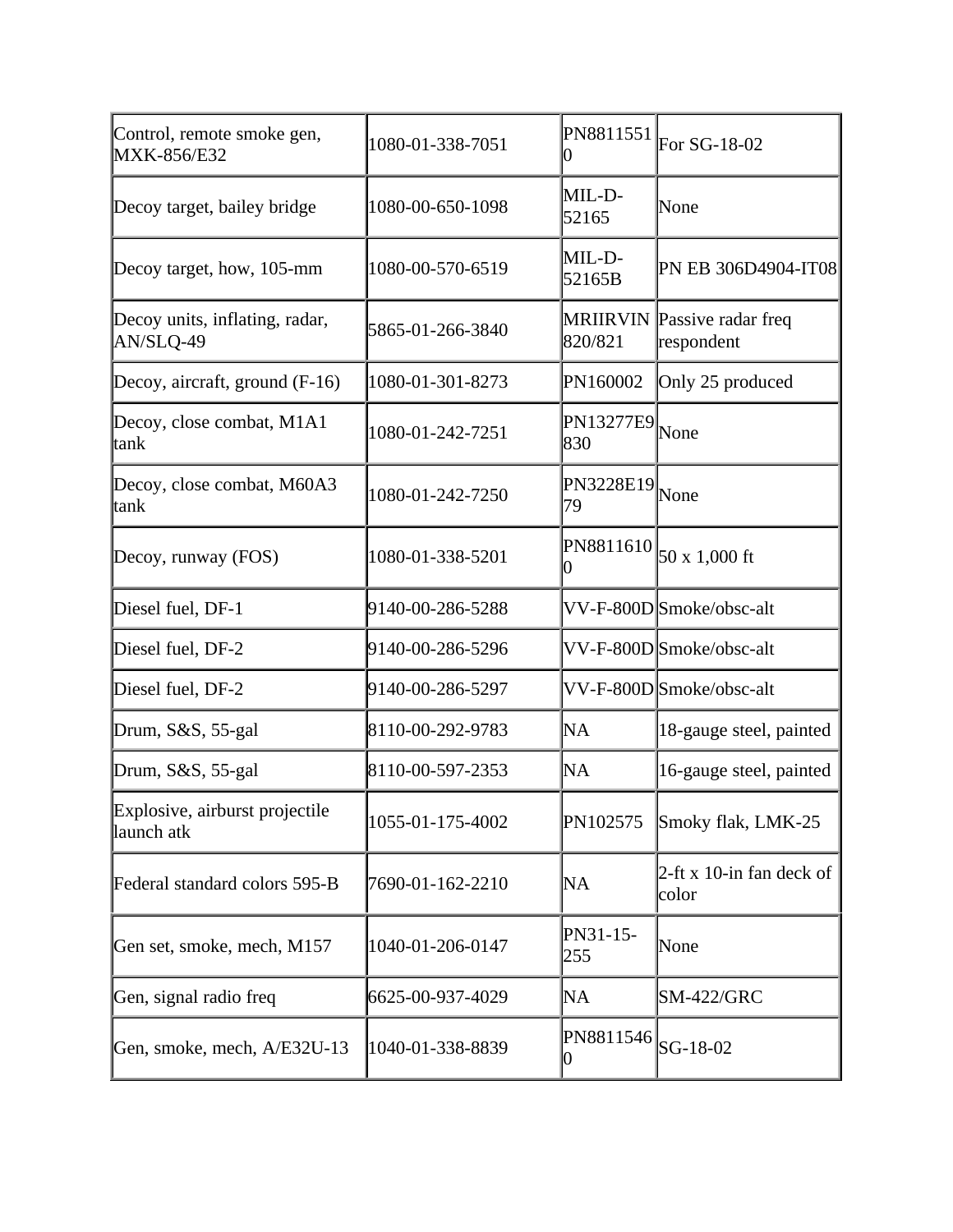| Control, remote smoke gen, MXK-856/E32 | 1080-01-338-7051 | PN88115510 | For SG-18-02 |
|---|---|---|---|
| Decoy target, bailey bridge | 1080-00-650-1098 | MIL-D-52165 | None |
| Decoy target, how, 105-mm | 1080-00-570-6519 | MIL-D-52165B | PN EB 306D4904-IT08 |
| Decoy units, inflating, radar, AN/SLQ-49 | 5865-01-266-3840 | MRIIRVIN 820/821 | Passive radar freq respondent |
| Decoy, aircraft, ground (F-16) | 1080-01-301-8273 | PN160002 | Only 25 produced |
| Decoy, close combat, M1A1 tank | 1080-01-242-7251 | PN13277E9830 | None |
| Decoy, close combat, M60A3 tank | 1080-01-242-7250 | PN3228E1979 | None |
| Decoy, runway (FOS) | 1080-01-338-5201 | PN88116100 | 50 x 1,000 ft |
| Diesel fuel, DF-1 | 9140-00-286-5288 | VV-F-800D | Smoke/obsc-alt |
| Diesel fuel, DF-2 | 9140-00-286-5296 | VV-F-800D | Smoke/obsc-alt |
| Diesel fuel, DF-2 | 9140-00-286-5297 | VV-F-800D | Smoke/obsc-alt |
| Drum, S&S, 55-gal | 8110-00-292-9783 | NA | 18-gauge steel, painted |
| Drum, S&S, 55-gal | 8110-00-597-2353 | NA | 16-gauge steel, painted |
| Explosive, airburst projectile launch atk | 1055-01-175-4002 | PN102575 | Smoky flak, LMK-25 |
| Federal standard colors 595-B | 7690-01-162-2210 | NA | 2-ft x 10-in fan deck of color |
| Gen set, smoke, mech, M157 | 1040-01-206-0147 | PN31-15-255 | None |
| Gen, signal radio freq | 6625-00-937-4029 | NA | SM-422/GRC |
| Gen, smoke, mech, A/E32U-13 | 1040-01-338-8839 | PN88115460 | SG-18-02 |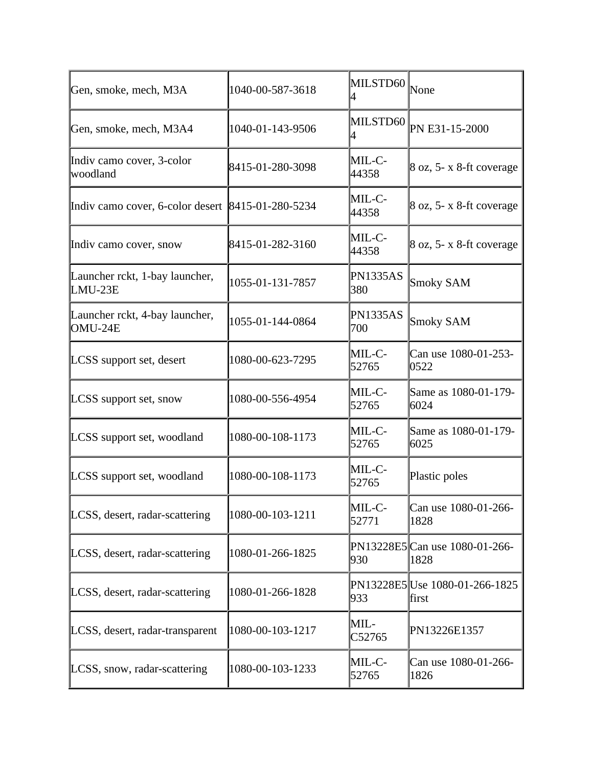| | | | |
|---|---|---|---|
| Gen, smoke, mech, M3A | 1040-00-587-3618 | MILSTD604 | None |
| Gen, smoke, mech, M3A4 | 1040-01-143-9506 | MILSTD604 | PN E31-15-2000 |
| Indiv camo cover, 3-color woodland | 8415-01-280-3098 | MIL-C-44358 | 8 oz, 5- x 8-ft coverage |
| Indiv camo cover, 6-color desert | 8415-01-280-5234 | MIL-C-44358 | 8 oz, 5- x 8-ft coverage |
| Indiv camo cover, snow | 8415-01-282-3160 | MIL-C-44358 | 8 oz, 5- x 8-ft coverage |
| Launcher rckt, 1-bay launcher, LMU-23E | 1055-01-131-7857 | PN1335AS380 | Smoky SAM |
| Launcher rckt, 4-bay launcher, OMU-24E | 1055-01-144-0864 | PN1335AS700 | Smoky SAM |
| LCSS support set, desert | 1080-00-623-7295 | MIL-C-52765 | Can use 1080-01-253-0522 |
| LCSS support set, snow | 1080-00-556-4954 | MIL-C-52765 | Same as 1080-01-179-6024 |
| LCSS support set, woodland | 1080-00-108-1173 | MIL-C-52765 | Same as 1080-01-179-6025 |
| LCSS support set, woodland | 1080-00-108-1173 | MIL-C-52765 | Plastic poles |
| LCSS, desert, radar-scattering | 1080-00-103-1211 | MIL-C-52771 | Can use 1080-01-266-1828 |
| LCSS, desert, radar-scattering | 1080-01-266-1825 | PN13228E5930 | Can use 1080-01-266-1828 |
| LCSS, desert, radar-scattering | 1080-01-266-1828 | PN13228E5933 | Use 1080-01-266-1825 first |
| LCSS, desert, radar-transparent | 1080-00-103-1217 | MIL-C52765 | PN13226E1357 |
| LCSS, snow, radar-scattering | 1080-00-103-1233 | MIL-C-52765 | Can use 1080-01-266-1826 |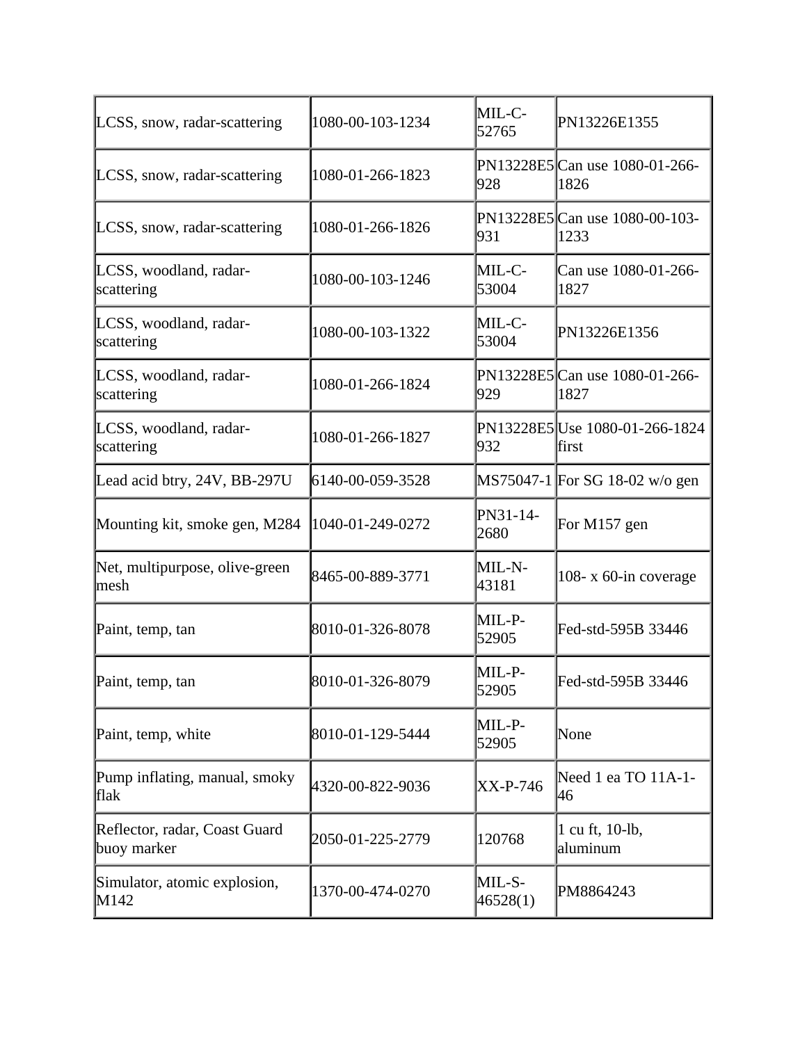| LCSS, snow, radar-scattering | 1080-00-103-1234 | MIL-C-52765 | PN13226E1355 |
|---|---|---|---|
| LCSS, snow, radar-scattering | 1080-01-266-1823 | PN13228E5928 | Can use 1080-01-266-1826 |
| LCSS, snow, radar-scattering | 1080-01-266-1826 | PN13228E5931 | Can use 1080-00-103-1233 |
| LCSS, woodland, radar-scattering | 1080-00-103-1246 | MIL-C-53004 | Can use 1080-01-266-1827 |
| LCSS, woodland, radar-scattering | 1080-00-103-1322 | MIL-C-53004 | PN13226E1356 |
| LCSS, woodland, radar-scattering | 1080-01-266-1824 | PN13228E5929 | Can use 1080-01-266-1827 |
| LCSS, woodland, radar-scattering | 1080-01-266-1827 | PN13228E5932 | Use 1080-01-266-1824 first |
| Lead acid btry, 24V, BB-297U | 6140-00-059-3528 | MS75047-1 | For SG 18-02 w/o gen |
| Mounting kit, smoke gen, M284 | 1040-01-249-0272 | PN31-14-2680 | For M157 gen |
| Net, multipurpose, olive-green mesh | 8465-00-889-3771 | MIL-N-43181 | 108- x 60-in coverage |
| Paint, temp, tan | 8010-01-326-8078 | MIL-P-52905 | Fed-std-595B 33446 |
| Paint, temp, tan | 8010-01-326-8079 | MIL-P-52905 | Fed-std-595B 33446 |
| Paint, temp, white | 8010-01-129-5444 | MIL-P-52905 | None |
| Pump inflating, manual, smoky flak | 4320-00-822-9036 | XX-P-746 | Need 1 ea TO 11A-1-46 |
| Reflector, radar, Coast Guard buoy marker | 2050-01-225-2779 | 120768 | 1 cu ft, 10-lb, aluminum |
| Simulator, atomic explosion, M142 | 1370-00-474-0270 | MIL-S-46528(1) | PM8864243 |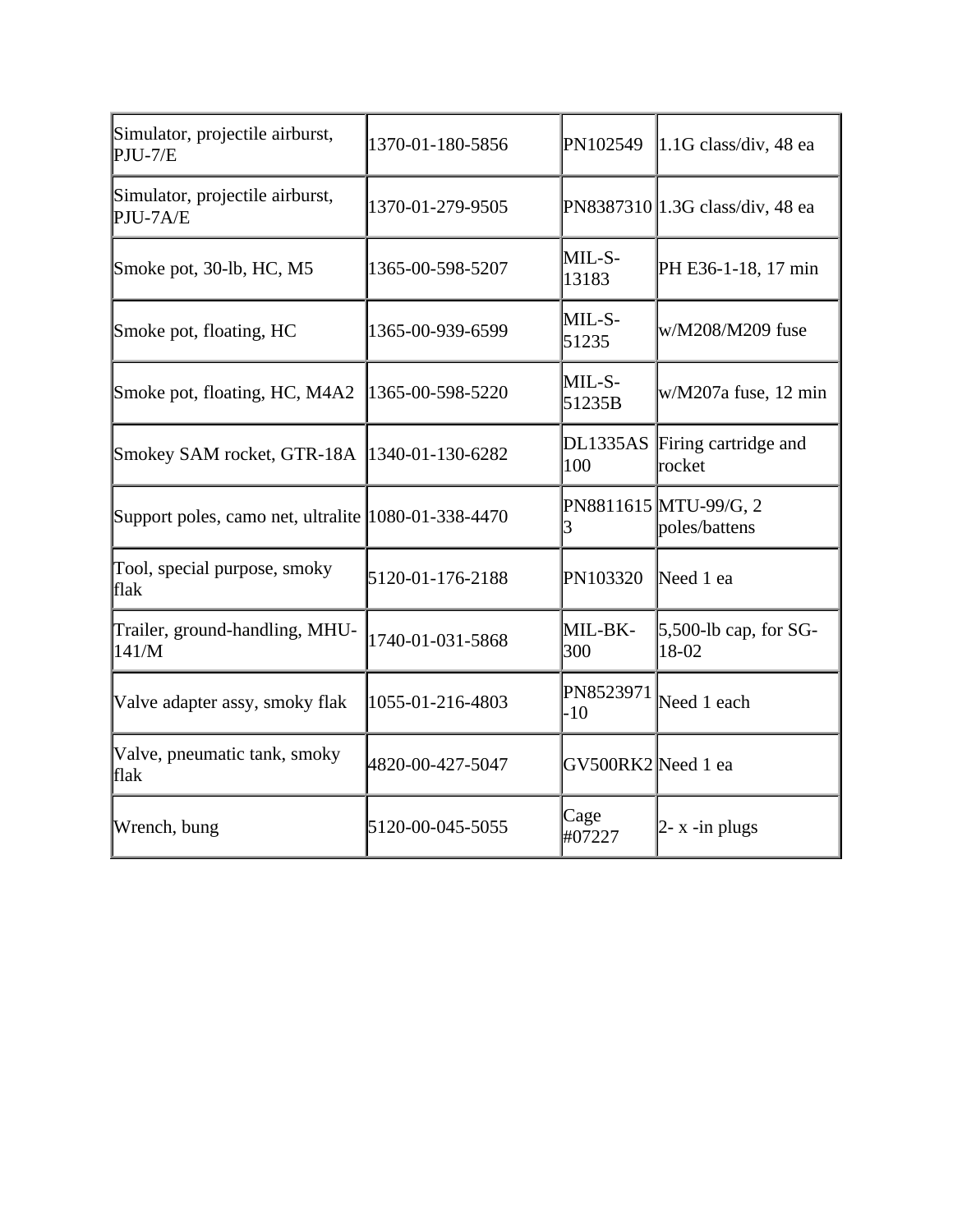| Simulator, projectile airburst, PJU-7/E | 1370-01-180-5856 | PN102549 | 1.1G class/div, 48 ea |
|---|---|---|---|
| Simulator, projectile airburst, PJU-7A/E | 1370-01-279-9505 | PN8387310 | 1.3G class/div, 48 ea |
| Smoke pot, 30-lb, HC, M5 | 1365-00-598-5207 | MIL-S-13183 | PH E36-1-18, 17 min |
| Smoke pot, floating, HC | 1365-00-939-6599 | MIL-S-51235 | w/M208/M209 fuse |
| Smoke pot, floating, HC, M4A2 | 1365-00-598-5220 | MIL-S-51235B | w/M207a fuse, 12 min |
| Smokey SAM rocket, GTR-18A | 1340-01-130-6282 | DL1335AS100 | Firing cartridge and rocket |
| Support poles, camo net, ultralite | 1080-01-338-4470 | PN88116153 | MTU-99/G, 2 poles/battens |
| Tool, special purpose, smoky flak | 5120-01-176-2188 | PN103320 | Need 1 ea |
| Trailer, ground-handling, MHU-141/M | 1740-01-031-5868 | MIL-BK-300 | 5,500-lb cap, for SG-18-02 |
| Valve adapter assy, smoky flak | 1055-01-216-4803 | PN8523971-10 | Need 1 each |
| Valve, pneumatic tank, smoky flak | 4820-00-427-5047 | GV500RK2 | Need 1 ea |
| Wrench, bung | 5120-00-045-5055 | Cage #07227 | 2- x -in plugs |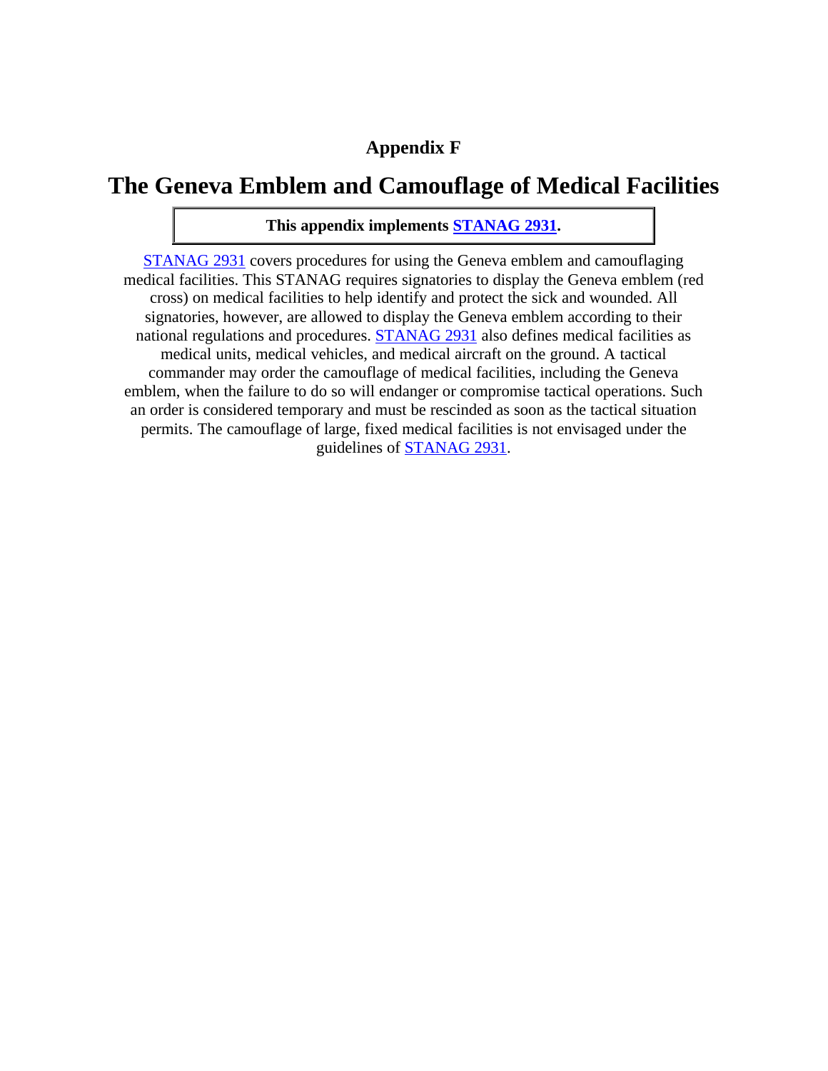**Appendix F**

# The Geneva Emblem and Camouflage of Medical Facilities

**This appendix implements STANAG 2931.**

STANAG 2931 covers procedures for using the Geneva emblem and camouflaging medical facilities. This STANAG requires signatories to display the Geneva emblem (red cross) on medical facilities to help identify and protect the sick and wounded. All signatories, however, are allowed to display the Geneva emblem according to their national regulations and procedures. STANAG 2931 also defines medical facilities as medical units, medical vehicles, and medical aircraft on the ground. A tactical commander may order the camouflage of medical facilities, including the Geneva emblem, when the failure to do so will endanger or compromise tactical operations. Such an order is considered temporary and must be rescinded as soon as the tactical situation permits. The camouflage of large, fixed medical facilities is not envisaged under the guidelines of STANAG 2931.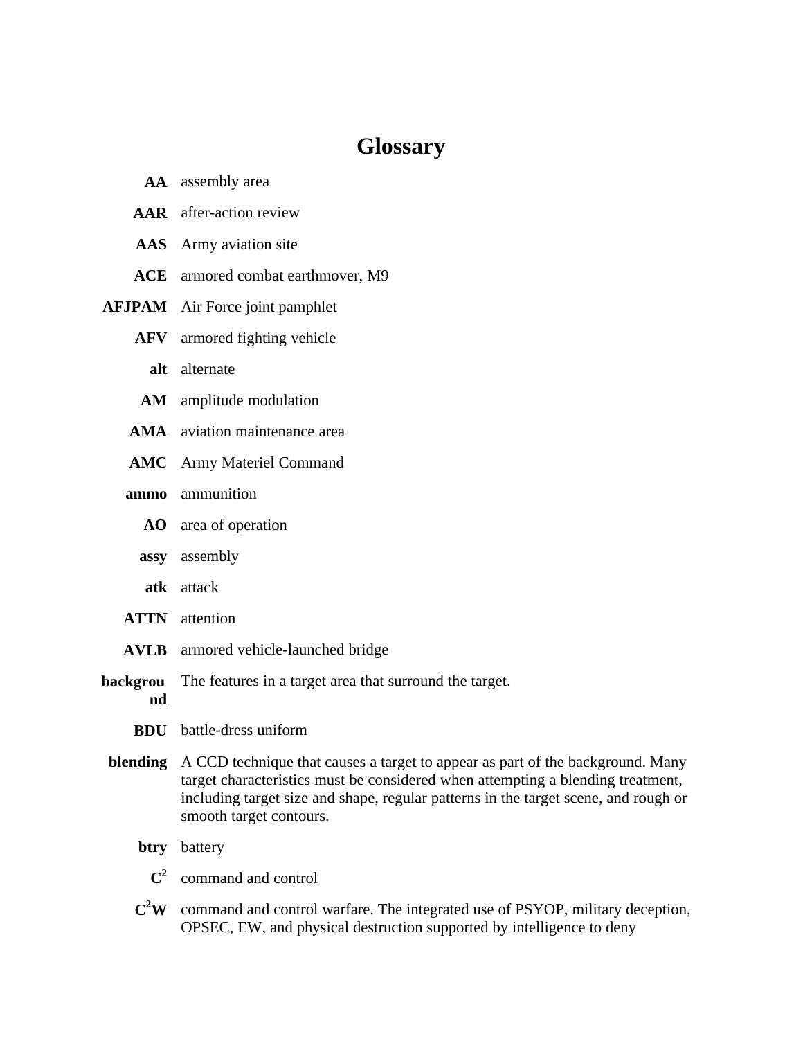# Glossary

**AA** assembly area

**AAR** after-action review

**AAS** Army aviation site

**ACE** armored combat earthmover, M9

**AFJPAM** Air Force joint pamphlet

**AFV** armored fighting vehicle

**alt** alternate

**AM** amplitude modulation

**AMA** aviation maintenance area

**AMC** Army Materiel Command

**ammo** ammunition

**AO** area of operation

**assy** assembly

**atk** attack

**ATTN** attention

**AVLB** armored vehicle-launched bridge

**background** The features in a target area that surround the target.

**BDU** battle-dress uniform

**blending** A CCD technique that causes a target to appear as part of the background. Many target characteristics must be considered when attempting a blending treatment, including target size and shape, regular patterns in the target scene, and rough or smooth target contours.

**btry** battery

**$C^2$** command and control

**$C^2W$** command and control warfare. The integrated use of PSYOP, military deception, OPSEC, EW, and physical destruction supported by intelligence to deny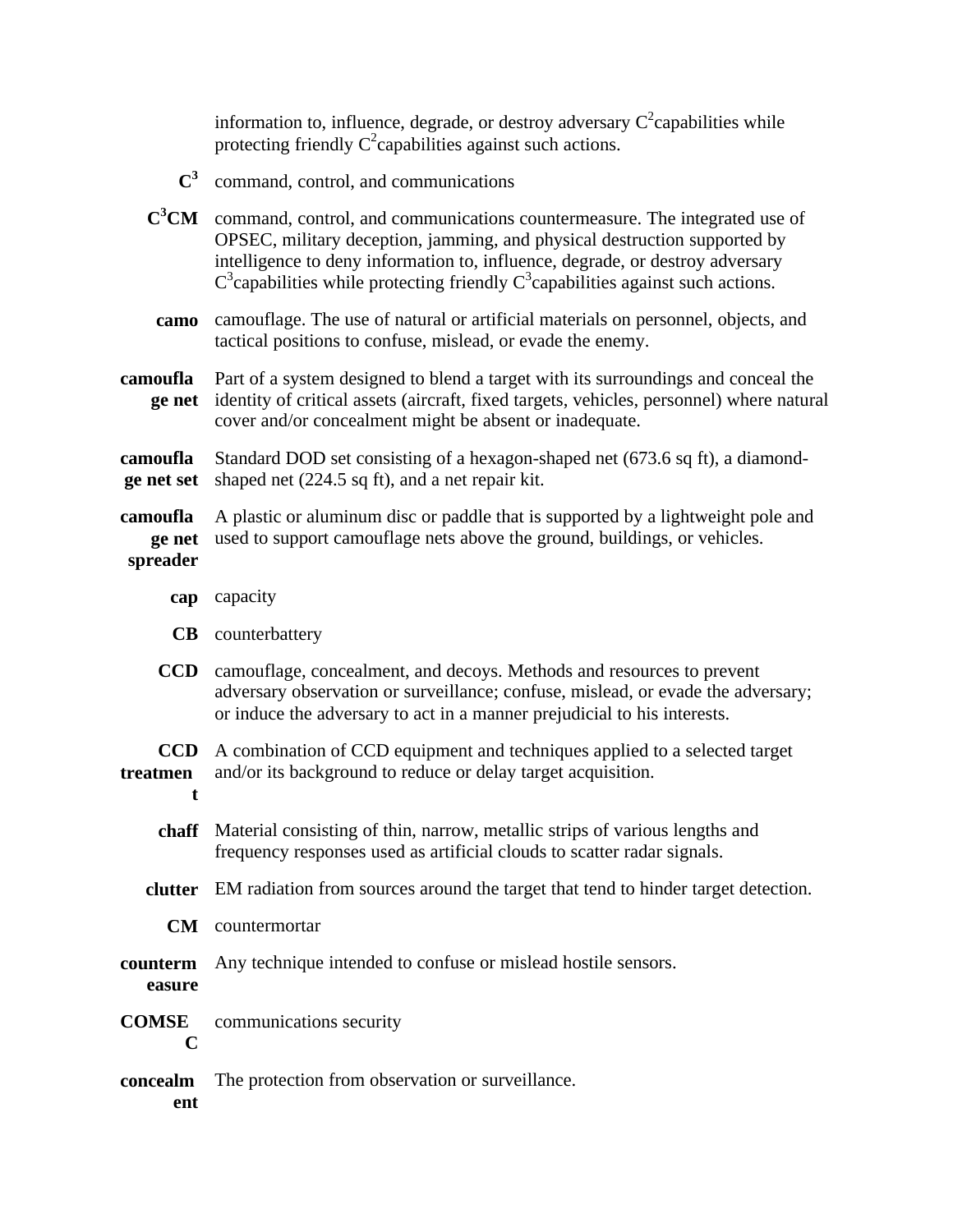information to, influence, degrade, or destroy adversary $C^2$capabilities while protecting friendly $C^2$capabilities against such actions.

**$C^3$** command, control, and communications

**$C^3$CM** command, control, and communications countermeasure. The integrated use of OPSEC, military deception, jamming, and physical destruction supported by intelligence to deny information to, influence, degrade, or destroy adversary $C^3$capabilities while protecting friendly $C^3$capabilities against such actions.

**camo** camouflage. The use of natural or artificial materials on personnel, objects, and tactical positions to confuse, mislead, or evade the enemy.

**camouflage net** Part of a system designed to blend a target with its surroundings and conceal the identity of critical assets (aircraft, fixed targets, vehicles, personnel) where natural cover and/or concealment might be absent or inadequate.

**camouflage net set** Standard DOD set consisting of a hexagon-shaped net (673.6 sq ft), a diamond-shaped net (224.5 sq ft), and a net repair kit.

**camouflage net spreader** A plastic or aluminum disc or paddle that is supported by a lightweight pole and used to support camouflage nets above the ground, buildings, or vehicles.

**cap** capacity

**CB** counterbattery

**CCD** camouflage, concealment, and decoys. Methods and resources to prevent adversary observation or surveillance; confuse, mislead, or evade the adversary; or induce the adversary to act in a manner prejudicial to his interests.

**CCD treatment** A combination of CCD equipment and techniques applied to a selected target and/or its background to reduce or delay target acquisition.

**chaff** Material consisting of thin, narrow, metallic strips of various lengths and frequency responses used as artificial clouds to scatter radar signals.

**clutter** EM radiation from sources around the target that tend to hinder target detection.

**CM** countermortar

**countermeasure** Any technique intended to confuse or mislead hostile sensors.

**COMSEC** communications security

**concealment** The protection from observation or surveillance.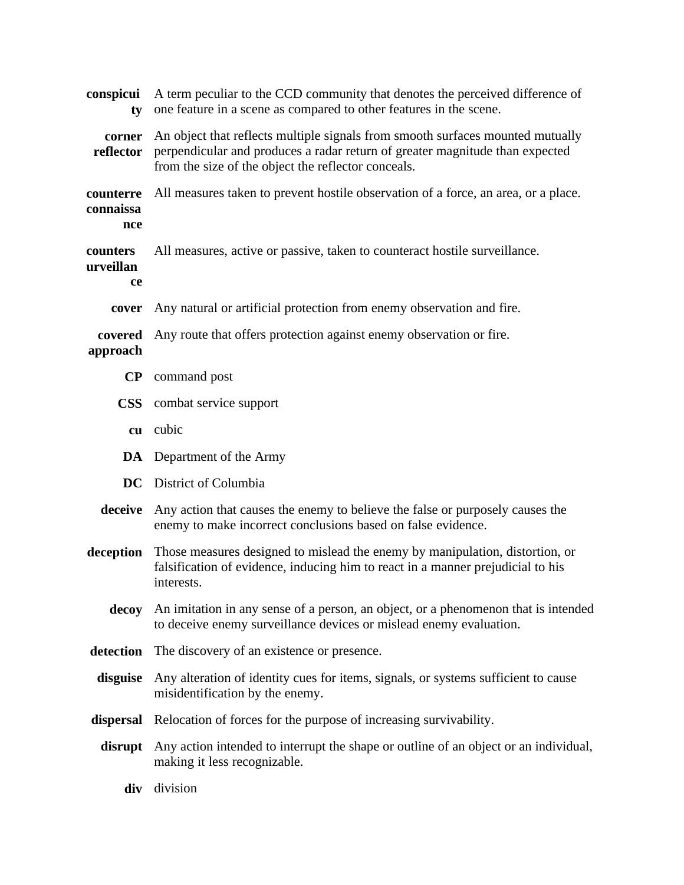**conspicuity** A term peculiar to the CCD community that denotes the perceived difference of one feature in a scene as compared to other features in the scene.

**corner reflector** An object that reflects multiple signals from smooth surfaces mounted mutually perpendicular and produces a radar return of greater magnitude than expected from the size of the object the reflector conceals.

**counterreconnaissance** All measures taken to prevent hostile observation of a force, an area, or a place.

**countersurveillance** All measures, active or passive, taken to counteract hostile surveillance.

**cover** Any natural or artificial protection from enemy observation and fire.

**covered approach** Any route that offers protection against enemy observation or fire.

**CP** command post

**CSS** combat service support

**cu** cubic

**DA** Department of the Army

**DC** District of Columbia

**deceive** Any action that causes the enemy to believe the false or purposely causes the enemy to make incorrect conclusions based on false evidence.

**deception** Those measures designed to mislead the enemy by manipulation, distortion, or falsification of evidence, inducing him to react in a manner prejudicial to his interests.

**decoy** An imitation in any sense of a person, an object, or a phenomenon that is intended to deceive enemy surveillance devices or mislead enemy evaluation.

**detection** The discovery of an existence or presence.

**disguise** Any alteration of identity cues for items, signals, or systems sufficient to cause misidentification by the enemy.

**dispersal** Relocation of forces for the purpose of increasing survivability.

**disrupt** Any action intended to interrupt the shape or outline of an object or an individual, making it less recognizable.

**div** division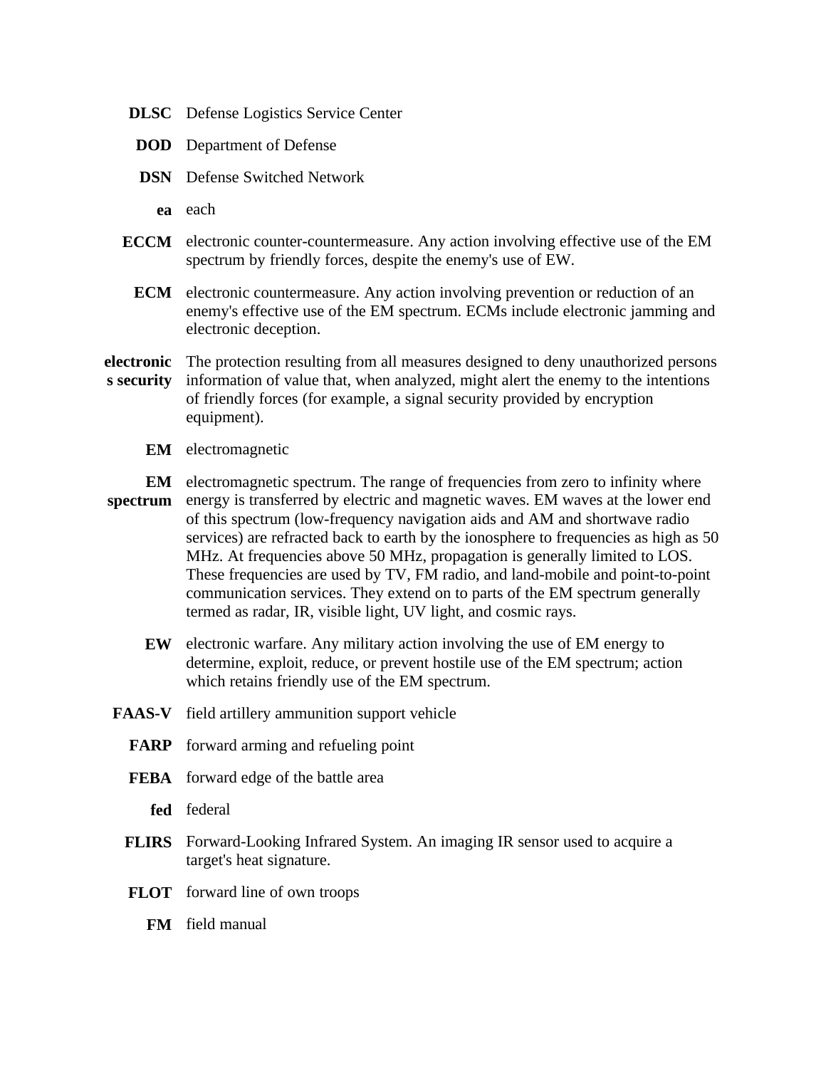**DLSC** Defense Logistics Service Center

**DOD** Department of Defense

**DSN** Defense Switched Network

**ea** each

**ECCM** electronic counter-countermeasure. Any action involving effective use of the EM spectrum by friendly forces, despite the enemy's use of EW.

**ECM** electronic countermeasure. Any action involving prevention or reduction of an enemy's effective use of the EM spectrum. ECMs include electronic jamming and electronic deception.

**electronics security** The protection resulting from all measures designed to deny unauthorized persons information of value that, when analyzed, might alert the enemy to the intentions of friendly forces (for example, a signal security provided by encryption equipment).

**EM** electromagnetic

**EM spectrum** electromagnetic spectrum. The range of frequencies from zero to infinity where energy is transferred by electric and magnetic waves. EM waves at the lower end of this spectrum (low-frequency navigation aids and AM and shortwave radio services) are refracted back to earth by the ionosphere to frequencies as high as 50 MHz. At frequencies above 50 MHz, propagation is generally limited to LOS. These frequencies are used by TV, FM radio, and land-mobile and point-to-point communication services. They extend on to parts of the EM spectrum generally termed as radar, IR, visible light, UV light, and cosmic rays.

**EW** electronic warfare. Any military action involving the use of EM energy to determine, exploit, reduce, or prevent hostile use of the EM spectrum; action which retains friendly use of the EM spectrum.

**FAAS-V** field artillery ammunition support vehicle

**FARP** forward arming and refueling point

**FEBA** forward edge of the battle area

**fed** federal

**FLIRS** Forward-Looking Infrared System. An imaging IR sensor used to acquire a target's heat signature.

**FLOT** forward line of own troops

**FM** field manual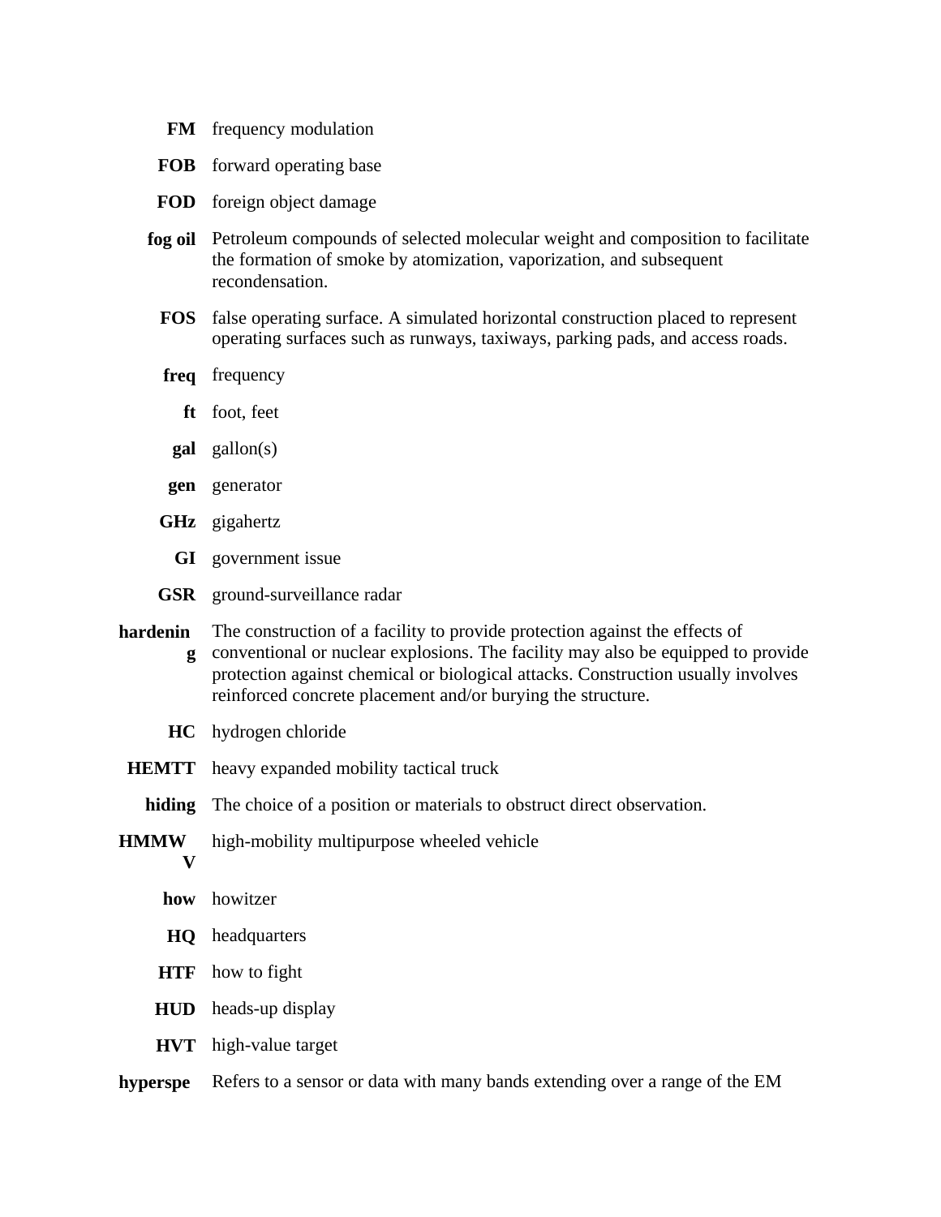**FM** frequency modulation

**FOB** forward operating base

**FOD** foreign object damage

**fog oil** Petroleum compounds of selected molecular weight and composition to facilitate the formation of smoke by atomization, vaporization, and subsequent recondensation.

**FOS** false operating surface. A simulated horizontal construction placed to represent operating surfaces such as runways, taxiways, parking pads, and access roads.

**freq** frequency

**ft** foot, feet

**gal** gallon(s)

**gen** generator

**GHz** gigahertz

**GI** government issue

**GSR** ground-surveillance radar

**hardening** The construction of a facility to provide protection against the effects of conventional or nuclear explosions. The facility may also be equipped to provide protection against chemical or biological attacks. Construction usually involves reinforced concrete placement and/or burying the structure.

**HC** hydrogen chloride

**HEMTT** heavy expanded mobility tactical truck

**hiding** The choice of a position or materials to obstruct direct observation.

**HMMWV** high-mobility multipurpose wheeled vehicle

**how** howitzer

**HQ** headquarters

**HTF** how to fight

**HUD** heads-up display

**HVT** high-value target

**hyperspe** Refers to a sensor or data with many bands extending over a range of the EM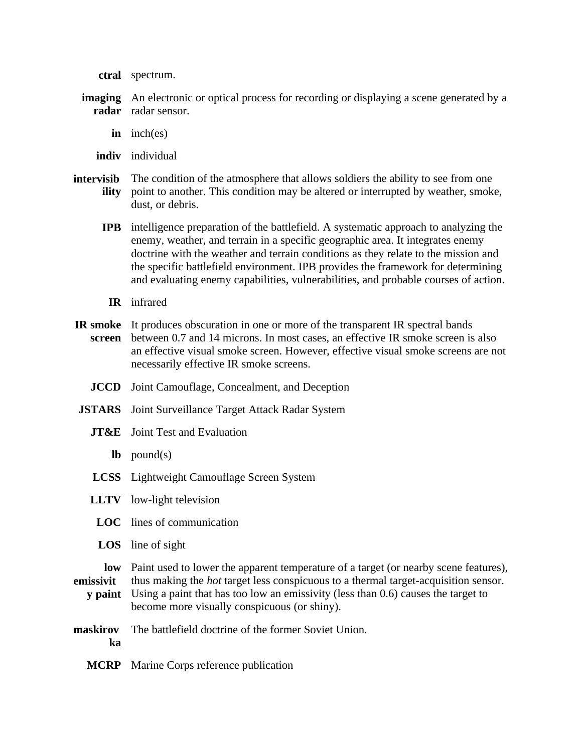**ctral** spectrum.

**imaging radar** An electronic or optical process for recording or displaying a scene generated by a radar sensor.

**in** inch(es)

**indiv** individual

**intervisibility** The condition of the atmosphere that allows soldiers the ability to see from one point to another. This condition may be altered or interrupted by weather, smoke, dust, or debris.

**IPB** intelligence preparation of the battlefield. A systematic approach to analyzing the enemy, weather, and terrain in a specific geographic area. It integrates enemy doctrine with the weather and terrain conditions as they relate to the mission and the specific battlefield environment. IPB provides the framework for determining and evaluating enemy capabilities, vulnerabilities, and probable courses of action.

**IR** infrared

**IR smoke screen** It produces obscuration in one or more of the transparent IR spectral bands between 0.7 and 14 microns. In most cases, an effective IR smoke screen is also an effective visual smoke screen. However, effective visual smoke screens are not necessarily effective IR smoke screens.

**JCCD** Joint Camouflage, Concealment, and Deception

**JSTARS** Joint Surveillance Target Attack Radar System

**JT&E** Joint Test and Evaluation

**lb** pound(s)

**LCSS** Lightweight Camouflage Screen System

**LLTV** low-light television

**LOC** lines of communication

**LOS** line of sight

**low emissivity paint** Paint used to lower the apparent temperature of a target (or nearby scene features), thus making the *hot* target less conspicuous to a thermal target-acquisition sensor. Using a paint that has too low an emissivity (less than 0.6) causes the target to become more visually conspicuous (or shiny).

**maskirovka** The battlefield doctrine of the former Soviet Union.

**MCRP** Marine Corps reference publication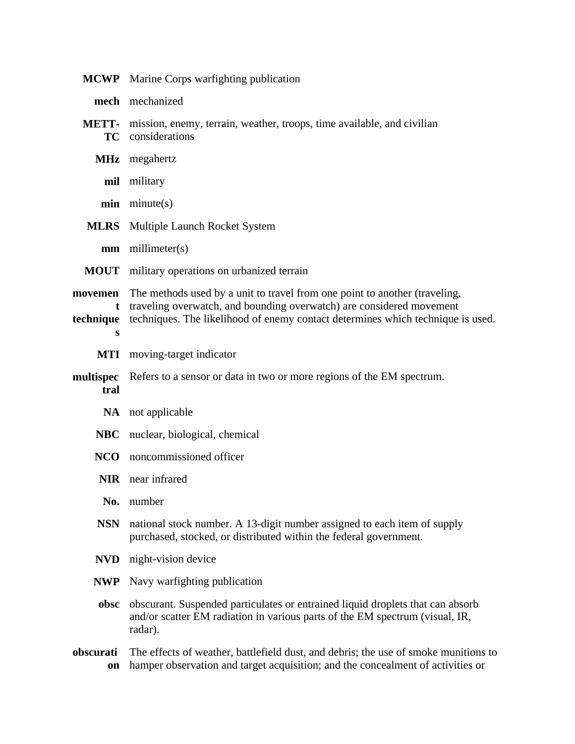**MCWP** Marine Corps warfighting publication

**mech** mechanized

**METT-TC** mission, enemy, terrain, weather, troops, time available, and civilian considerations

**MHz** megahertz

**mil** military

**min** minute(s)

**MLRS** Multiple Launch Rocket System

**mm** millimeter(s)

**MOUT** military operations on urbanized terrain

**movement techniques** The methods used by a unit to travel from one point to another (traveling, traveling overwatch, and bounding overwatch) are considered movement techniques. The likelihood of enemy contact determines which technique is used.

**MTI** moving-target indicator

**multispectral** Refers to a sensor or data in two or more regions of the EM spectrum.

**NA** not applicable

**NBC** nuclear, biological, chemical

**NCO** noncommissioned officer

**NIR** near infrared

**No.** number

**NSN** national stock number. A 13-digit number assigned to each item of supply purchased, stocked, or distributed within the federal government.

**NVD** night-vision device

**NWP** Navy warfighting publication

**obsc** obscurant. Suspended particulates or entrained liquid droplets that can absorb and/or scatter EM radiation in various parts of the EM spectrum (visual, IR, radar).

**obscuration** The effects of weather, battlefield dust, and debris; the use of smoke munitions to hamper observation and target acquisition; and the concealment of activities or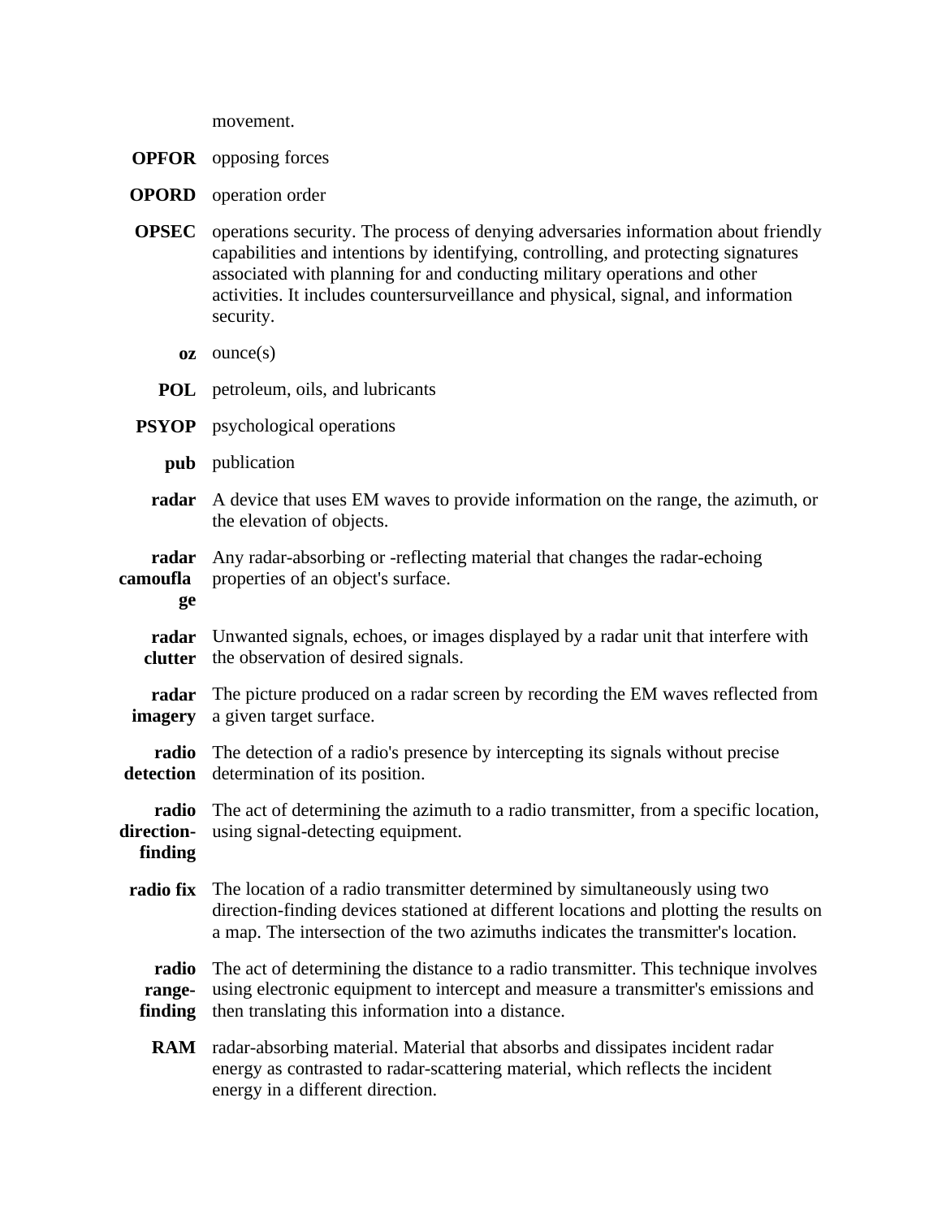movement.

**OPFOR** opposing forces

**OPORD** operation order

**OPSEC** operations security. The process of denying adversaries information about friendly capabilities and intentions by identifying, controlling, and protecting signatures associated with planning for and conducting military operations and other activities. It includes countersurveillance and physical, signal, and information security.

**oz** ounce(s)

**POL** petroleum, oils, and lubricants

**PSYOP** psychological operations

**pub** publication

**radar** A device that uses EM waves to provide information on the range, the azimuth, or the elevation of objects.

**radar camouflage** Any radar-absorbing or -reflecting material that changes the radar-echoing properties of an object's surface.

**radar clutter** Unwanted signals, echoes, or images displayed by a radar unit that interfere with the observation of desired signals.

**radar imagery** The picture produced on a radar screen by recording the EM waves reflected from a given target surface.

**radio detection** The detection of a radio's presence by intercepting its signals without precise determination of its position.

**radio direction-finding** The act of determining the azimuth to a radio transmitter, from a specific location, using signal-detecting equipment.

**radio fix** The location of a radio transmitter determined by simultaneously using two direction-finding devices stationed at different locations and plotting the results on a map. The intersection of the two azimuths indicates the transmitter's location.

**radio range-finding** The act of determining the distance to a radio transmitter. This technique involves using electronic equipment to intercept and measure a transmitter's emissions and then translating this information into a distance.

**RAM** radar-absorbing material. Material that absorbs and dissipates incident radar energy as contrasted to radar-scattering material, which reflects the incident energy in a different direction.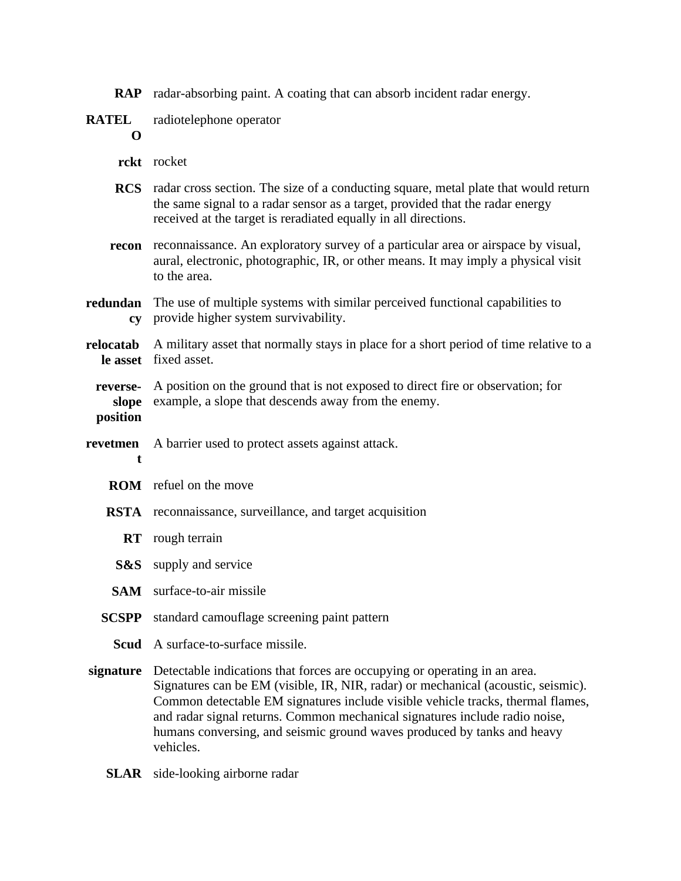**RAP** radar-absorbing paint. A coating that can absorb incident radar energy.

**RATELO** radiotelephone operator

**rckt** rocket

**RCS** radar cross section. The size of a conducting square, metal plate that would return the same signal to a radar sensor as a target, provided that the radar energy received at the target is reradiated equally in all directions.

**recon** reconnaissance. An exploratory survey of a particular area or airspace by visual, aural, electronic, photographic, IR, or other means. It may imply a physical visit to the area.

**redundancy** The use of multiple systems with similar perceived functional capabilities to provide higher system survivability.

**relocatable asset** A military asset that normally stays in place for a short period of time relative to a fixed asset.

**reverse-slope position** A position on the ground that is not exposed to direct fire or observation; for example, a slope that descends away from the enemy.

**revetment** A barrier used to protect assets against attack.

**ROM** refuel on the move

**RSTA** reconnaissance, surveillance, and target acquisition

**RT** rough terrain

**S&S** supply and service

**SAM** surface-to-air missile

**SCSPP** standard camouflage screening paint pattern

**Scud** A surface-to-surface missile.

**signature** Detectable indications that forces are occupying or operating in an area. Signatures can be EM (visible, IR, NIR, radar) or mechanical (acoustic, seismic). Common detectable EM signatures include visible vehicle tracks, thermal flames, and radar signal returns. Common mechanical signatures include radio noise, humans conversing, and seismic ground waves produced by tanks and heavy vehicles.

**SLAR** side-looking airborne radar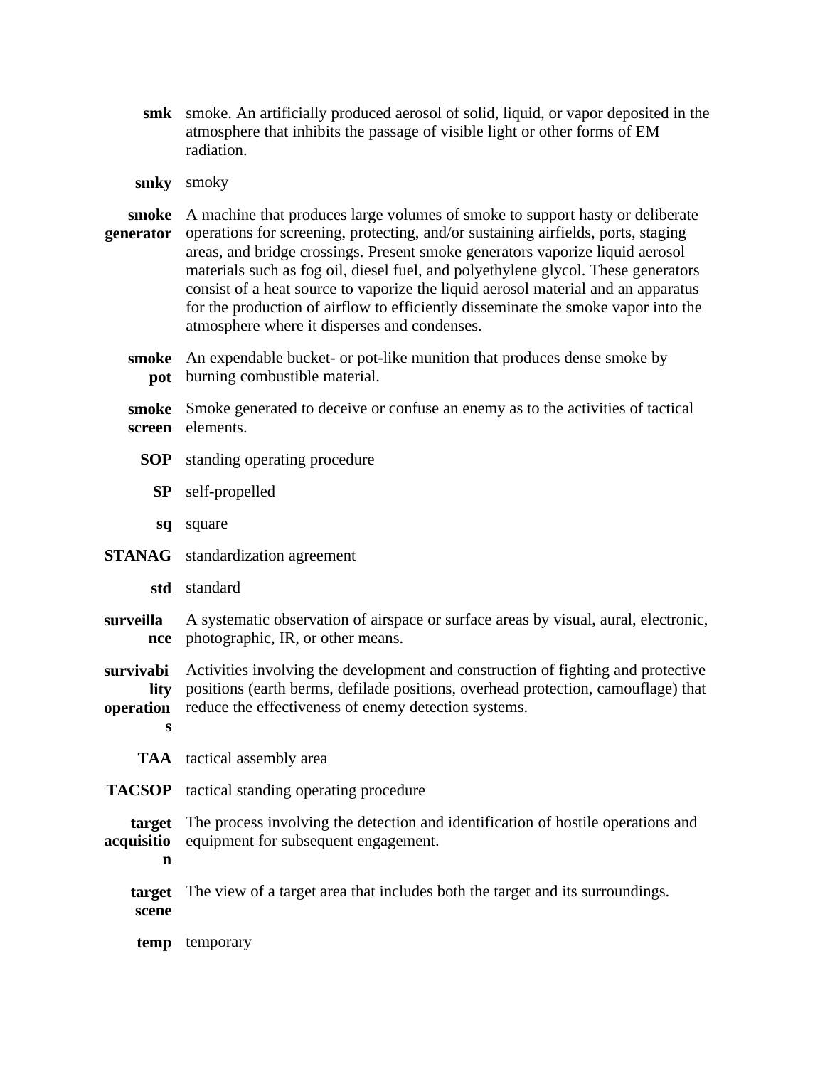**smk** smoke. An artificially produced aerosol of solid, liquid, or vapor deposited in the atmosphere that inhibits the passage of visible light or other forms of EM radiation.

**smky** smoky

**smoke generator** A machine that produces large volumes of smoke to support hasty or deliberate operations for screening, protecting, and/or sustaining airfields, ports, staging areas, and bridge crossings. Present smoke generators vaporize liquid aerosol materials such as fog oil, diesel fuel, and polyethylene glycol. These generators consist of a heat source to vaporize the liquid aerosol material and an apparatus for the production of airflow to efficiently disseminate the smoke vapor into the atmosphere where it disperses and condenses.

**smoke pot** An expendable bucket- or pot-like munition that produces dense smoke by burning combustible material.

**smoke screen** Smoke generated to deceive or confuse an enemy as to the activities of tactical elements.

**SOP** standing operating procedure

**SP** self-propelled

**sq** square

**STANAG** standardization agreement

**std** standard

**surveillance** A systematic observation of airspace or surface areas by visual, aural, electronic, photographic, IR, or other means.

**survivability operations** Activities involving the development and construction of fighting and protective positions (earth berms, defilade positions, overhead protection, camouflage) that reduce the effectiveness of enemy detection systems.

**TAA** tactical assembly area

**TACSOP** tactical standing operating procedure

**target acquisition** The process involving the detection and identification of hostile operations and equipment for subsequent engagement.

**target scene** The view of a target area that includes both the target and its surroundings.

**temp** temporary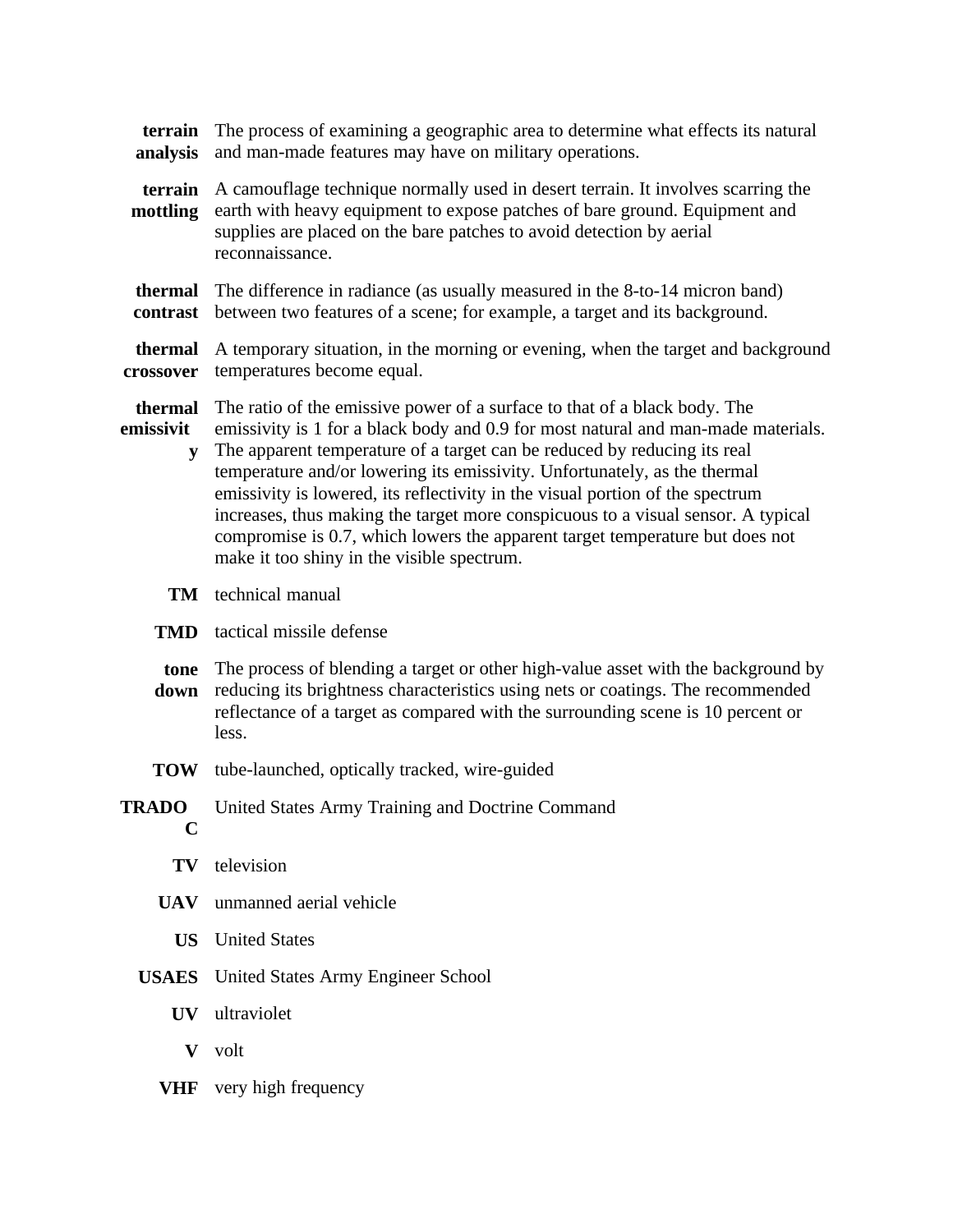**terrain analysis** The process of examining a geographic area to determine what effects its natural and man-made features may have on military operations.

**terrain mottling** A camouflage technique normally used in desert terrain. It involves scarring the earth with heavy equipment to expose patches of bare ground. Equipment and supplies are placed on the bare patches to avoid detection by aerial reconnaissance.

**thermal contrast** The difference in radiance (as usually measured in the 8-to-14 micron band) between two features of a scene; for example, a target and its background.

**thermal crossover** A temporary situation, in the morning or evening, when the target and background temperatures become equal.

**thermal emissivity** The ratio of the emissive power of a surface to that of a black body. The emissivity is 1 for a black body and 0.9 for most natural and man-made materials. The apparent temperature of a target can be reduced by reducing its real temperature and/or lowering its emissivity. Unfortunately, as the thermal emissivity is lowered, its reflectivity in the visual portion of the spectrum increases, thus making the target more conspicuous to a visual sensor. A typical compromise is 0.7, which lowers the apparent target temperature but does not make it too shiny in the visible spectrum.

**TM** technical manual

**TMD** tactical missile defense

**tone down** The process of blending a target or other high-value asset with the background by reducing its brightness characteristics using nets or coatings. The recommended reflectance of a target as compared with the surrounding scene is 10 percent or less.

**TOW** tube-launched, optically tracked, wire-guided

**TRADOC** United States Army Training and Doctrine Command

**TV** television

**UAV** unmanned aerial vehicle

**US** United States

**USAES** United States Army Engineer School

**UV** ultraviolet

**V** volt

**VHF** very high frequency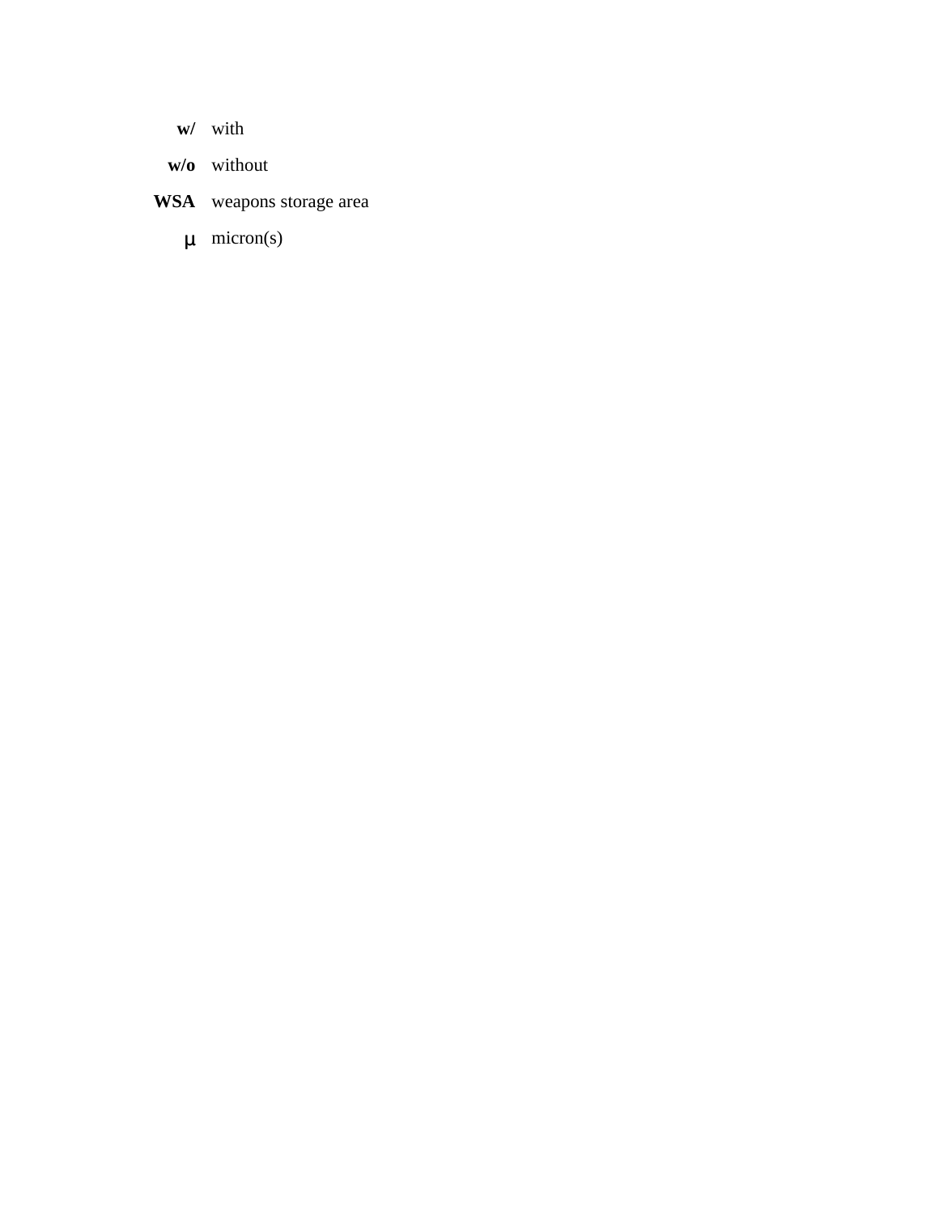**w/** with

**w/o** without

**WSA** weapons storage area

**μ** micron(s)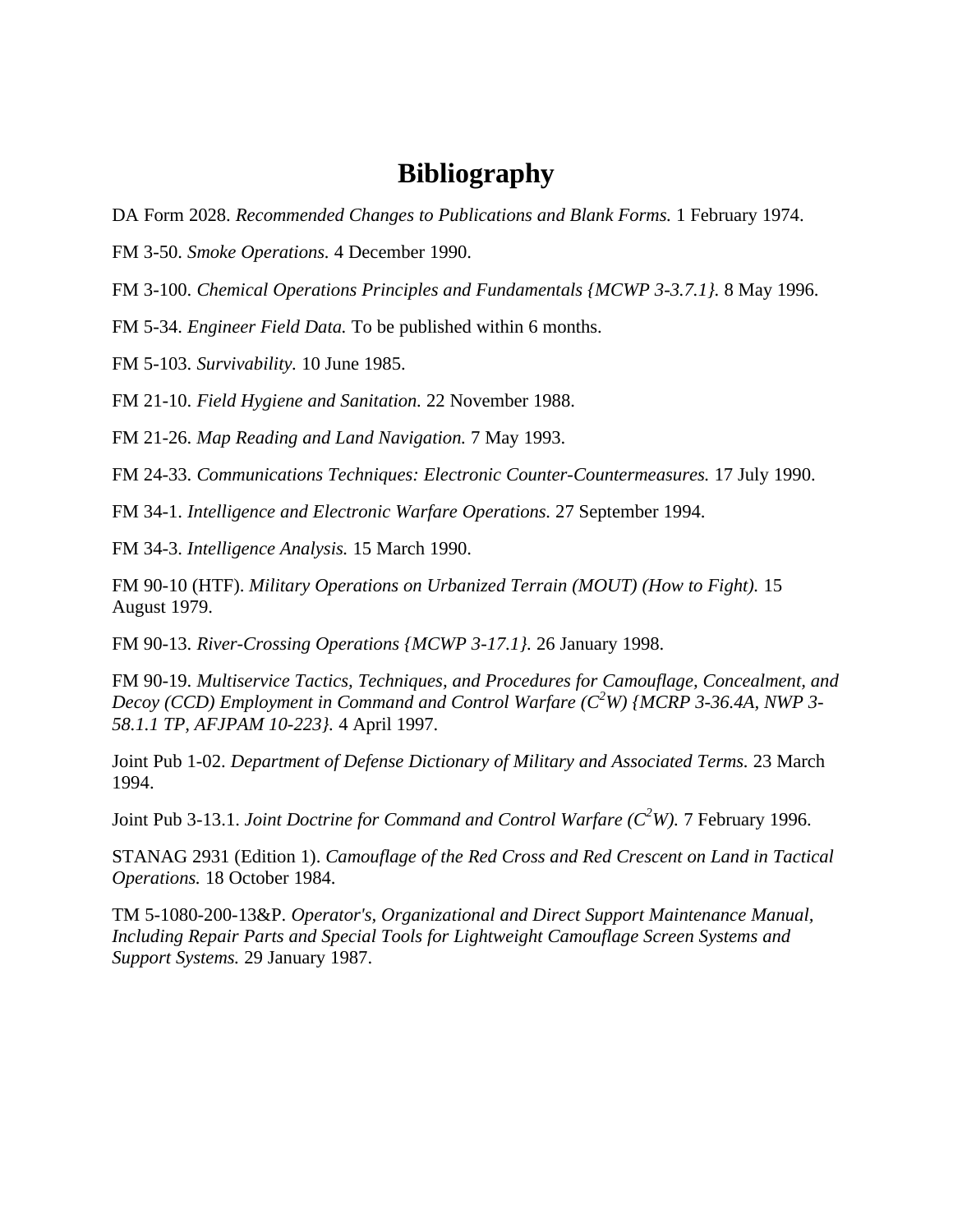# Bibliography

DA Form 2028. *Recommended Changes to Publications and Blank Forms.* 1 February 1974.

FM 3-50. *Smoke Operations.* 4 December 1990.

FM 3-100. *Chemical Operations Principles and Fundamentals {MCWP 3-3.7.1}.* 8 May 1996.

FM 5-34. *Engineer Field Data.* To be published within 6 months.

FM 5-103. *Survivability.* 10 June 1985.

FM 21-10. *Field Hygiene and Sanitation.* 22 November 1988.

FM 21-26. *Map Reading and Land Navigation.* 7 May 1993.

FM 24-33. *Communications Techniques: Electronic Counter-Countermeasures.* 17 July 1990.

FM 34-1. *Intelligence and Electronic Warfare Operations.* 27 September 1994.

FM 34-3. *Intelligence Analysis.* 15 March 1990.

FM 90-10 (HTF). *Military Operations on Urbanized Terrain (MOUT) (How to Fight).* 15 August 1979.

FM 90-13. *River-Crossing Operations {MCWP 3-17.1}.* 26 January 1998.

FM 90-19. *Multiservice Tactics, Techniques, and Procedures for Camouflage, Concealment, and Decoy (CCD) Employment in Command and Control Warfare ($C^2W$) {MCRP 3-36.4A, NWP 3-58.1.1 TP, AFJPAM 10-223}.* 4 April 1997.

Joint Pub 1-02. *Department of Defense Dictionary of Military and Associated Terms.* 23 March 1994.

Joint Pub 3-13.1. *Joint Doctrine for Command and Control Warfare ($C^2W$).* 7 February 1996.

STANAG 2931 (Edition 1). *Camouflage of the Red Cross and Red Crescent on Land in Tactical Operations.* 18 October 1984.

TM 5-1080-200-13&P. *Operator's, Organizational and Direct Support Maintenance Manual, Including Repair Parts and Special Tools for Lightweight Camouflage Screen Systems and Support Systems.* 29 January 1987.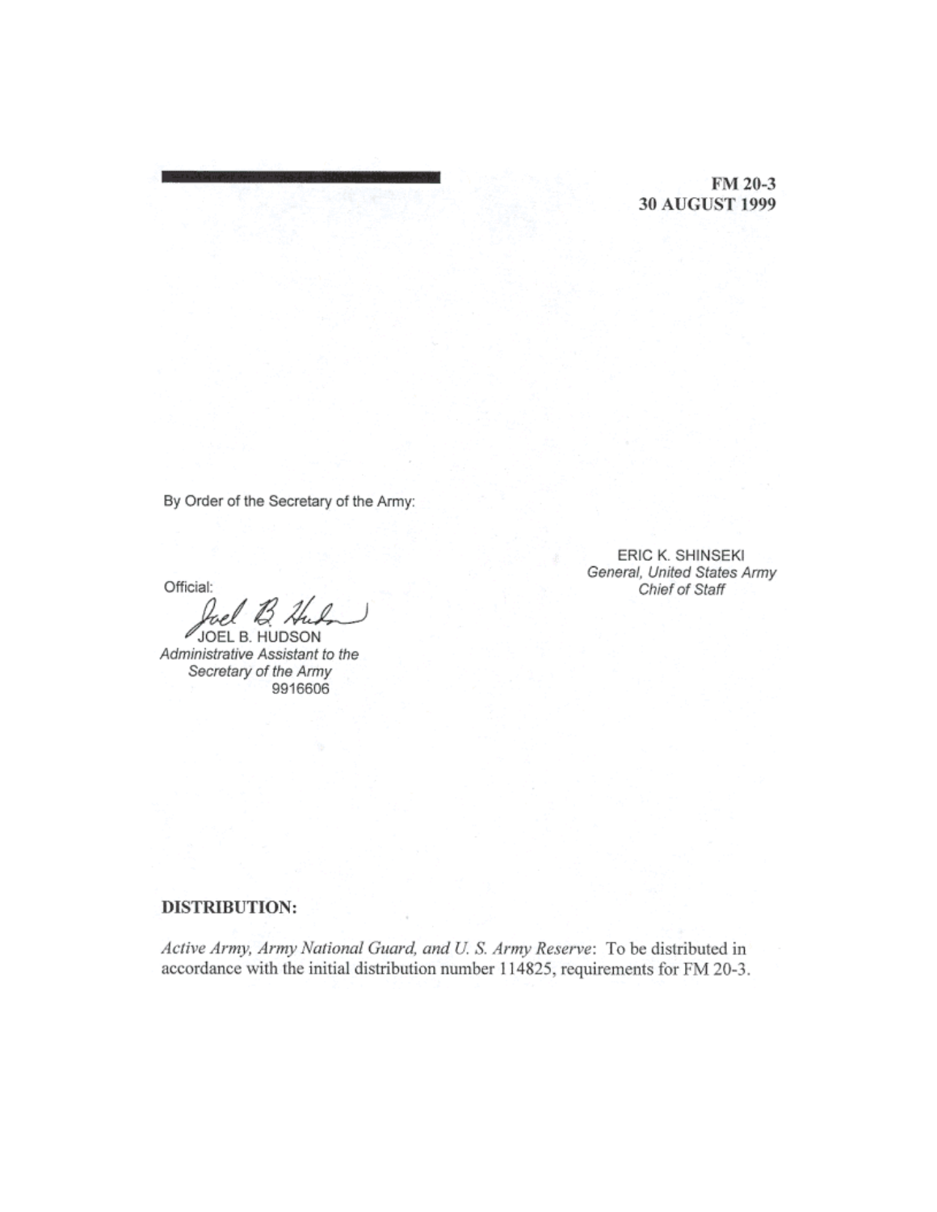FM 20-3
30 AUGUST 1999

By Order of the Secretary of the Army:

ERIC K. SHINSEKI
*General, United States Army*
*Chief of Staff*

Official:

JOEL B. HUDSON
*Administrative Assistant to the*
*Secretary of the Army*
9916606

**DISTRIBUTION:**

*Active Army, Army National Guard, and U. S. Army Reserve*: To be distributed in accordance with the initial distribution number 114825, requirements for FM 20-3.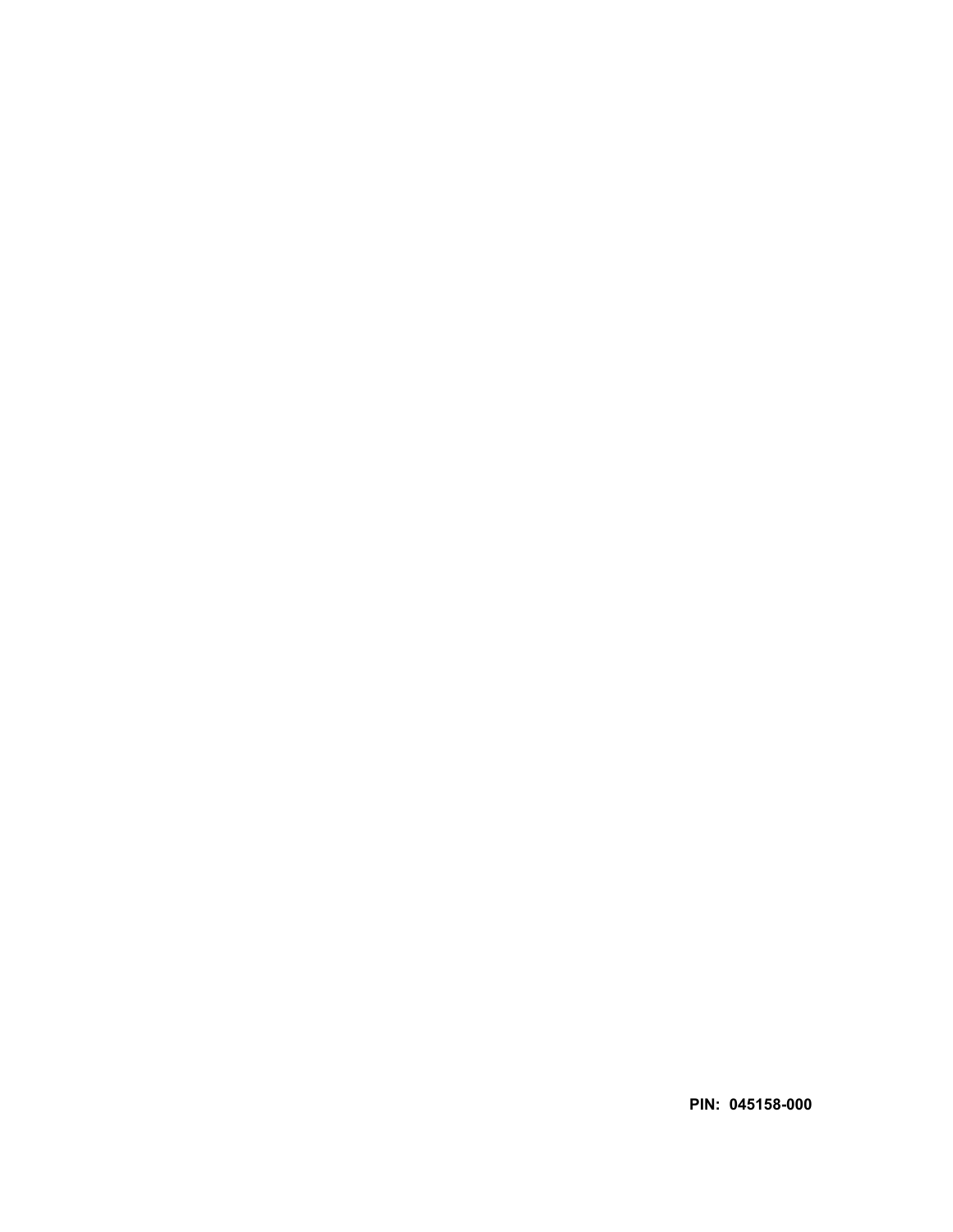**PIN: 045158-000**